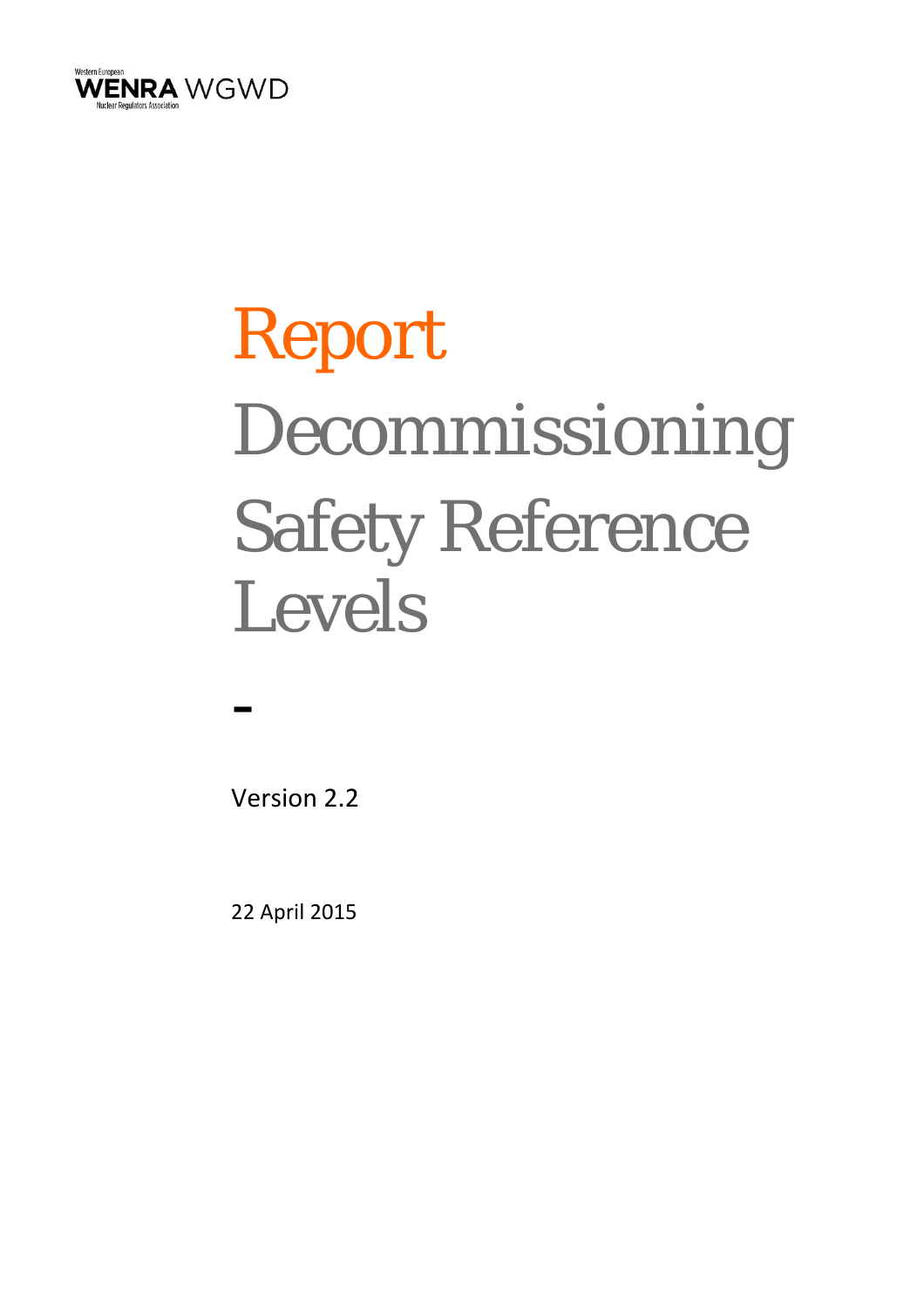Western European
**WENRA** WGWD
Nuclear Regulators Association

# Report Decommissioning Safety Reference Levels

-

Version 2.2

22 April 2015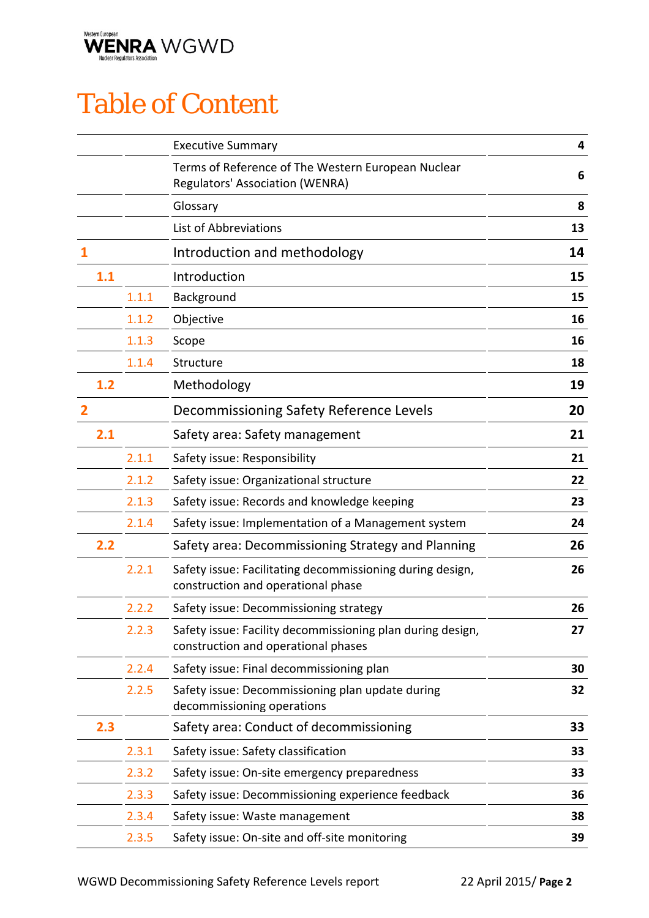# Table of Content

| | | | |
|---|---|---|---|
| | | Executive Summary | 4 |
| | | Terms of Reference of The Western European Nuclear Regulators' Association (WENRA) | 6 |
| | | Glossary | 8 |
| | | List of Abbreviations | 13 |
| **1** | | Introduction and methodology | **14** |
| **1.1** | | Introduction | **15** |
| | 1.1.1 | Background | 15 |
| | 1.1.2 | Objective | 16 |
| | 1.1.3 | Scope | 16 |
| | 1.1.4 | Structure | 18 |
| **1.2** | | Methodology | **19** |
| **2** | | Decommissioning Safety Reference Levels | **20** |
| **2.1** | | Safety area: Safety management | **21** |
| | 2.1.1 | Safety issue: Responsibility | 21 |
| | 2.1.2 | Safety issue: Organizational structure | 22 |
| | 2.1.3 | Safety issue: Records and knowledge keeping | 23 |
| | 2.1.4 | Safety issue: Implementation of a Management system | 24 |
| **2.2** | | Safety area: Decommissioning Strategy and Planning | **26** |
| | 2.2.1 | Safety issue: Facilitating decommissioning during design, construction and operational phase | 26 |
| | 2.2.2 | Safety issue: Decommissioning strategy | 26 |
| | 2.2.3 | Safety issue: Facility decommissioning plan during design, construction and operational phases | 27 |
| | 2.2.4 | Safety issue: Final decommissioning plan | 30 |
| | 2.2.5 | Safety issue: Decommissioning plan update during decommissioning operations | 32 |
| **2.3** | | Safety area: Conduct of decommissioning | **33** |
| | 2.3.1 | Safety issue: Safety classification | 33 |
| | 2.3.2 | Safety issue: On-site emergency preparedness | 33 |
| | 2.3.3 | Safety issue: Decommissioning experience feedback | 36 |
| | 2.3.4 | Safety issue: Waste management | 38 |
| | 2.3.5 | Safety issue: On-site and off-site monitoring | 39 |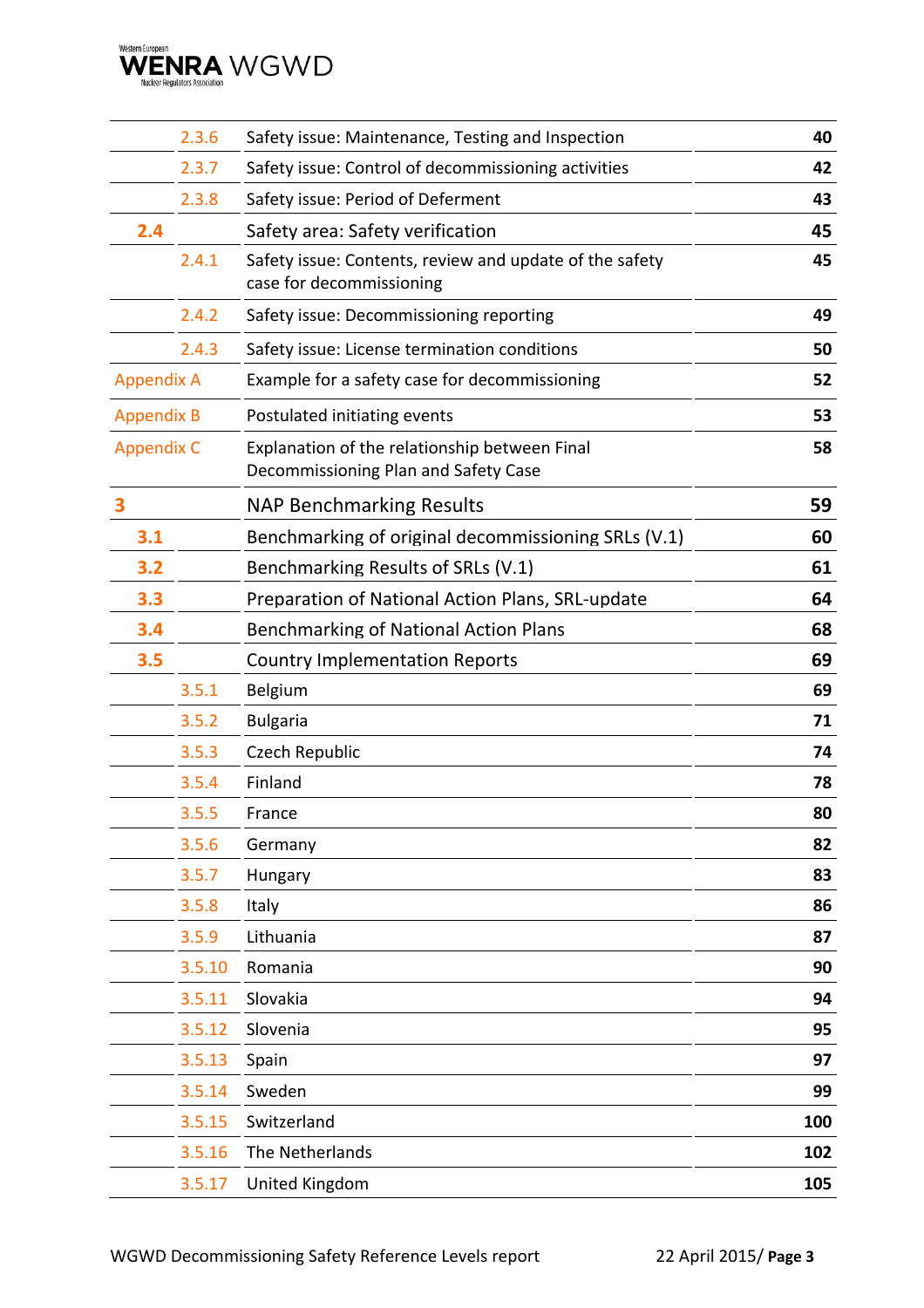| | | | |
|---|---|---|---|
| | 2.3.6 | Safety issue: Maintenance, Testing and Inspection | 40 |
| | 2.3.7 | Safety issue: Control of decommissioning activities | 42 |
| | 2.3.8 | Safety issue: Period of Deferment | 43 |
| 2.4 | | Safety area: Safety verification | 45 |
| | 2.4.1 | Safety issue: Contents, review and update of the safety case for decommissioning | 45 |
| | 2.4.2 | Safety issue: Decommissioning reporting | 49 |
| | 2.4.3 | Safety issue: License termination conditions | 50 |
| Appendix A | | Example for a safety case for decommissioning | 52 |
| Appendix B | | Postulated initiating events | 53 |
| Appendix C | | Explanation of the relationship between Final Decommissioning Plan and Safety Case | 58 |
| 3 | | NAP Benchmarking Results | 59 |
| 3.1 | | Benchmarking of original decommissioning SRLs (V.1) | 60 |
| 3.2 | | Benchmarking Results of SRLs (V.1) | 61 |
| 3.3 | | Preparation of National Action Plans, SRL-update | 64 |
| 3.4 | | Benchmarking of National Action Plans | 68 |
| 3.5 | | Country Implementation Reports | 69 |
| | 3.5.1 | Belgium | 69 |
| | 3.5.2 | Bulgaria | 71 |
| | 3.5.3 | Czech Republic | 74 |
| | 3.5.4 | Finland | 78 |
| | 3.5.5 | France | 80 |
| | 3.5.6 | Germany | 82 |
| | 3.5.7 | Hungary | 83 |
| | 3.5.8 | Italy | 86 |
| | 3.5.9 | Lithuania | 87 |
| | 3.5.10 | Romania | 90 |
| | 3.5.11 | Slovakia | 94 |
| | 3.5.12 | Slovenia | 95 |
| | 3.5.13 | Spain | 97 |
| | 3.5.14 | Sweden | 99 |
| | 3.5.15 | Switzerland | 100 |
| | 3.5.16 | The Netherlands | 102 |
| | 3.5.17 | United Kingdom | 105 |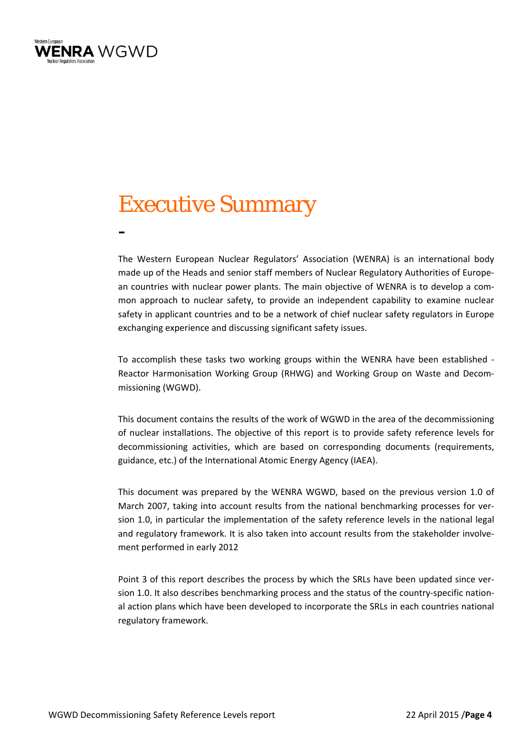# Executive Summary

The Western European Nuclear Regulators' Association (WENRA) is an international body made up of the Heads and senior staff members of Nuclear Regulatory Authorities of European countries with nuclear power plants. The main objective of WENRA is to develop a common approach to nuclear safety, to provide an independent capability to examine nuclear safety in applicant countries and to be a network of chief nuclear safety regulators in Europe exchanging experience and discussing significant safety issues.

To accomplish these tasks two working groups within the WENRA have been established - Reactor Harmonisation Working Group (RHWG) and Working Group on Waste and Decommissioning (WGWD).

This document contains the results of the work of WGWD in the area of the decommissioning of nuclear installations. The objective of this report is to provide safety reference levels for decommissioning activities, which are based on corresponding documents (requirements, guidance, etc.) of the International Atomic Energy Agency (IAEA).

This document was prepared by the WENRA WGWD, based on the previous version 1.0 of March 2007, taking into account results from the national benchmarking processes for version 1.0, in particular the implementation of the safety reference levels in the national legal and regulatory framework. It is also taken into account results from the stakeholder involvement performed in early 2012

Point 3 of this report describes the process by which the SRLs have been updated since version 1.0. It also describes benchmarking process and the status of the country-specific national action plans which have been developed to incorporate the SRLs in each countries national regulatory framework.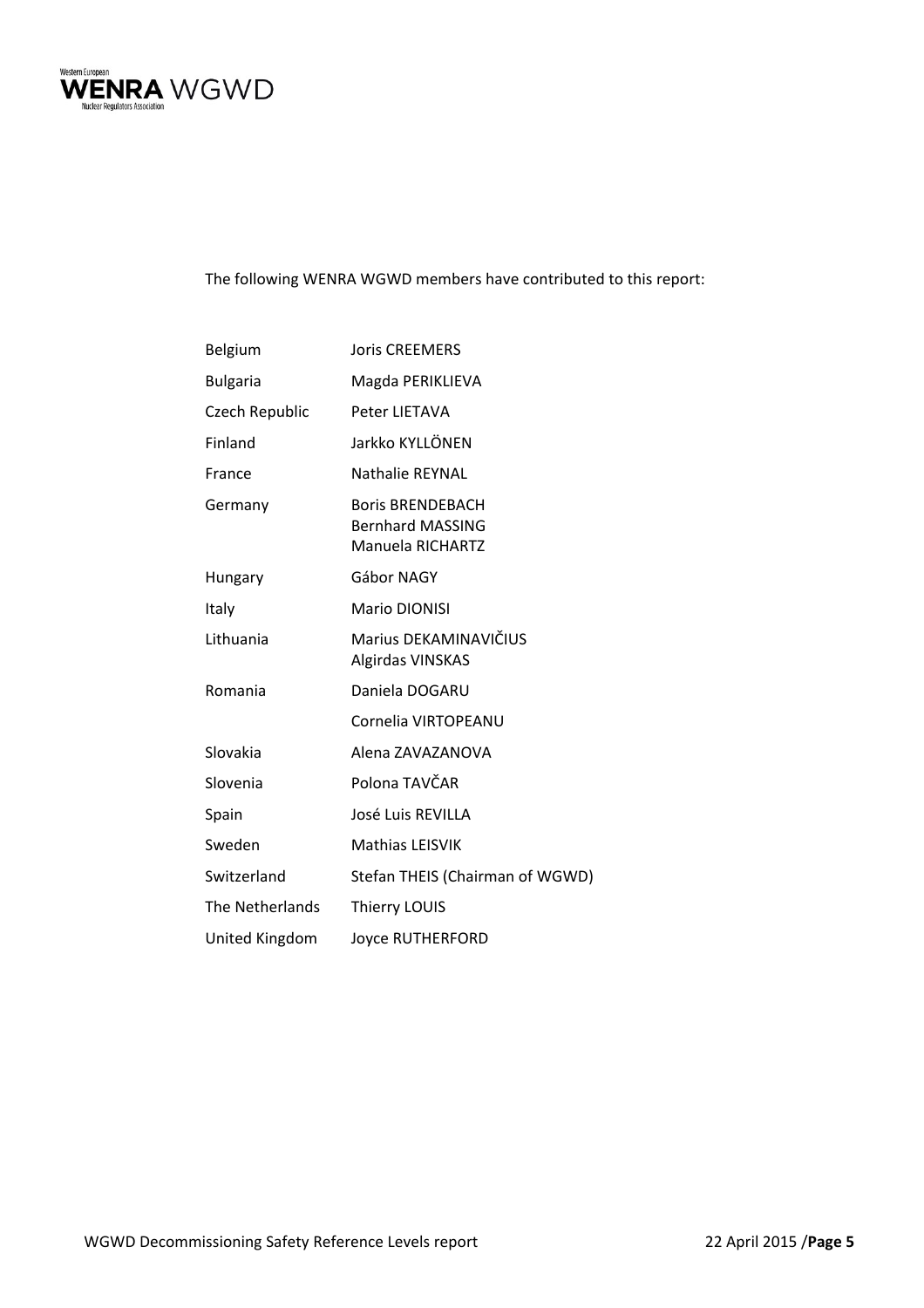The following WENRA WGWD members have contributed to this report:

| | |
|---|---|
| Belgium | Joris CREEMERS |
| Bulgaria | Magda PERIKLIEVA |
| Czech Republic | Peter LIETAVA |
| Finland | Jarkko KYLLÖNEN |
| France | Nathalie REYNAL |
| Germany | Boris BRENDEBACH<br>Bernhard MASSING<br>Manuela RICHARTZ |
| Hungary | Gábor NAGY |
| Italy | Mario DIONISI |
| Lithuania | Marius DEKAMINAVIČIUS<br>Algirdas VINSKAS |
| Romania | Daniela DOGARU |
| | Cornelia VIRTOPEANU |
| Slovakia | Alena ZAVAZANOVA |
| Slovenia | Polona TAVČAR |
| Spain | José Luis REVILLA |
| Sweden | Mathias LEISVIK |
| Switzerland | Stefan THEIS (Chairman of WGWD) |
| The Netherlands | Thierry LOUIS |
| United Kingdom | Joyce RUTHERFORD |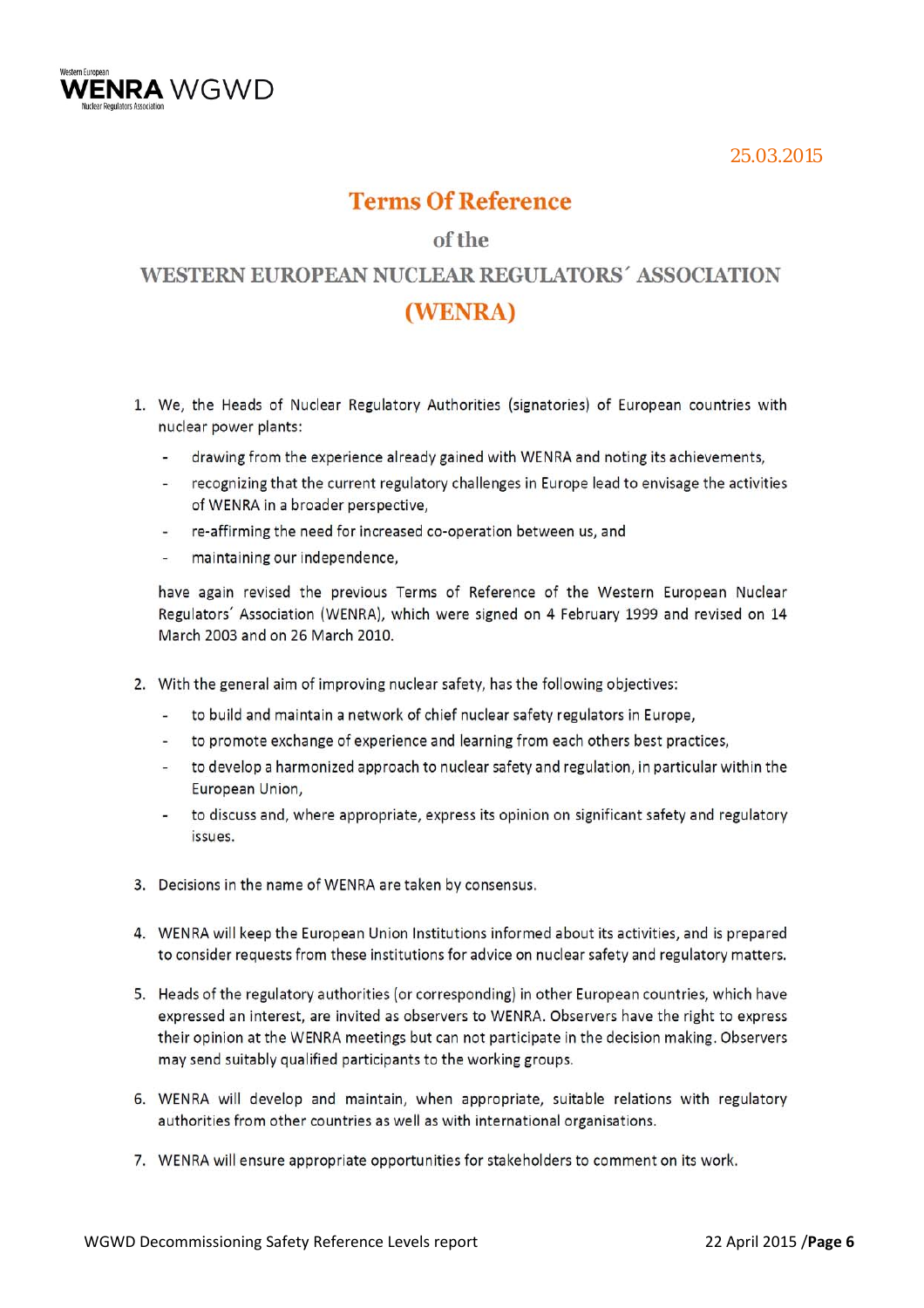25.03.2015

# Terms Of Reference

## of the

## WESTERN EUROPEAN NUCLEAR REGULATORS´ ASSOCIATION (WENRA)

1. We, the Heads of Nuclear Regulatory Authorities (signatories) of European countries with nuclear power plants:

   - drawing from the experience already gained with WENRA and noting its achievements,
   - recognizing that the current regulatory challenges in Europe lead to envisage the activities of WENRA in a broader perspective,
   - re-affirming the need for increased co-operation between us, and
   - maintaining our independence,

   have again revised the previous Terms of Reference of the Western European Nuclear Regulators´ Association (WENRA), which were signed on 4 February 1999 and revised on 14 March 2003 and on 26 March 2010.

2. With the general aim of improving nuclear safety, has the following objectives:

   - to build and maintain a network of chief nuclear safety regulators in Europe,
   - to promote exchange of experience and learning from each others best practices,
   - to develop a harmonized approach to nuclear safety and regulation, in particular within the European Union,
   - to discuss and, where appropriate, express its opinion on significant safety and regulatory issues.

3. Decisions in the name of WENRA are taken by consensus.

4. WENRA will keep the European Union Institutions informed about its activities, and is prepared to consider requests from these institutions for advice on nuclear safety and regulatory matters.

5. Heads of the regulatory authorities (or corresponding) in other European countries, which have expressed an interest, are invited as observers to WENRA. Observers have the right to express their opinion at the WENRA meetings but can not participate in the decision making. Observers may send suitably qualified participants to the working groups.

6. WENRA will develop and maintain, when appropriate, suitable relations with regulatory authorities from other countries as well as with international organisations.

7. WENRA will ensure appropriate opportunities for stakeholders to comment on its work.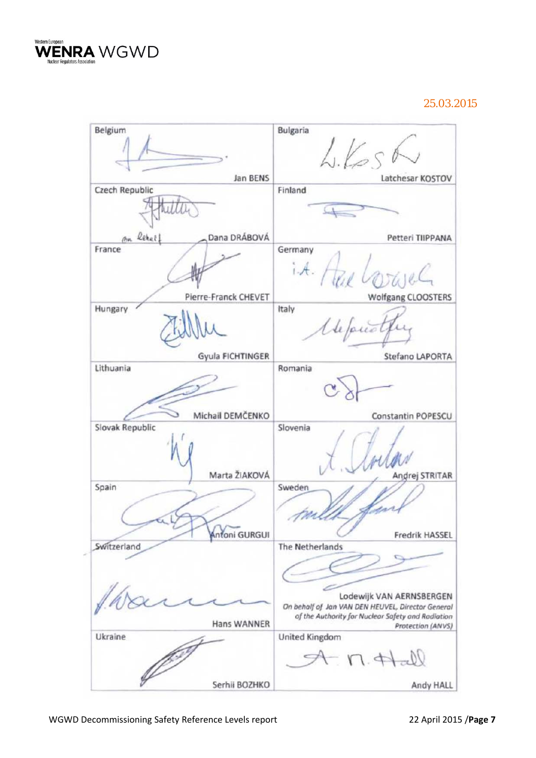25.03.2015

| Country | Name | Country | Name |
|---|---|---|---|
| Belgium | Jan BENS | Bulgaria | Latchesar KOSTOV |
| Czech Republic | On behalf Dana DRÁBOVÁ | Finland | Petteri TIIPPANA |
| France | Pierre-Franck CHEVET | Germany | i.A. Wolfgang CLOOSTERS |
| Hungary | Gyula FICHTINGER | Italy | Stefano LAPORTA |
| Lithuania | Michail DEMČENKO | Romania | Constantin POPESCU |
| Slovak Republic | Marta ŽIAKOVÁ | Slovenia | Andrej STRITAR |
| Spain | Antoni GURGUI | Sweden | Fredrik HASSEL |
| Switzerland | Hans WANNER | The Netherlands | Lodewijk VAN AERNSBERGEN *On behalf of Jan VAN DEN HEUVEL, Director General of the Authority for Nuclear Safety and Radiation Protection (ANVS)* |
| Ukraine | Serhii BOZHKO | United Kingdom | Andy HALL |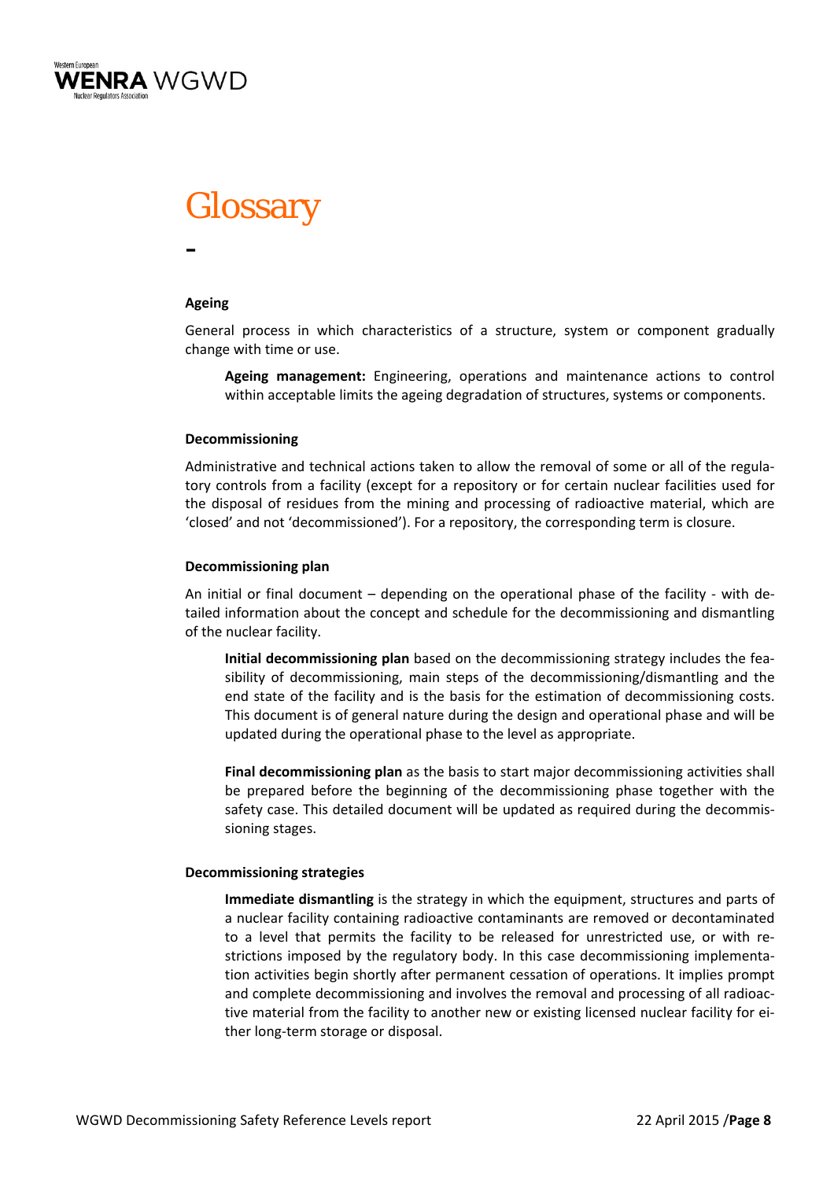# Glossary

-

**Ageing**

General process in which characteristics of a structure, system or component gradually change with time or use.

> **Ageing management:** Engineering, operations and maintenance actions to control within acceptable limits the ageing degradation of structures, systems or components.

**Decommissioning**

Administrative and technical actions taken to allow the removal of some or all of the regulatory controls from a facility (except for a repository or for certain nuclear facilities used for the disposal of residues from the mining and processing of radioactive material, which are 'closed' and not 'decommissioned'). For a repository, the corresponding term is closure.

**Decommissioning plan**

An initial or final document – depending on the operational phase of the facility - with detailed information about the concept and schedule for the decommissioning and dismantling of the nuclear facility.

> **Initial decommissioning plan** based on the decommissioning strategy includes the feasibility of decommissioning, main steps of the decommissioning/dismantling and the end state of the facility and is the basis for the estimation of decommissioning costs. This document is of general nature during the design and operational phase and will be updated during the operational phase to the level as appropriate.
>
> **Final decommissioning plan** as the basis to start major decommissioning activities shall be prepared before the beginning of the decommissioning phase together with the safety case. This detailed document will be updated as required during the decommissioning stages.

**Decommissioning strategies**

> **Immediate dismantling** is the strategy in which the equipment, structures and parts of a nuclear facility containing radioactive contaminants are removed or decontaminated to a level that permits the facility to be released for unrestricted use, or with restrictions imposed by the regulatory body. In this case decommissioning implementation activities begin shortly after permanent cessation of operations. It implies prompt and complete decommissioning and involves the removal and processing of all radioactive material from the facility to another new or existing licensed nuclear facility for either long-term storage or disposal.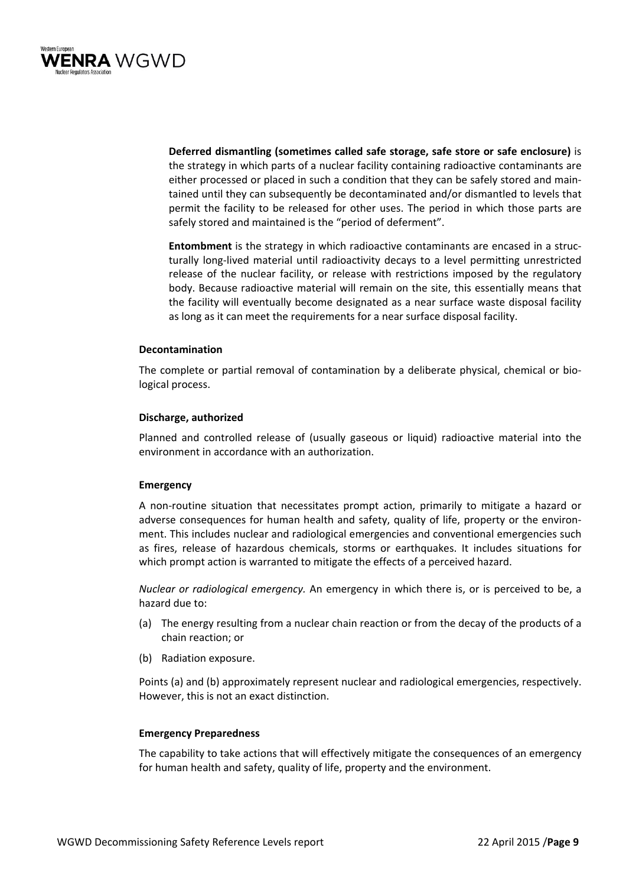**Deferred dismantling (sometimes called safe storage, safe store or safe enclosure)** is the strategy in which parts of a nuclear facility containing radioactive contaminants are either processed or placed in such a condition that they can be safely stored and maintained until they can subsequently be decontaminated and/or dismantled to levels that permit the facility to be released for other uses. The period in which those parts are safely stored and maintained is the "period of deferment".

**Entombment** is the strategy in which radioactive contaminants are encased in a structurally long-lived material until radioactivity decays to a level permitting unrestricted release of the nuclear facility, or release with restrictions imposed by the regulatory body. Because radioactive material will remain on the site, this essentially means that the facility will eventually become designated as a near surface waste disposal facility as long as it can meet the requirements for a near surface disposal facility.

#### Decontamination

The complete or partial removal of contamination by a deliberate physical, chemical or biological process.

#### Discharge, authorized

Planned and controlled release of (usually gaseous or liquid) radioactive material into the environment in accordance with an authorization.

#### Emergency

A non-routine situation that necessitates prompt action, primarily to mitigate a hazard or adverse consequences for human health and safety, quality of life, property or the environment. This includes nuclear and radiological emergencies and conventional emergencies such as fires, release of hazardous chemicals, storms or earthquakes. It includes situations for which prompt action is warranted to mitigate the effects of a perceived hazard.

*Nuclear or radiological emergency.* An emergency in which there is, or is perceived to be, a hazard due to:

(a) The energy resulting from a nuclear chain reaction or from the decay of the products of a chain reaction; or

(b) Radiation exposure.

Points (a) and (b) approximately represent nuclear and radiological emergencies, respectively. However, this is not an exact distinction.

#### Emergency Preparedness

The capability to take actions that will effectively mitigate the consequences of an emergency for human health and safety, quality of life, property and the environment.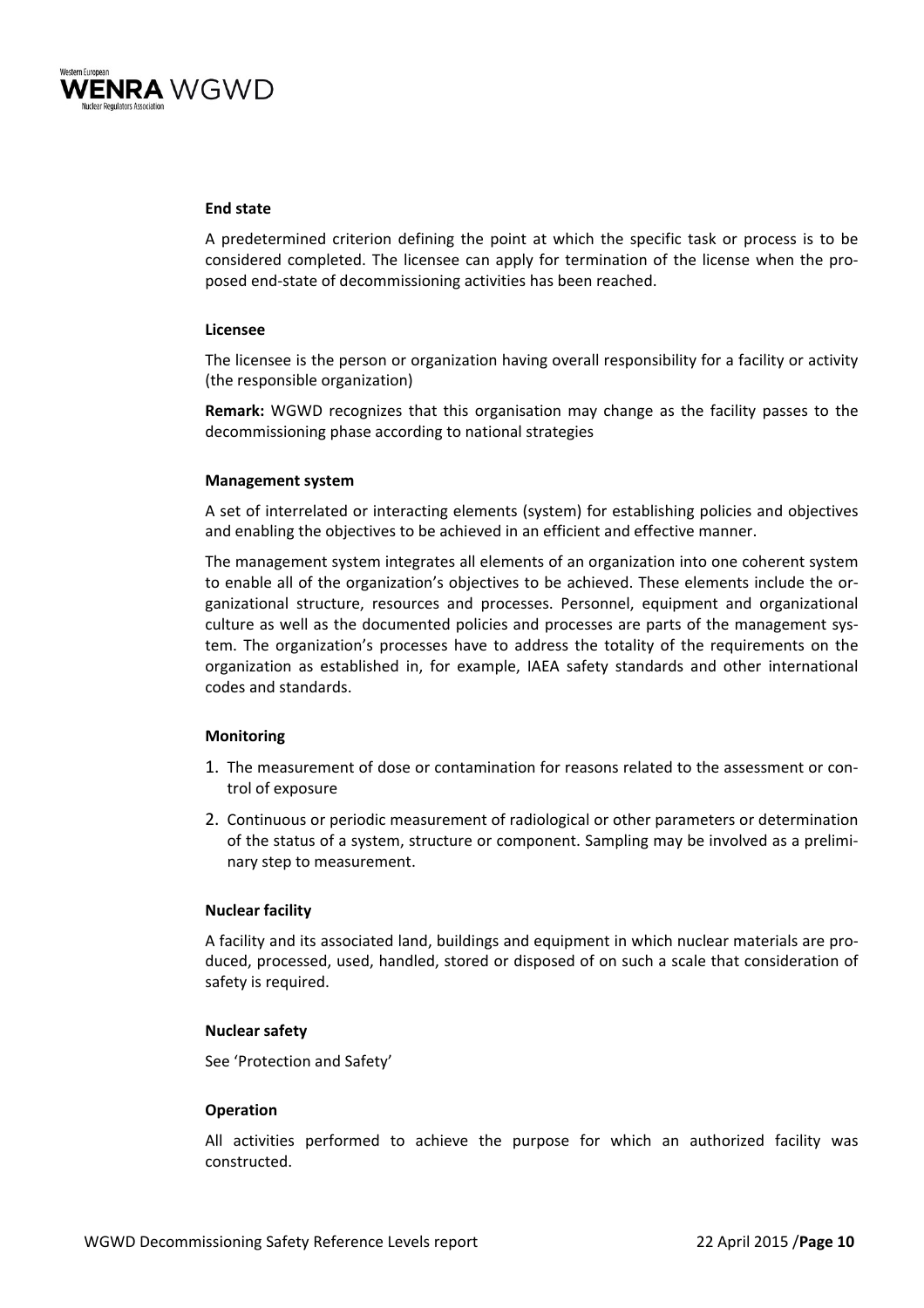**End state**

A predetermined criterion defining the point at which the specific task or process is to be considered completed. The licensee can apply for termination of the license when the proposed end-state of decommissioning activities has been reached.

**Licensee**

The licensee is the person or organization having overall responsibility for a facility or activity (the responsible organization)

**Remark:** WGWD recognizes that this organisation may change as the facility passes to the decommissioning phase according to national strategies

**Management system**

A set of interrelated or interacting elements (system) for establishing policies and objectives and enabling the objectives to be achieved in an efficient and effective manner.

The management system integrates all elements of an organization into one coherent system to enable all of the organization's objectives to be achieved. These elements include the organizational structure, resources and processes. Personnel, equipment and organizational culture as well as the documented policies and processes are parts of the management system. The organization's processes have to address the totality of the requirements on the organization as established in, for example, IAEA safety standards and other international codes and standards.

**Monitoring**

1. The measurement of dose or contamination for reasons related to the assessment or control of exposure
2. Continuous or periodic measurement of radiological or other parameters or determination of the status of a system, structure or component. Sampling may be involved as a preliminary step to measurement.

**Nuclear facility**

A facility and its associated land, buildings and equipment in which nuclear materials are produced, processed, used, handled, stored or disposed of on such a scale that consideration of safety is required.

**Nuclear safety**

See 'Protection and Safety'

**Operation**

All activities performed to achieve the purpose for which an authorized facility was constructed.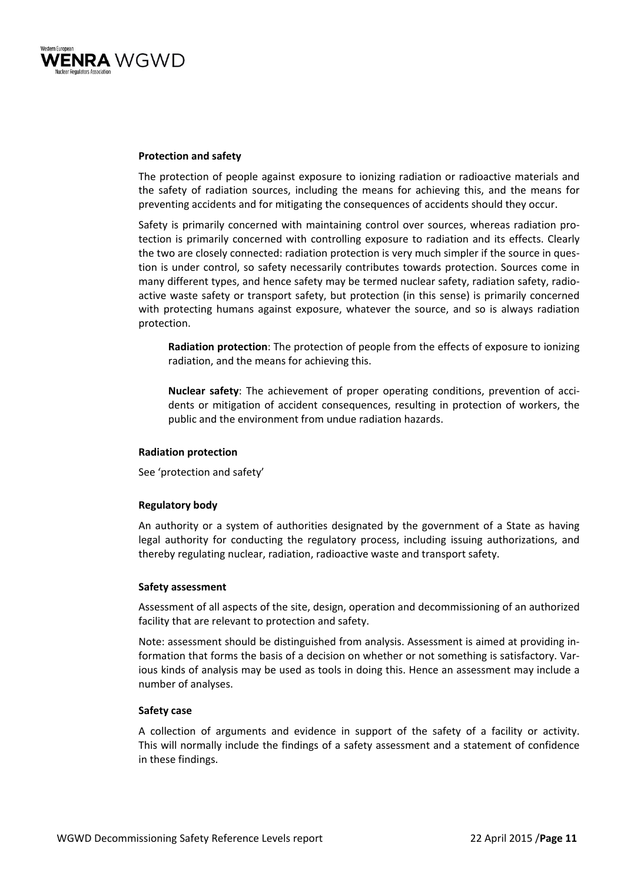**Protection and safety**

The protection of people against exposure to ionizing radiation or radioactive materials and the safety of radiation sources, including the means for achieving this, and the means for preventing accidents and for mitigating the consequences of accidents should they occur.

Safety is primarily concerned with maintaining control over sources, whereas radiation protection is primarily concerned with controlling exposure to radiation and its effects. Clearly the two are closely connected: radiation protection is very much simpler if the source in question is under control, so safety necessarily contributes towards protection. Sources come in many different types, and hence safety may be termed nuclear safety, radiation safety, radioactive waste safety or transport safety, but protection (in this sense) is primarily concerned with protecting humans against exposure, whatever the source, and so is always radiation protection.

> **Radiation protection**: The protection of people from the effects of exposure to ionizing radiation, and the means for achieving this.
>
> **Nuclear safety**: The achievement of proper operating conditions, prevention of accidents or mitigation of accident consequences, resulting in protection of workers, the public and the environment from undue radiation hazards.

**Radiation protection**

See 'protection and safety'

**Regulatory body**

An authority or a system of authorities designated by the government of a State as having legal authority for conducting the regulatory process, including issuing authorizations, and thereby regulating nuclear, radiation, radioactive waste and transport safety.

**Safety assessment**

Assessment of all aspects of the site, design, operation and decommissioning of an authorized facility that are relevant to protection and safety.

Note: assessment should be distinguished from analysis. Assessment is aimed at providing information that forms the basis of a decision on whether or not something is satisfactory. Various kinds of analysis may be used as tools in doing this. Hence an assessment may include a number of analyses.

**Safety case**

A collection of arguments and evidence in support of the safety of a facility or activity. This will normally include the findings of a safety assessment and a statement of confidence in these findings.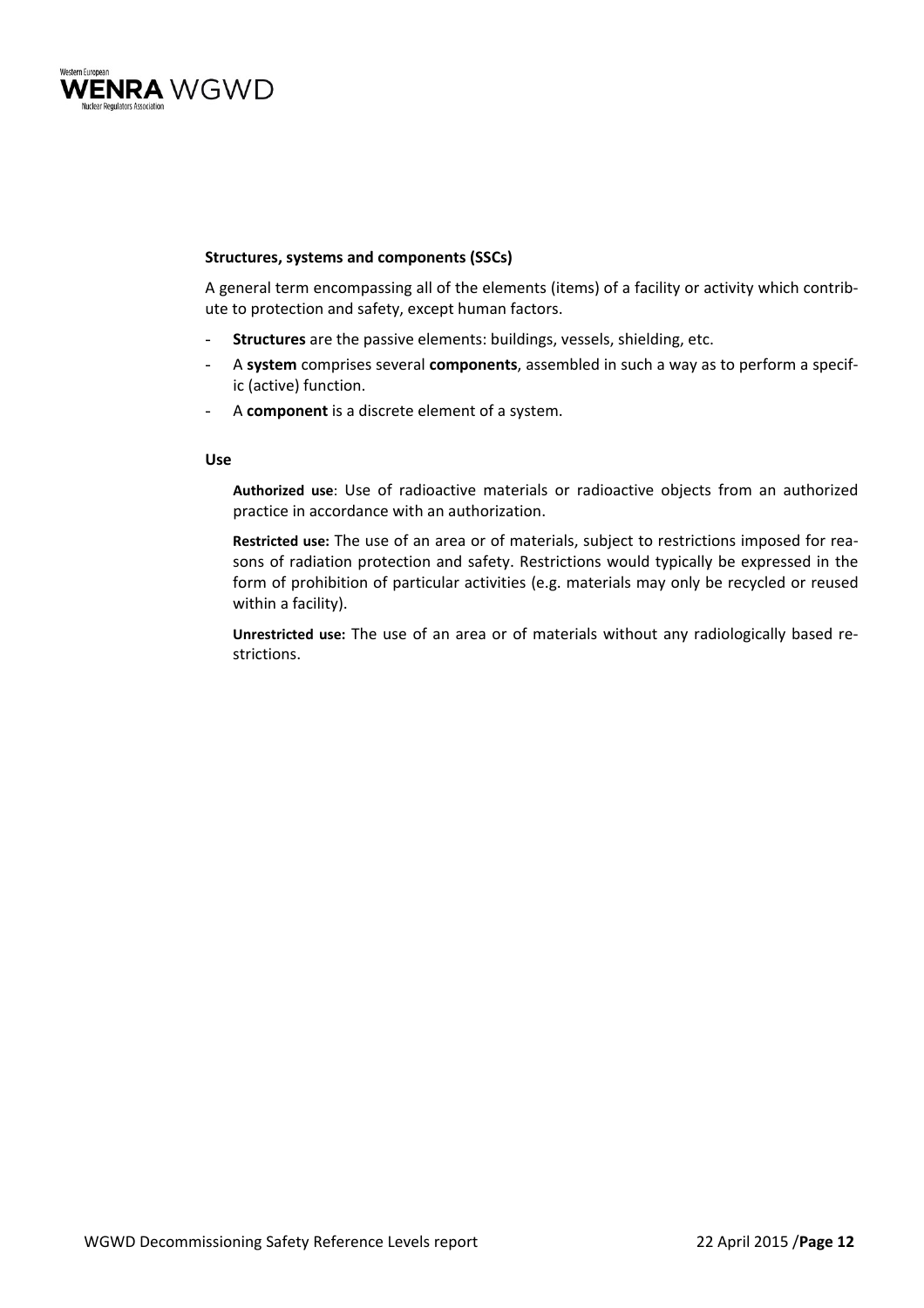**Structures, systems and components (SSCs)**

A general term encompassing all of the elements (items) of a facility or activity which contribute to protection and safety, except human factors.

- **Structures** are the passive elements: buildings, vessels, shielding, etc.
- A **system** comprises several **components**, assembled in such a way as to perform a specific (active) function.
- A **component** is a discrete element of a system.

**Use**

**Authorized use**: Use of radioactive materials or radioactive objects from an authorized practice in accordance with an authorization.

**Restricted use:** The use of an area or of materials, subject to restrictions imposed for reasons of radiation protection and safety. Restrictions would typically be expressed in the form of prohibition of particular activities (e.g. materials may only be recycled or reused within a facility).

**Unrestricted use:** The use of an area or of materials without any radiologically based restrictions.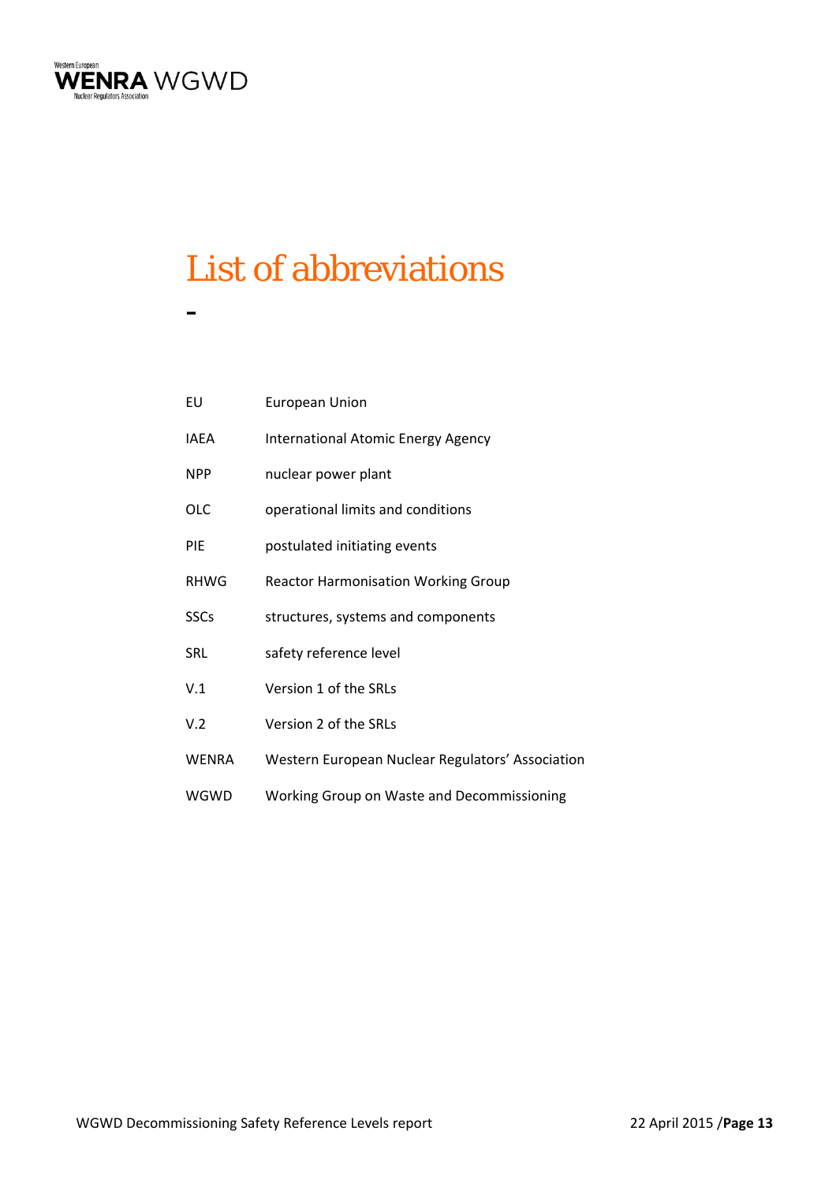# List of abbreviations

| | |
|---|---|
| EU | European Union |
| IAEA | International Atomic Energy Agency |
| NPP | nuclear power plant |
| OLC | operational limits and conditions |
| PIE | postulated initiating events |
| RHWG | Reactor Harmonisation Working Group |
| SSCs | structures, systems and components |
| SRL | safety reference level |
| V.1 | Version 1 of the SRLs |
| V.2 | Version 2 of the SRLs |
| WENRA | Western European Nuclear Regulators' Association |
| WGWD | Working Group on Waste and Decommissioning |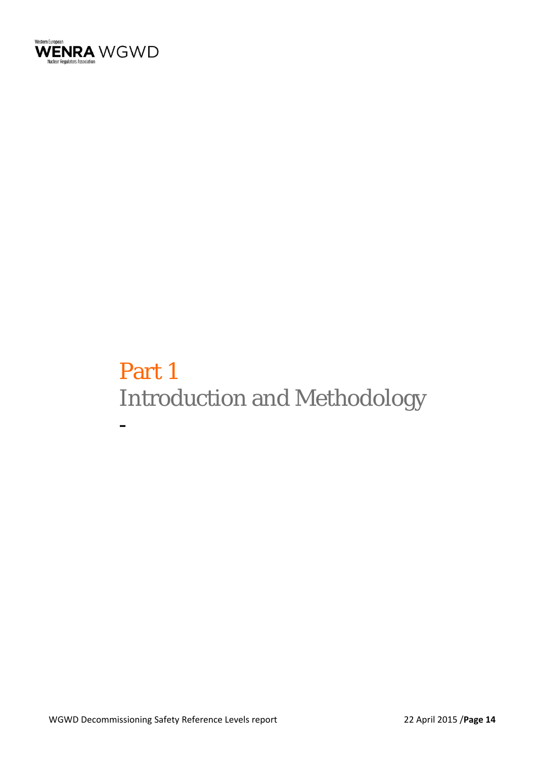# Part 1
# Introduction and Methodology

-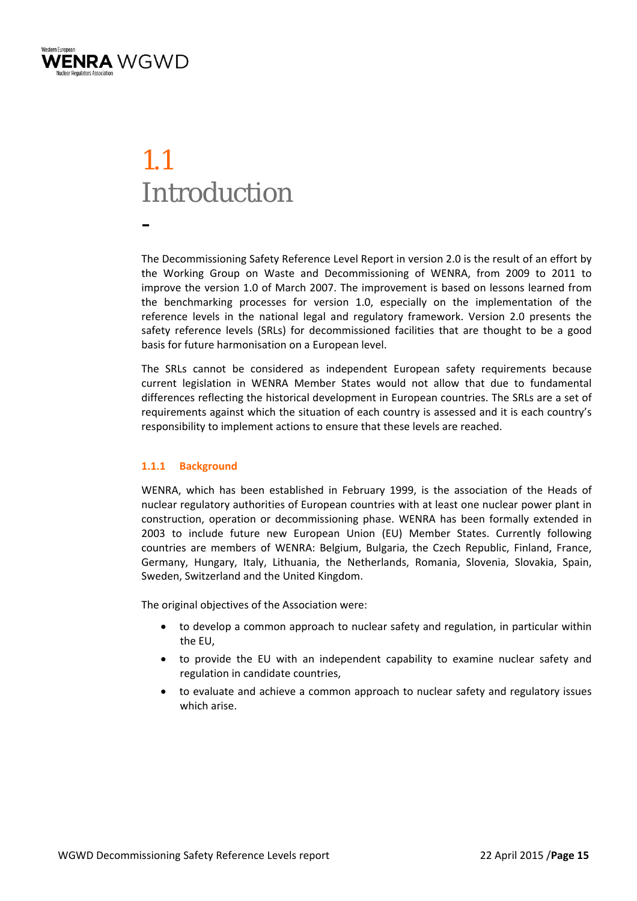# 1.1 Introduction

-

The Decommissioning Safety Reference Level Report in version 2.0 is the result of an effort by the Working Group on Waste and Decommissioning of WENRA, from 2009 to 2011 to improve the version 1.0 of March 2007. The improvement is based on lessons learned from the benchmarking processes for version 1.0, especially on the implementation of the reference levels in the national legal and regulatory framework. Version 2.0 presents the safety reference levels (SRLs) for decommissioned facilities that are thought to be a good basis for future harmonisation on a European level.

The SRLs cannot be considered as independent European safety requirements because current legislation in WENRA Member States would not allow that due to fundamental differences reflecting the historical development in European countries. The SRLs are a set of requirements against which the situation of each country is assessed and it is each country's responsibility to implement actions to ensure that these levels are reached.

### 1.1.1 Background

WENRA, which has been established in February 1999, is the association of the Heads of nuclear regulatory authorities of European countries with at least one nuclear power plant in construction, operation or decommissioning phase. WENRA has been formally extended in 2003 to include future new European Union (EU) Member States. Currently following countries are members of WENRA: Belgium, Bulgaria, the Czech Republic, Finland, France, Germany, Hungary, Italy, Lithuania, the Netherlands, Romania, Slovenia, Slovakia, Spain, Sweden, Switzerland and the United Kingdom.

The original objectives of the Association were:

- to develop a common approach to nuclear safety and regulation, in particular within the EU,
- to provide the EU with an independent capability to examine nuclear safety and regulation in candidate countries,
- to evaluate and achieve a common approach to nuclear safety and regulatory issues which arise.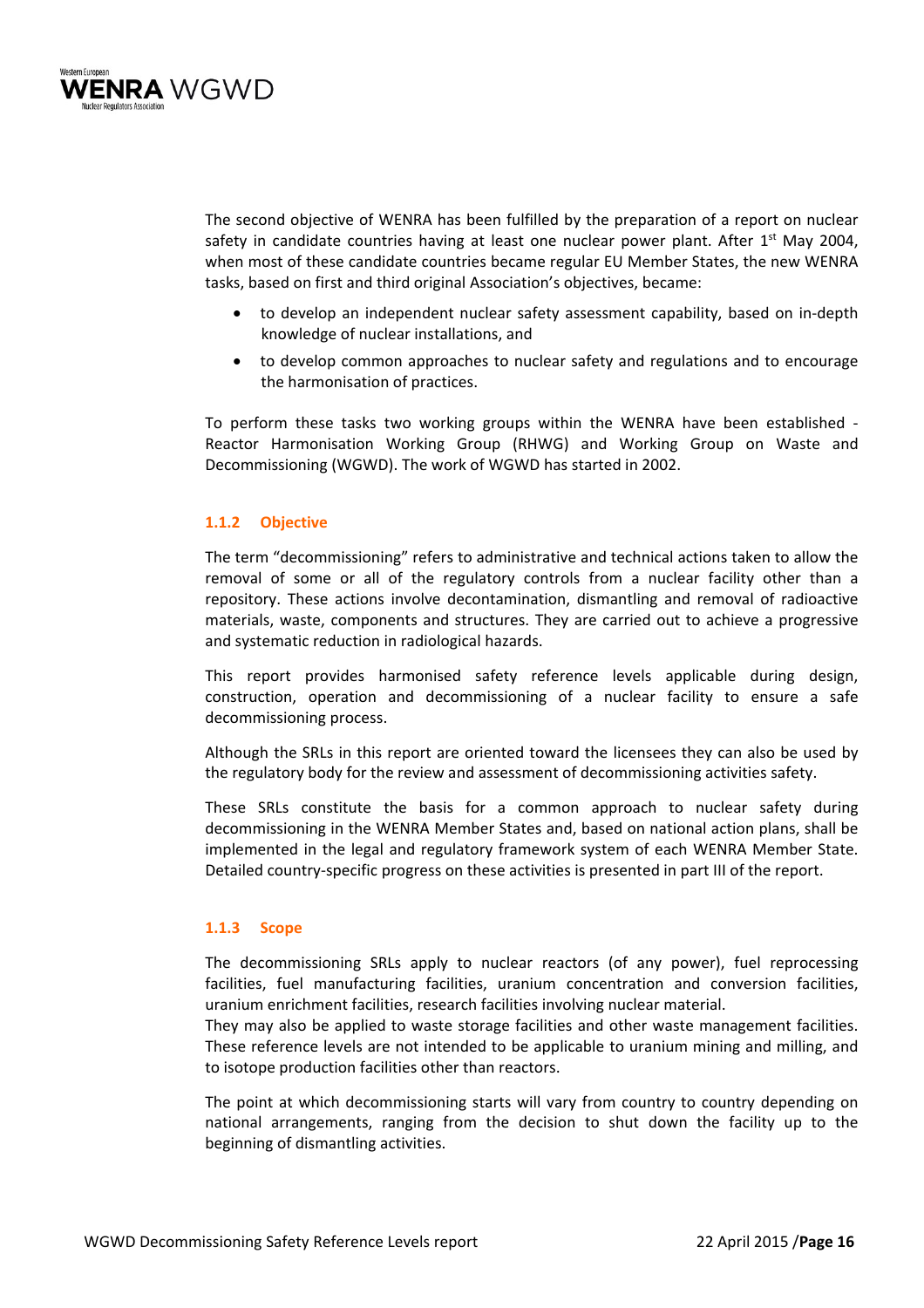The second objective of WENRA has been fulfilled by the preparation of a report on nuclear safety in candidate countries having at least one nuclear power plant. After 1st May 2004, when most of these candidate countries became regular EU Member States, the new WENRA tasks, based on first and third original Association's objectives, became:

- to develop an independent nuclear safety assessment capability, based on in-depth knowledge of nuclear installations, and
- to develop common approaches to nuclear safety and regulations and to encourage the harmonisation of practices.

To perform these tasks two working groups within the WENRA have been established - Reactor Harmonisation Working Group (RHWG) and Working Group on Waste and Decommissioning (WGWD). The work of WGWD has started in 2002.

### 1.1.2 Objective

The term "decommissioning" refers to administrative and technical actions taken to allow the removal of some or all of the regulatory controls from a nuclear facility other than a repository. These actions involve decontamination, dismantling and removal of radioactive materials, waste, components and structures. They are carried out to achieve a progressive and systematic reduction in radiological hazards.

This report provides harmonised safety reference levels applicable during design, construction, operation and decommissioning of a nuclear facility to ensure a safe decommissioning process.

Although the SRLs in this report are oriented toward the licensees they can also be used by the regulatory body for the review and assessment of decommissioning activities safety.

These SRLs constitute the basis for a common approach to nuclear safety during decommissioning in the WENRA Member States and, based on national action plans, shall be implemented in the legal and regulatory framework system of each WENRA Member State. Detailed country-specific progress on these activities is presented in part III of the report.

### 1.1.3 Scope

The decommissioning SRLs apply to nuclear reactors (of any power), fuel reprocessing facilities, fuel manufacturing facilities, uranium concentration and conversion facilities, uranium enrichment facilities, research facilities involving nuclear material.
They may also be applied to waste storage facilities and other waste management facilities. These reference levels are not intended to be applicable to uranium mining and milling, and to isotope production facilities other than reactors.

The point at which decommissioning starts will vary from country to country depending on national arrangements, ranging from the decision to shut down the facility up to the beginning of dismantling activities.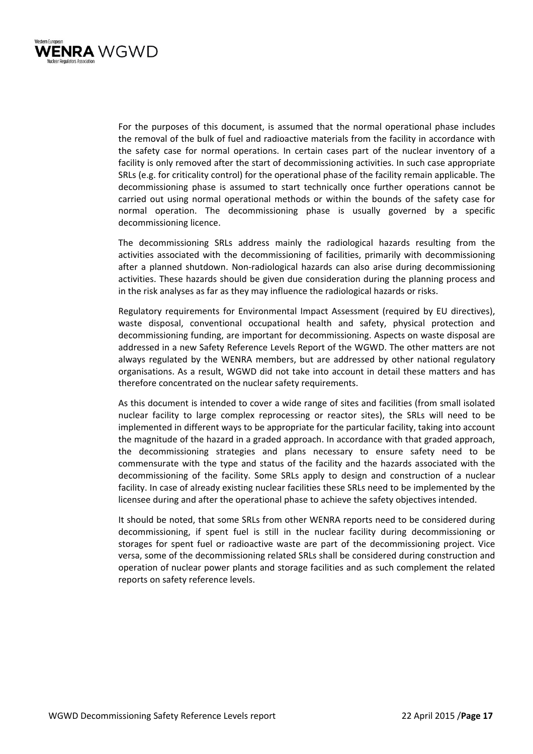For the purposes of this document, is assumed that the normal operational phase includes the removal of the bulk of fuel and radioactive materials from the facility in accordance with the safety case for normal operations. In certain cases part of the nuclear inventory of a facility is only removed after the start of decommissioning activities. In such case appropriate SRLs (e.g. for criticality control) for the operational phase of the facility remain applicable. The decommissioning phase is assumed to start technically once further operations cannot be carried out using normal operational methods or within the bounds of the safety case for normal operation. The decommissioning phase is usually governed by a specific decommissioning licence.

The decommissioning SRLs address mainly the radiological hazards resulting from the activities associated with the decommissioning of facilities, primarily with decommissioning after a planned shutdown. Non-radiological hazards can also arise during decommissioning activities. These hazards should be given due consideration during the planning process and in the risk analyses as far as they may influence the radiological hazards or risks.

Regulatory requirements for Environmental Impact Assessment (required by EU directives), waste disposal, conventional occupational health and safety, physical protection and decommissioning funding, are important for decommissioning. Aspects on waste disposal are addressed in a new Safety Reference Levels Report of the WGWD. The other matters are not always regulated by the WENRA members, but are addressed by other national regulatory organisations. As a result, WGWD did not take into account in detail these matters and has therefore concentrated on the nuclear safety requirements.

As this document is intended to cover a wide range of sites and facilities (from small isolated nuclear facility to large complex reprocessing or reactor sites), the SRLs will need to be implemented in different ways to be appropriate for the particular facility, taking into account the magnitude of the hazard in a graded approach. In accordance with that graded approach, the decommissioning strategies and plans necessary to ensure safety need to be commensurate with the type and status of the facility and the hazards associated with the decommissioning of the facility. Some SRLs apply to design and construction of a nuclear facility. In case of already existing nuclear facilities these SRLs need to be implemented by the licensee during and after the operational phase to achieve the safety objectives intended.

It should be noted, that some SRLs from other WENRA reports need to be considered during decommissioning, if spent fuel is still in the nuclear facility during decommissioning or storages for spent fuel or radioactive waste are part of the decommissioning project. Vice versa, some of the decommissioning related SRLs shall be considered during construction and operation of nuclear power plants and storage facilities and as such complement the related reports on safety reference levels.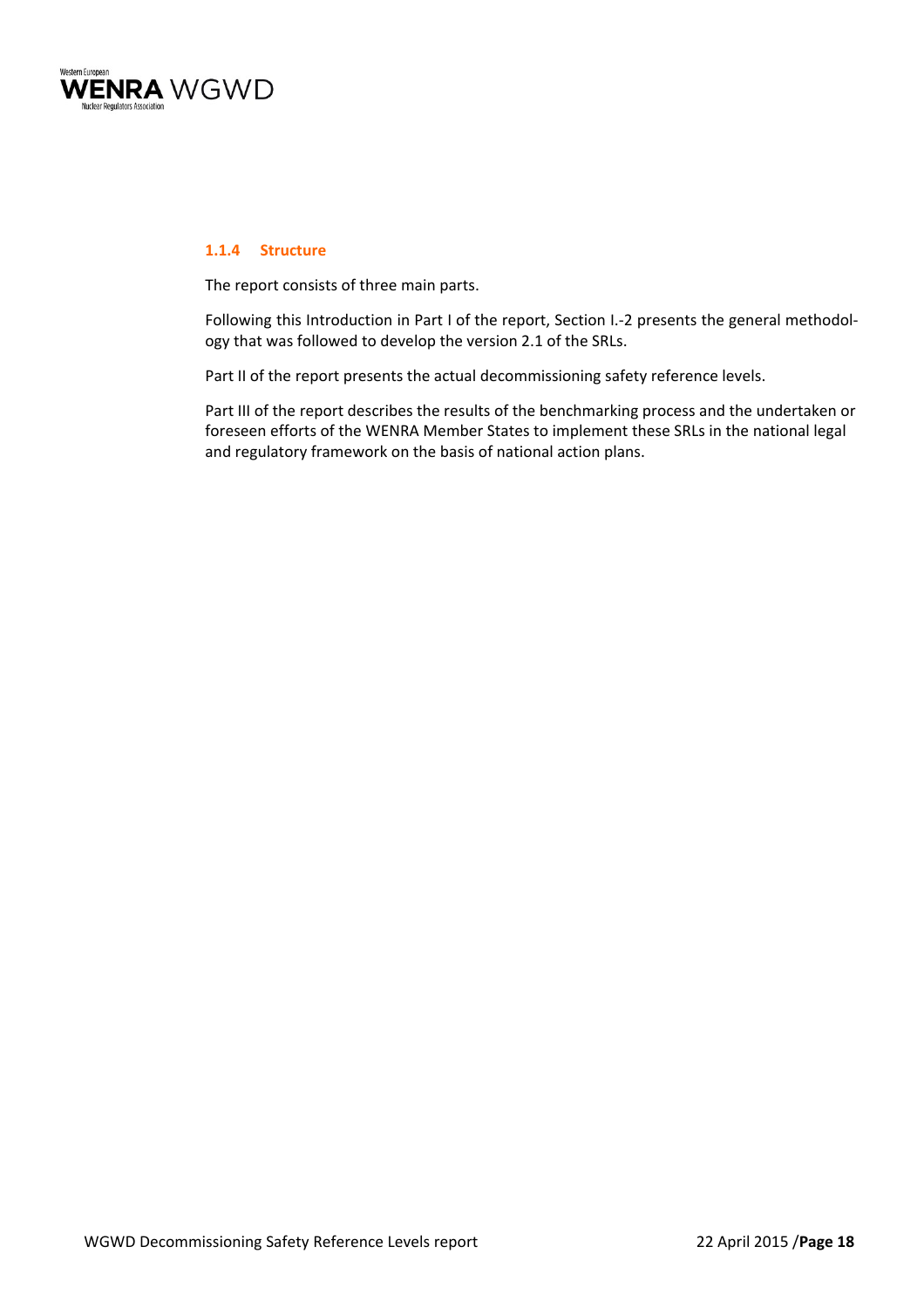### 1.1.4 Structure

The report consists of three main parts.

Following this Introduction in Part I of the report, Section I.-2 presents the general methodology that was followed to develop the version 2.1 of the SRLs.

Part II of the report presents the actual decommissioning safety reference levels.

Part III of the report describes the results of the benchmarking process and the undertaken or foreseen efforts of the WENRA Member States to implement these SRLs in the national legal and regulatory framework on the basis of national action plans.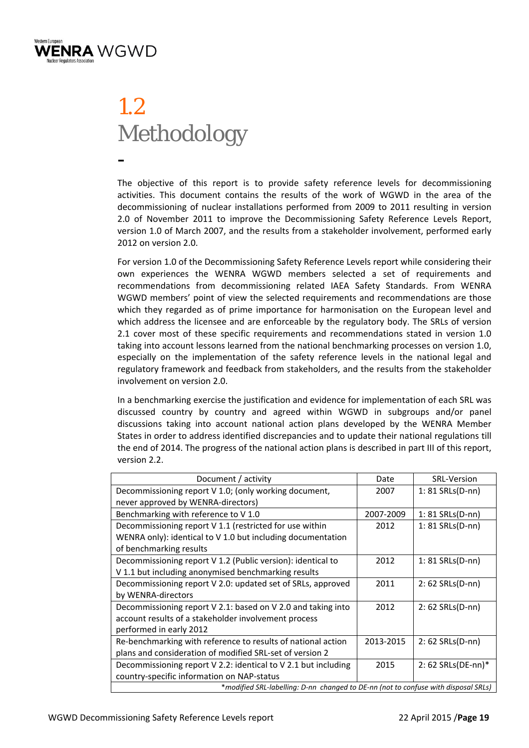# 1.2 Methodology

The objective of this report is to provide safety reference levels for decommissioning activities. This document contains the results of the work of WGWD in the area of the decommissioning of nuclear installations performed from 2009 to 2011 resulting in version 2.0 of November 2011 to improve the Decommissioning Safety Reference Levels Report, version 1.0 of March 2007, and the results from a stakeholder involvement, performed early 2012 on version 2.0.

For version 1.0 of the Decommissioning Safety Reference Levels report while considering their own experiences the WENRA WGWD members selected a set of requirements and recommendations from decommissioning related IAEA Safety Standards. From WENRA WGWD members' point of view the selected requirements and recommendations are those which they regarded as of prime importance for harmonisation on the European level and which address the licensee and are enforceable by the regulatory body. The SRLs of version 2.1 cover most of these specific requirements and recommendations stated in version 1.0 taking into account lessons learned from the national benchmarking processes on version 1.0, especially on the implementation of the safety reference levels in the national legal and regulatory framework and feedback from stakeholders, and the results from the stakeholder involvement on version 2.0.

In a benchmarking exercise the justification and evidence for implementation of each SRL was discussed country by country and agreed within WGWD in subgroups and/or panel discussions taking into account national action plans developed by the WENRA Member States in order to address identified discrepancies and to update their national regulations till the end of 2014. The progress of the national action plans is described in part III of this report, version 2.2.

| Document / activity | Date | SRL-Version |
|---|---|---|
| Decommissioning report V 1.0; (only working document, never approved by WENRA-directors) | 2007 | 1: 81 SRLs(D-nn) |
| Benchmarking with reference to V 1.0 | 2007-2009 | 1: 81 SRLs(D-nn) |
| Decommissioning report V 1.1 (restricted for use within WENRA only): identical to V 1.0 but including documentation of benchmarking results | 2012 | 1: 81 SRLs(D-nn) |
| Decommissioning report V 1.2 (Public version): identical to V 1.1 but including anonymised benchmarking results | 2012 | 1: 81 SRLs(D-nn) |
| Decommissioning report V 2.0: updated set of SRLs, approved by WENRA-directors | 2011 | 2: 62 SRLs(D-nn) |
| Decommissioning report V 2.1: based on V 2.0 and taking into account results of a stakeholder involvement process performed in early 2012 | 2012 | 2: 62 SRLs(D-nn) |
| Re-benchmarking with reference to results of national action plans and consideration of modified SRL-set of version 2 | 2013-2015 | 2: 62 SRLs(D-nn) |
| Decommissioning report V 2.2: identical to V 2.1 but including country-specific information on NAP-status | 2015 | 2: 62 SRLs(DE-nn)* |

*\*modified SRL-labelling: D-nn changed to DE-nn (not to confuse with disposal SRLs)*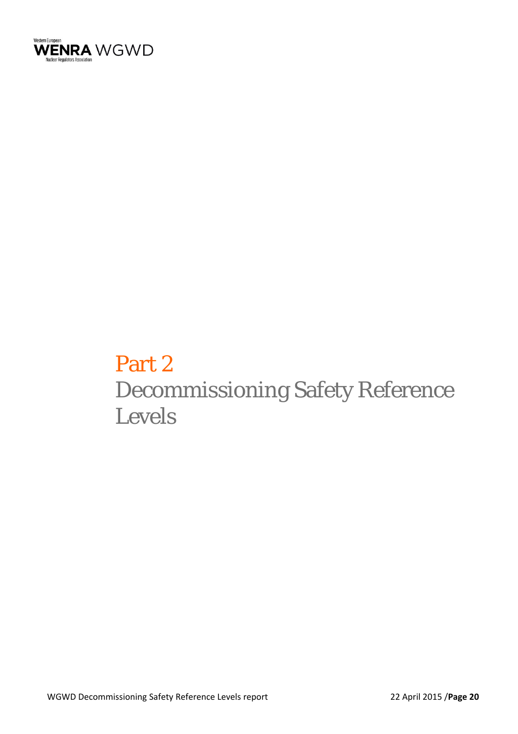# Part 2
# Decommissioning Safety Reference Levels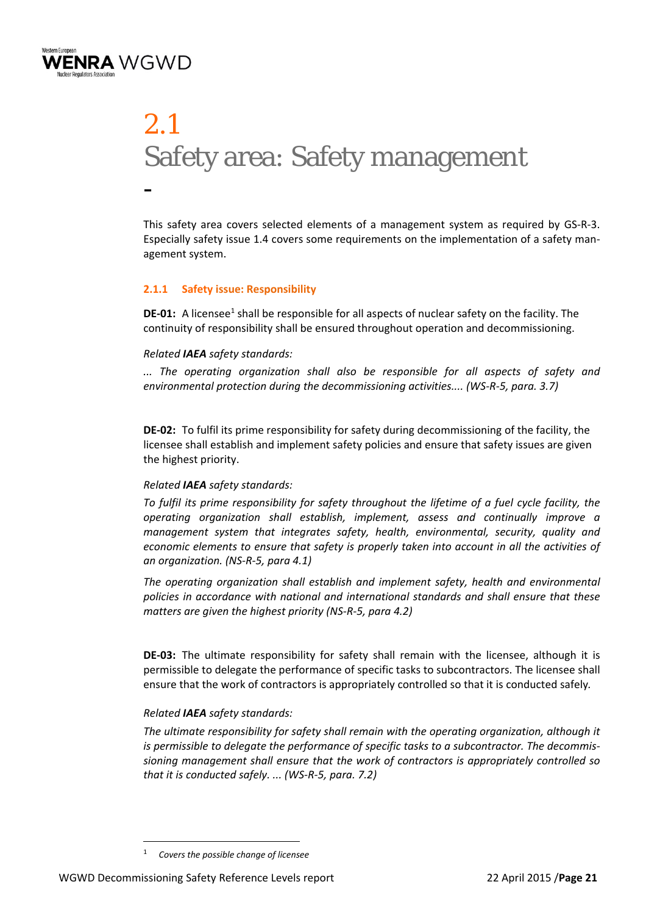# 2.1 Safety area: Safety management

-

This safety area covers selected elements of a management system as required by GS-R-3. Especially safety issue 1.4 covers some requirements on the implementation of a safety management system.

### 2.1.1 Safety issue: Responsibility

**DE-01:** A licensee[1] shall be responsible for all aspects of nuclear safety on the facility. The continuity of responsibility shall be ensured throughout operation and decommissioning.

*Related **IAEA** safety standards:*

*... The operating organization shall also be responsible for all aspects of safety and environmental protection during the decommissioning activities.... (WS-R-5, para. 3.7)*

**DE-02:** To fulfil its prime responsibility for safety during decommissioning of the facility, the licensee shall establish and implement safety policies and ensure that safety issues are given the highest priority.

*Related **IAEA** safety standards:*

*To fulfil its prime responsibility for safety throughout the lifetime of a fuel cycle facility, the operating organization shall establish, implement, assess and continually improve a management system that integrates safety, health, environmental, security, quality and economic elements to ensure that safety is properly taken into account in all the activities of an organization. (NS-R-5, para 4.1)*

*The operating organization shall establish and implement safety, health and environmental policies in accordance with national and international standards and shall ensure that these matters are given the highest priority (NS-R-5, para 4.2)*

**DE-03:** The ultimate responsibility for safety shall remain with the licensee, although it is permissible to delegate the performance of specific tasks to subcontractors. The licensee shall ensure that the work of contractors is appropriately controlled so that it is conducted safely.

*Related **IAEA** safety standards:*

*The ultimate responsibility for safety shall remain with the operating organization, although it is permissible to delegate the performance of specific tasks to a subcontractor. The decommissioning management shall ensure that the work of contractors is appropriately controlled so that it is conducted safely. ... (WS-R-5, para. 7.2)*

---

[1] *Covers the possible change of licensee*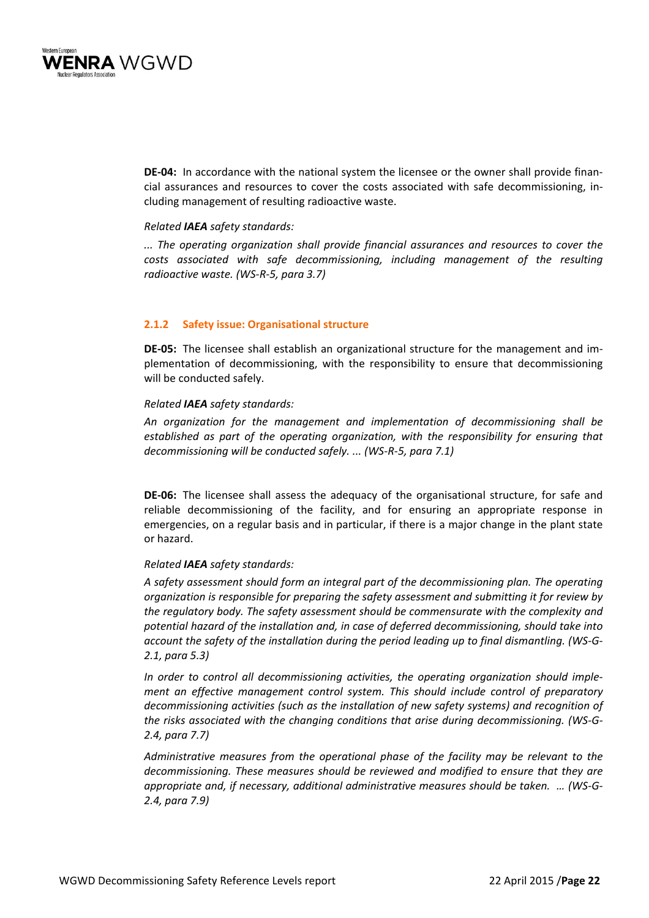**DE-04:** In accordance with the national system the licensee or the owner shall provide financial assurances and resources to cover the costs associated with safe decommissioning, including management of resulting radioactive waste.

*Related **IAEA** safety standards:*

*... The operating organization shall provide financial assurances and resources to cover the costs associated with safe decommissioning, including management of the resulting radioactive waste. (WS-R-5, para 3.7)*

### 2.1.2 Safety issue: Organisational structure

**DE-05:** The licensee shall establish an organizational structure for the management and implementation of decommissioning, with the responsibility to ensure that decommissioning will be conducted safely.

*Related **IAEA** safety standards:*

*An organization for the management and implementation of decommissioning shall be established as part of the operating organization, with the responsibility for ensuring that decommissioning will be conducted safely. ... (WS-R-5, para 7.1)*

**DE-06:** The licensee shall assess the adequacy of the organisational structure, for safe and reliable decommissioning of the facility, and for ensuring an appropriate response in emergencies, on a regular basis and in particular, if there is a major change in the plant state or hazard.

*Related **IAEA** safety standards:*

*A safety assessment should form an integral part of the decommissioning plan. The operating organization is responsible for preparing the safety assessment and submitting it for review by the regulatory body. The safety assessment should be commensurate with the complexity and potential hazard of the installation and, in case of deferred decommissioning, should take into account the safety of the installation during the period leading up to final dismantling. (WS-G-2.1, para 5.3)*

*In order to control all decommissioning activities, the operating organization should implement an effective management control system. This should include control of preparatory decommissioning activities (such as the installation of new safety systems) and recognition of the risks associated with the changing conditions that arise during decommissioning. (WS-G-2.4, para 7.7)*

*Administrative measures from the operational phase of the facility may be relevant to the decommissioning. These measures should be reviewed and modified to ensure that they are appropriate and, if necessary, additional administrative measures should be taken. … (WS-G-2.4, para 7.9)*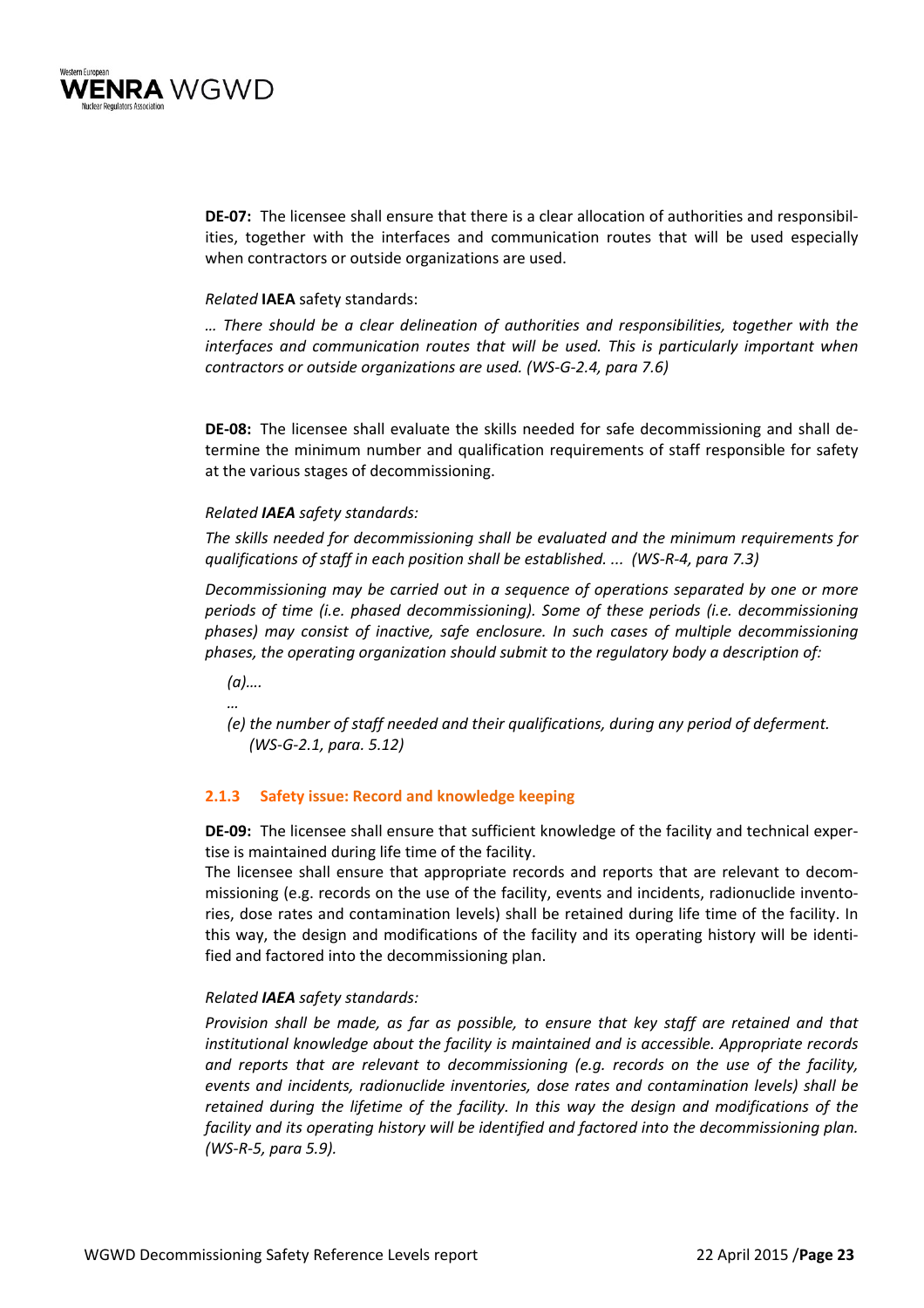**DE-07:** The licensee shall ensure that there is a clear allocation of authorities and responsibilities, together with the interfaces and communication routes that will be used especially when contractors or outside organizations are used.

*Related* **IAEA** safety standards:

*… There should be a clear delineation of authorities and responsibilities, together with the interfaces and communication routes that will be used. This is particularly important when contractors or outside organizations are used. (WS-G-2.4, para 7.6)*

**DE-08:** The licensee shall evaluate the skills needed for safe decommissioning and shall determine the minimum number and qualification requirements of staff responsible for safety at the various stages of decommissioning.

*Related **IAEA** safety standards:*

*The skills needed for decommissioning shall be evaluated and the minimum requirements for qualifications of staff in each position shall be established. ... (WS-R-4, para 7.3)*

*Decommissioning may be carried out in a sequence of operations separated by one or more periods of time (i.e. phased decommissioning). Some of these periods (i.e. decommissioning phases) may consist of inactive, safe enclosure. In such cases of multiple decommissioning phases, the operating organization should submit to the regulatory body a description of:*

*(a)….*

*…*

*(e) the number of staff needed and their qualifications, during any period of deferment. (WS-G-2.1, para. 5.12)*

### 2.1.3 Safety issue: Record and knowledge keeping

**DE-09:** The licensee shall ensure that sufficient knowledge of the facility and technical expertise is maintained during life time of the facility.
The licensee shall ensure that appropriate records and reports that are relevant to decommissioning (e.g. records on the use of the facility, events and incidents, radionuclide inventories, dose rates and contamination levels) shall be retained during life time of the facility. In this way, the design and modifications of the facility and its operating history will be identified and factored into the decommissioning plan.

*Related **IAEA** safety standards:*

*Provision shall be made, as far as possible, to ensure that key staff are retained and that institutional knowledge about the facility is maintained and is accessible. Appropriate records and reports that are relevant to decommissioning (e.g. records on the use of the facility, events and incidents, radionuclide inventories, dose rates and contamination levels) shall be retained during the lifetime of the facility. In this way the design and modifications of the facility and its operating history will be identified and factored into the decommissioning plan. (WS-R-5, para 5.9).*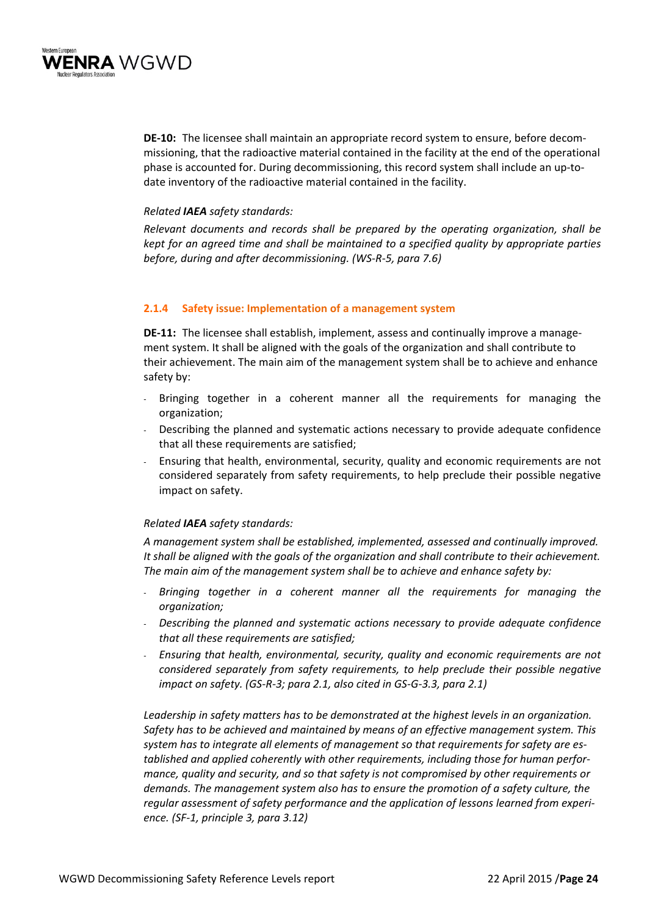**DE-10:** The licensee shall maintain an appropriate record system to ensure, before decommissioning, that the radioactive material contained in the facility at the end of the operational phase is accounted for. During decommissioning, this record system shall include an up-to-date inventory of the radioactive material contained in the facility.

*Related **IAEA** safety standards:*

*Relevant documents and records shall be prepared by the operating organization, shall be kept for an agreed time and shall be maintained to a specified quality by appropriate parties before, during and after decommissioning. (WS-R-5, para 7.6)*

### 2.1.4 Safety issue: Implementation of a management system

**DE-11:** The licensee shall establish, implement, assess and continually improve a management system. It shall be aligned with the goals of the organization and shall contribute to their achievement. The main aim of the management system shall be to achieve and enhance safety by:

- Bringing together in a coherent manner all the requirements for managing the organization;
- Describing the planned and systematic actions necessary to provide adequate confidence that all these requirements are satisfied;
- Ensuring that health, environmental, security, quality and economic requirements are not considered separately from safety requirements, to help preclude their possible negative impact on safety.

*Related **IAEA** safety standards:*

*A management system shall be established, implemented, assessed and continually improved. It shall be aligned with the goals of the organization and shall contribute to their achievement. The main aim of the management system shall be to achieve and enhance safety by:*

- *Bringing together in a coherent manner all the requirements for managing the organization;*
- *Describing the planned and systematic actions necessary to provide adequate confidence that all these requirements are satisfied;*
- *Ensuring that health, environmental, security, quality and economic requirements are not considered separately from safety requirements, to help preclude their possible negative impact on safety. (GS-R-3; para 2.1, also cited in GS-G-3.3, para 2.1)*

*Leadership in safety matters has to be demonstrated at the highest levels in an organization. Safety has to be achieved and maintained by means of an effective management system. This system has to integrate all elements of management so that requirements for safety are established and applied coherently with other requirements, including those for human performance, quality and security, and so that safety is not compromised by other requirements or demands. The management system also has to ensure the promotion of a safety culture, the regular assessment of safety performance and the application of lessons learned from experience. (SF-1, principle 3, para 3.12)*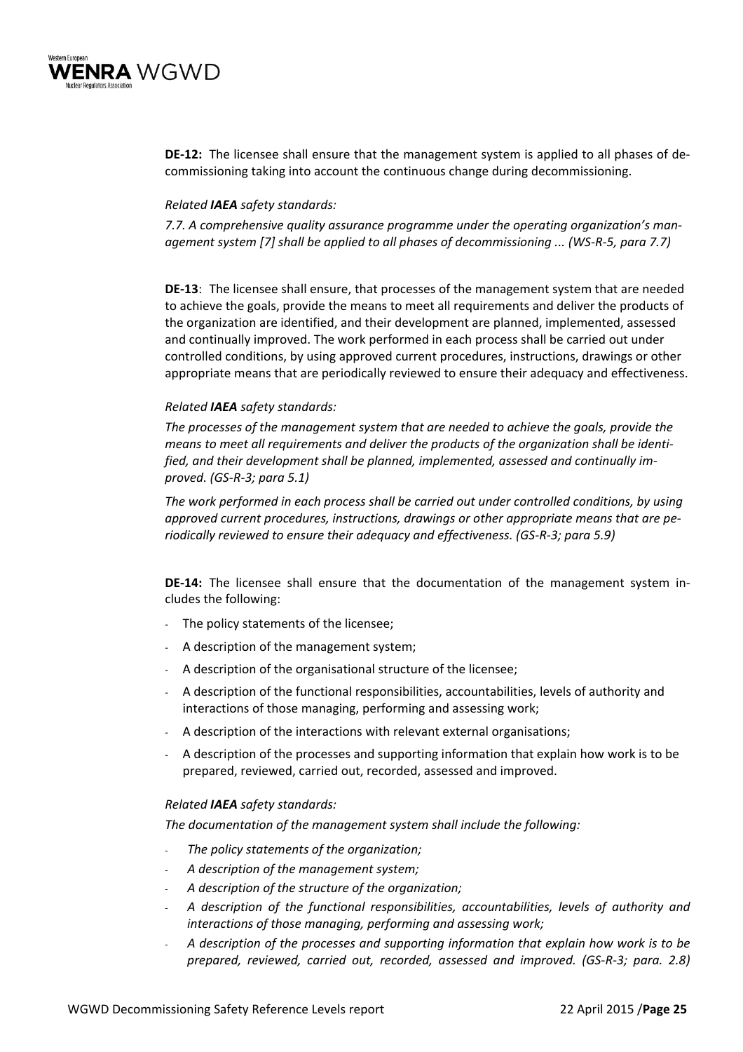**DE-12:** The licensee shall ensure that the management system is applied to all phases of decommissioning taking into account the continuous change during decommissioning.

*Related **IAEA** safety standards:*

*7.7. A comprehensive quality assurance programme under the operating organization's management system [7] shall be applied to all phases of decommissioning ... (WS-R-5, para 7.7)*

**DE-13**: The licensee shall ensure, that processes of the management system that are needed to achieve the goals, provide the means to meet all requirements and deliver the products of the organization are identified, and their development are planned, implemented, assessed and continually improved. The work performed in each process shall be carried out under controlled conditions, by using approved current procedures, instructions, drawings or other appropriate means that are periodically reviewed to ensure their adequacy and effectiveness.

*Related **IAEA** safety standards:*

*The processes of the management system that are needed to achieve the goals, provide the means to meet all requirements and deliver the products of the organization shall be identified, and their development shall be planned, implemented, assessed and continually improved. (GS-R-3; para 5.1)*

*The work performed in each process shall be carried out under controlled conditions, by using approved current procedures, instructions, drawings or other appropriate means that are periodically reviewed to ensure their adequacy and effectiveness. (GS-R-3; para 5.9)*

**DE-14:** The licensee shall ensure that the documentation of the management system includes the following:

- The policy statements of the licensee;
- A description of the management system;
- A description of the organisational structure of the licensee;
- A description of the functional responsibilities, accountabilities, levels of authority and interactions of those managing, performing and assessing work;
- A description of the interactions with relevant external organisations;
- A description of the processes and supporting information that explain how work is to be prepared, reviewed, carried out, recorded, assessed and improved.

*Related **IAEA** safety standards:*

*The documentation of the management system shall include the following:*

- *The policy statements of the organization;*
- *A description of the management system;*
- *A description of the structure of the organization;*
- *A description of the functional responsibilities, accountabilities, levels of authority and interactions of those managing, performing and assessing work;*
- *A description of the processes and supporting information that explain how work is to be prepared, reviewed, carried out, recorded, assessed and improved. (GS-R-3; para. 2.8)*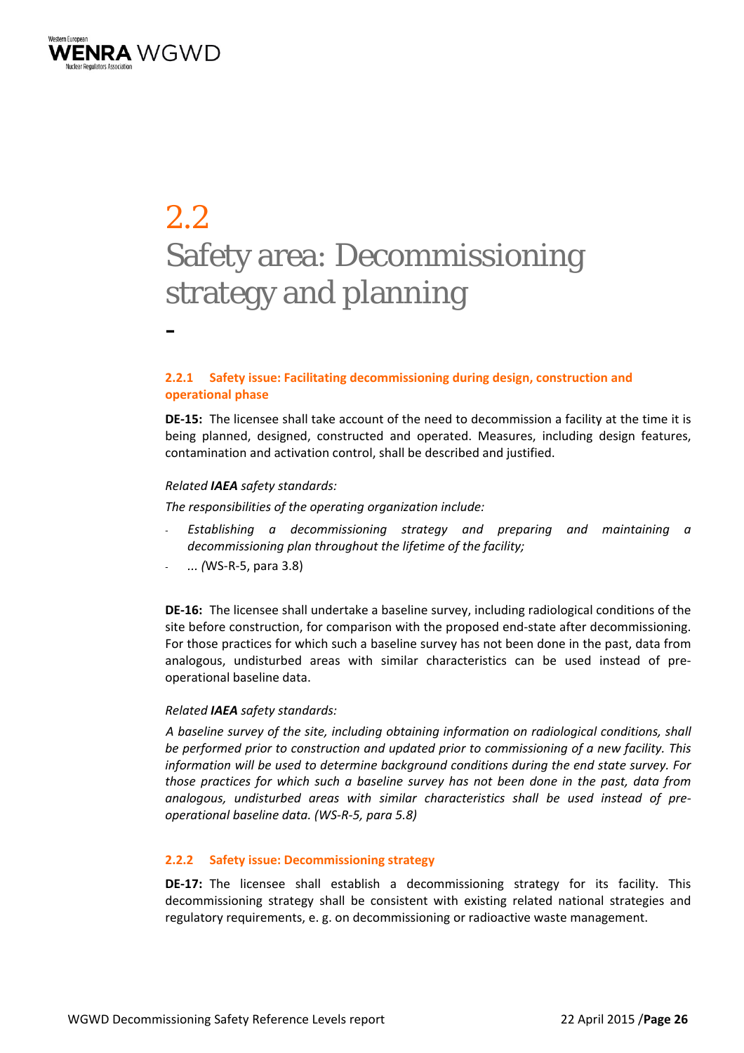# 2.2 Safety area: Decommissioning strategy and planning

-

### 2.2.1 Safety issue: Facilitating decommissioning during design, construction and operational phase

**DE-15:** The licensee shall take account of the need to decommission a facility at the time it is being planned, designed, constructed and operated. Measures, including design features, contamination and activation control, shall be described and justified.

*Related **IAEA** safety standards:*

*The responsibilities of the operating organization include:*

- *Establishing a decommissioning strategy and preparing and maintaining a decommissioning plan throughout the lifetime of the facility;*
- *... (*WS-R-5, para 3.8)

**DE-16:** The licensee shall undertake a baseline survey, including radiological conditions of the site before construction, for comparison with the proposed end-state after decommissioning. For those practices for which such a baseline survey has not been done in the past, data from analogous, undisturbed areas with similar characteristics can be used instead of pre-operational baseline data.

*Related **IAEA** safety standards:*

*A baseline survey of the site, including obtaining information on radiological conditions, shall be performed prior to construction and updated prior to commissioning of a new facility. This information will be used to determine background conditions during the end state survey. For those practices for which such a baseline survey has not been done in the past, data from analogous, undisturbed areas with similar characteristics shall be used instead of pre-operational baseline data. (WS-R-5, para 5.8)*

### 2.2.2 Safety issue: Decommissioning strategy

**DE-17:** The licensee shall establish a decommissioning strategy for its facility. This decommissioning strategy shall be consistent with existing related national strategies and regulatory requirements, e. g. on decommissioning or radioactive waste management.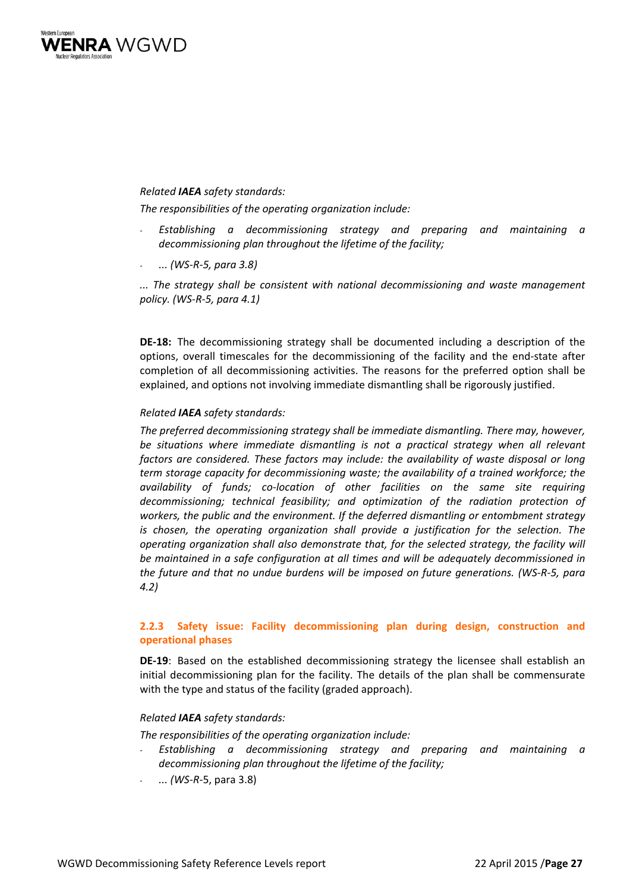*Related **IAEA** safety standards:*

*The responsibilities of the operating organization include:*

- *Establishing a decommissioning strategy and preparing and maintaining a decommissioning plan throughout the lifetime of the facility;*
- *... (WS-R-5, para 3.8)*

*... The strategy shall be consistent with national decommissioning and waste management policy. (WS-R-5, para 4.1)*

**DE-18:** The decommissioning strategy shall be documented including a description of the options, overall timescales for the decommissioning of the facility and the end-state after completion of all decommissioning activities. The reasons for the preferred option shall be explained, and options not involving immediate dismantling shall be rigorously justified.

*Related **IAEA** safety standards:*

*The preferred decommissioning strategy shall be immediate dismantling. There may, however, be situations where immediate dismantling is not a practical strategy when all relevant factors are considered. These factors may include: the availability of waste disposal or long term storage capacity for decommissioning waste; the availability of a trained workforce; the availability of funds; co-location of other facilities on the same site requiring decommissioning; technical feasibility; and optimization of the radiation protection of workers, the public and the environment. If the deferred dismantling or entombment strategy is chosen, the operating organization shall provide a justification for the selection. The operating organization shall also demonstrate that, for the selected strategy, the facility will be maintained in a safe configuration at all times and will be adequately decommissioned in the future and that no undue burdens will be imposed on future generations. (WS-R-5, para 4.2)*

### 2.2.3 Safety issue: Facility decommissioning plan during design, construction and operational phases

**DE-19**: Based on the established decommissioning strategy the licensee shall establish an initial decommissioning plan for the facility. The details of the plan shall be commensurate with the type and status of the facility (graded approach).

*Related **IAEA** safety standards:*

*The responsibilities of the operating organization include:*

- *Establishing a decommissioning strategy and preparing and maintaining a decommissioning plan throughout the lifetime of the facility;*
- *... (WS-R-*5, para 3.8)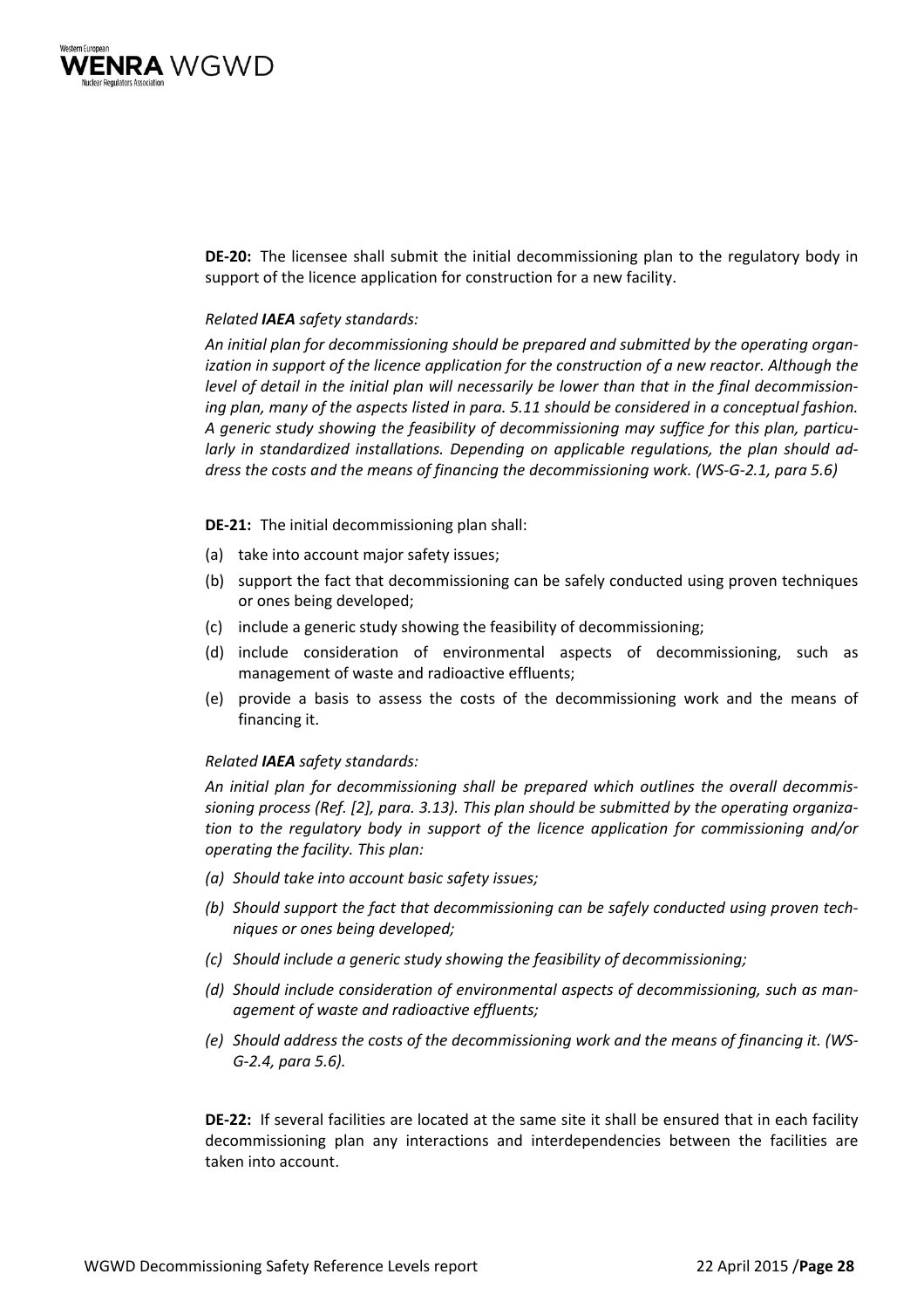**DE-20:** The licensee shall submit the initial decommissioning plan to the regulatory body in support of the licence application for construction for a new facility.

*Related **IAEA** safety standards:*

*An initial plan for decommissioning should be prepared and submitted by the operating organization in support of the licence application for the construction of a new reactor. Although the level of detail in the initial plan will necessarily be lower than that in the final decommissioning plan, many of the aspects listed in para. 5.11 should be considered in a conceptual fashion. A generic study showing the feasibility of decommissioning may suffice for this plan, particularly in standardized installations. Depending on applicable regulations, the plan should address the costs and the means of financing the decommissioning work. (WS-G-2.1, para 5.6)*

**DE-21:** The initial decommissioning plan shall:

(a) take into account major safety issues;
(b) support the fact that decommissioning can be safely conducted using proven techniques or ones being developed;
(c) include a generic study showing the feasibility of decommissioning;
(d) include consideration of environmental aspects of decommissioning, such as management of waste and radioactive effluents;
(e) provide a basis to assess the costs of the decommissioning work and the means of financing it.

*Related **IAEA** safety standards:*

*An initial plan for decommissioning shall be prepared which outlines the overall decommissioning process (Ref. [2], para. 3.13). This plan should be submitted by the operating organization to the regulatory body in support of the licence application for commissioning and/or operating the facility. This plan:*

*(a) Should take into account basic safety issues;*
*(b) Should support the fact that decommissioning can be safely conducted using proven techniques or ones being developed;*
*(c) Should include a generic study showing the feasibility of decommissioning;*
*(d) Should include consideration of environmental aspects of decommissioning, such as management of waste and radioactive effluents;*
*(e) Should address the costs of the decommissioning work and the means of financing it. (WS-G-2.4, para 5.6).*

**DE-22:** If several facilities are located at the same site it shall be ensured that in each facility decommissioning plan any interactions and interdependencies between the facilities are taken into account.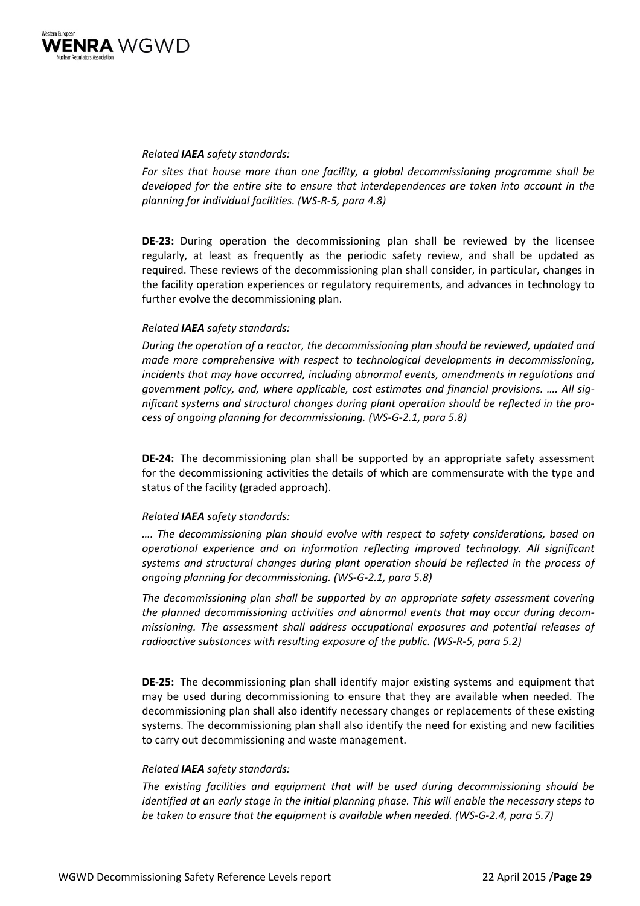*Related **IAEA** safety standards:*

*For sites that house more than one facility, a global decommissioning programme shall be developed for the entire site to ensure that interdependences are taken into account in the planning for individual facilities. (WS-R-5, para 4.8)*

**DE-23:** During operation the decommissioning plan shall be reviewed by the licensee regularly, at least as frequently as the periodic safety review, and shall be updated as required. These reviews of the decommissioning plan shall consider, in particular, changes in the facility operation experiences or regulatory requirements, and advances in technology to further evolve the decommissioning plan.

*Related **IAEA** safety standards:*

*During the operation of a reactor, the decommissioning plan should be reviewed, updated and made more comprehensive with respect to technological developments in decommissioning, incidents that may have occurred, including abnormal events, amendments in regulations and government policy, and, where applicable, cost estimates and financial provisions. …. All significant systems and structural changes during plant operation should be reflected in the process of ongoing planning for decommissioning. (WS-G-2.1, para 5.8)*

**DE-24:** The decommissioning plan shall be supported by an appropriate safety assessment for the decommissioning activities the details of which are commensurate with the type and status of the facility (graded approach).

*Related **IAEA** safety standards:*

*…. The decommissioning plan should evolve with respect to safety considerations, based on operational experience and on information reflecting improved technology. All significant systems and structural changes during plant operation should be reflected in the process of ongoing planning for decommissioning. (WS-G-2.1, para 5.8)*

*The decommissioning plan shall be supported by an appropriate safety assessment covering the planned decommissioning activities and abnormal events that may occur during decommissioning. The assessment shall address occupational exposures and potential releases of radioactive substances with resulting exposure of the public. (WS-R-5, para 5.2)*

**DE-25:** The decommissioning plan shall identify major existing systems and equipment that may be used during decommissioning to ensure that they are available when needed. The decommissioning plan shall also identify necessary changes or replacements of these existing systems. The decommissioning plan shall also identify the need for existing and new facilities to carry out decommissioning and waste management.

*Related **IAEA** safety standards:*

*The existing facilities and equipment that will be used during decommissioning should be identified at an early stage in the initial planning phase. This will enable the necessary steps to be taken to ensure that the equipment is available when needed. (WS-G-2.4, para 5.7)*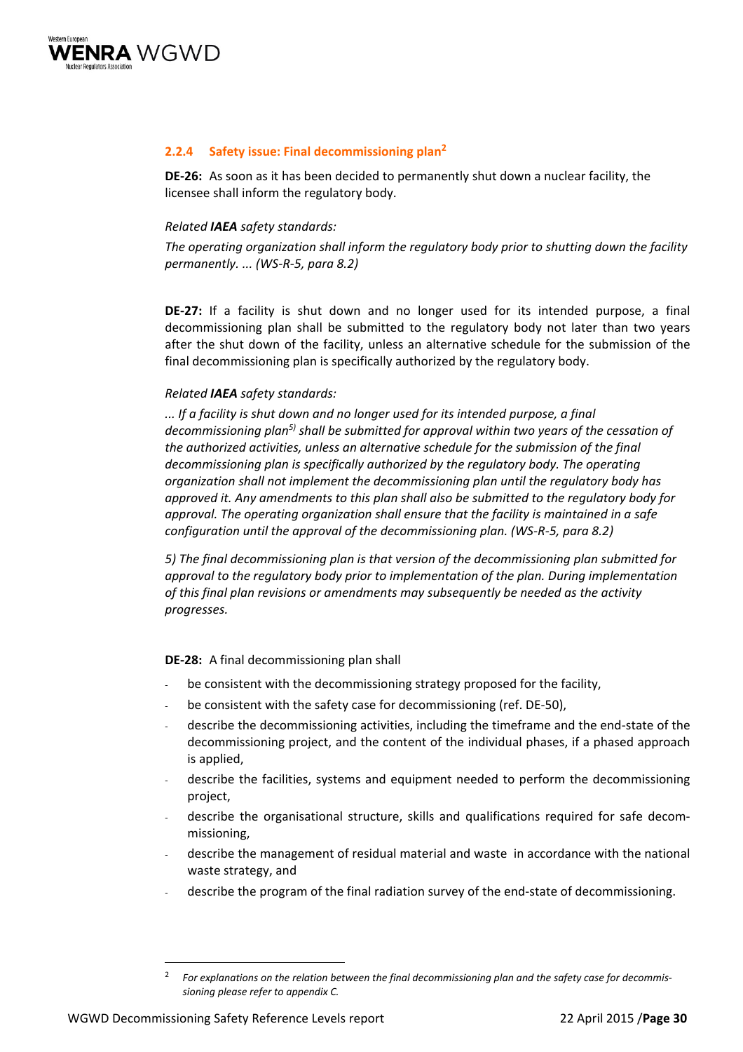### 2.2.4 Safety issue: Final decommissioning plan[2]

**DE-26:** As soon as it has been decided to permanently shut down a nuclear facility, the licensee shall inform the regulatory body.

*Related **IAEA** safety standards:*

*The operating organization shall inform the regulatory body prior to shutting down the facility permanently. ... (WS-R-5, para 8.2)*

**DE-27:** If a facility is shut down and no longer used for its intended purpose, a final decommissioning plan shall be submitted to the regulatory body not later than two years after the shut down of the facility, unless an alternative schedule for the submission of the final decommissioning plan is specifically authorized by the regulatory body.

*Related **IAEA** safety standards:*

*... If a facility is shut down and no longer used for its intended purpose, a final decommissioning plan[5)] shall be submitted for approval within two years of the cessation of the authorized activities, unless an alternative schedule for the submission of the final decommissioning plan is specifically authorized by the regulatory body. The operating organization shall not implement the decommissioning plan until the regulatory body has approved it. Any amendments to this plan shall also be submitted to the regulatory body for approval. The operating organization shall ensure that the facility is maintained in a safe configuration until the approval of the decommissioning plan. (WS-R-5, para 8.2)*

*5) The final decommissioning plan is that version of the decommissioning plan submitted for approval to the regulatory body prior to implementation of the plan. During implementation of this final plan revisions or amendments may subsequently be needed as the activity progresses.*

**DE-28:** A final decommissioning plan shall

- be consistent with the decommissioning strategy proposed for the facility,
- be consistent with the safety case for decommissioning (ref. DE-50),
- describe the decommissioning activities, including the timeframe and the end-state of the decommissioning project, and the content of the individual phases, if a phased approach is applied,
- describe the facilities, systems and equipment needed to perform the decommissioning project,
- describe the organisational structure, skills and qualifications required for safe decommissioning,
- describe the management of residual material and waste in accordance with the national waste strategy, and
- describe the program of the final radiation survey of the end-state of decommissioning.

---

[2] *For explanations on the relation between the final decommissioning plan and the safety case for decommissioning please refer to appendix C.*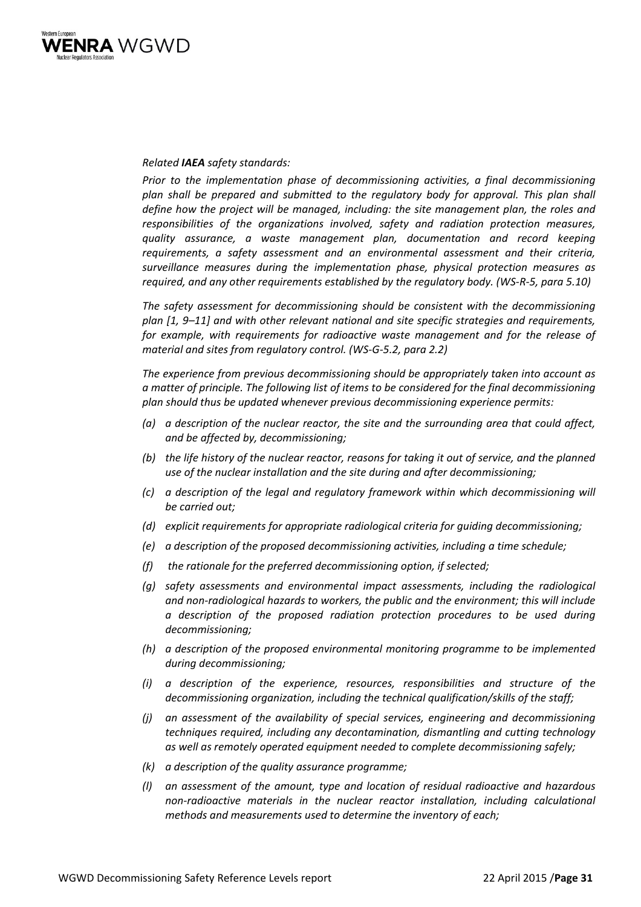*Related **IAEA** safety standards:*

*Prior to the implementation phase of decommissioning activities, a final decommissioning plan shall be prepared and submitted to the regulatory body for approval. This plan shall define how the project will be managed, including: the site management plan, the roles and responsibilities of the organizations involved, safety and radiation protection measures, quality assurance, a waste management plan, documentation and record keeping requirements, a safety assessment and an environmental assessment and their criteria, surveillance measures during the implementation phase, physical protection measures as required, and any other requirements established by the regulatory body. (WS-R-5, para 5.10)*

*The safety assessment for decommissioning should be consistent with the decommissioning plan [1, 9–11] and with other relevant national and site specific strategies and requirements, for example, with requirements for radioactive waste management and for the release of material and sites from regulatory control. (WS-G-5.2, para 2.2)*

*The experience from previous decommissioning should be appropriately taken into account as a matter of principle. The following list of items to be considered for the final decommissioning plan should thus be updated whenever previous decommissioning experience permits:*

- *(a) a description of the nuclear reactor, the site and the surrounding area that could affect, and be affected by, decommissioning;*
- *(b) the life history of the nuclear reactor, reasons for taking it out of service, and the planned use of the nuclear installation and the site during and after decommissioning;*
- *(c) a description of the legal and regulatory framework within which decommissioning will be carried out;*
- *(d) explicit requirements for appropriate radiological criteria for guiding decommissioning;*
- *(e) a description of the proposed decommissioning activities, including a time schedule;*
- *(f) the rationale for the preferred decommissioning option, if selected;*
- *(g) safety assessments and environmental impact assessments, including the radiological and non-radiological hazards to workers, the public and the environment; this will include a description of the proposed radiation protection procedures to be used during decommissioning;*
- *(h) a description of the proposed environmental monitoring programme to be implemented during decommissioning;*
- *(i) a description of the experience, resources, responsibilities and structure of the decommissioning organization, including the technical qualification/skills of the staff;*
- *(j) an assessment of the availability of special services, engineering and decommissioning techniques required, including any decontamination, dismantling and cutting technology as well as remotely operated equipment needed to complete decommissioning safely;*
- *(k) a description of the quality assurance programme;*
- *(l) an assessment of the amount, type and location of residual radioactive and hazardous non-radioactive materials in the nuclear reactor installation, including calculational methods and measurements used to determine the inventory of each;*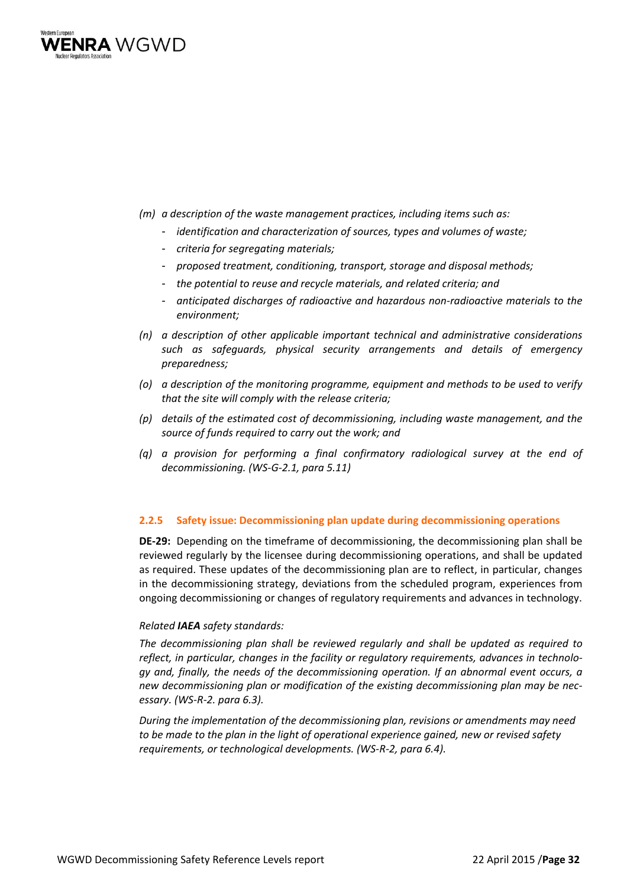*(m) a description of the waste management practices, including items such as:*

- *identification and characterization of sources, types and volumes of waste;*
- *criteria for segregating materials;*
- *proposed treatment, conditioning, transport, storage and disposal methods;*
- *the potential to reuse and recycle materials, and related criteria; and*
- *anticipated discharges of radioactive and hazardous non-radioactive materials to the environment;*

*(n) a description of other applicable important technical and administrative considerations such as safeguards, physical security arrangements and details of emergency preparedness;*

*(o) a description of the monitoring programme, equipment and methods to be used to verify that the site will comply with the release criteria;*

*(p) details of the estimated cost of decommissioning, including waste management, and the source of funds required to carry out the work; and*

*(q) a provision for performing a final confirmatory radiological survey at the end of decommissioning. (WS-G-2.1, para 5.11)*

### 2.2.5 Safety issue: Decommissioning plan update during decommissioning operations

**DE-29:** Depending on the timeframe of decommissioning, the decommissioning plan shall be reviewed regularly by the licensee during decommissioning operations, and shall be updated as required. These updates of the decommissioning plan are to reflect, in particular, changes in the decommissioning strategy, deviations from the scheduled program, experiences from ongoing decommissioning or changes of regulatory requirements and advances in technology.

*Related **IAEA** safety standards:*

*The decommissioning plan shall be reviewed regularly and shall be updated as required to reflect, in particular, changes in the facility or regulatory requirements, advances in technology and, finally, the needs of the decommissioning operation. If an abnormal event occurs, a new decommissioning plan or modification of the existing decommissioning plan may be necessary. (WS-R-2. para 6.3).*

*During the implementation of the decommissioning plan, revisions or amendments may need to be made to the plan in the light of operational experience gained, new or revised safety requirements, or technological developments. (WS-R-2, para 6.4).*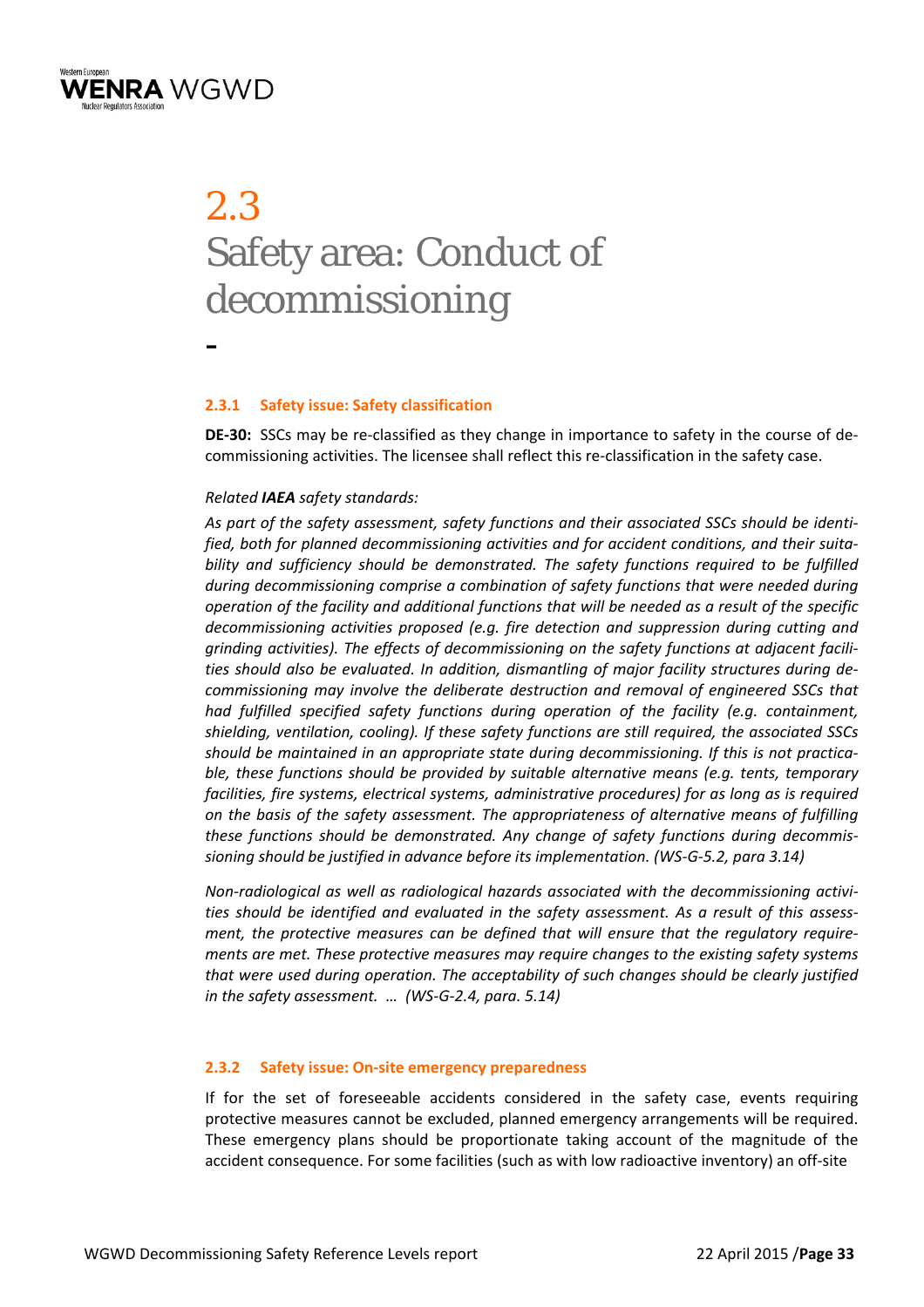# 2.3 Safety area: Conduct of decommissioning

-

### 2.3.1 Safety issue: Safety classification

**DE-30:** SSCs may be re-classified as they change in importance to safety in the course of decommissioning activities. The licensee shall reflect this re-classification in the safety case.

*Related **IAEA** safety standards:*

*As part of the safety assessment, safety functions and their associated SSCs should be identified, both for planned decommissioning activities and for accident conditions, and their suitability and sufficiency should be demonstrated. The safety functions required to be fulfilled during decommissioning comprise a combination of safety functions that were needed during operation of the facility and additional functions that will be needed as a result of the specific decommissioning activities proposed (e.g. fire detection and suppression during cutting and grinding activities). The effects of decommissioning on the safety functions at adjacent facilities should also be evaluated. In addition, dismantling of major facility structures during decommissioning may involve the deliberate destruction and removal of engineered SSCs that had fulfilled specified safety functions during operation of the facility (e.g. containment, shielding, ventilation, cooling). If these safety functions are still required, the associated SSCs should be maintained in an appropriate state during decommissioning. If this is not practicable, these functions should be provided by suitable alternative means (e.g. tents, temporary facilities, fire systems, electrical systems, administrative procedures) for as long as is required on the basis of the safety assessment. The appropriateness of alternative means of fulfilling these functions should be demonstrated. Any change of safety functions during decommissioning should be justified in advance before its implementation. (WS-G-5.2, para 3.14)*

*Non-radiological as well as radiological hazards associated with the decommissioning activities should be identified and evaluated in the safety assessment. As a result of this assessment, the protective measures can be defined that will ensure that the regulatory requirements are met. These protective measures may require changes to the existing safety systems that were used during operation. The acceptability of such changes should be clearly justified in the safety assessment. … (WS-G-2.4, para. 5.14)*

### 2.3.2 Safety issue: On-site emergency preparedness

If for the set of foreseeable accidents considered in the safety case, events requiring protective measures cannot be excluded, planned emergency arrangements will be required. These emergency plans should be proportionate taking account of the magnitude of the accident consequence. For some facilities (such as with low radioactive inventory) an off-site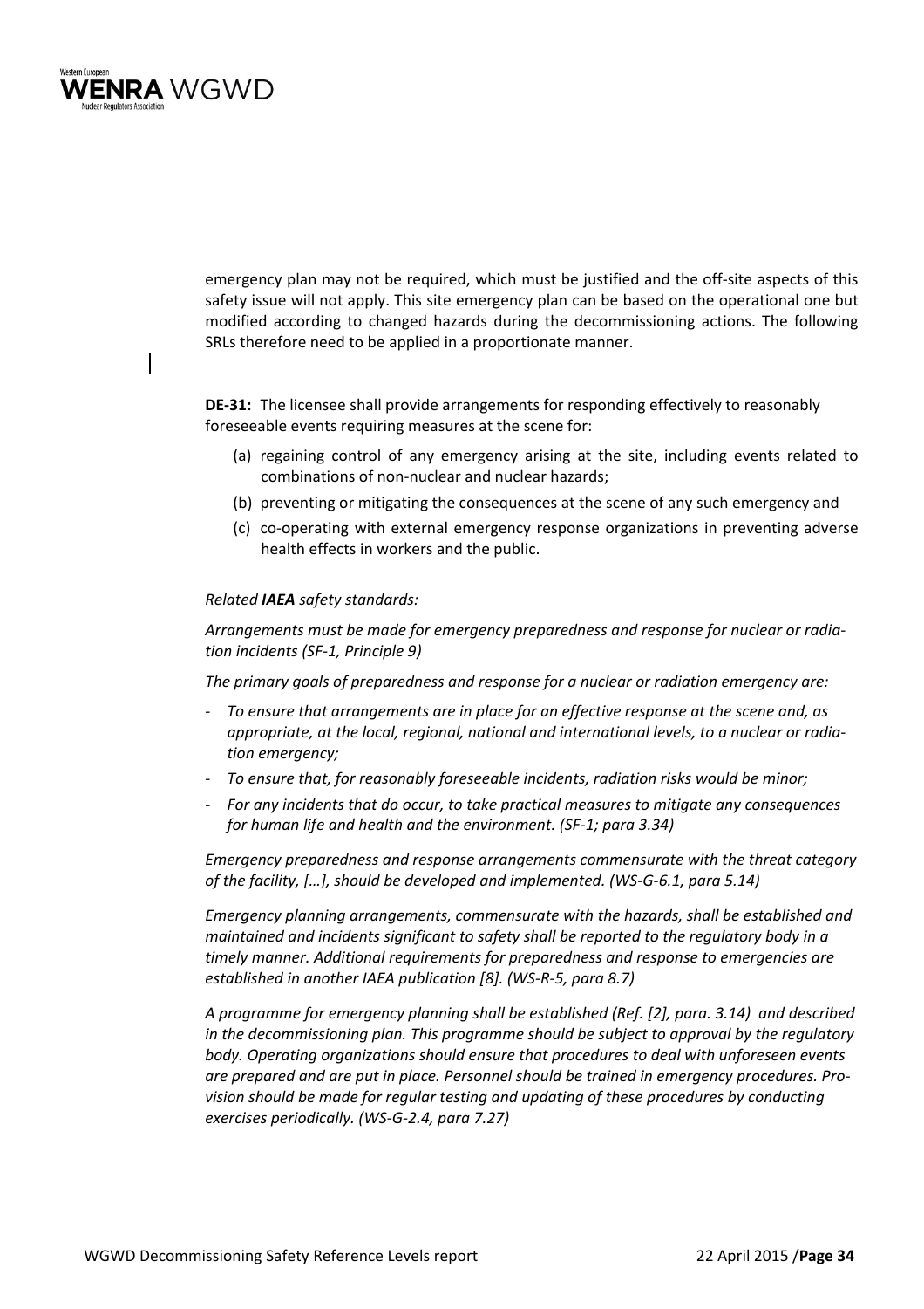emergency plan may not be required, which must be justified and the off-site aspects of this safety issue will not apply. This site emergency plan can be based on the operational one but modified according to changed hazards during the decommissioning actions. The following SRLs therefore need to be applied in a proportionate manner.

**DE-31:** The licensee shall provide arrangements for responding effectively to reasonably foreseeable events requiring measures at the scene for:

(a) regaining control of any emergency arising at the site, including events related to combinations of non-nuclear and nuclear hazards;

(b) preventing or mitigating the consequences at the scene of any such emergency and

(c) co-operating with external emergency response organizations in preventing adverse health effects in workers and the public.

*Related **IAEA** safety standards:*

*Arrangements must be made for emergency preparedness and response for nuclear or radiation incidents (SF-1, Principle 9)*

*The primary goals of preparedness and response for a nuclear or radiation emergency are:*

- *To ensure that arrangements are in place for an effective response at the scene and, as appropriate, at the local, regional, national and international levels, to a nuclear or radiation emergency;*
- *To ensure that, for reasonably foreseeable incidents, radiation risks would be minor;*
- *For any incidents that do occur, to take practical measures to mitigate any consequences for human life and health and the environment. (SF-1; para 3.34)*

*Emergency preparedness and response arrangements commensurate with the threat category of the facility, […], should be developed and implemented. (WS-G-6.1, para 5.14)*

*Emergency planning arrangements, commensurate with the hazards, shall be established and maintained and incidents significant to safety shall be reported to the regulatory body in a timely manner. Additional requirements for preparedness and response to emergencies are established in another IAEA publication [8]. (WS-R-5, para 8.7)*

*A programme for emergency planning shall be established (Ref. [2], para. 3.14) and described in the decommissioning plan. This programme should be subject to approval by the regulatory body. Operating organizations should ensure that procedures to deal with unforeseen events are prepared and are put in place. Personnel should be trained in emergency procedures. Provision should be made for regular testing and updating of these procedures by conducting exercises periodically. (WS-G-2.4, para 7.27)*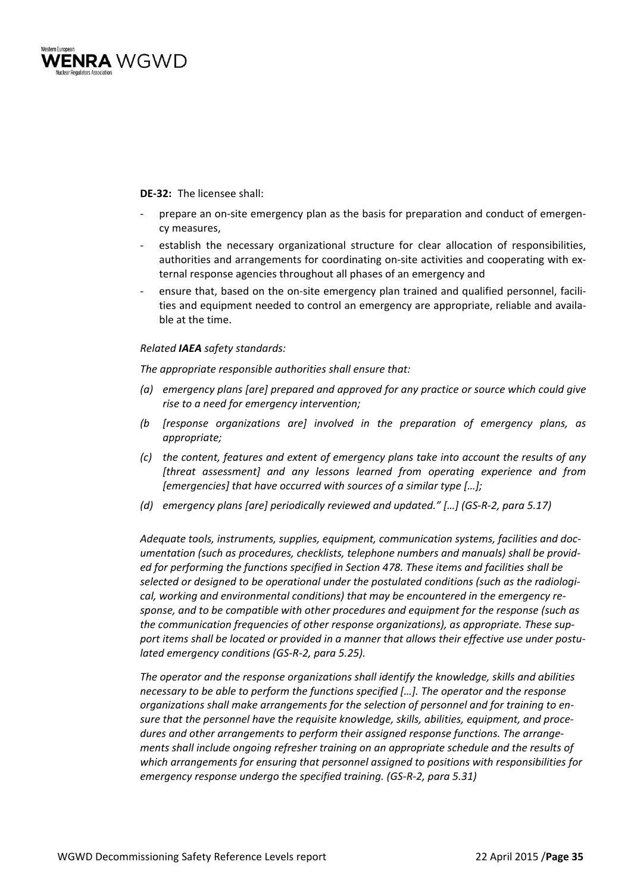**DE-32:** The licensee shall:

- prepare an on-site emergency plan as the basis for preparation and conduct of emergency measures,
- establish the necessary organizational structure for clear allocation of responsibilities, authorities and arrangements for coordinating on-site activities and cooperating with external response agencies throughout all phases of an emergency and
- ensure that, based on the on-site emergency plan trained and qualified personnel, facilities and equipment needed to control an emergency are appropriate, reliable and available at the time.

*Related **IAEA** safety standards:*

*The appropriate responsible authorities shall ensure that:*

*(a) emergency plans [are] prepared and approved for any practice or source which could give rise to a need for emergency intervention;*

*(b [response organizations are] involved in the preparation of emergency plans, as appropriate;*

*(c) the content, features and extent of emergency plans take into account the results of any [threat assessment] and any lessons learned from operating experience and from [emergencies] that have occurred with sources of a similar type […];*

*(d) emergency plans [are] periodically reviewed and updated." […] (GS-R-2, para 5.17)*

*Adequate tools, instruments, supplies, equipment, communication systems, facilities and documentation (such as procedures, checklists, telephone numbers and manuals) shall be provided for performing the functions specified in Section 478. These items and facilities shall be selected or designed to be operational under the postulated conditions (such as the radiological, working and environmental conditions) that may be encountered in the emergency response, and to be compatible with other procedures and equipment for the response (such as the communication frequencies of other response organizations), as appropriate. These support items shall be located or provided in a manner that allows their effective use under postulated emergency conditions (GS-R-2, para 5.25).*

*The operator and the response organizations shall identify the knowledge, skills and abilities necessary to be able to perform the functions specified […]. The operator and the response organizations shall make arrangements for the selection of personnel and for training to ensure that the personnel have the requisite knowledge, skills, abilities, equipment, and procedures and other arrangements to perform their assigned response functions. The arrangements shall include ongoing refresher training on an appropriate schedule and the results of which arrangements for ensuring that personnel assigned to positions with responsibilities for emergency response undergo the specified training. (GS-R-2, para 5.31)*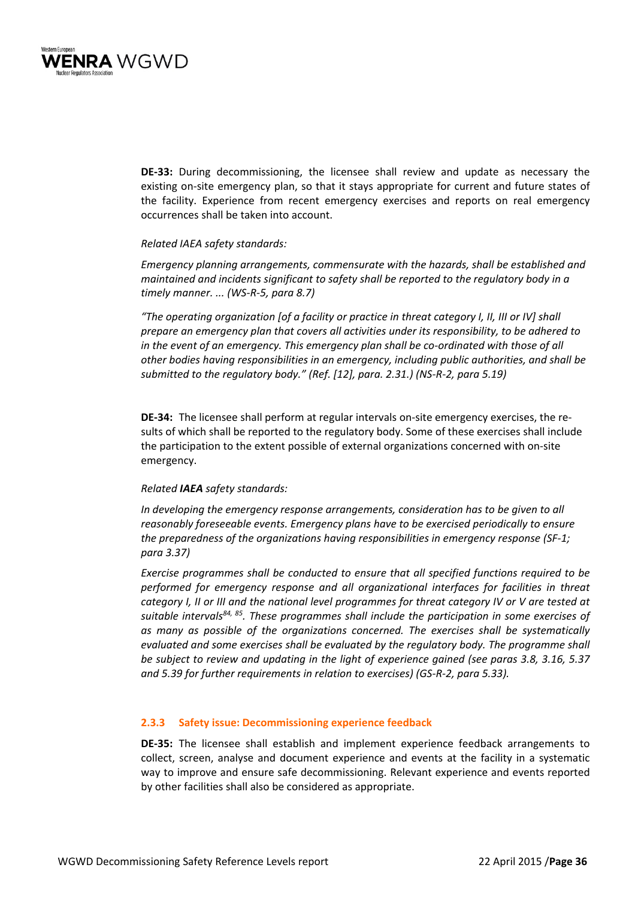**DE-33:** During decommissioning, the licensee shall review and update as necessary the existing on-site emergency plan, so that it stays appropriate for current and future states of the facility. Experience from recent emergency exercises and reports on real emergency occurrences shall be taken into account.

*Related IAEA safety standards:*

*Emergency planning arrangements, commensurate with the hazards, shall be established and maintained and incidents significant to safety shall be reported to the regulatory body in a timely manner. ... (WS-R-5, para 8.7)*

*"The operating organization [of a facility or practice in threat category I, II, III or IV] shall prepare an emergency plan that covers all activities under its responsibility, to be adhered to in the event of an emergency. This emergency plan shall be co-ordinated with those of all other bodies having responsibilities in an emergency, including public authorities, and shall be submitted to the regulatory body." (Ref. [12], para. 2.31.) (NS-R-2, para 5.19)*

**DE-34:** The licensee shall perform at regular intervals on-site emergency exercises, the results of which shall be reported to the regulatory body. Some of these exercises shall include the participation to the extent possible of external organizations concerned with on-site emergency.

*Related **IAEA** safety standards:*

*In developing the emergency response arrangements, consideration has to be given to all reasonably foreseeable events. Emergency plans have to be exercised periodically to ensure the preparedness of the organizations having responsibilities in emergency response (SF-1; para 3.37)*

*Exercise programmes shall be conducted to ensure that all specified functions required to be performed for emergency response and all organizational interfaces for facilities in threat category I, II or III and the national level programmes for threat category IV or V are tested at suitable intervals[84, 85]. These programmes shall include the participation in some exercises of as many as possible of the organizations concerned. The exercises shall be systematically evaluated and some exercises shall be evaluated by the regulatory body. The programme shall be subject to review and updating in the light of experience gained (see paras 3.8, 3.16, 5.37 and 5.39 for further requirements in relation to exercises) (GS-R-2, para 5.33).*

### 2.3.3 Safety issue: Decommissioning experience feedback

**DE-35:** The licensee shall establish and implement experience feedback arrangements to collect, screen, analyse and document experience and events at the facility in a systematic way to improve and ensure safe decommissioning. Relevant experience and events reported by other facilities shall also be considered as appropriate.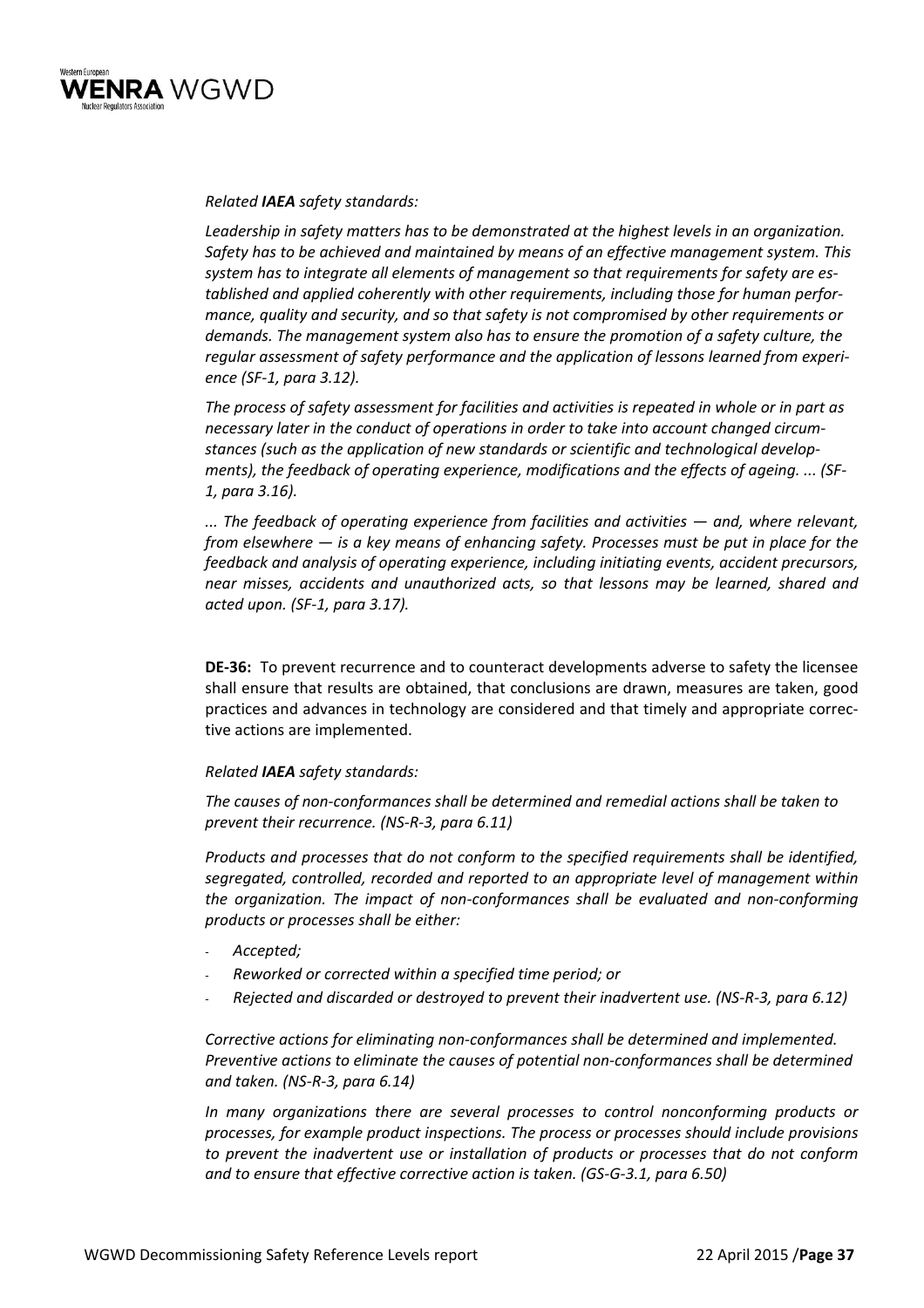*Related **IAEA** safety standards:*

*Leadership in safety matters has to be demonstrated at the highest levels in an organization. Safety has to be achieved and maintained by means of an effective management system. This system has to integrate all elements of management so that requirements for safety are established and applied coherently with other requirements, including those for human performance, quality and security, and so that safety is not compromised by other requirements or demands. The management system also has to ensure the promotion of a safety culture, the regular assessment of safety performance and the application of lessons learned from experience (SF-1, para 3.12).*

*The process of safety assessment for facilities and activities is repeated in whole or in part as necessary later in the conduct of operations in order to take into account changed circumstances (such as the application of new standards or scientific and technological developments), the feedback of operating experience, modifications and the effects of ageing. ... (SF-1, para 3.16).*

*... The feedback of operating experience from facilities and activities — and, where relevant, from elsewhere — is a key means of enhancing safety. Processes must be put in place for the feedback and analysis of operating experience, including initiating events, accident precursors, near misses, accidents and unauthorized acts, so that lessons may be learned, shared and acted upon. (SF-1, para 3.17).*

**DE-36:** To prevent recurrence and to counteract developments adverse to safety the licensee shall ensure that results are obtained, that conclusions are drawn, measures are taken, good practices and advances in technology are considered and that timely and appropriate corrective actions are implemented.

*Related **IAEA** safety standards:*

*The causes of non-conformances shall be determined and remedial actions shall be taken to prevent their recurrence. (NS-R-3, para 6.11)*

*Products and processes that do not conform to the specified requirements shall be identified, segregated, controlled, recorded and reported to an appropriate level of management within the organization. The impact of non-conformances shall be evaluated and non-conforming products or processes shall be either:*

- *Accepted;*
- *Reworked or corrected within a specified time period; or*
- *Rejected and discarded or destroyed to prevent their inadvertent use. (NS-R-3, para 6.12)*

*Corrective actions for eliminating non-conformances shall be determined and implemented. Preventive actions to eliminate the causes of potential non-conformances shall be determined and taken. (NS-R-3, para 6.14)*

*In many organizations there are several processes to control nonconforming products or processes, for example product inspections. The process or processes should include provisions to prevent the inadvertent use or installation of products or processes that do not conform and to ensure that effective corrective action is taken. (GS-G-3.1, para 6.50)*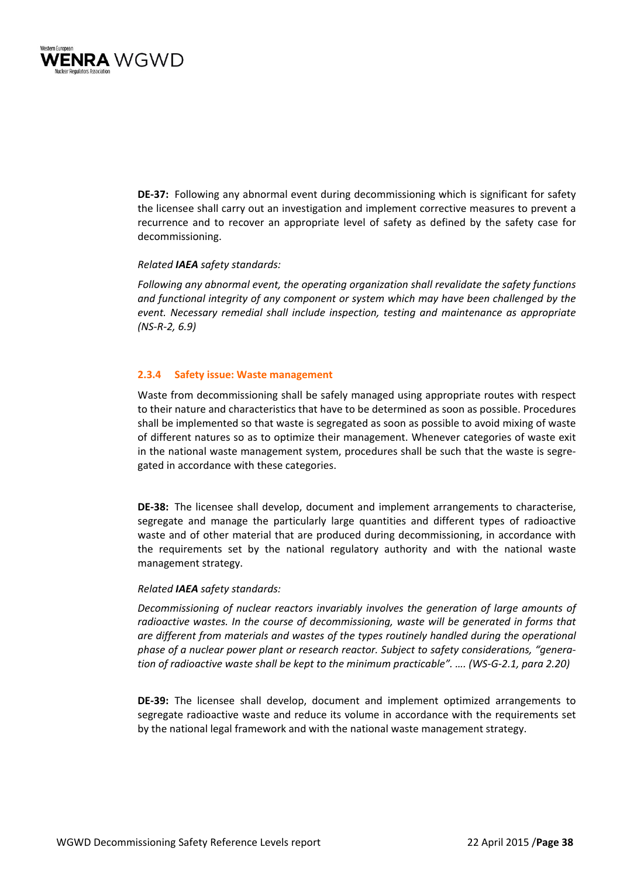**DE-37:** Following any abnormal event during decommissioning which is significant for safety the licensee shall carry out an investigation and implement corrective measures to prevent a recurrence and to recover an appropriate level of safety as defined by the safety case for decommissioning.

*Related **IAEA** safety standards:*

*Following any abnormal event, the operating organization shall revalidate the safety functions and functional integrity of any component or system which may have been challenged by the event. Necessary remedial shall include inspection, testing and maintenance as appropriate (NS-R-2, 6.9)*

### 2.3.4 Safety issue: Waste management

Waste from decommissioning shall be safely managed using appropriate routes with respect to their nature and characteristics that have to be determined as soon as possible. Procedures shall be implemented so that waste is segregated as soon as possible to avoid mixing of waste of different natures so as to optimize their management. Whenever categories of waste exit in the national waste management system, procedures shall be such that the waste is segregated in accordance with these categories.

**DE-38:** The licensee shall develop, document and implement arrangements to characterise, segregate and manage the particularly large quantities and different types of radioactive waste and of other material that are produced during decommissioning, in accordance with the requirements set by the national regulatory authority and with the national waste management strategy.

*Related **IAEA** safety standards:*

*Decommissioning of nuclear reactors invariably involves the generation of large amounts of radioactive wastes. In the course of decommissioning, waste will be generated in forms that are different from materials and wastes of the types routinely handled during the operational phase of a nuclear power plant or research reactor. Subject to safety considerations, "generation of radioactive waste shall be kept to the minimum practicable". …. (WS-G-2.1, para 2.20)*

**DE-39:** The licensee shall develop, document and implement optimized arrangements to segregate radioactive waste and reduce its volume in accordance with the requirements set by the national legal framework and with the national waste management strategy.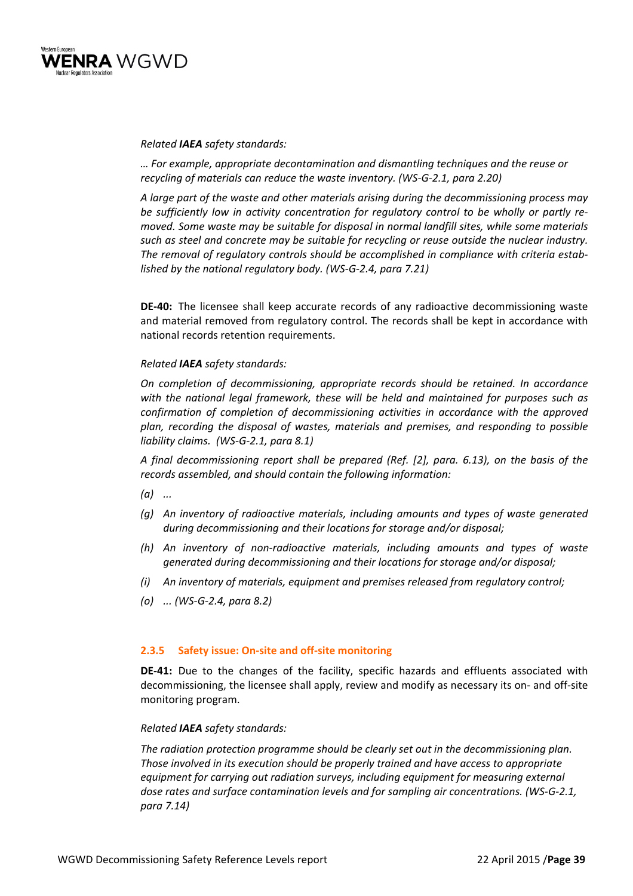*Related **IAEA** safety standards:*

*… For example, appropriate decontamination and dismantling techniques and the reuse or recycling of materials can reduce the waste inventory. (WS-G-2.1, para 2.20)*

*A large part of the waste and other materials arising during the decommissioning process may be sufficiently low in activity concentration for regulatory control to be wholly or partly removed. Some waste may be suitable for disposal in normal landfill sites, while some materials such as steel and concrete may be suitable for recycling or reuse outside the nuclear industry. The removal of regulatory controls should be accomplished in compliance with criteria established by the national regulatory body. (WS-G-2.4, para 7.21)*

**DE-40:** The licensee shall keep accurate records of any radioactive decommissioning waste and material removed from regulatory control. The records shall be kept in accordance with national records retention requirements.

*Related **IAEA** safety standards:*

*On completion of decommissioning, appropriate records should be retained. In accordance with the national legal framework, these will be held and maintained for purposes such as confirmation of completion of decommissioning activities in accordance with the approved plan, recording the disposal of wastes, materials and premises, and responding to possible liability claims. (WS-G-2.1, para 8.1)*

*A final decommissioning report shall be prepared (Ref. [2], para. 6.13), on the basis of the records assembled, and should contain the following information:*

- *(a) ...*
- *(g) An inventory of radioactive materials, including amounts and types of waste generated during decommissioning and their locations for storage and/or disposal;*
- *(h) An inventory of non-radioactive materials, including amounts and types of waste generated during decommissioning and their locations for storage and/or disposal;*
- *(i) An inventory of materials, equipment and premises released from regulatory control;*
- *(o) ... (WS-G-2.4, para 8.2)*

### 2.3.5 Safety issue: On-site and off-site monitoring

**DE-41:** Due to the changes of the facility, specific hazards and effluents associated with decommissioning, the licensee shall apply, review and modify as necessary its on- and off-site monitoring program.

*Related **IAEA** safety standards:*

*The radiation protection programme should be clearly set out in the decommissioning plan. Those involved in its execution should be properly trained and have access to appropriate equipment for carrying out radiation surveys, including equipment for measuring external dose rates and surface contamination levels and for sampling air concentrations. (WS-G-2.1, para 7.14)*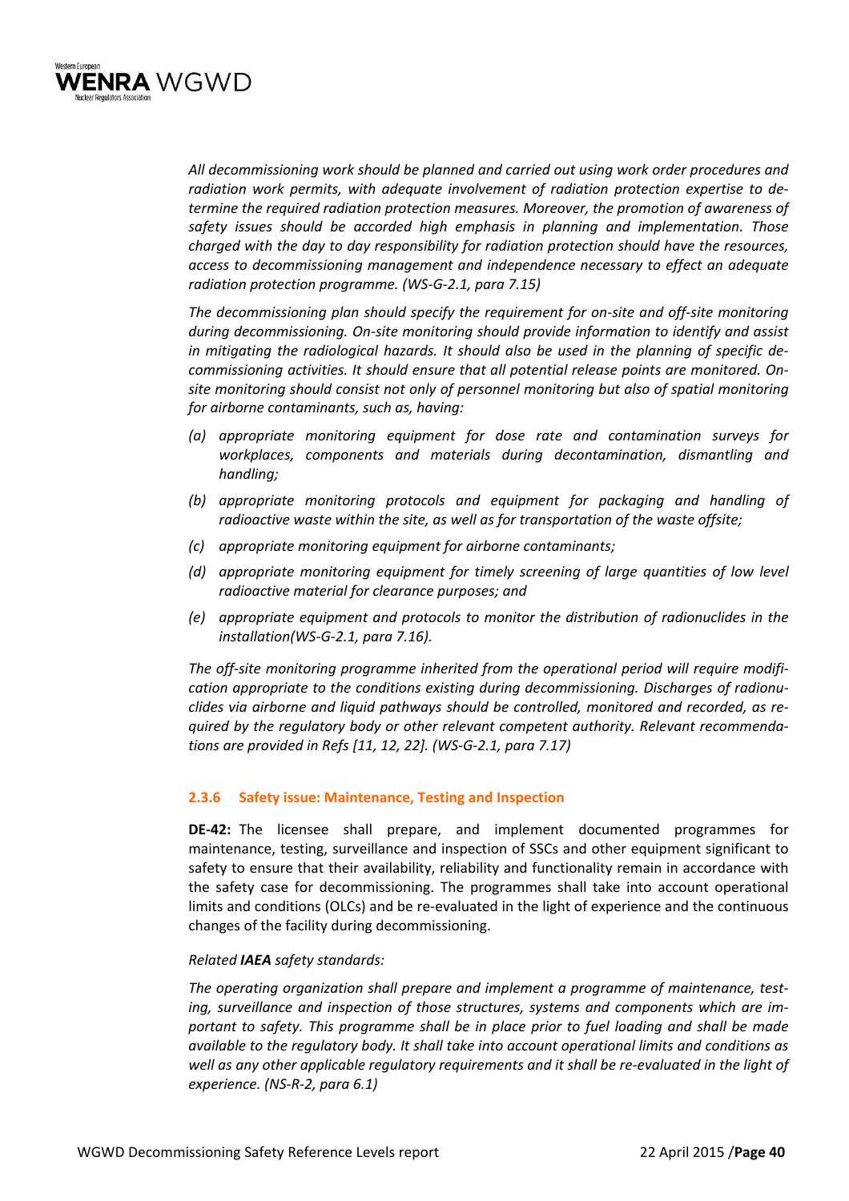*All decommissioning work should be planned and carried out using work order procedures and radiation work permits, with adequate involvement of radiation protection expertise to determine the required radiation protection measures. Moreover, the promotion of awareness of safety issues should be accorded high emphasis in planning and implementation. Those charged with the day to day responsibility for radiation protection should have the resources, access to decommissioning management and independence necessary to effect an adequate radiation protection programme. (WS-G-2.1, para 7.15)*

*The decommissioning plan should specify the requirement for on-site and off-site monitoring during decommissioning. On-site monitoring should provide information to identify and assist in mitigating the radiological hazards. It should also be used in the planning of specific decommissioning activities. It should ensure that all potential release points are monitored. On-site monitoring should consist not only of personnel monitoring but also of spatial monitoring for airborne contaminants, such as, having:*

- *(a) appropriate monitoring equipment for dose rate and contamination surveys for workplaces, components and materials during decontamination, dismantling and handling;*
- *(b) appropriate monitoring protocols and equipment for packaging and handling of radioactive waste within the site, as well as for transportation of the waste offsite;*
- *(c) appropriate monitoring equipment for airborne contaminants;*
- *(d) appropriate monitoring equipment for timely screening of large quantities of low level radioactive material for clearance purposes; and*
- *(e) appropriate equipment and protocols to monitor the distribution of radionuclides in the installation(WS-G-2.1, para 7.16).*

*The off-site monitoring programme inherited from the operational period will require modification appropriate to the conditions existing during decommissioning. Discharges of radionuclides via airborne and liquid pathways should be controlled, monitored and recorded, as required by the regulatory body or other relevant competent authority. Relevant recommendations are provided in Refs [11, 12, 22]. (WS-G-2.1, para 7.17)*

### 2.3.6 Safety issue: Maintenance, Testing and Inspection

**DE-42:** The licensee shall prepare, and implement documented programmes for maintenance, testing, surveillance and inspection of SSCs and other equipment significant to safety to ensure that their availability, reliability and functionality remain in accordance with the safety case for decommissioning. The programmes shall take into account operational limits and conditions (OLCs) and be re-evaluated in the light of experience and the continuous changes of the facility during decommissioning.

*Related **IAEA** safety standards:*

*The operating organization shall prepare and implement a programme of maintenance, testing, surveillance and inspection of those structures, systems and components which are important to safety. This programme shall be in place prior to fuel loading and shall be made available to the regulatory body. It shall take into account operational limits and conditions as well as any other applicable regulatory requirements and it shall be re-evaluated in the light of experience. (NS-R-2, para 6.1)*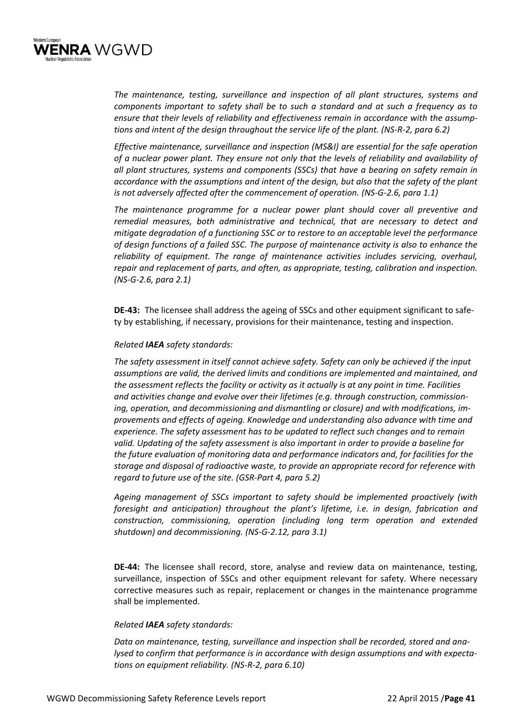*The maintenance, testing, surveillance and inspection of all plant structures, systems and components important to safety shall be to such a standard and at such a frequency as to ensure that their levels of reliability and effectiveness remain in accordance with the assumptions and intent of the design throughout the service life of the plant. (NS-R-2, para 6.2)*

*Effective maintenance, surveillance and inspection (MS&I) are essential for the safe operation of a nuclear power plant. They ensure not only that the levels of reliability and availability of all plant structures, systems and components (SSCs) that have a bearing on safety remain in accordance with the assumptions and intent of the design, but also that the safety of the plant is not adversely affected after the commencement of operation. (NS-G-2.6, para 1.1)*

*The maintenance programme for a nuclear power plant should cover all preventive and remedial measures, both administrative and technical, that are necessary to detect and mitigate degradation of a functioning SSC or to restore to an acceptable level the performance of design functions of a failed SSC. The purpose of maintenance activity is also to enhance the reliability of equipment. The range of maintenance activities includes servicing, overhaul, repair and replacement of parts, and often, as appropriate, testing, calibration and inspection. (NS-G-2.6, para 2.1)*

**DE-43:** The licensee shall address the ageing of SSCs and other equipment significant to safety by establishing, if necessary, provisions for their maintenance, testing and inspection.

*Related **IAEA** safety standards:*

*The safety assessment in itself cannot achieve safety. Safety can only be achieved if the input assumptions are valid, the derived limits and conditions are implemented and maintained, and the assessment reflects the facility or activity as it actually is at any point in time. Facilities and activities change and evolve over their lifetimes (e.g. through construction, commissioning, operation, and decommissioning and dismantling or closure) and with modifications, improvements and effects of ageing. Knowledge and understanding also advance with time and experience. The safety assessment has to be updated to reflect such changes and to remain valid. Updating of the safety assessment is also important in order to provide a baseline for the future evaluation of monitoring data and performance indicators and, for facilities for the storage and disposal of radioactive waste, to provide an appropriate record for reference with regard to future use of the site. (GSR-Part 4, para 5.2)*

*Ageing management of SSCs important to safety should be implemented proactively (with foresight and anticipation) throughout the plant's lifetime, i.e. in design, fabrication and construction, commissioning, operation (including long term operation and extended shutdown) and decommissioning. (NS-G-2.12, para 3.1)*

**DE-44:** The licensee shall record, store, analyse and review data on maintenance, testing, surveillance, inspection of SSCs and other equipment relevant for safety. Where necessary corrective measures such as repair, replacement or changes in the maintenance programme shall be implemented.

*Related **IAEA** safety standards:*

*Data on maintenance, testing, surveillance and inspection shall be recorded, stored and analysed to confirm that performance is in accordance with design assumptions and with expectations on equipment reliability. (NS-R-2, para 6.10)*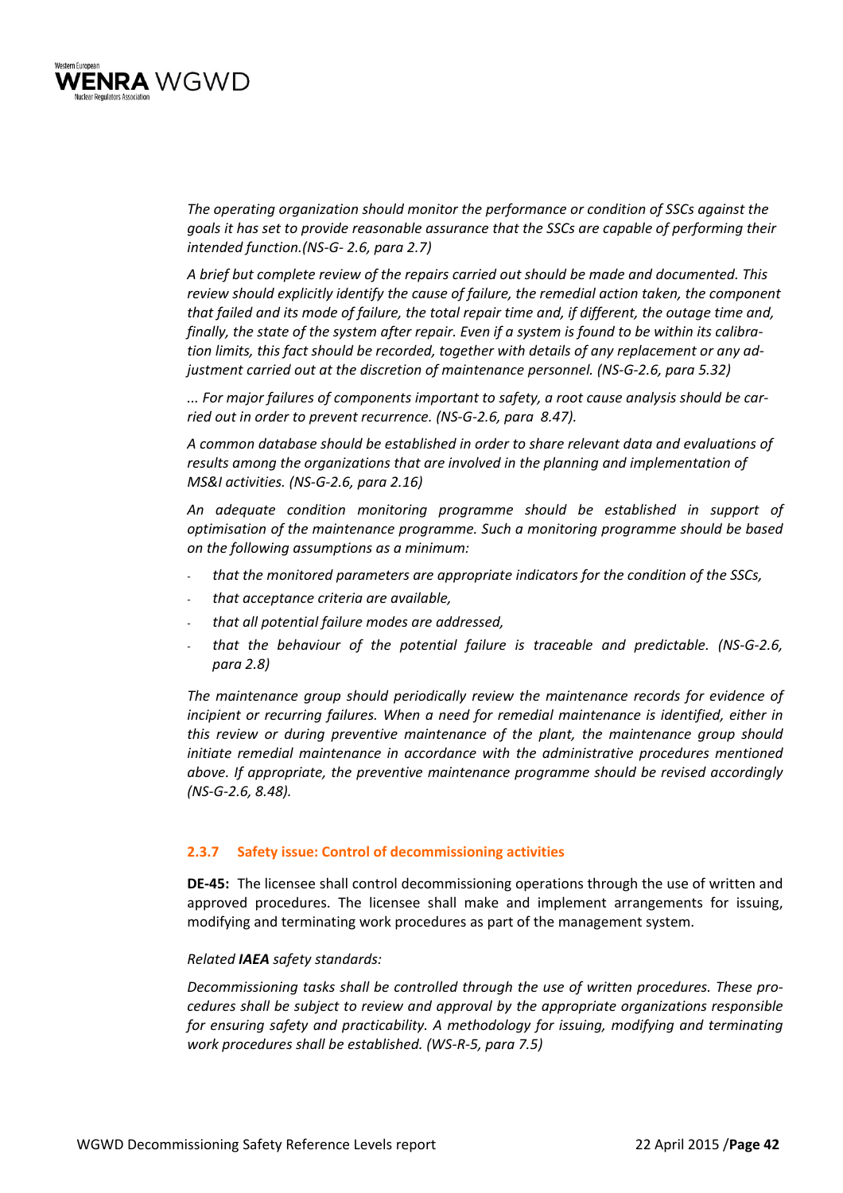*The operating organization should monitor the performance or condition of SSCs against the goals it has set to provide reasonable assurance that the SSCs are capable of performing their intended function.(NS-G- 2.6, para 2.7)*

*A brief but complete review of the repairs carried out should be made and documented. This review should explicitly identify the cause of failure, the remedial action taken, the component that failed and its mode of failure, the total repair time and, if different, the outage time and, finally, the state of the system after repair. Even if a system is found to be within its calibration limits, this fact should be recorded, together with details of any replacement or any adjustment carried out at the discretion of maintenance personnel. (NS-G-2.6, para 5.32)*

*... For major failures of components important to safety, a root cause analysis should be carried out in order to prevent recurrence. (NS-G-2.6, para 8.47).*

*A common database should be established in order to share relevant data and evaluations of results among the organizations that are involved in the planning and implementation of MS&I activities. (NS-G-2.6, para 2.16)*

*An adequate condition monitoring programme should be established in support of optimisation of the maintenance programme. Such a monitoring programme should be based on the following assumptions as a minimum:*

- *that the monitored parameters are appropriate indicators for the condition of the SSCs,*
- *that acceptance criteria are available,*
- *that all potential failure modes are addressed,*
- *that the behaviour of the potential failure is traceable and predictable. (NS-G-2.6, para 2.8)*

*The maintenance group should periodically review the maintenance records for evidence of incipient or recurring failures. When a need for remedial maintenance is identified, either in this review or during preventive maintenance of the plant, the maintenance group should initiate remedial maintenance in accordance with the administrative procedures mentioned above. If appropriate, the preventive maintenance programme should be revised accordingly (NS-G-2.6, 8.48).*

### 2.3.7 Safety issue: Control of decommissioning activities

**DE-45:** The licensee shall control decommissioning operations through the use of written and approved procedures. The licensee shall make and implement arrangements for issuing, modifying and terminating work procedures as part of the management system.

*Related **IAEA** safety standards:*

*Decommissioning tasks shall be controlled through the use of written procedures. These procedures shall be subject to review and approval by the appropriate organizations responsible for ensuring safety and practicability. A methodology for issuing, modifying and terminating work procedures shall be established. (WS-R-5, para 7.5)*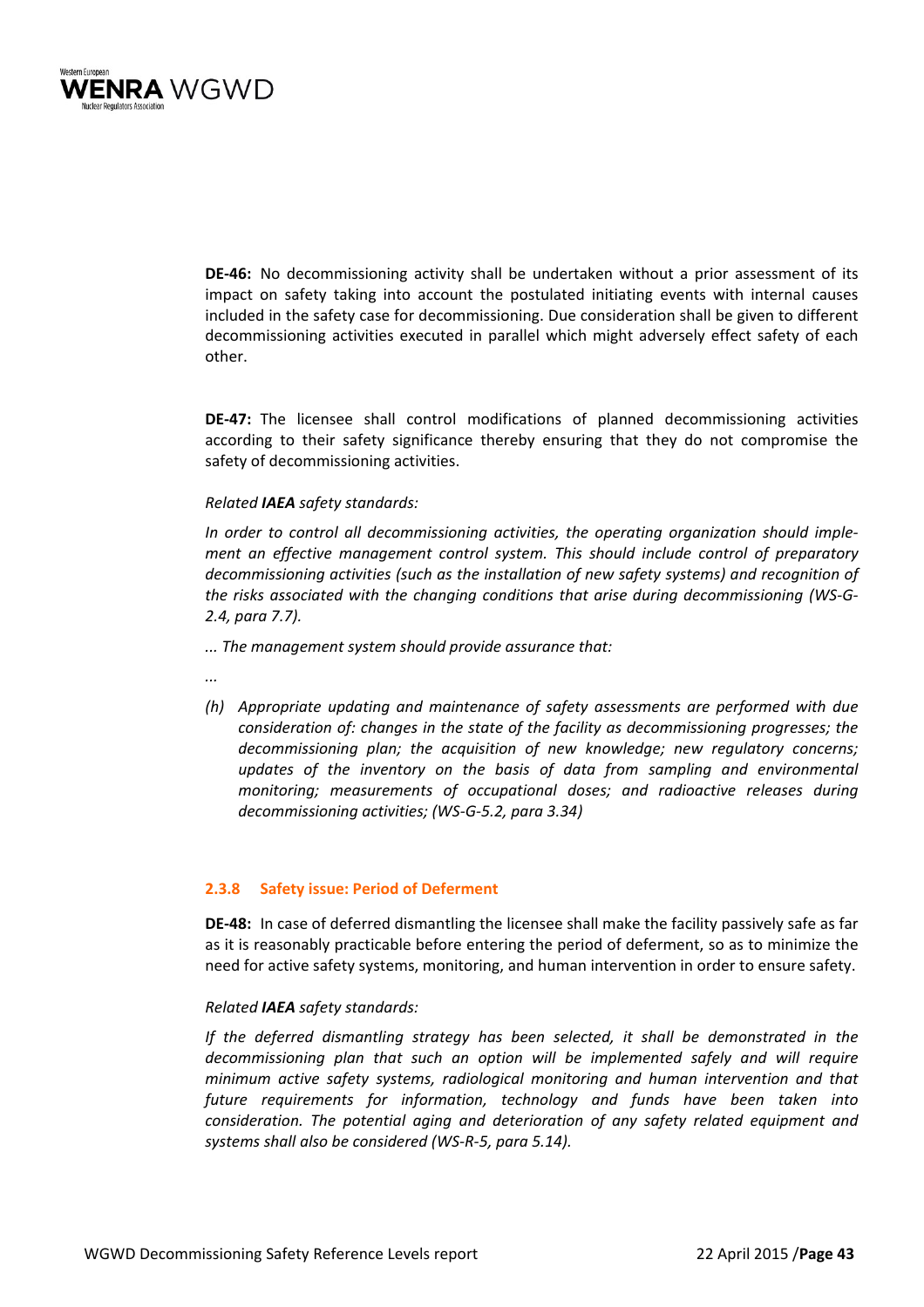**DE-46:** No decommissioning activity shall be undertaken without a prior assessment of its impact on safety taking into account the postulated initiating events with internal causes included in the safety case for decommissioning. Due consideration shall be given to different decommissioning activities executed in parallel which might adversely effect safety of each other.

**DE-47:** The licensee shall control modifications of planned decommissioning activities according to their safety significance thereby ensuring that they do not compromise the safety of decommissioning activities.

*Related **IAEA** safety standards:*

*In order to control all decommissioning activities, the operating organization should implement an effective management control system. This should include control of preparatory decommissioning activities (such as the installation of new safety systems) and recognition of the risks associated with the changing conditions that arise during decommissioning (WS-G-2.4, para 7.7).*

*... The management system should provide assurance that:*

*...*

*(h) Appropriate updating and maintenance of safety assessments are performed with due consideration of: changes in the state of the facility as decommissioning progresses; the decommissioning plan; the acquisition of new knowledge; new regulatory concerns; updates of the inventory on the basis of data from sampling and environmental monitoring; measurements of occupational doses; and radioactive releases during decommissioning activities; (WS-G-5.2, para 3.34)*

### 2.3.8 Safety issue: Period of Deferment

**DE-48:** In case of deferred dismantling the licensee shall make the facility passively safe as far as it is reasonably practicable before entering the period of deferment, so as to minimize the need for active safety systems, monitoring, and human intervention in order to ensure safety.

*Related **IAEA** safety standards:*

*If the deferred dismantling strategy has been selected, it shall be demonstrated in the decommissioning plan that such an option will be implemented safely and will require minimum active safety systems, radiological monitoring and human intervention and that future requirements for information, technology and funds have been taken into consideration. The potential aging and deterioration of any safety related equipment and systems shall also be considered (WS-R-5, para 5.14).*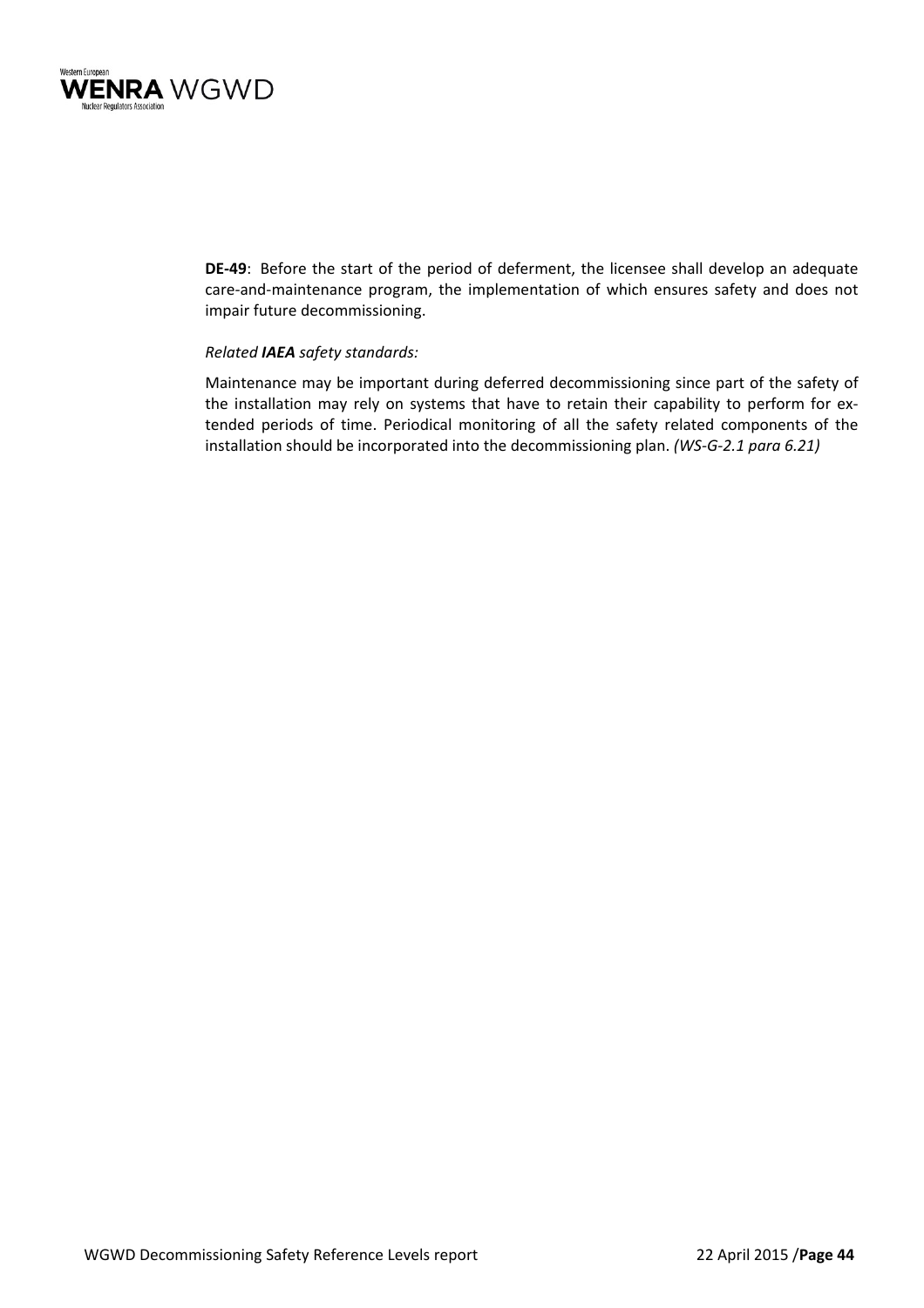**DE-49**: Before the start of the period of deferment, the licensee shall develop an adequate care-and-maintenance program, the implementation of which ensures safety and does not impair future decommissioning.

*Related **IAEA** safety standards:*

Maintenance may be important during deferred decommissioning since part of the safety of the installation may rely on systems that have to retain their capability to perform for extended periods of time. Periodical monitoring of all the safety related components of the installation should be incorporated into the decommissioning plan. *(WS-G-2.1 para 6.21)*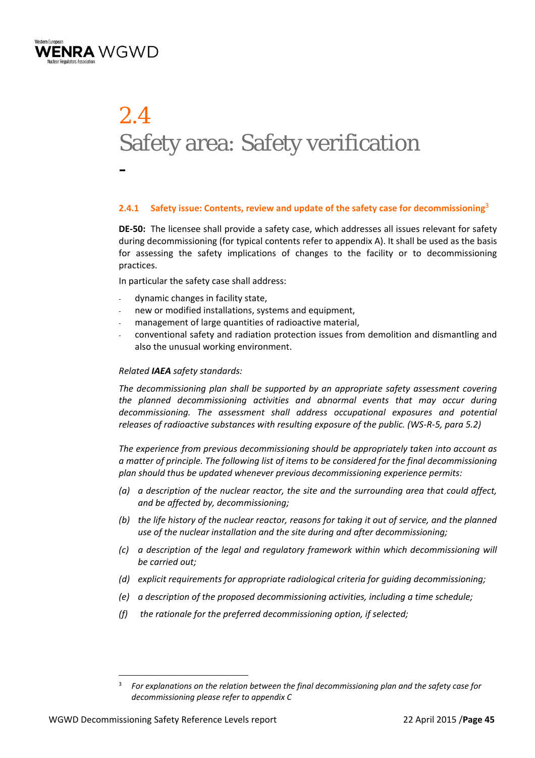# 2.4 Safety area: Safety verification

### 2.4.1 Safety issue: Contents, review and update of the safety case for decommissioning[3]

**DE-50:** The licensee shall provide a safety case, which addresses all issues relevant for safety during decommissioning (for typical contents refer to appendix A). It shall be used as the basis for assessing the safety implications of changes to the facility or to decommissioning practices.

In particular the safety case shall address:

- dynamic changes in facility state,
- new or modified installations, systems and equipment,
- management of large quantities of radioactive material,
- conventional safety and radiation protection issues from demolition and dismantling and also the unusual working environment.

*Related **IAEA** safety standards:*

*The decommissioning plan shall be supported by an appropriate safety assessment covering the planned decommissioning activities and abnormal events that may occur during decommissioning. The assessment shall address occupational exposures and potential releases of radioactive substances with resulting exposure of the public. (WS-R-5, para 5.2)*

*The experience from previous decommissioning should be appropriately taken into account as a matter of principle. The following list of items to be considered for the final decommissioning plan should thus be updated whenever previous decommissioning experience permits:*

- *(a) a description of the nuclear reactor, the site and the surrounding area that could affect, and be affected by, decommissioning;*
- *(b) the life history of the nuclear reactor, reasons for taking it out of service, and the planned use of the nuclear installation and the site during and after decommissioning;*
- *(c) a description of the legal and regulatory framework within which decommissioning will be carried out;*
- *(d) explicit requirements for appropriate radiological criteria for guiding decommissioning;*
- *(e) a description of the proposed decommissioning activities, including a time schedule;*
- *(f) the rationale for the preferred decommissioning option, if selected;*

---

[3] *For explanations on the relation between the final decommissioning plan and the safety case for decommissioning please refer to appendix C*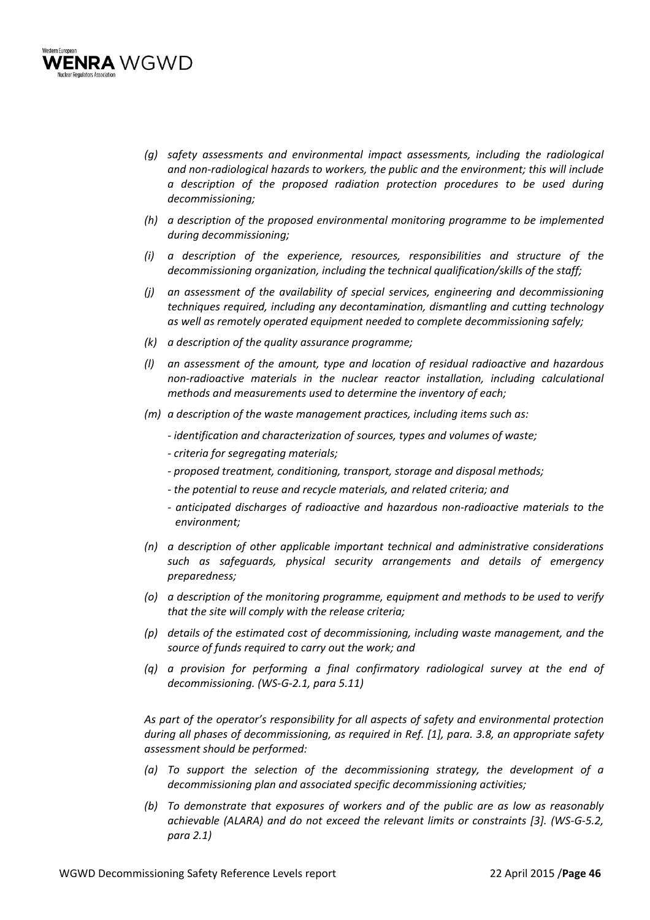*(g) safety assessments and environmental impact assessments, including the radiological and non-radiological hazards to workers, the public and the environment; this will include a description of the proposed radiation protection procedures to be used during decommissioning;*

*(h) a description of the proposed environmental monitoring programme to be implemented during decommissioning;*

*(i) a description of the experience, resources, responsibilities and structure of the decommissioning organization, including the technical qualification/skills of the staff;*

*(j) an assessment of the availability of special services, engineering and decommissioning techniques required, including any decontamination, dismantling and cutting technology as well as remotely operated equipment needed to complete decommissioning safely;*

*(k) a description of the quality assurance programme;*

*(l) an assessment of the amount, type and location of residual radioactive and hazardous non-radioactive materials in the nuclear reactor installation, including calculational methods and measurements used to determine the inventory of each;*

*(m) a description of the waste management practices, including items such as:*

*- identification and characterization of sources, types and volumes of waste;*

*- criteria for segregating materials;*

*- proposed treatment, conditioning, transport, storage and disposal methods;*

*- the potential to reuse and recycle materials, and related criteria; and*

*- anticipated discharges of radioactive and hazardous non-radioactive materials to the environment;*

*(n) a description of other applicable important technical and administrative considerations such as safeguards, physical security arrangements and details of emergency preparedness;*

*(o) a description of the monitoring programme, equipment and methods to be used to verify that the site will comply with the release criteria;*

*(p) details of the estimated cost of decommissioning, including waste management, and the source of funds required to carry out the work; and*

*(q) a provision for performing a final confirmatory radiological survey at the end of decommissioning. (WS-G-2.1, para 5.11)*

*As part of the operator's responsibility for all aspects of safety and environmental protection during all phases of decommissioning, as required in Ref. [1], para. 3.8, an appropriate safety assessment should be performed:*

*(a) To support the selection of the decommissioning strategy, the development of a decommissioning plan and associated specific decommissioning activities;*

*(b) To demonstrate that exposures of workers and of the public are as low as reasonably achievable (ALARA) and do not exceed the relevant limits or constraints [3]. (WS-G-5.2, para 2.1)*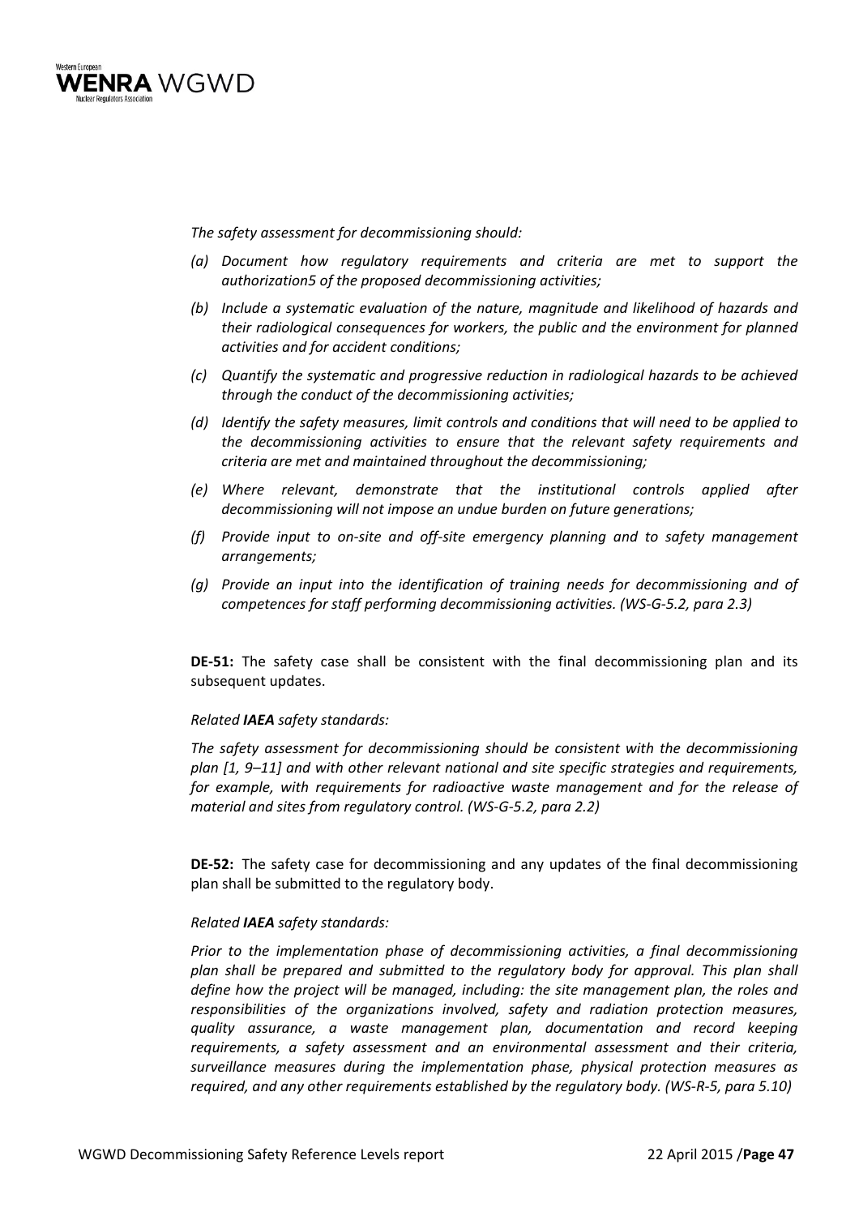*The safety assessment for decommissioning should:*

*(a) Document how regulatory requirements and criteria are met to support the authorization5 of the proposed decommissioning activities;*

*(b) Include a systematic evaluation of the nature, magnitude and likelihood of hazards and their radiological consequences for workers, the public and the environment for planned activities and for accident conditions;*

*(c) Quantify the systematic and progressive reduction in radiological hazards to be achieved through the conduct of the decommissioning activities;*

*(d) Identify the safety measures, limit controls and conditions that will need to be applied to the decommissioning activities to ensure that the relevant safety requirements and criteria are met and maintained throughout the decommissioning;*

*(e) Where relevant, demonstrate that the institutional controls applied after decommissioning will not impose an undue burden on future generations;*

*(f) Provide input to on-site and off-site emergency planning and to safety management arrangements;*

*(g) Provide an input into the identification of training needs for decommissioning and of competences for staff performing decommissioning activities. (WS-G-5.2, para 2.3)*

**DE-51:** The safety case shall be consistent with the final decommissioning plan and its subsequent updates.

*Related **IAEA** safety standards:*

*The safety assessment for decommissioning should be consistent with the decommissioning plan [1, 9–11] and with other relevant national and site specific strategies and requirements, for example, with requirements for radioactive waste management and for the release of material and sites from regulatory control. (WS-G-5.2, para 2.2)*

**DE-52:** The safety case for decommissioning and any updates of the final decommissioning plan shall be submitted to the regulatory body.

*Related **IAEA** safety standards:*

*Prior to the implementation phase of decommissioning activities, a final decommissioning plan shall be prepared and submitted to the regulatory body for approval. This plan shall define how the project will be managed, including: the site management plan, the roles and responsibilities of the organizations involved, safety and radiation protection measures, quality assurance, a waste management plan, documentation and record keeping requirements, a safety assessment and an environmental assessment and their criteria, surveillance measures during the implementation phase, physical protection measures as required, and any other requirements established by the regulatory body. (WS-R-5, para 5.10)*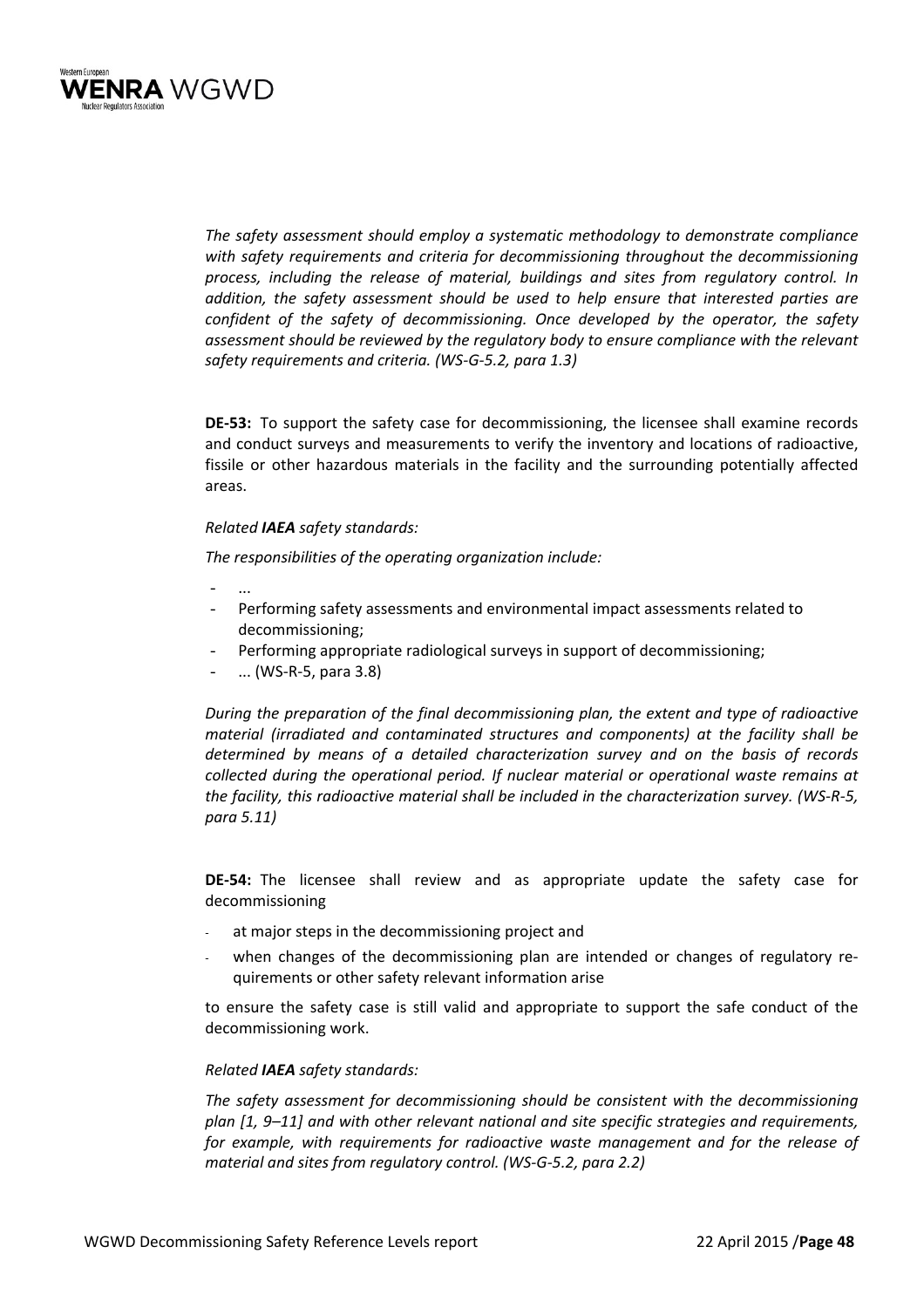*The safety assessment should employ a systematic methodology to demonstrate compliance with safety requirements and criteria for decommissioning throughout the decommissioning process, including the release of material, buildings and sites from regulatory control. In addition, the safety assessment should be used to help ensure that interested parties are confident of the safety of decommissioning. Once developed by the operator, the safety assessment should be reviewed by the regulatory body to ensure compliance with the relevant safety requirements and criteria. (WS-G-5.2, para 1.3)*

**DE-53:** To support the safety case for decommissioning, the licensee shall examine records and conduct surveys and measurements to verify the inventory and locations of radioactive, fissile or other hazardous materials in the facility and the surrounding potentially affected areas.

*Related **IAEA** safety standards:*

*The responsibilities of the operating organization include:*

- ...
- Performing safety assessments and environmental impact assessments related to decommissioning;
- Performing appropriate radiological surveys in support of decommissioning;
- ... (WS-R-5, para 3.8)

*During the preparation of the final decommissioning plan, the extent and type of radioactive material (irradiated and contaminated structures and components) at the facility shall be determined by means of a detailed characterization survey and on the basis of records collected during the operational period. If nuclear material or operational waste remains at the facility, this radioactive material shall be included in the characterization survey. (WS-R-5, para 5.11)*

**DE-54:** The licensee shall review and as appropriate update the safety case for decommissioning

- at major steps in the decommissioning project and
- when changes of the decommissioning plan are intended or changes of regulatory requirements or other safety relevant information arise

to ensure the safety case is still valid and appropriate to support the safe conduct of the decommissioning work.

*Related **IAEA** safety standards:*

*The safety assessment for decommissioning should be consistent with the decommissioning plan [1, 9–11] and with other relevant national and site specific strategies and requirements, for example, with requirements for radioactive waste management and for the release of material and sites from regulatory control. (WS-G-5.2, para 2.2)*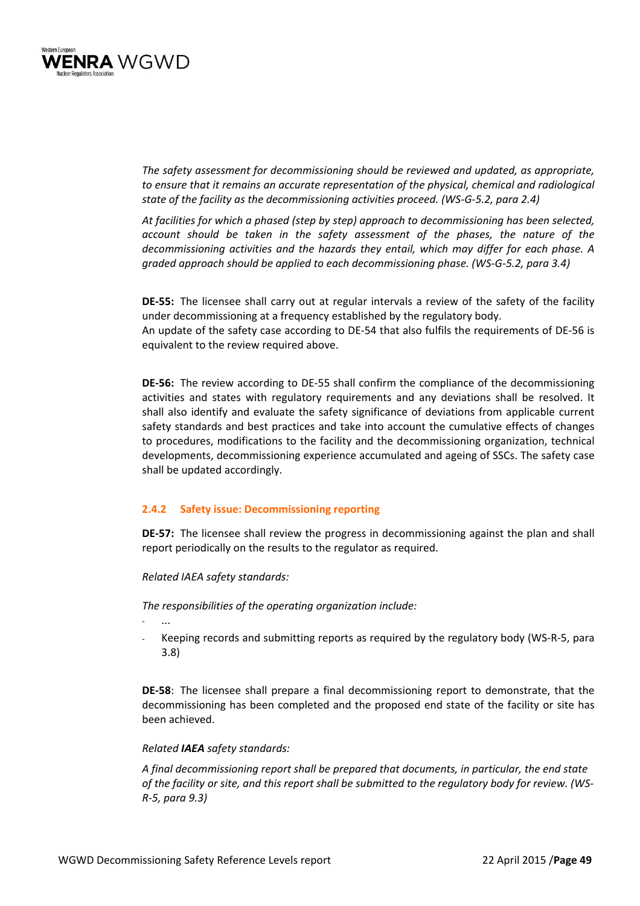*The safety assessment for decommissioning should be reviewed and updated, as appropriate, to ensure that it remains an accurate representation of the physical, chemical and radiological state of the facility as the decommissioning activities proceed. (WS-G-5.2, para 2.4)*

*At facilities for which a phased (step by step) approach to decommissioning has been selected, account should be taken in the safety assessment of the phases, the nature of the decommissioning activities and the hazards they entail, which may differ for each phase. A graded approach should be applied to each decommissioning phase. (WS-G-5.2, para 3.4)*

**DE-55:** The licensee shall carry out at regular intervals a review of the safety of the facility under decommissioning at a frequency established by the regulatory body.
An update of the safety case according to DE-54 that also fulfils the requirements of DE-56 is equivalent to the review required above.

**DE-56:** The review according to DE-55 shall confirm the compliance of the decommissioning activities and states with regulatory requirements and any deviations shall be resolved. It shall also identify and evaluate the safety significance of deviations from applicable current safety standards and best practices and take into account the cumulative effects of changes to procedures, modifications to the facility and the decommissioning organization, technical developments, decommissioning experience accumulated and ageing of SSCs. The safety case shall be updated accordingly.

### 2.4.2 Safety issue: Decommissioning reporting

**DE-57:** The licensee shall review the progress in decommissioning against the plan and shall report periodically on the results to the regulator as required.

*Related IAEA safety standards:*

*The responsibilities of the operating organization include:*

- ...
- Keeping records and submitting reports as required by the regulatory body (WS-R-5, para 3.8)

**DE-58**: The licensee shall prepare a final decommissioning report to demonstrate, that the decommissioning has been completed and the proposed end state of the facility or site has been achieved.

*Related **IAEA** safety standards:*

*A final decommissioning report shall be prepared that documents, in particular, the end state of the facility or site, and this report shall be submitted to the regulatory body for review. (WS-R-5, para 9.3)*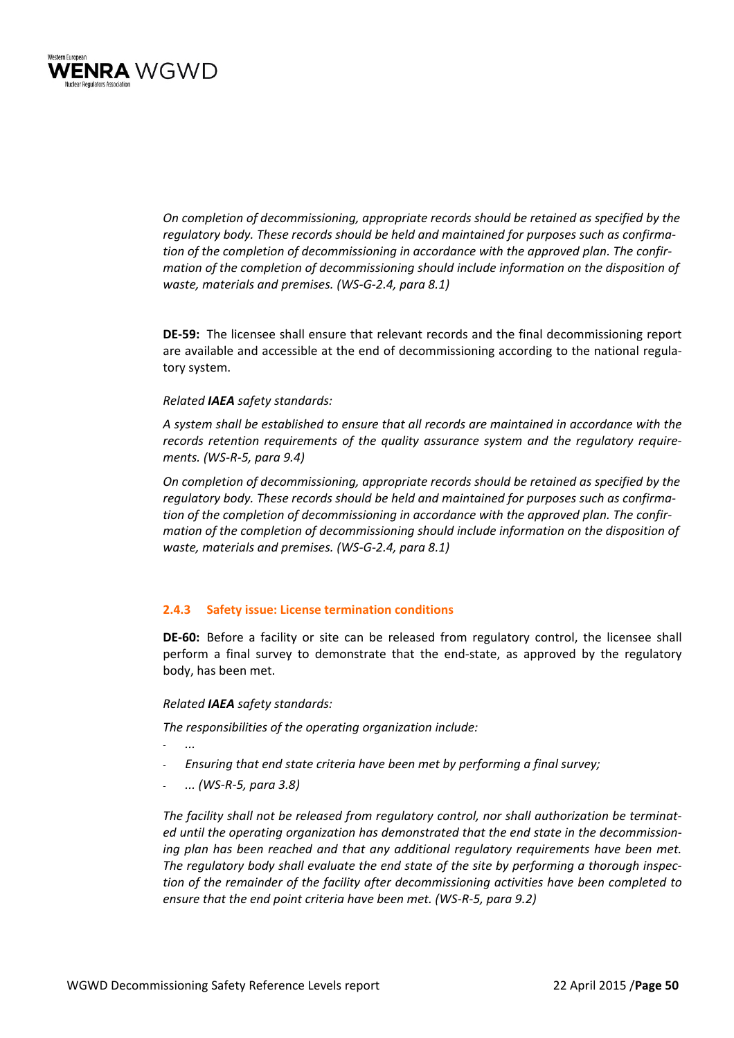*On completion of decommissioning, appropriate records should be retained as specified by the regulatory body. These records should be held and maintained for purposes such as confirmation of the completion of decommissioning in accordance with the approved plan. The confirmation of the completion of decommissioning should include information on the disposition of waste, materials and premises. (WS-G-2.4, para 8.1)*

**DE-59:** The licensee shall ensure that relevant records and the final decommissioning report are available and accessible at the end of decommissioning according to the national regulatory system.

*Related* ***IAEA*** *safety standards:*

*A system shall be established to ensure that all records are maintained in accordance with the records retention requirements of the quality assurance system and the regulatory requirements. (WS-R-5, para 9.4)*

*On completion of decommissioning, appropriate records should be retained as specified by the regulatory body. These records should be held and maintained for purposes such as confirmation of the completion of decommissioning in accordance with the approved plan. The confirmation of the completion of decommissioning should include information on the disposition of waste, materials and premises. (WS-G-2.4, para 8.1)*

### 2.4.3 Safety issue: License termination conditions

**DE-60:** Before a facility or site can be released from regulatory control, the licensee shall perform a final survey to demonstrate that the end-state, as approved by the regulatory body, has been met.

*Related* ***IAEA*** *safety standards:*

*The responsibilities of the operating organization include:*

- *...*
- *Ensuring that end state criteria have been met by performing a final survey;*
- *... (WS-R-5, para 3.8)*

*The facility shall not be released from regulatory control, nor shall authorization be terminated until the operating organization has demonstrated that the end state in the decommissioning plan has been reached and that any additional regulatory requirements have been met. The regulatory body shall evaluate the end state of the site by performing a thorough inspection of the remainder of the facility after decommissioning activities have been completed to ensure that the end point criteria have been met. (WS-R-5, para 9.2)*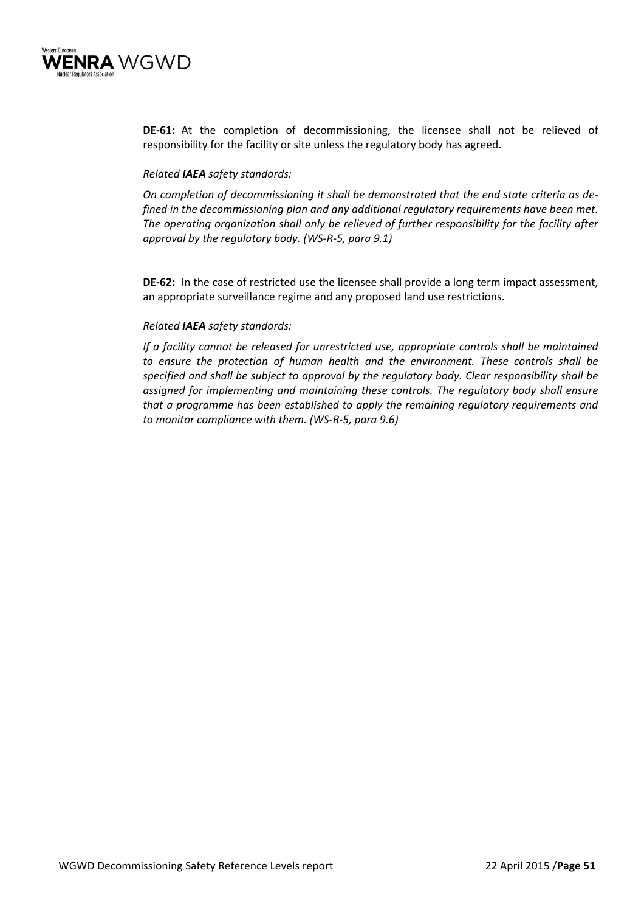**DE-61:** At the completion of decommissioning, the licensee shall not be relieved of responsibility for the facility or site unless the regulatory body has agreed.

*Related **IAEA** safety standards:*

*On completion of decommissioning it shall be demonstrated that the end state criteria as defined in the decommissioning plan and any additional regulatory requirements have been met. The operating organization shall only be relieved of further responsibility for the facility after approval by the regulatory body. (WS-R-5, para 9.1)*

**DE-62:** In the case of restricted use the licensee shall provide a long term impact assessment, an appropriate surveillance regime and any proposed land use restrictions.

*Related **IAEA** safety standards:*

*If a facility cannot be released for unrestricted use, appropriate controls shall be maintained to ensure the protection of human health and the environment. These controls shall be specified and shall be subject to approval by the regulatory body. Clear responsibility shall be assigned for implementing and maintaining these controls. The regulatory body shall ensure that a programme has been established to apply the remaining regulatory requirements and to monitor compliance with them. (WS-R-5, para 9.6)*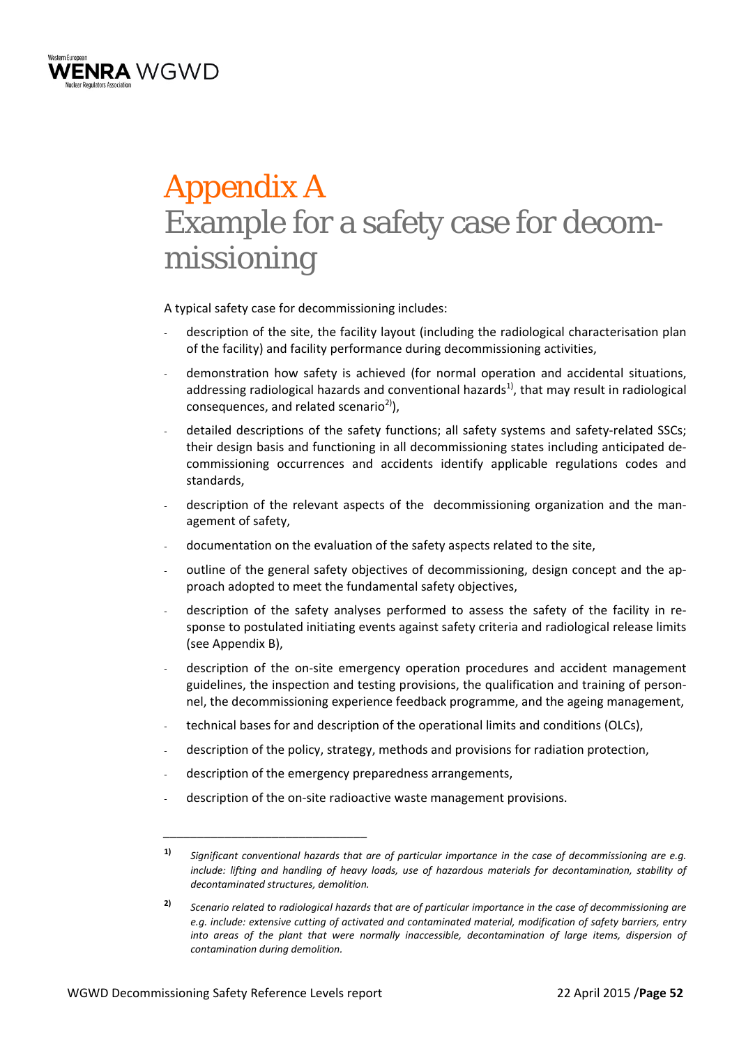# Appendix A
# Example for a safety case for decommissioning

A typical safety case for decommissioning includes:

- description of the site, the facility layout (including the radiological characterisation plan of the facility) and facility performance during decommissioning activities,
- demonstration how safety is achieved (for normal operation and accidental situations, addressing radiological hazards and conventional hazards[1)], that may result in radiological consequences, and related scenario[2)]),
- detailed descriptions of the safety functions; all safety systems and safety-related SSCs; their design basis and functioning in all decommissioning states including anticipated decommissioning occurrences and accidents identify applicable regulations codes and standards,
- description of the relevant aspects of the decommissioning organization and the management of safety,
- documentation on the evaluation of the safety aspects related to the site,
- outline of the general safety objectives of decommissioning, design concept and the approach adopted to meet the fundamental safety objectives,
- description of the safety analyses performed to assess the safety of the facility in response to postulated initiating events against safety criteria and radiological release limits (see Appendix B),
- description of the on-site emergency operation procedures and accident management guidelines, the inspection and testing provisions, the qualification and training of personnel, the decommissioning experience feedback programme, and the ageing management,
- technical bases for and description of the operational limits and conditions (OLCs),
- description of the policy, strategy, methods and provisions for radiation protection,
- description of the emergency preparedness arrangements,
- description of the on-site radioactive waste management provisions.

---

**1)** *Significant conventional hazards that are of particular importance in the case of decommissioning are e.g. include: lifting and handling of heavy loads, use of hazardous materials for decontamination, stability of decontaminated structures, demolition.*

**2)** *Scenario related to radiological hazards that are of particular importance in the case of decommissioning are e.g. include: extensive cutting of activated and contaminated material, modification of safety barriers, entry into areas of the plant that were normally inaccessible, decontamination of large items, dispersion of contamination during demolition.*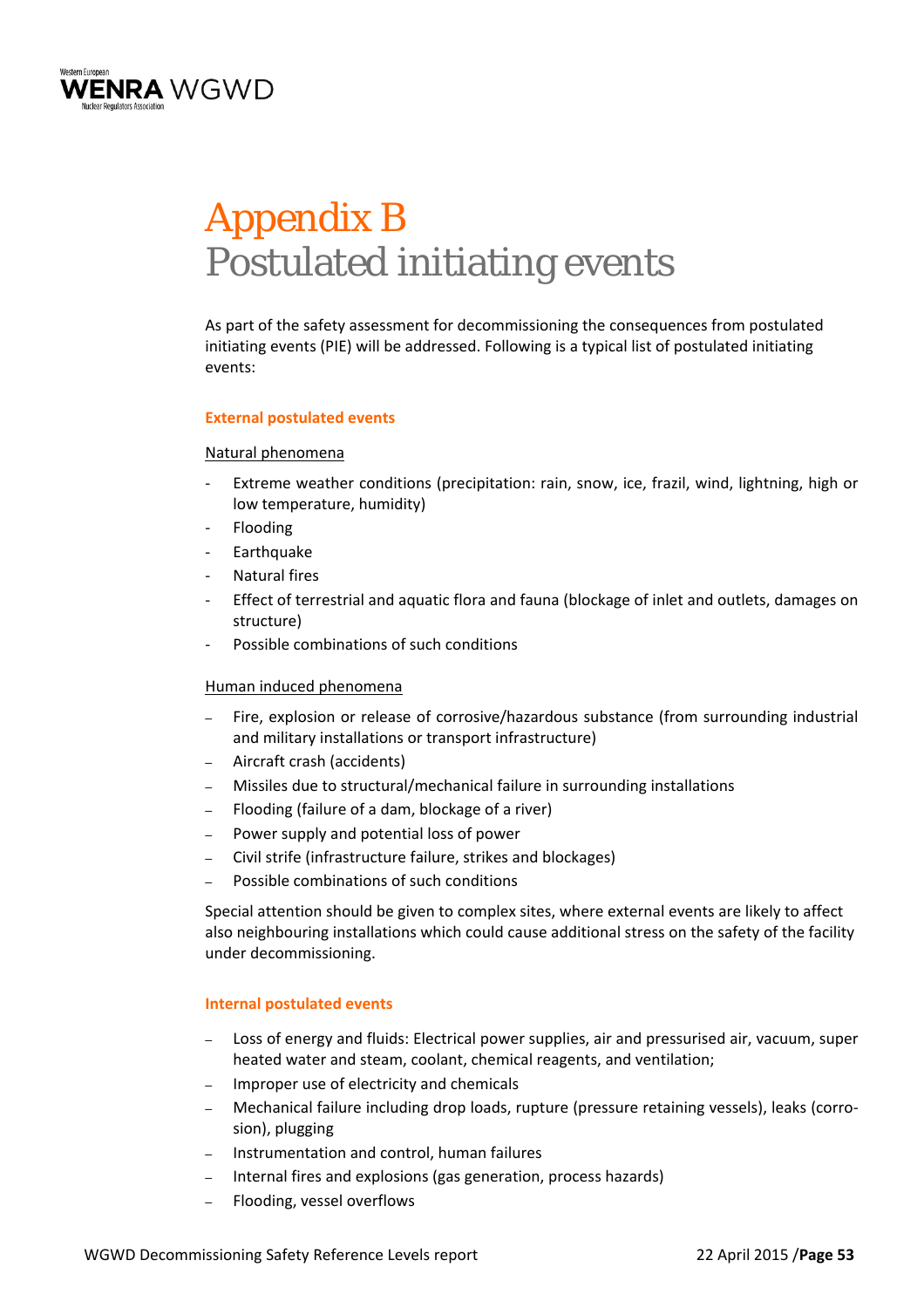# Appendix B
# Postulated initiating events

As part of the safety assessment for decommissioning the consequences from postulated initiating events (PIE) will be addressed. Following is a typical list of postulated initiating events:

### External postulated events

Natural phenomena

- Extreme weather conditions (precipitation: rain, snow, ice, frazil, wind, lightning, high or low temperature, humidity)
- Flooding
- Earthquake
- Natural fires
- Effect of terrestrial and aquatic flora and fauna (blockage of inlet and outlets, damages on structure)
- Possible combinations of such conditions

Human induced phenomena

- Fire, explosion or release of corrosive/hazardous substance (from surrounding industrial and military installations or transport infrastructure)
- Aircraft crash (accidents)
- Missiles due to structural/mechanical failure in surrounding installations
- Flooding (failure of a dam, blockage of a river)
- Power supply and potential loss of power
- Civil strife (infrastructure failure, strikes and blockages)
- Possible combinations of such conditions

Special attention should be given to complex sites, where external events are likely to affect also neighbouring installations which could cause additional stress on the safety of the facility under decommissioning.

### Internal postulated events

- Loss of energy and fluids: Electrical power supplies, air and pressurised air, vacuum, super heated water and steam, coolant, chemical reagents, and ventilation;
- Improper use of electricity and chemicals
- Mechanical failure including drop loads, rupture (pressure retaining vessels), leaks (corrosion), plugging
- Instrumentation and control, human failures
- Internal fires and explosions (gas generation, process hazards)
- Flooding, vessel overflows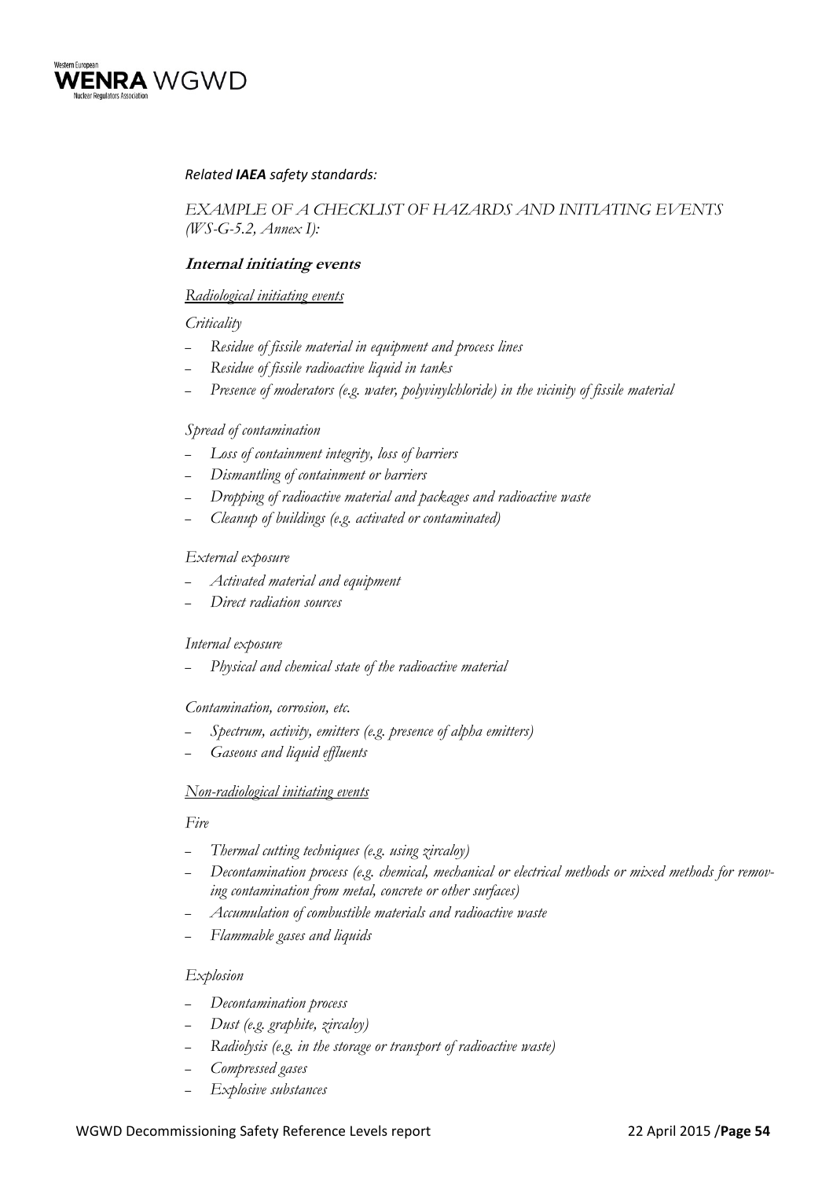*Related **IAEA** safety standards:*

*EXAMPLE OF A CHECKLIST OF HAZARDS AND INITIATING EVENTS (WS-G-5.2, Annex I):*

***Internal initiating events***

*Radiological initiating events*

*Criticality*

- *Residue of fissile material in equipment and process lines*
- *Residue of fissile radioactive liquid in tanks*
- *Presence of moderators (e.g. water, polyvinylchloride) in the vicinity of fissile material*

*Spread of contamination*

- *Loss of containment integrity, loss of barriers*
- *Dismantling of containment or barriers*
- *Dropping of radioactive material and packages and radioactive waste*
- *Cleanup of buildings (e.g. activated or contaminated)*

*External exposure*

- *Activated material and equipment*
- *Direct radiation sources*

*Internal exposure*

- *Physical and chemical state of the radioactive material*

*Contamination, corrosion, etc.*

- *Spectrum, activity, emitters (e.g. presence of alpha emitters)*
- *Gaseous and liquid effluents*

*Non-radiological initiating events*

*Fire*

- *Thermal cutting techniques (e.g. using zircaloy)*
- *Decontamination process (e.g. chemical, mechanical or electrical methods or mixed methods for removing contamination from metal, concrete or other surfaces)*
- *Accumulation of combustible materials and radioactive waste*
- *Flammable gases and liquids*

*Explosion*

- *Decontamination process*
- *Dust (e.g. graphite, zircaloy)*
- *Radiolysis (e.g. in the storage or transport of radioactive waste)*
- *Compressed gases*
- *Explosive substances*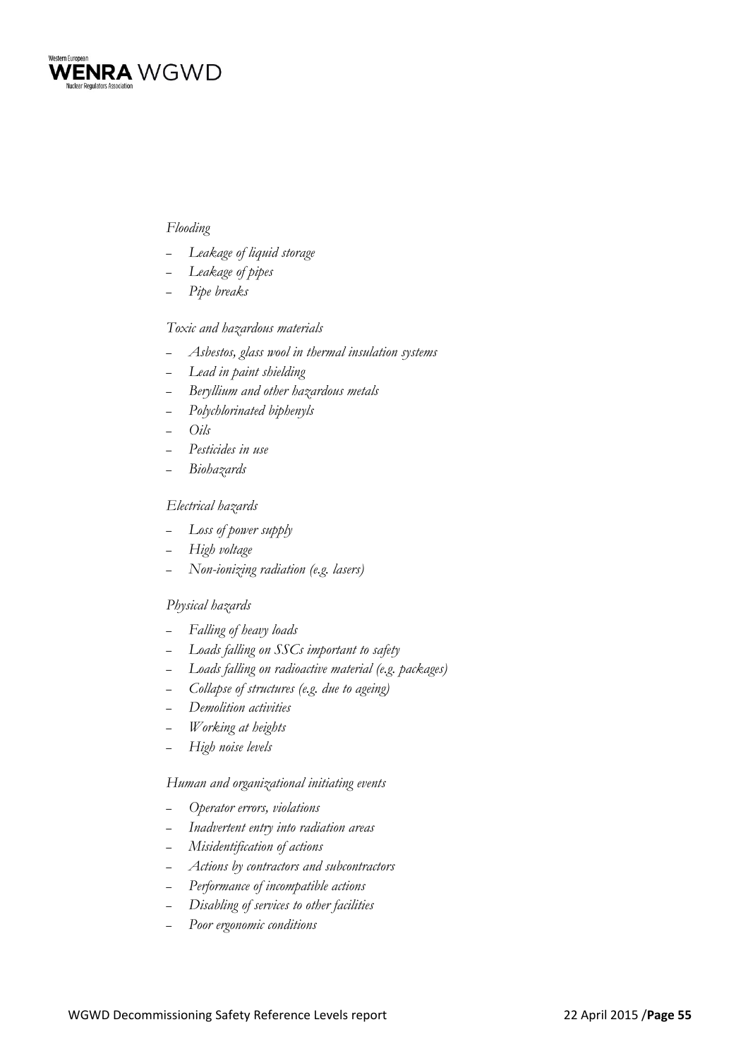*Flooding*

- *Leakage of liquid storage*
- *Leakage of pipes*
- *Pipe breaks*

*Toxic and hazardous materials*

- *Asbestos, glass wool in thermal insulation systems*
- *Lead in paint shielding*
- *Beryllium and other hazardous metals*
- *Polychlorinated biphenyls*
- *Oils*
- *Pesticides in use*
- *Biohazards*

*Electrical hazards*

- *Loss of power supply*
- *High voltage*
- *Non-ionizing radiation (e.g. lasers)*

*Physical hazards*

- *Falling of heavy loads*
- *Loads falling on SSCs important to safety*
- *Loads falling on radioactive material (e.g. packages)*
- *Collapse of structures (e.g. due to ageing)*
- *Demolition activities*
- *Working at heights*
- *High noise levels*

*Human and organizational initiating events*

- *Operator errors, violations*
- *Inadvertent entry into radiation areas*
- *Misidentification of actions*
- *Actions by contractors and subcontractors*
- *Performance of incompatible actions*
- *Disabling of services to other facilities*
- *Poor ergonomic conditions*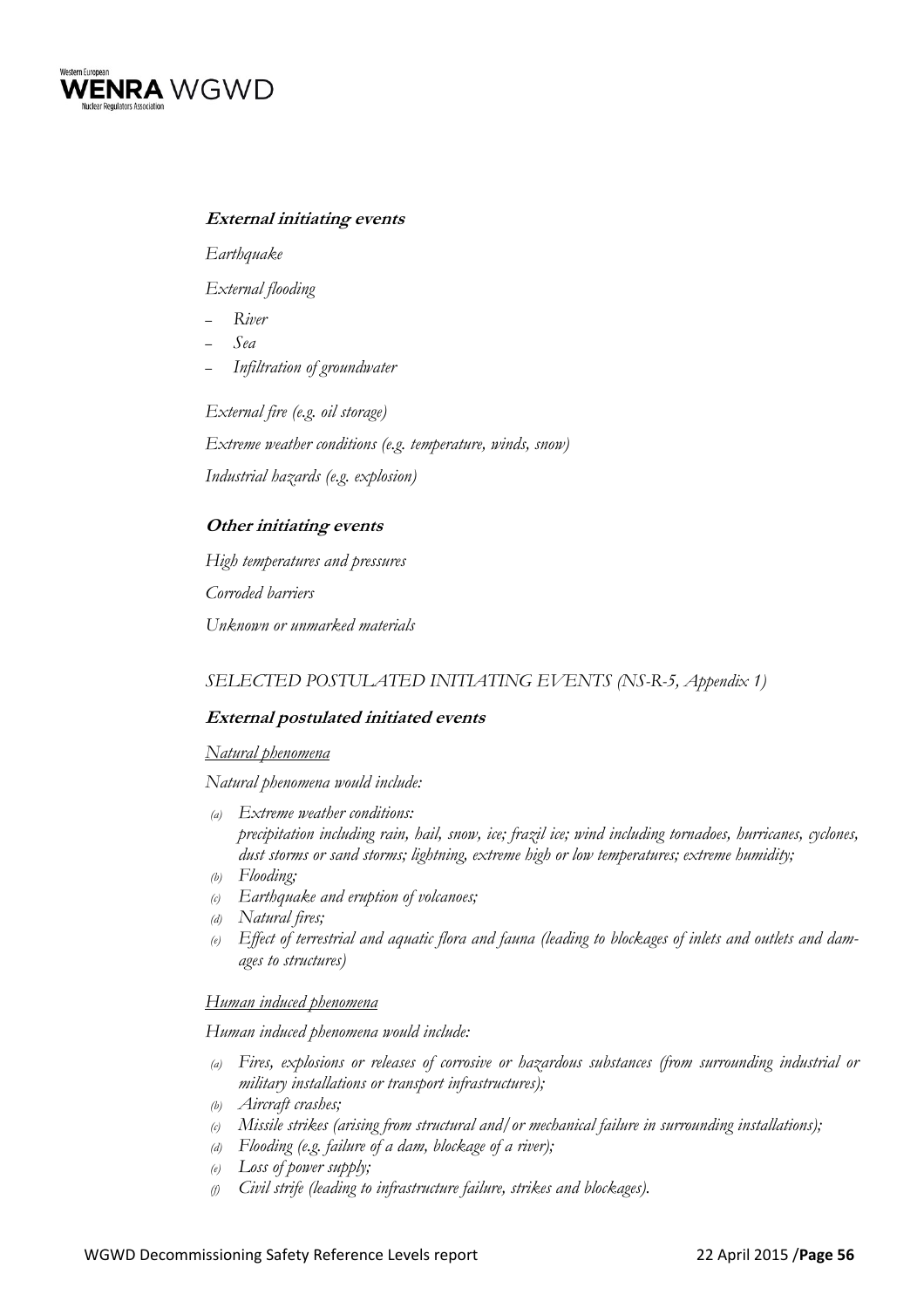***External initiating events***

*Earthquake*

*External flooding*

- *River*
- *Sea*
- *Infiltration of groundwater*

*External fire (e.g. oil storage)*

*Extreme weather conditions (e.g. temperature, winds, snow)*

*Industrial hazards (e.g. explosion)*

***Other initiating events***

*High temperatures and pressures*

*Corroded barriers*

*Unknown or unmarked materials*

*SELECTED POSTULATED INITIATING EVENTS (NS-R-5, Appendix 1)*

***External postulated initiated events***

*Natural phenomena*

*Natural phenomena would include:*

- *(a) Extreme weather conditions:*
  *precipitation including rain, hail, snow, ice; frazil ice; wind including tornadoes, hurricanes, cyclones, dust storms or sand storms; lightning, extreme high or low temperatures; extreme humidity;*
- *(b) Flooding;*
- *(c) Earthquake and eruption of volcanoes;*
- *(d) Natural fires;*
- *(e) Effect of terrestrial and aquatic flora and fauna (leading to blockages of inlets and outlets and damages to structures)*

*Human induced phenomena*

*Human induced phenomena would include:*

- *(a) Fires, explosions or releases of corrosive or hazardous substances (from surrounding industrial or military installations or transport infrastructures);*
- *(b) Aircraft crashes;*
- *(c) Missile strikes (arising from structural and/or mechanical failure in surrounding installations);*
- *(d) Flooding (e.g. failure of a dam, blockage of a river);*
- *(e) Loss of power supply;*
- *(f) Civil strife (leading to infrastructure failure, strikes and blockages).*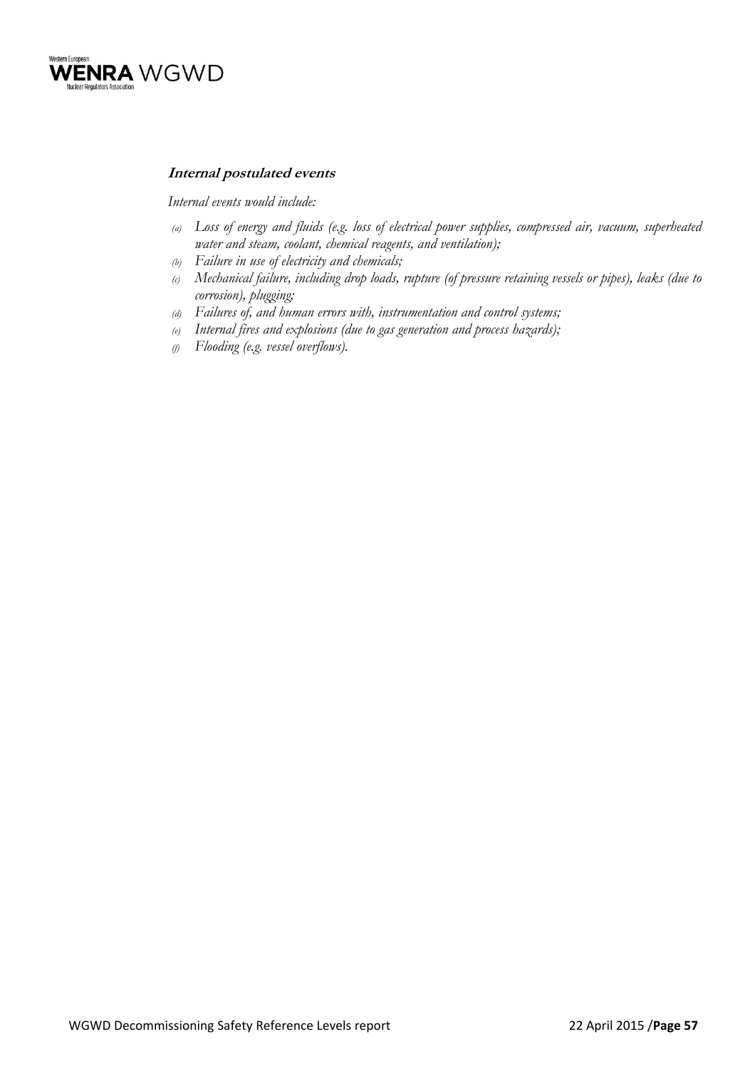***Internal postulated events***

*Internal events would include:*

- *(a) Loss of energy and fluids (e.g. loss of electrical power supplies, compressed air, vacuum, superheated water and steam, coolant, chemical reagents, and ventilation);*
- *(b) Failure in use of electricity and chemicals;*
- *(c) Mechanical failure, including drop loads, rupture (of pressure retaining vessels or pipes), leaks (due to corrosion), plugging;*
- *(d) Failures of, and human errors with, instrumentation and control systems;*
- *(e) Internal fires and explosions (due to gas generation and process hazards);*
- *(f) Flooding (e.g. vessel overflows).*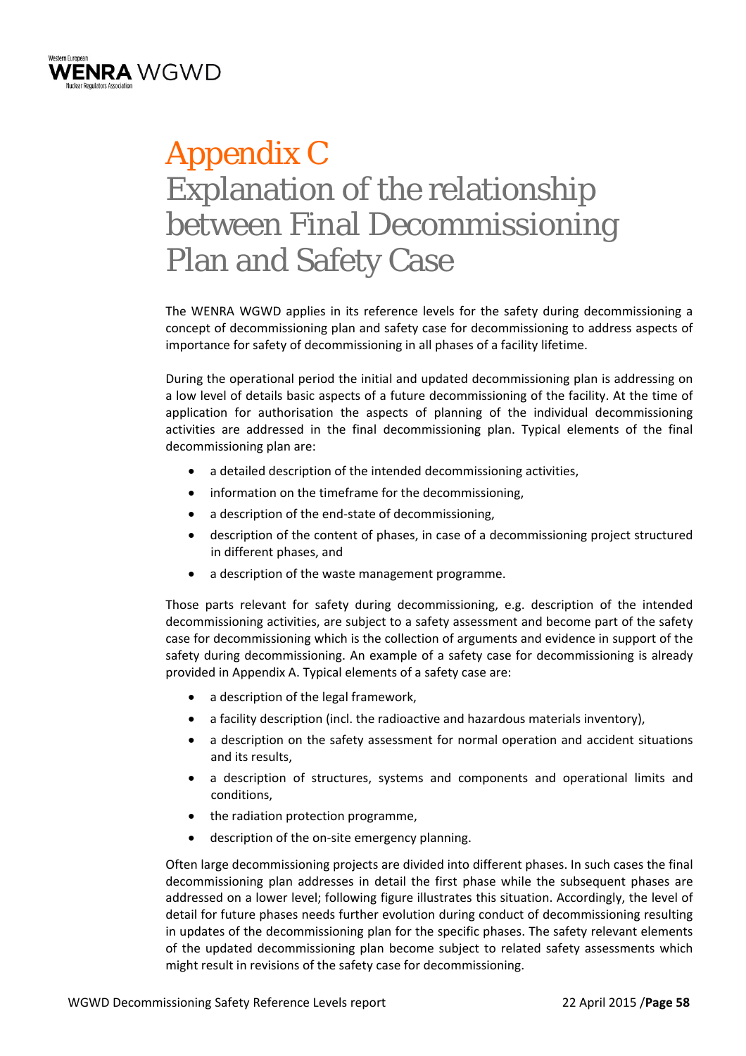# Appendix C
# Explanation of the relationship between Final Decommissioning Plan and Safety Case

The WENRA WGWD applies in its reference levels for the safety during decommissioning a concept of decommissioning plan and safety case for decommissioning to address aspects of importance for safety of decommissioning in all phases of a facility lifetime.

During the operational period the initial and updated decommissioning plan is addressing on a low level of details basic aspects of a future decommissioning of the facility. At the time of application for authorisation the aspects of planning of the individual decommissioning activities are addressed in the final decommissioning plan. Typical elements of the final decommissioning plan are:

- a detailed description of the intended decommissioning activities,
- information on the timeframe for the decommissioning,
- a description of the end-state of decommissioning,
- description of the content of phases, in case of a decommissioning project structured in different phases, and
- a description of the waste management programme.

Those parts relevant for safety during decommissioning, e.g. description of the intended decommissioning activities, are subject to a safety assessment and become part of the safety case for decommissioning which is the collection of arguments and evidence in support of the safety during decommissioning. An example of a safety case for decommissioning is already provided in Appendix A. Typical elements of a safety case are:

- a description of the legal framework,
- a facility description (incl. the radioactive and hazardous materials inventory),
- a description on the safety assessment for normal operation and accident situations and its results,
- a description of structures, systems and components and operational limits and conditions,
- the radiation protection programme,
- description of the on-site emergency planning.

Often large decommissioning projects are divided into different phases. In such cases the final decommissioning plan addresses in detail the first phase while the subsequent phases are addressed on a lower level; following figure illustrates this situation. Accordingly, the level of detail for future phases needs further evolution during conduct of decommissioning resulting in updates of the decommissioning plan for the specific phases. The safety relevant elements of the updated decommissioning plan become subject to related safety assessments which might result in revisions of the safety case for decommissioning.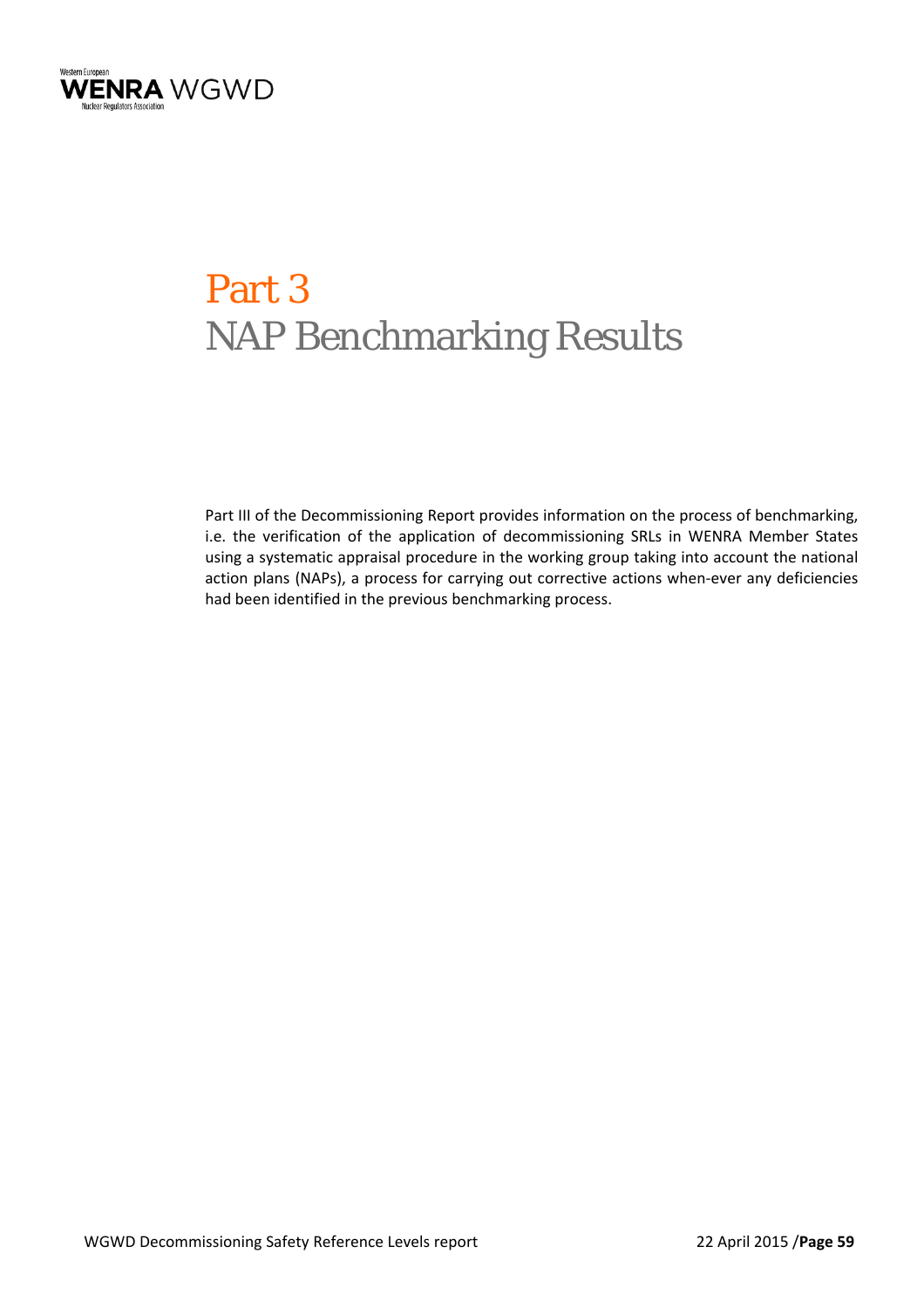# Part 3
# NAP Benchmarking Results

Part III of the Decommissioning Report provides information on the process of benchmarking, i.e. the verification of the application of decommissioning SRLs in WENRA Member States using a systematic appraisal procedure in the working group taking into account the national action plans (NAPs), a process for carrying out corrective actions when-ever any deficiencies had been identified in the previous benchmarking process.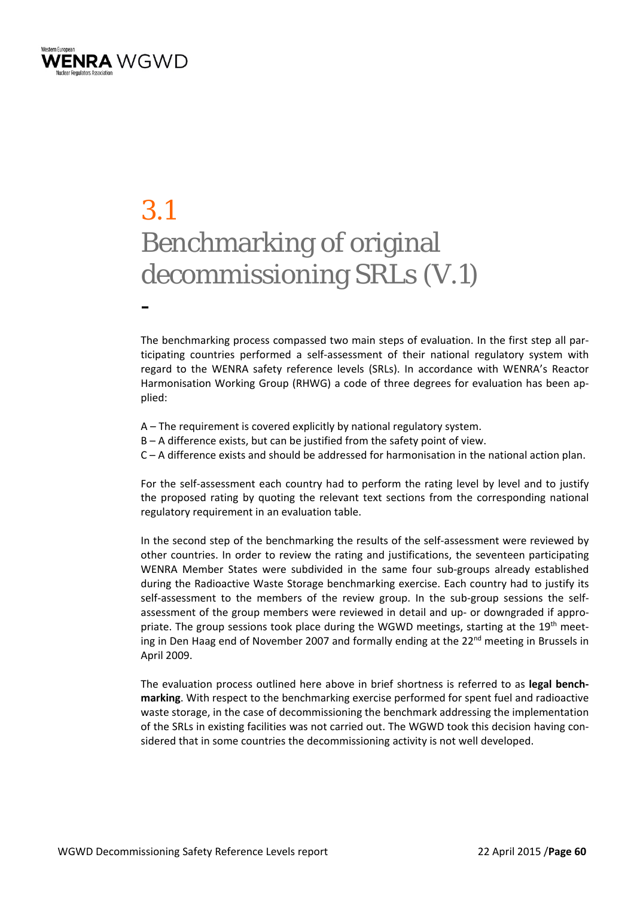# 3.1 Benchmarking of original decommissioning SRLs (V.1)

-

The benchmarking process compassed two main steps of evaluation. In the first step all participating countries performed a self-assessment of their national regulatory system with regard to the WENRA safety reference levels (SRLs). In accordance with WENRA's Reactor Harmonisation Working Group (RHWG) a code of three degrees for evaluation has been applied:

A – The requirement is covered explicitly by national regulatory system.
B – A difference exists, but can be justified from the safety point of view.
C – A difference exists and should be addressed for harmonisation in the national action plan.

For the self-assessment each country had to perform the rating level by level and to justify the proposed rating by quoting the relevant text sections from the corresponding national regulatory requirement in an evaluation table.

In the second step of the benchmarking the results of the self-assessment were reviewed by other countries. In order to review the rating and justifications, the seventeen participating WENRA Member States were subdivided in the same four sub-groups already established during the Radioactive Waste Storage benchmarking exercise. Each country had to justify its self-assessment to the members of the review group. In the sub-group sessions the self-assessment of the group members were reviewed in detail and up- or downgraded if appropriate. The group sessions took place during the WGWD meetings, starting at the 19th meeting in Den Haag end of November 2007 and formally ending at the 22nd meeting in Brussels in April 2009.

The evaluation process outlined here above in brief shortness is referred to as **legal benchmarking**. With respect to the benchmarking exercise performed for spent fuel and radioactive waste storage, in the case of decommissioning the benchmark addressing the implementation of the SRLs in existing facilities was not carried out. The WGWD took this decision having considered that in some countries the decommissioning activity is not well developed.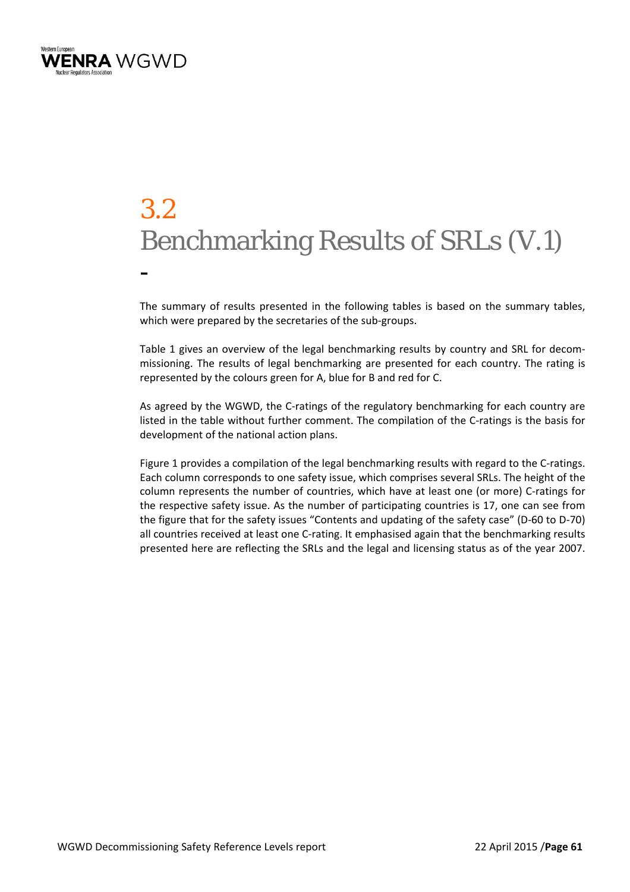# 3.2 Benchmarking Results of SRLs (V.1)

-

The summary of results presented in the following tables is based on the summary tables, which were prepared by the secretaries of the sub-groups.

Table 1 gives an overview of the legal benchmarking results by country and SRL for decommissioning. The results of legal benchmarking are presented for each country. The rating is represented by the colours green for A, blue for B and red for C.

As agreed by the WGWD, the C-ratings of the regulatory benchmarking for each country are listed in the table without further comment. The compilation of the C-ratings is the basis for development of the national action plans.

Figure 1 provides a compilation of the legal benchmarking results with regard to the C-ratings. Each column corresponds to one safety issue, which comprises several SRLs. The height of the column represents the number of countries, which have at least one (or more) C-ratings for the respective safety issue. As the number of participating countries is 17, one can see from the figure that for the safety issues "Contents and updating of the safety case" (D-60 to D-70) all countries received at least one C-rating. It emphasised again that the benchmarking results presented here are reflecting the SRLs and the legal and licensing status as of the year 2007.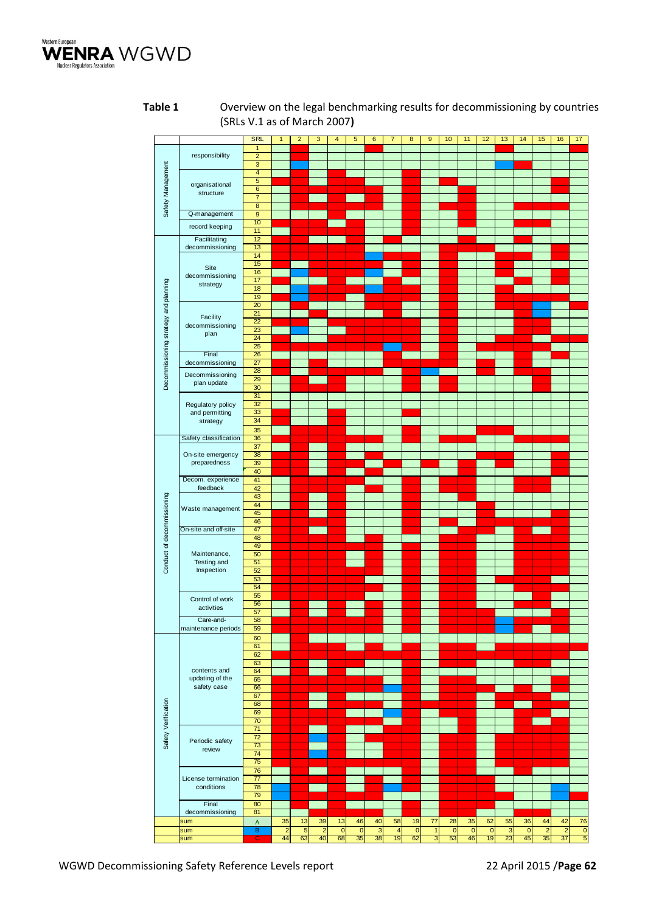**Table 1** Overview on the legal benchmarking results for decommissioning by countries (SRLs V.1 as of March 2007**)**

| | | SRL | 1 | 2 | 3 | 4 | 5 | 6 | 7 | 8 | 9 | 10 | 11 | 12 | 13 | 14 | 15 | 16 | 17 |
|---|---|---|---|---|---|---|---|---|---|---|---|---|---|---|---|---|---|---|---|
| Safety Management | responsibility | 1–3 | | | | | | | | | | | | | | | | | |
| | organisational structure | 4–8 | | | | | | | | | | | | | | | | | |
| | Q-management | 9 | | | | | | | | | | | | | | | | | |
| | record keeping | 10–11 | | | | | | | | | | | | | | | | | |
| Decommissioning strategy and planning | Facilitating decommissioning | 12–13 | | | | | | | | | | | | | | | | | |
| | Site decommissioning strategy | 14–19 | | | | | | | | | | | | | | | | | |
| | Facility decommissioning plan | 20–25 | | | | | | | | | | | | | | | | | |
| | Final decommissioning | 26–27 | | | | | | | | | | | | | | | | | |
| | Decommissioning plan update | 28–30 | | | | | | | | | | | | | | | | | |
| | Regulatory policy and permitting strategy | 31–35 | | | | | | | | | | | | | | | | | |
| Conduct of decommissioning | Safety classification | 36 | | | | | | | | | | | | | | | | | |
| | On-site emergency preparedness | 37–40 | | | | | | | | | | | | | | | | | |
| | Decom. experience feedback | 41–42 | | | | | | | | | | | | | | | | | |
| | Waste management | 43–46 | | | | | | | | | | | | | | | | | |
| | On-site and off-site | 47 | | | | | | | | | | | | | | | | | |
| | Maintenance, Testing and Inspection | 48–54 | | | | | | | | | | | | | | | | | |
| | Control of work activities | 55–57 | | | | | | | | | | | | | | | | | |
| | Care-and-maintenance periods | 58–59 | | | | | | | | | | | | | | | | | |
| Safety Verification | contents and updating of the safety case | 60–70 | | | | | | | | | | | | | | | | | |
| | Periodic safety review | 71–76 | | | | | | | | | | | | | | | | | |
| | License termination conditions | 77–79 | | | | | | | | | | | | | | | | | |
| | Final decommissioning | 80–81 | | | | | | | | | | | | | | | | | |
| | sum | A | 35 | 13 | 39 | 13 | 46 | 40 | 58 | 19 | 77 | 28 | 35 | 62 | 55 | 36 | 44 | 42 | 76 |
| | sum | B | 2 | 5 | 2 | 0 | 0 | 3 | 4 | 0 | 1 | 0 | 0 | 0 | 3 | 0 | 2 | 2 | 0 |
| | sum | C | 44 | 63 | 40 | 68 | 35 | 38 | 19 | 62 | 3 | 53 | 46 | 19 | 23 | 45 | 35 | 37 | 5 |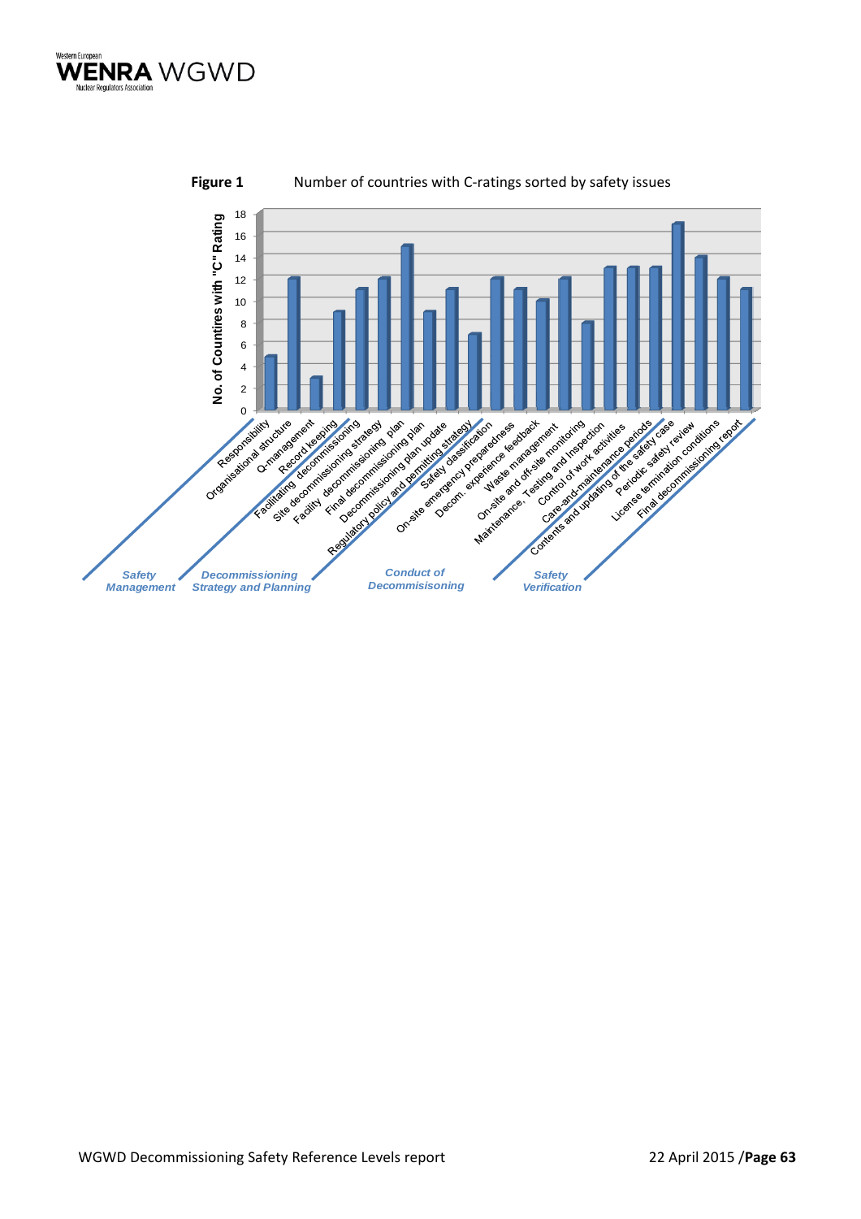**Figure 1** Number of countries with C-ratings sorted by safety issues

| Area | Safety issue | No. of Countries with "C" Rating |
|---|---|---|
| Safety Management | Responsibility | 5 |
| | Organisational structure | 12 |
| | Q-management | 3 |
| | Record keeping | 9 |
| Decommissioning Strategy and Planning | Facilitating decommissioning | 11 |
| | Site decommissioning strategy | 12 |
| | Facility decommissioning plan | 15 |
| | Final decommissioning plan | 9 |
| | Decommissioning plan update | 11 |
| | Regulatory policy and permitting strategy | 7 |
| Conduct of Decommisisoning | Safety classification | 12 |
| | On-site emergency preparedness | 11 |
| | Decom. experience feedback | 10 |
| | Waste management | 12 |
| | On-site and off-site monitoring | 8 |
| | Maintenance, Testing and Inspection | 13 |
| | Control of work activities | 13 |
| | Care-and-maintenance periods | 13 |
| Safety Verification | Contents and updating of the safety case | 17 |
| | Periodic safety review | 14 |
| | License termination conditions | 12 |
| | Final decommissioning report | 11 |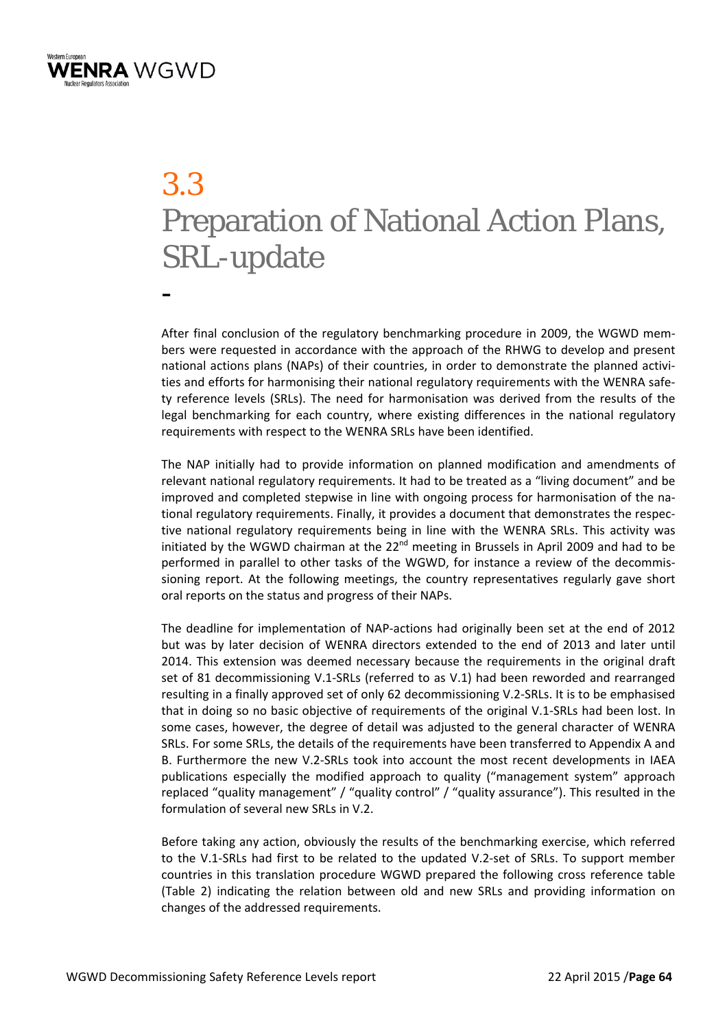# 3.3 Preparation of National Action Plans, SRL-update

After final conclusion of the regulatory benchmarking procedure in 2009, the WGWD members were requested in accordance with the approach of the RHWG to develop and present national actions plans (NAPs) of their countries, in order to demonstrate the planned activities and efforts for harmonising their national regulatory requirements with the WENRA safety reference levels (SRLs). The need for harmonisation was derived from the results of the legal benchmarking for each country, where existing differences in the national regulatory requirements with respect to the WENRA SRLs have been identified.

The NAP initially had to provide information on planned modification and amendments of relevant national regulatory requirements. It had to be treated as a "living document" and be improved and completed stepwise in line with ongoing process for harmonisation of the national regulatory requirements. Finally, it provides a document that demonstrates the respective national regulatory requirements being in line with the WENRA SRLs. This activity was initiated by the WGWD chairman at the 22nd meeting in Brussels in April 2009 and had to be performed in parallel to other tasks of the WGWD, for instance a review of the decommissioning report. At the following meetings, the country representatives regularly gave short oral reports on the status and progress of their NAPs.

The deadline for implementation of NAP-actions had originally been set at the end of 2012 but was by later decision of WENRA directors extended to the end of 2013 and later until 2014. This extension was deemed necessary because the requirements in the original draft set of 81 decommissioning V.1-SRLs (referred to as V.1) had been reworded and rearranged resulting in a finally approved set of only 62 decommissioning V.2-SRLs. It is to be emphasised that in doing so no basic objective of requirements of the original V.1-SRLs had been lost. In some cases, however, the degree of detail was adjusted to the general character of WENRA SRLs. For some SRLs, the details of the requirements have been transferred to Appendix A and B. Furthermore the new V.2-SRLs took into account the most recent developments in IAEA publications especially the modified approach to quality ("management system" approach replaced "quality management" / "quality control" / "quality assurance"). This resulted in the formulation of several new SRLs in V.2.

Before taking any action, obviously the results of the benchmarking exercise, which referred to the V.1-SRLs had first to be related to the updated V.2-set of SRLs. To support member countries in this translation procedure WGWD prepared the following cross reference table (Table 2) indicating the relation between old and new SRLs and providing information on changes of the addressed requirements.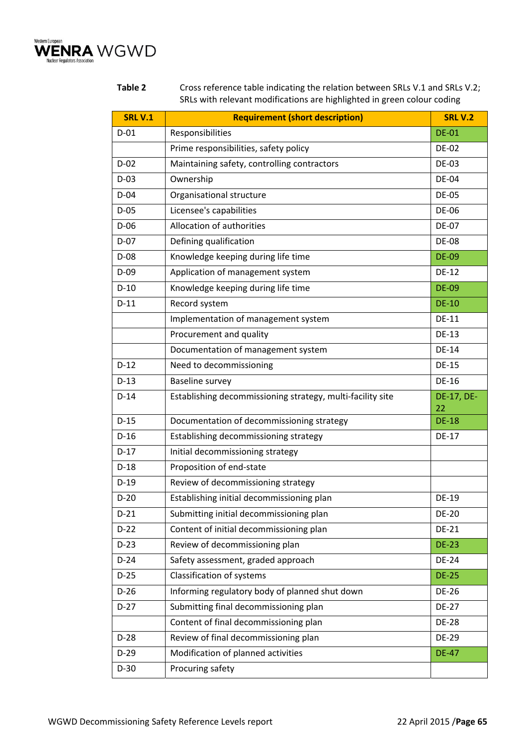**Table 2** Cross reference table indicating the relation between SRLs V.1 and SRLs V.2; SRLs with relevant modifications are highlighted in green colour coding

| SRL V.1 | Requirement (short description) | SRL V.2 |
|---|---|---|
| D-01 | Responsibilities | DE-01 |
| | Prime responsibilities, safety policy | DE-02 |
| D-02 | Maintaining safety, controlling contractors | DE-03 |
| D-03 | Ownership | DE-04 |
| D-04 | Organisational structure | DE-05 |
| D-05 | Licensee's capabilities | DE-06 |
| D-06 | Allocation of authorities | DE-07 |
| D-07 | Defining qualification | DE-08 |
| D-08 | Knowledge keeping during life time | DE-09 |
| D-09 | Application of management system | DE-12 |
| D-10 | Knowledge keeping during life time | DE-09 |
| D-11 | Record system | DE-10 |
| | Implementation of management system | DE-11 |
| | Procurement and quality | DE-13 |
| | Documentation of management system | DE-14 |
| D-12 | Need to decommissioning | DE-15 |
| D-13 | Baseline survey | DE-16 |
| D-14 | Establishing decommissioning strategy, multi-facility site | DE-17, DE-22 |
| D-15 | Documentation of decommissioning strategy | DE-18 |
| D-16 | Establishing decommissioning strategy | DE-17 |
| D-17 | Initial decommissioning strategy | |
| D-18 | Proposition of end-state | |
| D-19 | Review of decommissioning strategy | |
| D-20 | Establishing initial decommissioning plan | DE-19 |
| D-21 | Submitting initial decommissioning plan | DE-20 |
| D-22 | Content of initial decommissioning plan | DE-21 |
| D-23 | Review of decommissioning plan | DE-23 |
| D-24 | Safety assessment, graded approach | DE-24 |
| D-25 | Classification of systems | DE-25 |
| D-26 | Informing regulatory body of planned shut down | DE-26 |
| D-27 | Submitting final decommissioning plan | DE-27 |
| | Content of final decommissioning plan | DE-28 |
| D-28 | Review of final decommissioning plan | DE-29 |
| D-29 | Modification of planned activities | DE-47 |
| D-30 | Procuring safety | |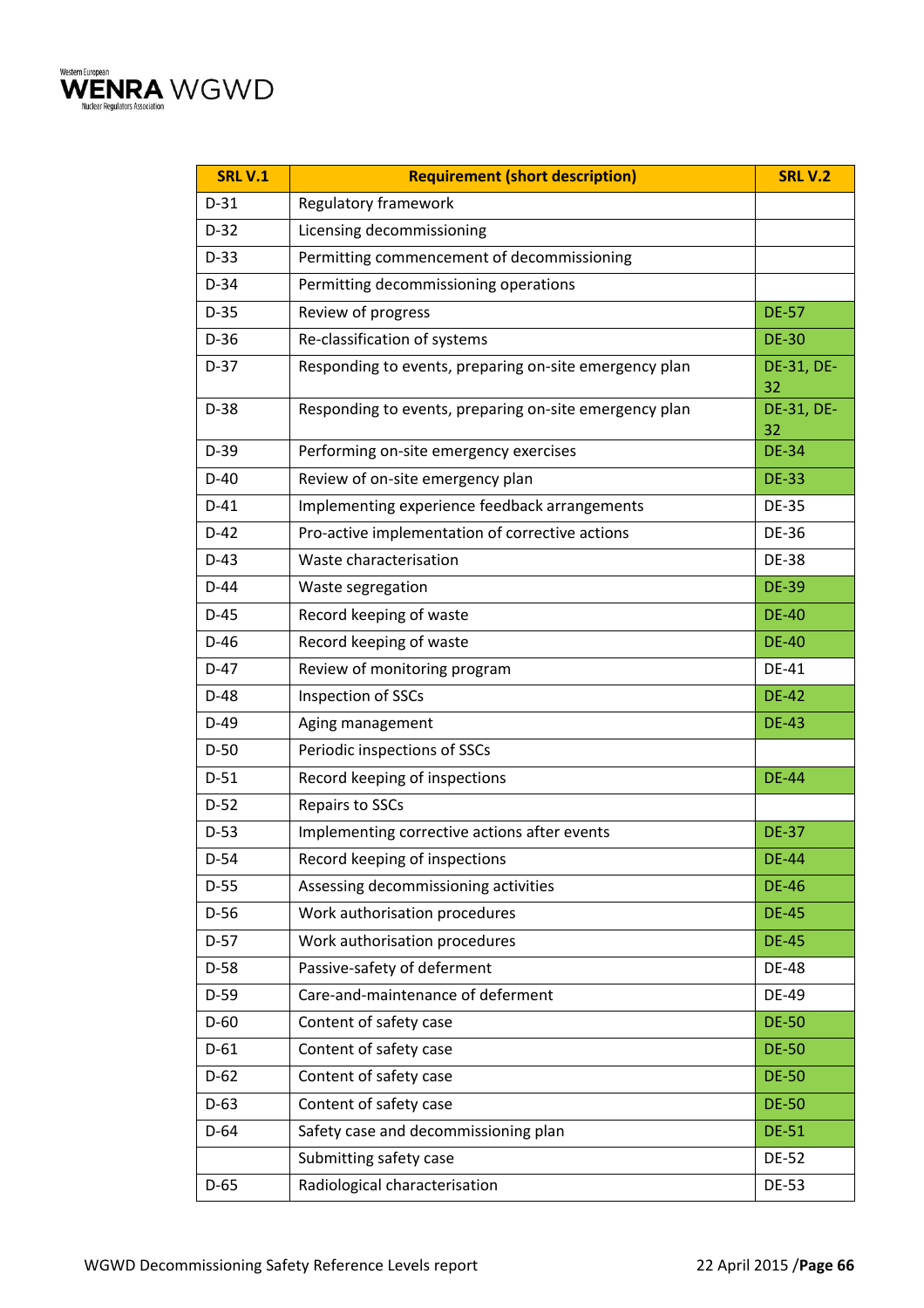| SRL V.1 | Requirement (short description) | SRL V.2 |
|---|---|---|
| D-31 | Regulatory framework | |
| D-32 | Licensing decommissioning | |
| D-33 | Permitting commencement of decommissioning | |
| D-34 | Permitting decommissioning operations | |
| D-35 | Review of progress | DE-57 |
| D-36 | Re-classification of systems | DE-30 |
| D-37 | Responding to events, preparing on-site emergency plan | DE-31, DE-32 |
| D-38 | Responding to events, preparing on-site emergency plan | DE-31, DE-32 |
| D-39 | Performing on-site emergency exercises | DE-34 |
| D-40 | Review of on-site emergency plan | DE-33 |
| D-41 | Implementing experience feedback arrangements | DE-35 |
| D-42 | Pro-active implementation of corrective actions | DE-36 |
| D-43 | Waste characterisation | DE-38 |
| D-44 | Waste segregation | DE-39 |
| D-45 | Record keeping of waste | DE-40 |
| D-46 | Record keeping of waste | DE-40 |
| D-47 | Review of monitoring program | DE-41 |
| D-48 | Inspection of SSCs | DE-42 |
| D-49 | Aging management | DE-43 |
| D-50 | Periodic inspections of SSCs | |
| D-51 | Record keeping of inspections | DE-44 |
| D-52 | Repairs to SSCs | |
| D-53 | Implementing corrective actions after events | DE-37 |
| D-54 | Record keeping of inspections | DE-44 |
| D-55 | Assessing decommissioning activities | DE-46 |
| D-56 | Work authorisation procedures | DE-45 |
| D-57 | Work authorisation procedures | DE-45 |
| D-58 | Passive-safety of deferment | DE-48 |
| D-59 | Care-and-maintenance of deferment | DE-49 |
| D-60 | Content of safety case | DE-50 |
| D-61 | Content of safety case | DE-50 |
| D-62 | Content of safety case | DE-50 |
| D-63 | Content of safety case | DE-50 |
| D-64 | Safety case and decommissioning plan | DE-51 |
| | Submitting safety case | DE-52 |
| D-65 | Radiological characterisation | DE-53 |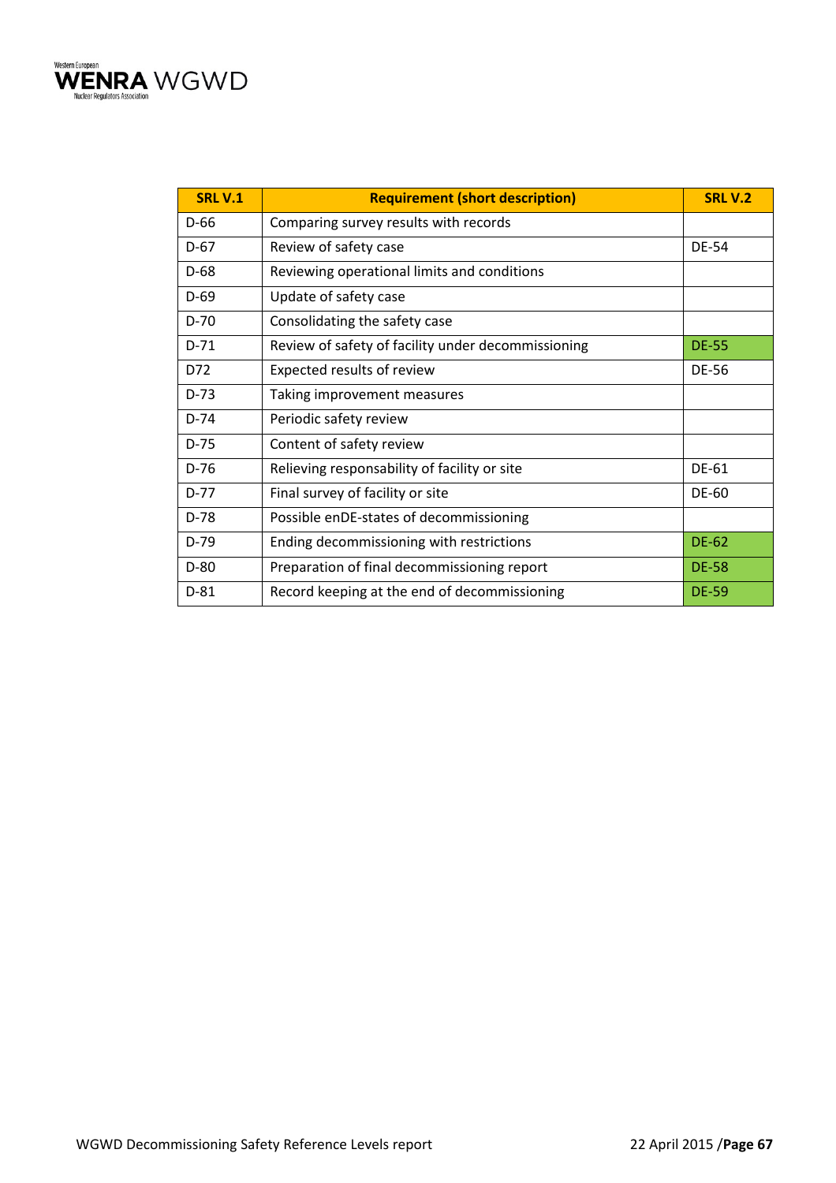| SRL V.1 | Requirement (short description) | SRL V.2 |
|---|---|---|
| D-66 | Comparing survey results with records | |
| D-67 | Review of safety case | DE-54 |
| D-68 | Reviewing operational limits and conditions | |
| D-69 | Update of safety case | |
| D-70 | Consolidating the safety case | |
| D-71 | Review of safety of facility under decommissioning | DE-55 |
| D72 | Expected results of review | DE-56 |
| D-73 | Taking improvement measures | |
| D-74 | Periodic safety review | |
| D-75 | Content of safety review | |
| D-76 | Relieving responsability of facility or site | DE-61 |
| D-77 | Final survey of facility or site | DE-60 |
| D-78 | Possible enDE-states of decommissioning | |
| D-79 | Ending decommissioning with restrictions | DE-62 |
| D-80 | Preparation of final decommissioning report | DE-58 |
| D-81 | Record keeping at the end of decommissioning | DE-59 |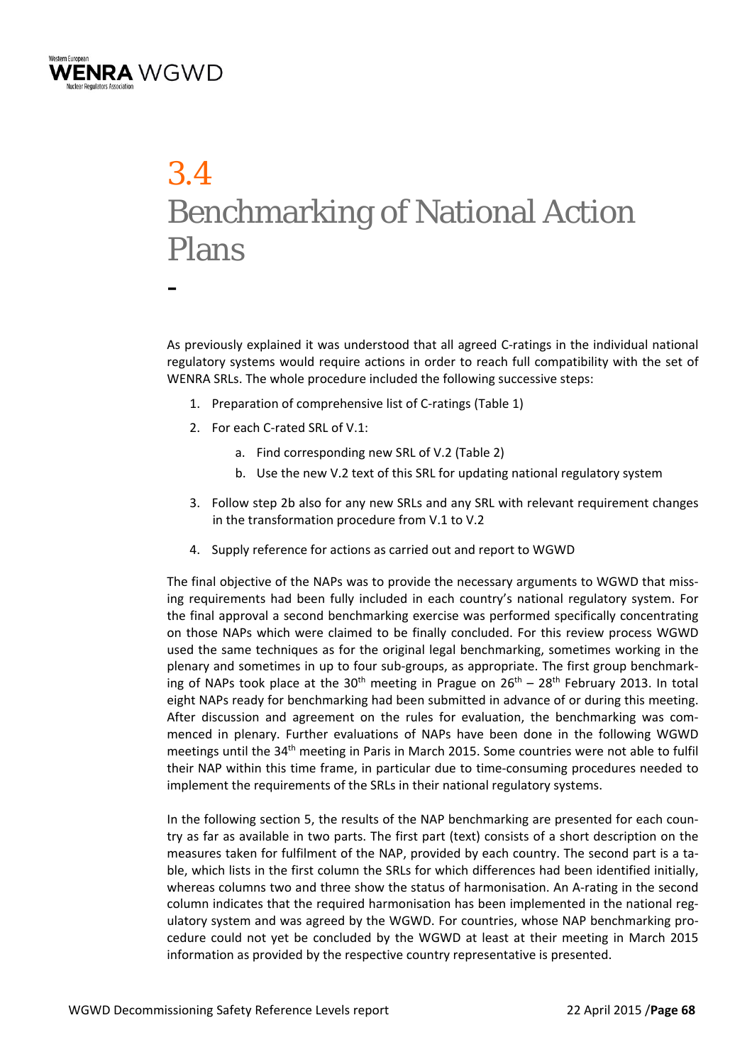# 3.4 Benchmarking of National Action Plans

-

As previously explained it was understood that all agreed C-ratings in the individual national regulatory systems would require actions in order to reach full compatibility with the set of WENRA SRLs. The whole procedure included the following successive steps:

1. Preparation of comprehensive list of C-ratings (Table 1)
2. For each C-rated SRL of V.1:
    a. Find corresponding new SRL of V.2 (Table 2)
    b. Use the new V.2 text of this SRL for updating national regulatory system
3. Follow step 2b also for any new SRLs and any SRL with relevant requirement changes in the transformation procedure from V.1 to V.2
4. Supply reference for actions as carried out and report to WGWD

The final objective of the NAPs was to provide the necessary arguments to WGWD that missing requirements had been fully included in each country's national regulatory system. For the final approval a second benchmarking exercise was performed specifically concentrating on those NAPs which were claimed to be finally concluded. For this review process WGWD used the same techniques as for the original legal benchmarking, sometimes working in the plenary and sometimes in up to four sub-groups, as appropriate. The first group benchmarking of NAPs took place at the 30th meeting in Prague on 26th – 28th February 2013. In total eight NAPs ready for benchmarking had been submitted in advance of or during this meeting. After discussion and agreement on the rules for evaluation, the benchmarking was commenced in plenary. Further evaluations of NAPs have been done in the following WGWD meetings until the 34th meeting in Paris in March 2015. Some countries were not able to fulfil their NAP within this time frame, in particular due to time-consuming procedures needed to implement the requirements of the SRLs in their national regulatory systems.

In the following section 5, the results of the NAP benchmarking are presented for each country as far as available in two parts. The first part (text) consists of a short description on the measures taken for fulfilment of the NAP, provided by each country. The second part is a table, which lists in the first column the SRLs for which differences had been identified initially, whereas columns two and three show the status of harmonisation. An A-rating in the second column indicates that the required harmonisation has been implemented in the national regulatory system and was agreed by the WGWD. For countries, whose NAP benchmarking procedure could not yet be concluded by the WGWD at least at their meeting in March 2015 information as provided by the respective country representative is presented.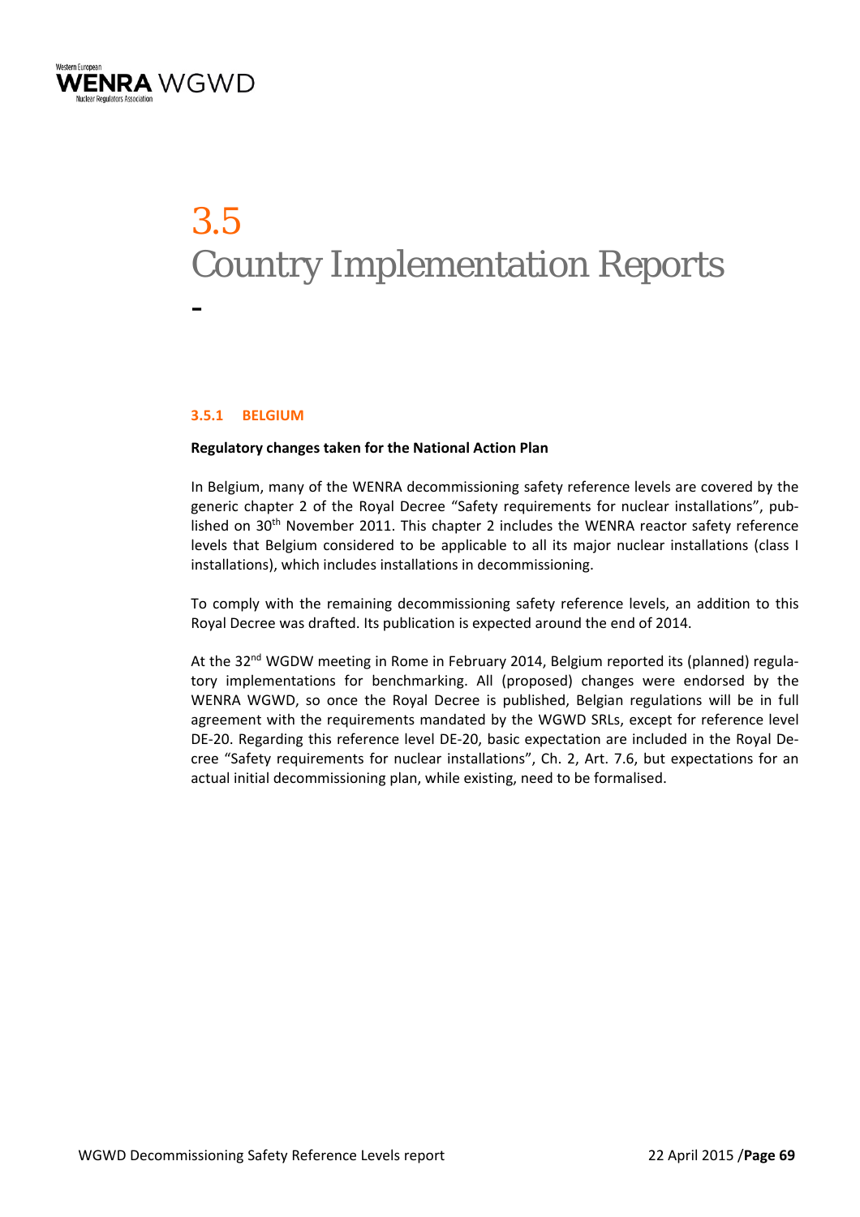# 3.5 Country Implementation Reports

-

### 3.5.1 BELGIUM

**Regulatory changes taken for the National Action Plan**

In Belgium, many of the WENRA decommissioning safety reference levels are covered by the generic chapter 2 of the Royal Decree "Safety requirements for nuclear installations", published on 30th November 2011. This chapter 2 includes the WENRA reactor safety reference levels that Belgium considered to be applicable to all its major nuclear installations (class I installations), which includes installations in decommissioning.

To comply with the remaining decommissioning safety reference levels, an addition to this Royal Decree was drafted. Its publication is expected around the end of 2014.

At the 32nd WGDW meeting in Rome in February 2014, Belgium reported its (planned) regulatory implementations for benchmarking. All (proposed) changes were endorsed by the WENRA WGWD, so once the Royal Decree is published, Belgian regulations will be in full agreement with the requirements mandated by the WGWD SRLs, except for reference level DE-20. Regarding this reference level DE-20, basic expectation are included in the Royal Decree "Safety requirements for nuclear installations", Ch. 2, Art. 7.6, but expectations for an actual initial decommissioning plan, while existing, need to be formalised.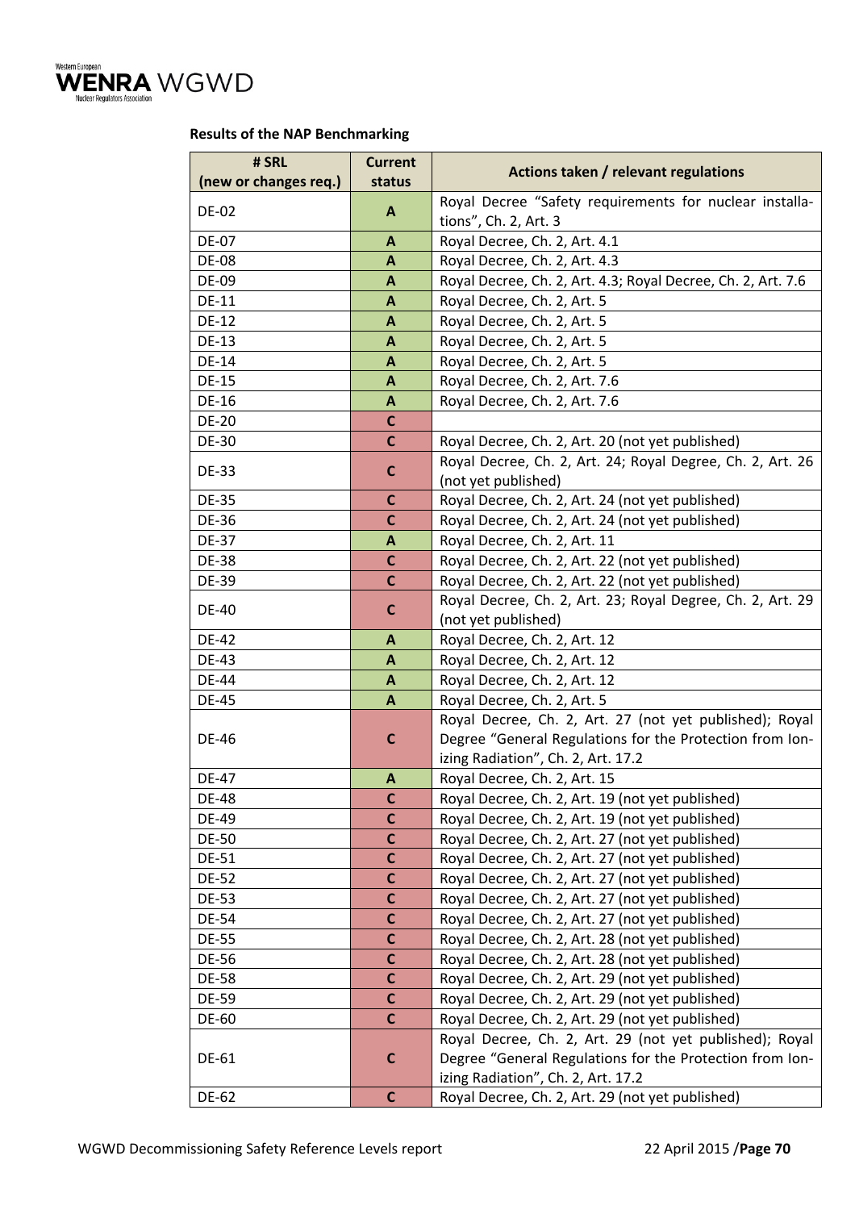**Results of the NAP Benchmarking**

| # SRL (new or changes req.) | Current status | Actions taken / relevant regulations |
|---|---|---|
| DE-02 | A | Royal Decree "Safety requirements for nuclear installations", Ch. 2, Art. 3 |
| DE-07 | A | Royal Decree, Ch. 2, Art. 4.1 |
| DE-08 | A | Royal Decree, Ch. 2, Art. 4.3 |
| DE-09 | A | Royal Decree, Ch. 2, Art. 4.3; Royal Decree, Ch. 2, Art. 7.6 |
| DE-11 | A | Royal Decree, Ch. 2, Art. 5 |
| DE-12 | A | Royal Decree, Ch. 2, Art. 5 |
| DE-13 | A | Royal Decree, Ch. 2, Art. 5 |
| DE-14 | A | Royal Decree, Ch. 2, Art. 5 |
| DE-15 | A | Royal Decree, Ch. 2, Art. 7.6 |
| DE-16 | A | Royal Decree, Ch. 2, Art. 7.6 |
| DE-20 | C | |
| DE-30 | C | Royal Decree, Ch. 2, Art. 20 (not yet published) |
| DE-33 | C | Royal Decree, Ch. 2, Art. 24; Royal Degree, Ch. 2, Art. 26 (not yet published) |
| DE-35 | C | Royal Decree, Ch. 2, Art. 24 (not yet published) |
| DE-36 | C | Royal Decree, Ch. 2, Art. 24 (not yet published) |
| DE-37 | A | Royal Decree, Ch. 2, Art. 11 |
| DE-38 | C | Royal Decree, Ch. 2, Art. 22 (not yet published) |
| DE-39 | C | Royal Decree, Ch. 2, Art. 22 (not yet published) |
| DE-40 | C | Royal Decree, Ch. 2, Art. 23; Royal Degree, Ch. 2, Art. 29 (not yet published) |
| DE-42 | A | Royal Decree, Ch. 2, Art. 12 |
| DE-43 | A | Royal Decree, Ch. 2, Art. 12 |
| DE-44 | A | Royal Decree, Ch. 2, Art. 12 |
| DE-45 | A | Royal Decree, Ch. 2, Art. 5 |
| DE-46 | C | Royal Decree, Ch. 2, Art. 27 (not yet published); Royal Degree "General Regulations for the Protection from Ionizing Radiation", Ch. 2, Art. 17.2 |
| DE-47 | A | Royal Decree, Ch. 2, Art. 15 |
| DE-48 | C | Royal Decree, Ch. 2, Art. 19 (not yet published) |
| DE-49 | C | Royal Decree, Ch. 2, Art. 19 (not yet published) |
| DE-50 | C | Royal Decree, Ch. 2, Art. 27 (not yet published) |
| DE-51 | C | Royal Decree, Ch. 2, Art. 27 (not yet published) |
| DE-52 | C | Royal Decree, Ch. 2, Art. 27 (not yet published) |
| DE-53 | C | Royal Decree, Ch. 2, Art. 27 (not yet published) |
| DE-54 | C | Royal Decree, Ch. 2, Art. 27 (not yet published) |
| DE-55 | C | Royal Decree, Ch. 2, Art. 28 (not yet published) |
| DE-56 | C | Royal Decree, Ch. 2, Art. 28 (not yet published) |
| DE-58 | C | Royal Decree, Ch. 2, Art. 29 (not yet published) |
| DE-59 | C | Royal Decree, Ch. 2, Art. 29 (not yet published) |
| DE-60 | C | Royal Decree, Ch. 2, Art. 29 (not yet published) |
| DE-61 | C | Royal Decree, Ch. 2, Art. 29 (not yet published); Royal Degree "General Regulations for the Protection from Ionizing Radiation", Ch. 2, Art. 17.2 |
| DE-62 | C | Royal Decree, Ch. 2, Art. 29 (not yet published) |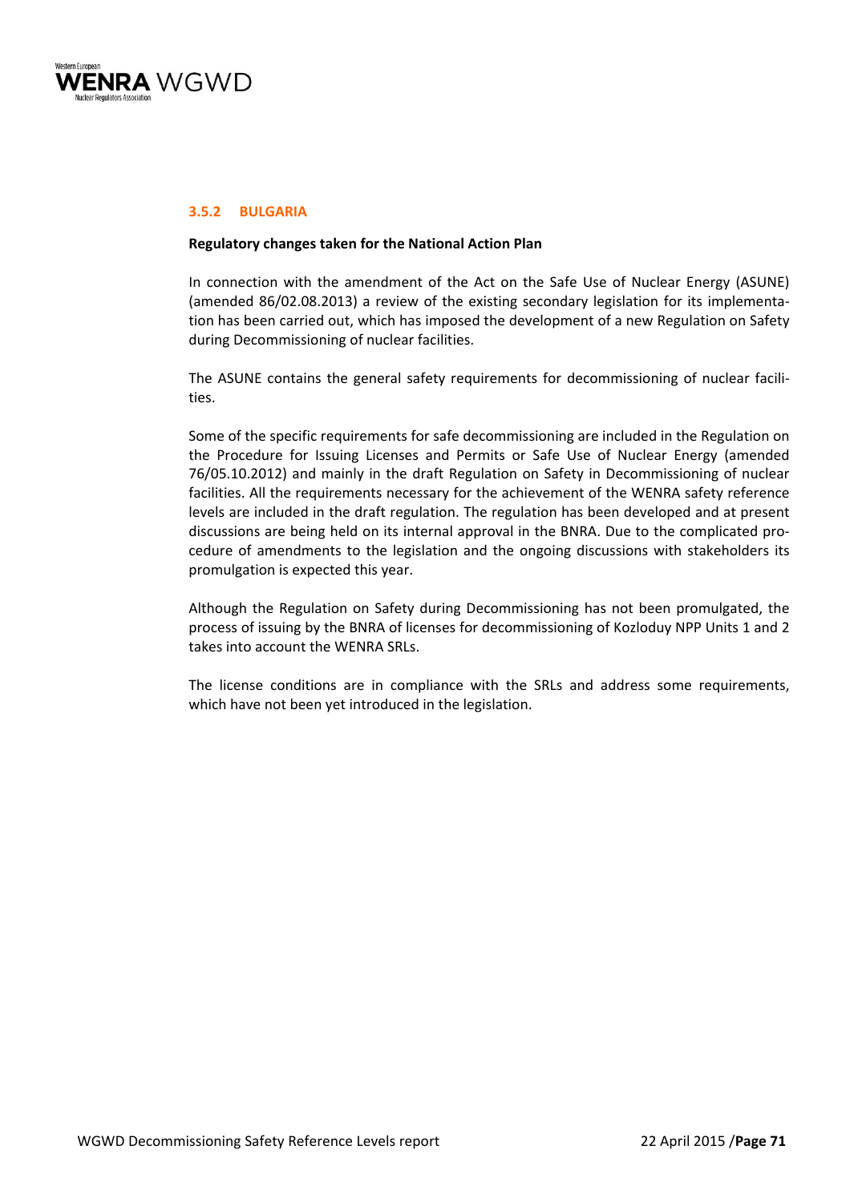### 3.5.2 BULGARIA

**Regulatory changes taken for the National Action Plan**

In connection with the amendment of the Act on the Safe Use of Nuclear Energy (ASUNE) (amended 86/02.08.2013) a review of the existing secondary legislation for its implementation has been carried out, which has imposed the development of a new Regulation on Safety during Decommissioning of nuclear facilities.

The ASUNE contains the general safety requirements for decommissioning of nuclear facilities.

Some of the specific requirements for safe decommissioning are included in the Regulation on the Procedure for Issuing Licenses and Permits or Safe Use of Nuclear Energy (amended 76/05.10.2012) and mainly in the draft Regulation on Safety in Decommissioning of nuclear facilities. All the requirements necessary for the achievement of the WENRA safety reference levels are included in the draft regulation. The regulation has been developed and at present discussions are being held on its internal approval in the BNRA. Due to the complicated procedure of amendments to the legislation and the ongoing discussions with stakeholders its promulgation is expected this year.

Although the Regulation on Safety during Decommissioning has not been promulgated, the process of issuing by the BNRA of licenses for decommissioning of Kozloduy NPP Units 1 and 2 takes into account the WENRA SRLs.

The license conditions are in compliance with the SRLs and address some requirements, which have not been yet introduced in the legislation.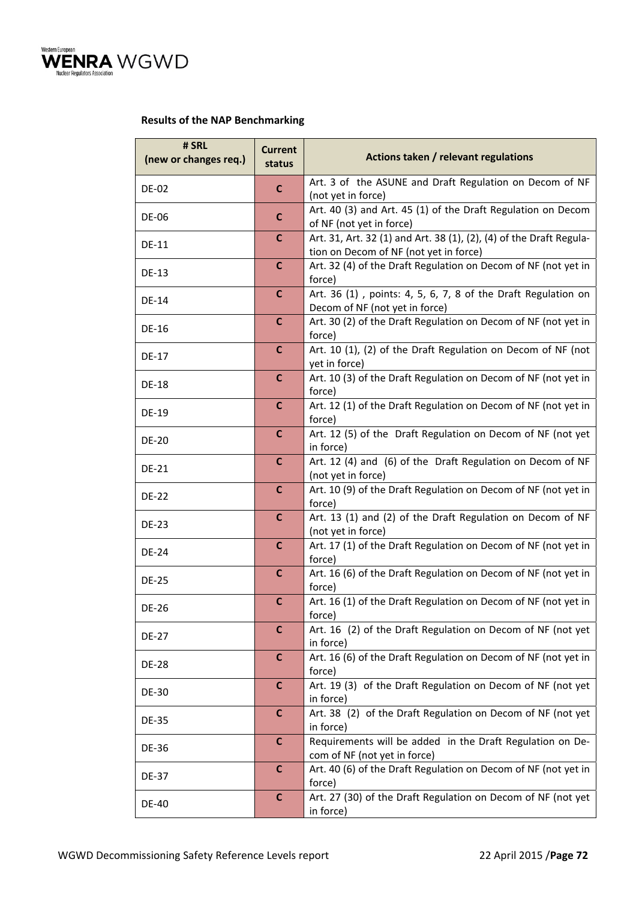**Results of the NAP Benchmarking**

| # SRL (new or changes req.) | Current status | Actions taken / relevant regulations |
|---|---|---|
| DE-02 | C | Art. 3 of the ASUNE and Draft Regulation on Decom of NF (not yet in force) |
| DE-06 | C | Art. 40 (3) and Art. 45 (1) of the Draft Regulation on Decom of NF (not yet in force) |
| DE-11 | C | Art. 31, Art. 32 (1) and Art. 38 (1), (2), (4) of the Draft Regulation on Decom of NF (not yet in force) |
| DE-13 | C | Art. 32 (4) of the Draft Regulation on Decom of NF (not yet in force) |
| DE-14 | C | Art. 36 (1) , points: 4, 5, 6, 7, 8 of the Draft Regulation on Decom of NF (not yet in force) |
| DE-16 | C | Art. 30 (2) of the Draft Regulation on Decom of NF (not yet in force) |
| DE-17 | C | Art. 10 (1), (2) of the Draft Regulation on Decom of NF (not yet in force) |
| DE-18 | C | Art. 10 (3) of the Draft Regulation on Decom of NF (not yet in force) |
| DE-19 | C | Art. 12 (1) of the Draft Regulation on Decom of NF (not yet in force) |
| DE-20 | C | Art. 12 (5) of the Draft Regulation on Decom of NF (not yet in force) |
| DE-21 | C | Art. 12 (4) and (6) of the Draft Regulation on Decom of NF (not yet in force) |
| DE-22 | C | Art. 10 (9) of the Draft Regulation on Decom of NF (not yet in force) |
| DE-23 | C | Art. 13 (1) and (2) of the Draft Regulation on Decom of NF (not yet in force) |
| DE-24 | C | Art. 17 (1) of the Draft Regulation on Decom of NF (not yet in force) |
| DE-25 | C | Art. 16 (6) of the Draft Regulation on Decom of NF (not yet in force) |
| DE-26 | C | Art. 16 (1) of the Draft Regulation on Decom of NF (not yet in force) |
| DE-27 | C | Art. 16 (2) of the Draft Regulation on Decom of NF (not yet in force) |
| DE-28 | C | Art. 16 (6) of the Draft Regulation on Decom of NF (not yet in force) |
| DE-30 | C | Art. 19 (3) of the Draft Regulation on Decom of NF (not yet in force) |
| DE-35 | C | Art. 38 (2) of the Draft Regulation on Decom of NF (not yet in force) |
| DE-36 | C | Requirements will be added in the Draft Regulation on Decom of NF (not yet in force) |
| DE-37 | C | Art. 40 (6) of the Draft Regulation on Decom of NF (not yet in force) |
| DE-40 | C | Art. 27 (30) of the Draft Regulation on Decom of NF (not yet in force) |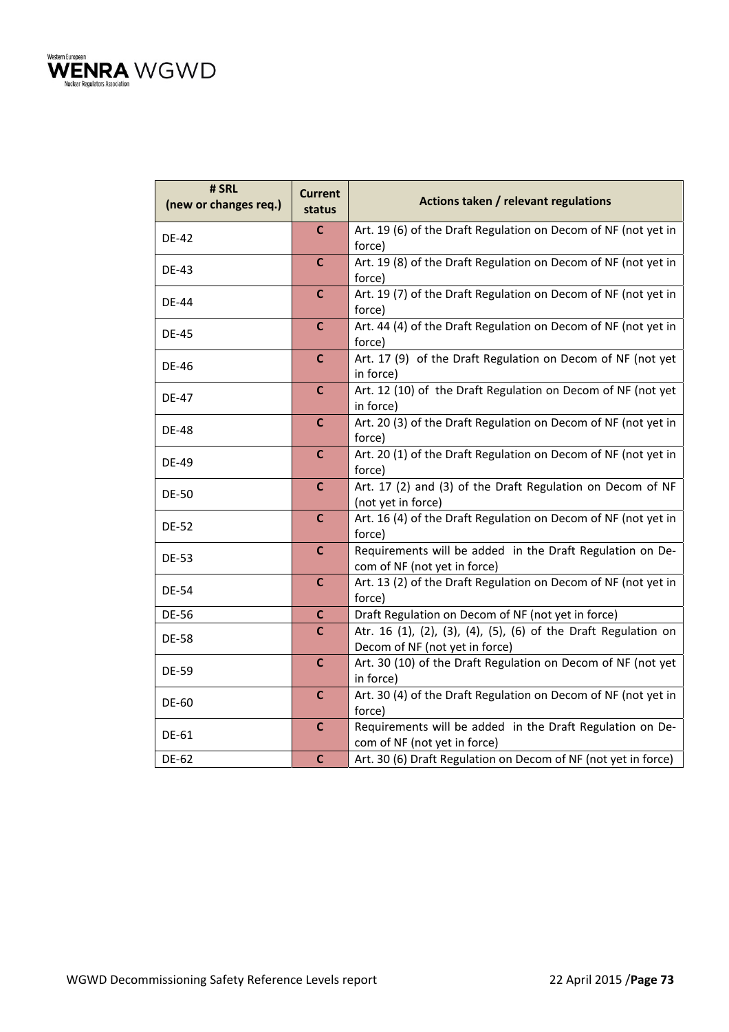| # SRL (new or changes req.) | Current status | Actions taken / relevant regulations |
|---|---|---|
| DE-42 | C | Art. 19 (6) of the Draft Regulation on Decom of NF (not yet in force) |
| DE-43 | C | Art. 19 (8) of the Draft Regulation on Decom of NF (not yet in force) |
| DE-44 | C | Art. 19 (7) of the Draft Regulation on Decom of NF (not yet in force) |
| DE-45 | C | Art. 44 (4) of the Draft Regulation on Decom of NF (not yet in force) |
| DE-46 | C | Art. 17 (9) of the Draft Regulation on Decom of NF (not yet in force) |
| DE-47 | C | Art. 12 (10) of the Draft Regulation on Decom of NF (not yet in force) |
| DE-48 | C | Art. 20 (3) of the Draft Regulation on Decom of NF (not yet in force) |
| DE-49 | C | Art. 20 (1) of the Draft Regulation on Decom of NF (not yet in force) |
| DE-50 | C | Art. 17 (2) and (3) of the Draft Regulation on Decom of NF (not yet in force) |
| DE-52 | C | Art. 16 (4) of the Draft Regulation on Decom of NF (not yet in force) |
| DE-53 | C | Requirements will be added in the Draft Regulation on Decom of NF (not yet in force) |
| DE-54 | C | Art. 13 (2) of the Draft Regulation on Decom of NF (not yet in force) |
| DE-56 | C | Draft Regulation on Decom of NF (not yet in force) |
| DE-58 | C | Atr. 16 (1), (2), (3), (4), (5), (6) of the Draft Regulation on Decom of NF (not yet in force) |
| DE-59 | C | Art. 30 (10) of the Draft Regulation on Decom of NF (not yet in force) |
| DE-60 | C | Art. 30 (4) of the Draft Regulation on Decom of NF (not yet in force) |
| DE-61 | C | Requirements will be added in the Draft Regulation on Decom of NF (not yet in force) |
| DE-62 | C | Art. 30 (6) Draft Regulation on Decom of NF (not yet in force) |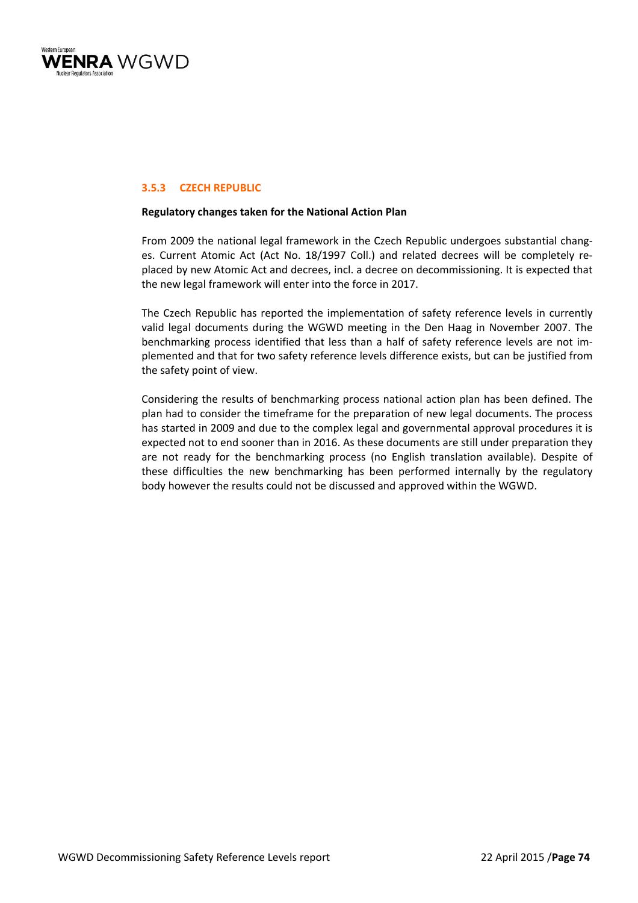### 3.5.3 CZECH REPUBLIC

**Regulatory changes taken for the National Action Plan**

From 2009 the national legal framework in the Czech Republic undergoes substantial changes. Current Atomic Act (Act No. 18/1997 Coll.) and related decrees will be completely replaced by new Atomic Act and decrees, incl. a decree on decommissioning. It is expected that the new legal framework will enter into the force in 2017.

The Czech Republic has reported the implementation of safety reference levels in currently valid legal documents during the WGWD meeting in the Den Haag in November 2007. The benchmarking process identified that less than a half of safety reference levels are not implemented and that for two safety reference levels difference exists, but can be justified from the safety point of view.

Considering the results of benchmarking process national action plan has been defined. The plan had to consider the timeframe for the preparation of new legal documents. The process has started in 2009 and due to the complex legal and governmental approval procedures it is expected not to end sooner than in 2016. As these documents are still under preparation they are not ready for the benchmarking process (no English translation available). Despite of these difficulties the new benchmarking has been performed internally by the regulatory body however the results could not be discussed and approved within the WGWD.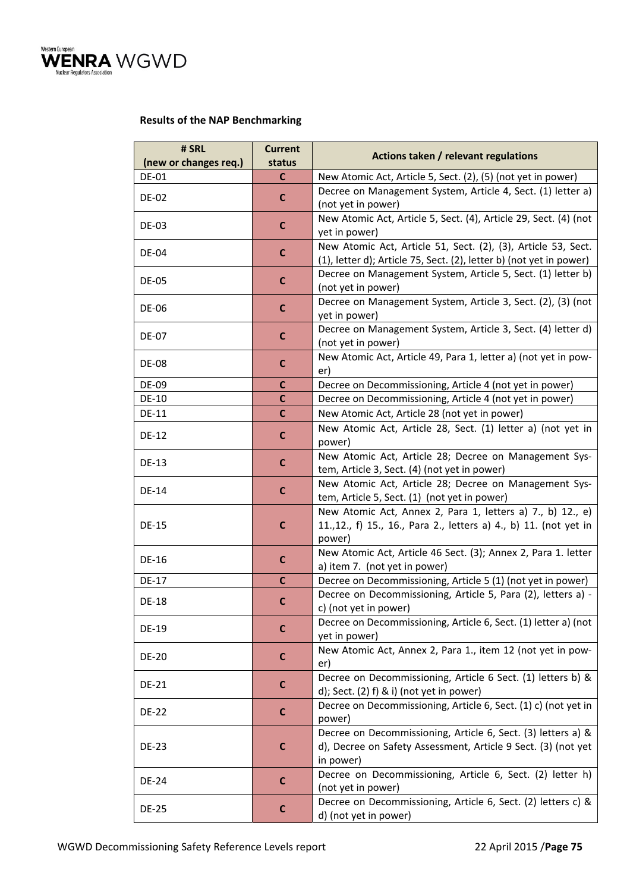**Results of the NAP Benchmarking**

| # SRL (new or changes req.) | Current status | Actions taken / relevant regulations |
|---|---|---|
| DE-01 | C | New Atomic Act, Article 5, Sect. (2), (5) (not yet in power) |
| DE-02 | C | Decree on Management System, Article 4, Sect. (1) letter a) (not yet in power) |
| DE-03 | C | New Atomic Act, Article 5, Sect. (4), Article 29, Sect. (4) (not yet in power) |
| DE-04 | C | New Atomic Act, Article 51, Sect. (2), (3), Article 53, Sect. (1), letter d); Article 75, Sect. (2), letter b) (not yet in power) |
| DE-05 | C | Decree on Management System, Article 5, Sect. (1) letter b) (not yet in power) |
| DE-06 | C | Decree on Management System, Article 3, Sect. (2), (3) (not yet in power) |
| DE-07 | C | Decree on Management System, Article 3, Sect. (4) letter d) (not yet in power) |
| DE-08 | C | New Atomic Act, Article 49, Para 1, letter a) (not yet in power) |
| DE-09 | C | Decree on Decommissioning, Article 4 (not yet in power) |
| DE-10 | C | Decree on Decommissioning, Article 4 (not yet in power) |
| DE-11 | C | New Atomic Act, Article 28 (not yet in power) |
| DE-12 | C | New Atomic Act, Article 28, Sect. (1) letter a) (not yet in power) |
| DE-13 | C | New Atomic Act, Article 28; Decree on Management System, Article 3, Sect. (4) (not yet in power) |
| DE-14 | C | New Atomic Act, Article 28; Decree on Management System, Article 5, Sect. (1) (not yet in power) |
| DE-15 | C | New Atomic Act, Annex 2, Para 1, letters a) 7., b) 12., e) 11.,12., f) 15., 16., Para 2., letters a) 4., b) 11. (not yet in power) |
| DE-16 | C | New Atomic Act, Article 46 Sect. (3); Annex 2, Para 1. letter a) item 7. (not yet in power) |
| DE-17 | C | Decree on Decommissioning, Article 5 (1) (not yet in power) |
| DE-18 | C | Decree on Decommissioning, Article 5, Para (2), letters a) - c) (not yet in power) |
| DE-19 | C | Decree on Decommissioning, Article 6, Sect. (1) letter a) (not yet in power) |
| DE-20 | C | New Atomic Act, Annex 2, Para 1., item 12 (not yet in power) |
| DE-21 | C | Decree on Decommissioning, Article 6 Sect. (1) letters b) & d); Sect. (2) f) & i) (not yet in power) |
| DE-22 | C | Decree on Decommissioning, Article 6, Sect. (1) c) (not yet in power) |
| DE-23 | C | Decree on Decommissioning, Article 6, Sect. (3) letters a) & d), Decree on Safety Assessment, Article 9 Sect. (3) (not yet in power) |
| DE-24 | C | Decree on Decommissioning, Article 6, Sect. (2) letter h) (not yet in power) |
| DE-25 | C | Decree on Decommissioning, Article 6, Sect. (2) letters c) & d) (not yet in power) |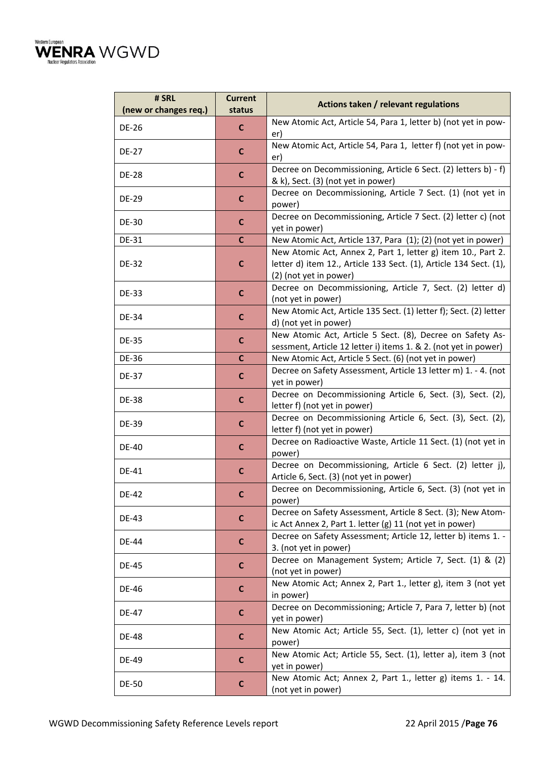| # SRL (new or changes req.) | Current status | Actions taken / relevant regulations |
|---|---|---|
| DE-26 | C | New Atomic Act, Article 54, Para 1, letter b) (not yet in power) |
| DE-27 | C | New Atomic Act, Article 54, Para 1, letter f) (not yet in power) |
| DE-28 | C | Decree on Decommissioning, Article 6 Sect. (2) letters b) - f) & k), Sect. (3) (not yet in power) |
| DE-29 | C | Decree on Decommissioning, Article 7 Sect. (1) (not yet in power) |
| DE-30 | C | Decree on Decommissioning, Article 7 Sect. (2) letter c) (not yet in power) |
| DE-31 | C | New Atomic Act, Article 137, Para (1); (2) (not yet in power) |
| DE-32 | C | New Atomic Act, Annex 2, Part 1, letter g) item 10., Part 2. letter d) item 12., Article 133 Sect. (1), Article 134 Sect. (1), (2) (not yet in power) |
| DE-33 | C | Decree on Decommissioning, Article 7, Sect. (2) letter d) (not yet in power) |
| DE-34 | C | New Atomic Act, Article 135 Sect. (1) letter f); Sect. (2) letter d) (not yet in power) |
| DE-35 | C | New Atomic Act, Article 5 Sect. (8), Decree on Safety Assessment, Article 12 letter i) items 1. & 2. (not yet in power) |
| DE-36 | C | New Atomic Act, Article 5 Sect. (6) (not yet in power) |
| DE-37 | C | Decree on Safety Assessment, Article 13 letter m) 1. - 4. (not yet in power) |
| DE-38 | C | Decree on Decommissioning Article 6, Sect. (3), Sect. (2), letter f) (not yet in power) |
| DE-39 | C | Decree on Decommissioning Article 6, Sect. (3), Sect. (2), letter f) (not yet in power) |
| DE-40 | C | Decree on Radioactive Waste, Article 11 Sect. (1) (not yet in power) |
| DE-41 | C | Decree on Decommissioning, Article 6 Sect. (2) letter j), Article 6, Sect. (3) (not yet in power) |
| DE-42 | C | Decree on Decommissioning, Article 6, Sect. (3) (not yet in power) |
| DE-43 | C | Decree on Safety Assessment, Article 8 Sect. (3); New Atomic Act Annex 2, Part 1. letter (g) 11 (not yet in power) |
| DE-44 | C | Decree on Safety Assessment; Article 12, letter b) items 1. - 3. (not yet in power) |
| DE-45 | C | Decree on Management System; Article 7, Sect. (1) & (2) (not yet in power) |
| DE-46 | C | New Atomic Act; Annex 2, Part 1., letter g), item 3 (not yet in power) |
| DE-47 | C | Decree on Decommissioning; Article 7, Para 7, letter b) (not yet in power) |
| DE-48 | C | New Atomic Act; Article 55, Sect. (1), letter c) (not yet in power) |
| DE-49 | C | New Atomic Act; Article 55, Sect. (1), letter a), item 3 (not yet in power) |
| DE-50 | C | New Atomic Act; Annex 2, Part 1., letter g) items 1. - 14. (not yet in power) |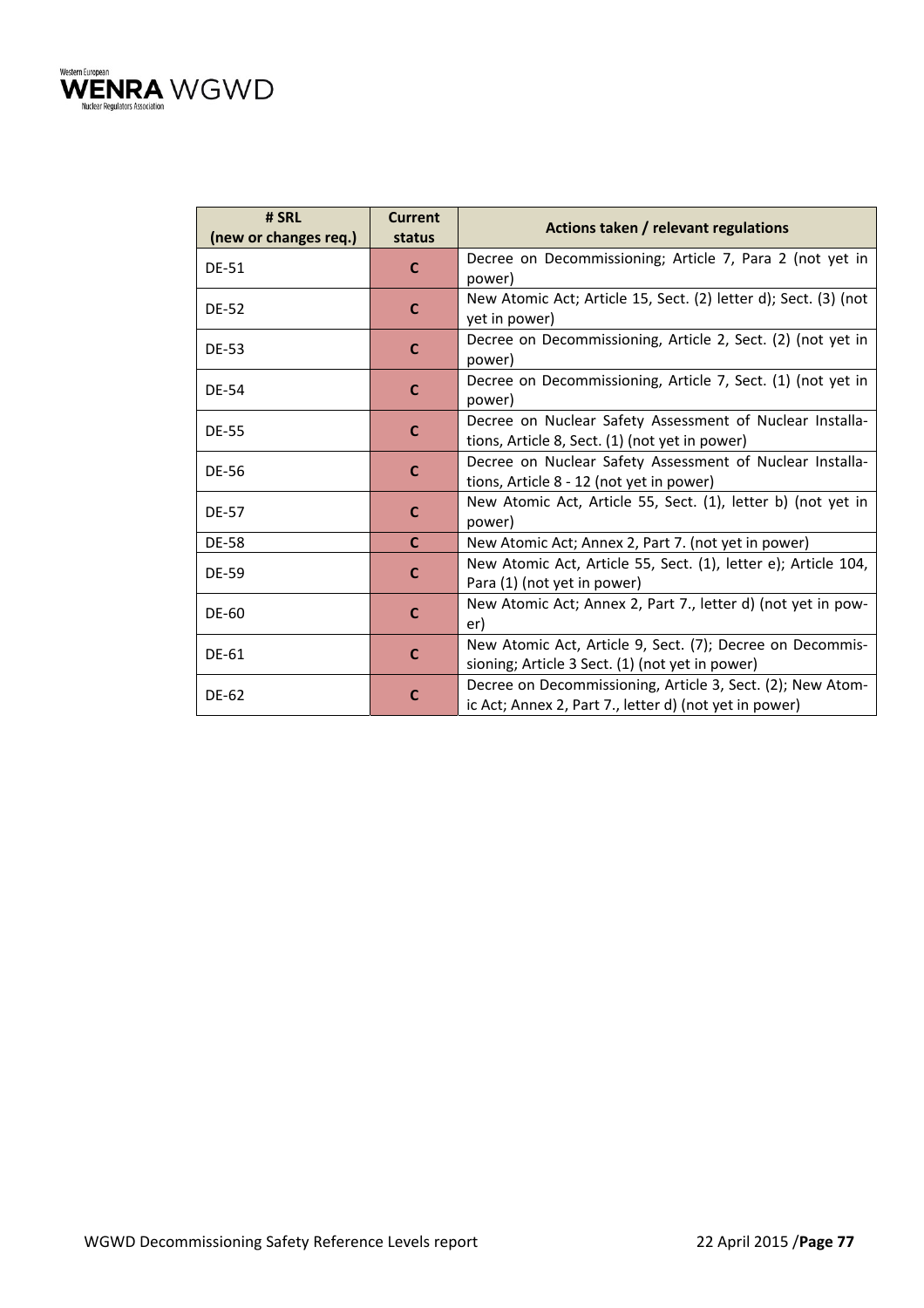| # SRL (new or changes req.) | Current status | Actions taken / relevant regulations |
|---|---|---|
| DE-51 | C | Decree on Decommissioning; Article 7, Para 2 (not yet in power) |
| DE-52 | C | New Atomic Act; Article 15, Sect. (2) letter d); Sect. (3) (not yet in power) |
| DE-53 | C | Decree on Decommissioning, Article 2, Sect. (2) (not yet in power) |
| DE-54 | C | Decree on Decommissioning, Article 7, Sect. (1) (not yet in power) |
| DE-55 | C | Decree on Nuclear Safety Assessment of Nuclear Installations, Article 8, Sect. (1) (not yet in power) |
| DE-56 | C | Decree on Nuclear Safety Assessment of Nuclear Installations, Article 8 - 12 (not yet in power) |
| DE-57 | C | New Atomic Act, Article 55, Sect. (1), letter b) (not yet in power) |
| DE-58 | C | New Atomic Act; Annex 2, Part 7. (not yet in power) |
| DE-59 | C | New Atomic Act, Article 55, Sect. (1), letter e); Article 104, Para (1) (not yet in power) |
| DE-60 | C | New Atomic Act; Annex 2, Part 7., letter d) (not yet in power) |
| DE-61 | C | New Atomic Act, Article 9, Sect. (7); Decree on Decommissioning; Article 3 Sect. (1) (not yet in power) |
| DE-62 | C | Decree on Decommissioning, Article 3, Sect. (2); New Atomic Act; Annex 2, Part 7., letter d) (not yet in power) |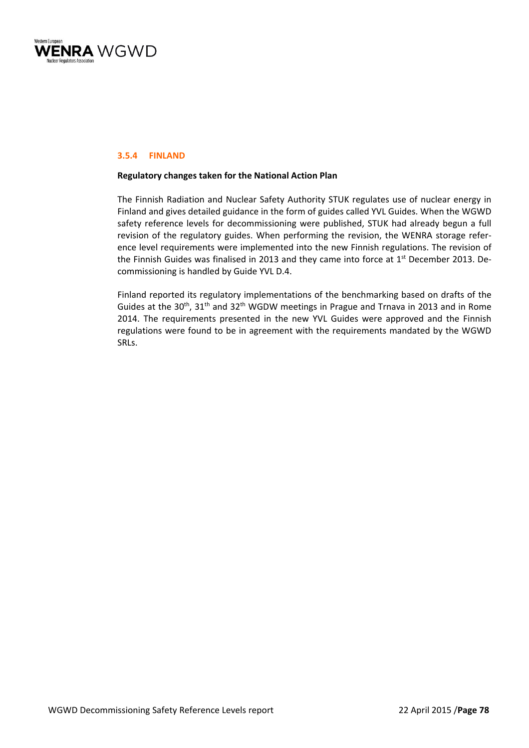### 3.5.4 FINLAND

**Regulatory changes taken for the National Action Plan**

The Finnish Radiation and Nuclear Safety Authority STUK regulates use of nuclear energy in Finland and gives detailed guidance in the form of guides called YVL Guides. When the WGWD safety reference levels for decommissioning were published, STUK had already begun a full revision of the regulatory guides. When performing the revision, the WENRA storage reference level requirements were implemented into the new Finnish regulations. The revision of the Finnish Guides was finalised in 2013 and they came into force at 1st December 2013. Decommissioning is handled by Guide YVL D.4.

Finland reported its regulatory implementations of the benchmarking based on drafts of the Guides at the 30th, 31th and 32th WGDW meetings in Prague and Trnava in 2013 and in Rome 2014. The requirements presented in the new YVL Guides were approved and the Finnish regulations were found to be in agreement with the requirements mandated by the WGWD SRLs.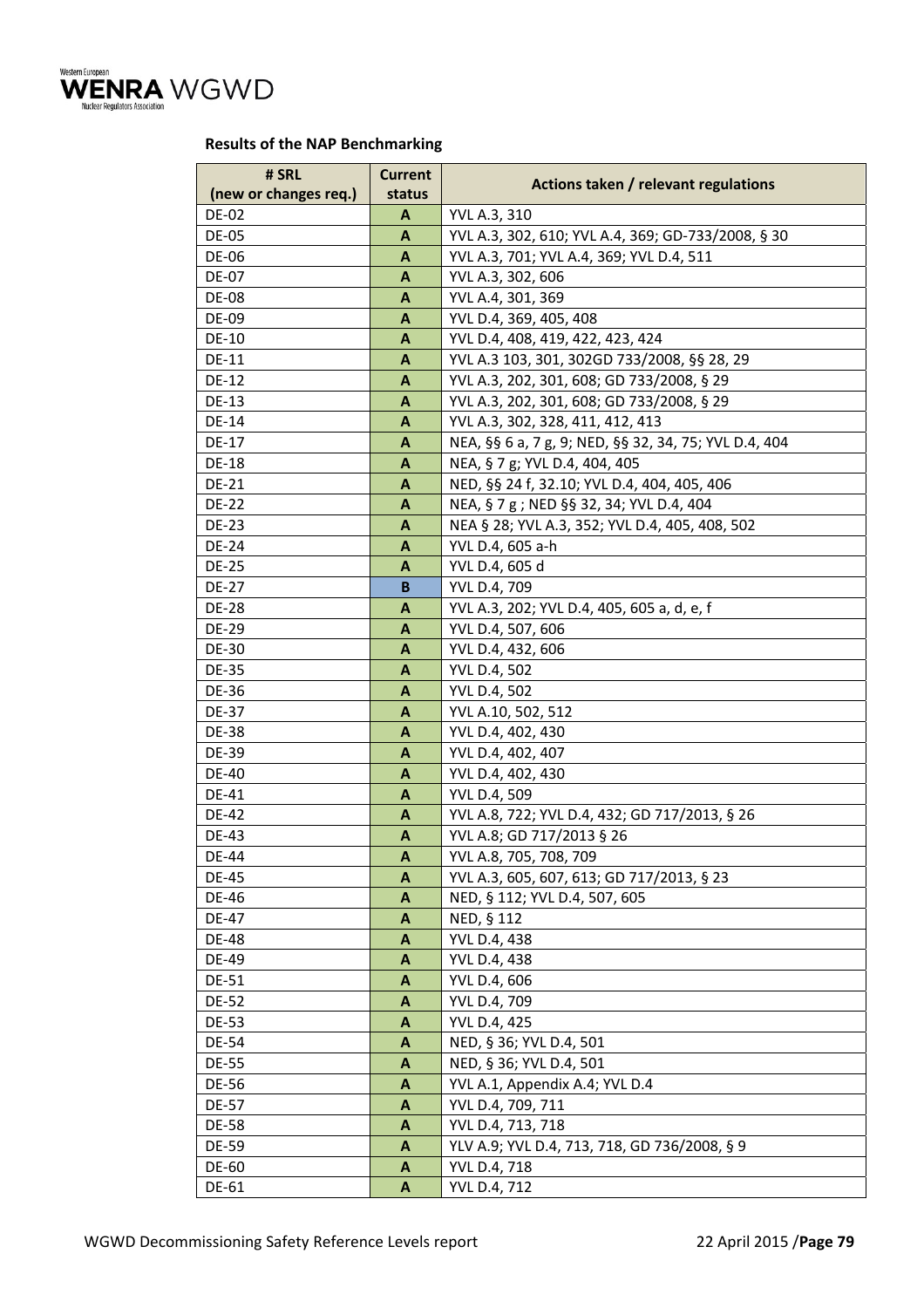**Results of the NAP Benchmarking**

| # SRL (new or changes req.) | Current status | Actions taken / relevant regulations |
|---|---|---|
| DE-02 | A | YVL A.3, 310 |
| DE-05 | A | YVL A.3, 302, 610; YVL A.4, 369; GD-733/2008, § 30 |
| DE-06 | A | YVL A.3, 701; YVL A.4, 369; YVL D.4, 511 |
| DE-07 | A | YVL A.3, 302, 606 |
| DE-08 | A | YVL A.4, 301, 369 |
| DE-09 | A | YVL D.4, 369, 405, 408 |
| DE-10 | A | YVL D.4, 408, 419, 422, 423, 424 |
| DE-11 | A | YVL A.3 103, 301, 302GD 733/2008, §§ 28, 29 |
| DE-12 | A | YVL A.3, 202, 301, 608; GD 733/2008, § 29 |
| DE-13 | A | YVL A.3, 202, 301, 608; GD 733/2008, § 29 |
| DE-14 | A | YVL A.3, 302, 328, 411, 412, 413 |
| DE-17 | A | NEA, §§ 6 a, 7 g, 9; NED, §§ 32, 34, 75; YVL D.4, 404 |
| DE-18 | A | NEA, § 7 g; YVL D.4, 404, 405 |
| DE-21 | A | NED, §§ 24 f, 32.10; YVL D.4, 404, 405, 406 |
| DE-22 | A | NEA, § 7 g ; NED §§ 32, 34; YVL D.4, 404 |
| DE-23 | A | NEA § 28; YVL A.3, 352; YVL D.4, 405, 408, 502 |
| DE-24 | A | YVL D.4, 605 a-h |
| DE-25 | A | YVL D.4, 605 d |
| DE-27 | B | YVL D.4, 709 |
| DE-28 | A | YVL A.3, 202; YVL D.4, 405, 605 a, d, e, f |
| DE-29 | A | YVL D.4, 507, 606 |
| DE-30 | A | YVL D.4, 432, 606 |
| DE-35 | A | YVL D.4, 502 |
| DE-36 | A | YVL D.4, 502 |
| DE-37 | A | YVL A.10, 502, 512 |
| DE-38 | A | YVL D.4, 402, 430 |
| DE-39 | A | YVL D.4, 402, 407 |
| DE-40 | A | YVL D.4, 402, 430 |
| DE-41 | A | YVL D.4, 509 |
| DE-42 | A | YVL A.8, 722; YVL D.4, 432; GD 717/2013, § 26 |
| DE-43 | A | YVL A.8; GD 717/2013 § 26 |
| DE-44 | A | YVL A.8, 705, 708, 709 |
| DE-45 | A | YVL A.3, 605, 607, 613; GD 717/2013, § 23 |
| DE-46 | A | NED, § 112; YVL D.4, 507, 605 |
| DE-47 | A | NED, § 112 |
| DE-48 | A | YVL D.4, 438 |
| DE-49 | A | YVL D.4, 438 |
| DE-51 | A | YVL D.4, 606 |
| DE-52 | A | YVL D.4, 709 |
| DE-53 | A | YVL D.4, 425 |
| DE-54 | A | NED, § 36; YVL D.4, 501 |
| DE-55 | A | NED, § 36; YVL D.4, 501 |
| DE-56 | A | YVL A.1, Appendix A.4; YVL D.4 |
| DE-57 | A | YVL D.4, 709, 711 |
| DE-58 | A | YVL D.4, 713, 718 |
| DE-59 | A | YLV A.9; YVL D.4, 713, 718, GD 736/2008, § 9 |
| DE-60 | A | YVL D.4, 718 |
| DE-61 | A | YVL D.4, 712 |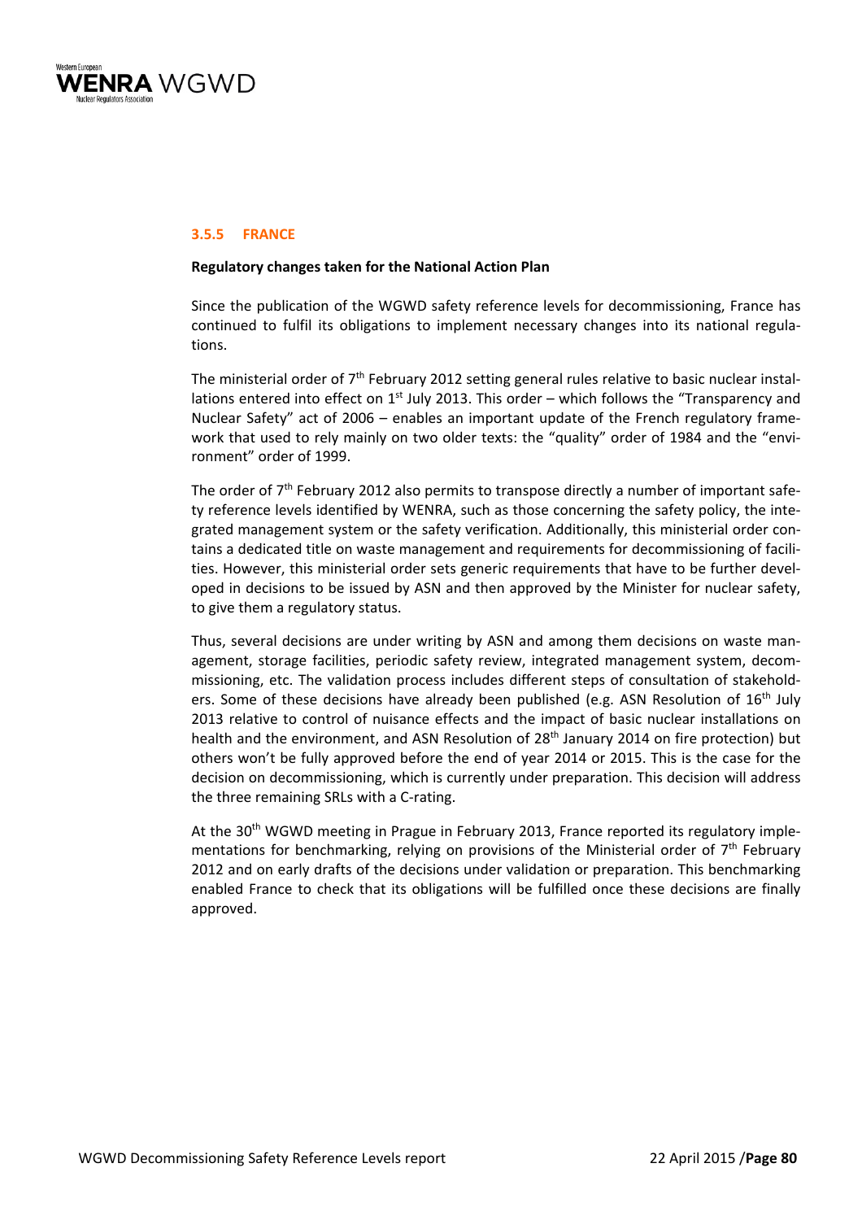### 3.5.5 FRANCE

**Regulatory changes taken for the National Action Plan**

Since the publication of the WGWD safety reference levels for decommissioning, France has continued to fulfil its obligations to implement necessary changes into its national regulations.

The ministerial order of 7th February 2012 setting general rules relative to basic nuclear installations entered into effect on 1st July 2013. This order – which follows the "Transparency and Nuclear Safety" act of 2006 – enables an important update of the French regulatory framework that used to rely mainly on two older texts: the "quality" order of 1984 and the "environment" order of 1999.

The order of 7th February 2012 also permits to transpose directly a number of important safety reference levels identified by WENRA, such as those concerning the safety policy, the integrated management system or the safety verification. Additionally, this ministerial order contains a dedicated title on waste management and requirements for decommissioning of facilities. However, this ministerial order sets generic requirements that have to be further developed in decisions to be issued by ASN and then approved by the Minister for nuclear safety, to give them a regulatory status.

Thus, several decisions are under writing by ASN and among them decisions on waste management, storage facilities, periodic safety review, integrated management system, decommissioning, etc. The validation process includes different steps of consultation of stakeholders. Some of these decisions have already been published (e.g. ASN Resolution of 16th July 2013 relative to control of nuisance effects and the impact of basic nuclear installations on health and the environment, and ASN Resolution of 28th January 2014 on fire protection) but others won't be fully approved before the end of year 2014 or 2015. This is the case for the decision on decommissioning, which is currently under preparation. This decision will address the three remaining SRLs with a C-rating.

At the 30th WGWD meeting in Prague in February 2013, France reported its regulatory implementations for benchmarking, relying on provisions of the Ministerial order of 7th February 2012 and on early drafts of the decisions under validation or preparation. This benchmarking enabled France to check that its obligations will be fulfilled once these decisions are finally approved.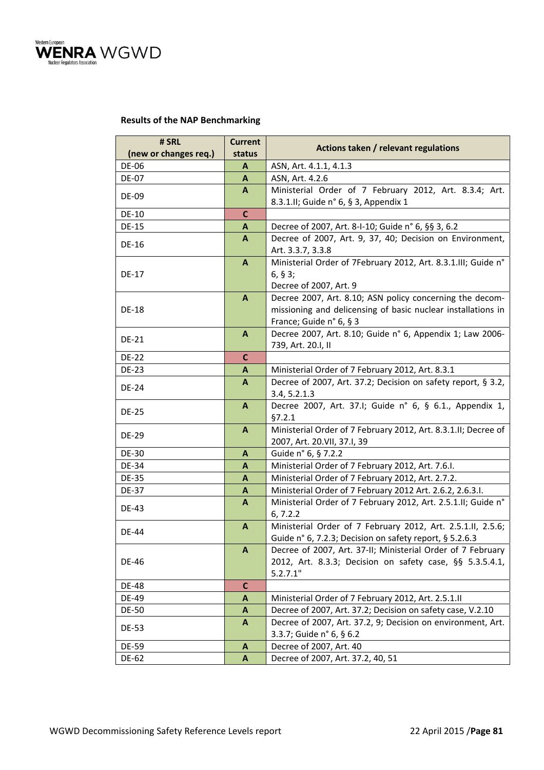**Results of the NAP Benchmarking**

| # SRL (new or changes req.) | Current status | Actions taken / relevant regulations |
|---|---|---|
| DE-06 | A | ASN, Art. 4.1.1, 4.1.3 |
| DE-07 | A | ASN, Art. 4.2.6 |
| DE-09 | A | Ministerial Order of 7 February 2012, Art. 8.3.4; Art. 8.3.1.II; Guide n° 6, § 3, Appendix 1 |
| DE-10 | C | |
| DE-15 | A | Decree of 2007, Art. 8-I-10; Guide n° 6, §§ 3, 6.2 |
| DE-16 | A | Decree of 2007, Art. 9, 37, 40; Decision on Environment, Art. 3.3.7, 3.3.8 |
| DE-17 | A | Ministerial Order of 7February 2012, Art. 8.3.1.III; Guide n° 6, § 3;<br>Decree of 2007, Art. 9 |
| DE-18 | A | Decree 2007, Art. 8.10; ASN policy concerning the decom-missioning and delicensing of basic nuclear installations in France; Guide n° 6, § 3 |
| DE-21 | A | Decree 2007, Art. 8.10; Guide n° 6, Appendix 1; Law 2006-739, Art. 20.I, II |
| DE-22 | C | |
| DE-23 | A | Ministerial Order of 7 February 2012, Art. 8.3.1 |
| DE-24 | A | Decree of 2007, Art. 37.2; Decision on safety report, § 3.2, 3.4, 5.2.1.3 |
| DE-25 | A | Decree 2007, Art. 37.I; Guide n° 6, § 6.1., Appendix 1, §7.2.1 |
| DE-29 | A | Ministerial Order of 7 February 2012, Art. 8.3.1.II; Decree of 2007, Art. 20.VII, 37.I, 39 |
| DE-30 | A | Guide n° 6, § 7.2.2 |
| DE-34 | A | Ministerial Order of 7 February 2012, Art. 7.6.I. |
| DE-35 | A | Ministerial Order of 7 February 2012, Art. 2.7.2. |
| DE-37 | A | Ministerial Order of 7 February 2012 Art. 2.6.2, 2.6.3.I. |
| DE-43 | A | Ministerial Order of 7 February 2012, Art. 2.5.1.II; Guide n° 6, 7.2.2 |
| DE-44 | A | Ministerial Order of 7 February 2012, Art. 2.5.1.II, 2.5.6; Guide n° 6, 7.2.3; Decision on safety report, § 5.2.6.3 |
| DE-46 | A | Decree of 2007, Art. 37-II; Ministerial Order of 7 February 2012, Art. 8.3.3; Decision on safety case, §§ 5.3.5.4.1, 5.2.7.1" |
| DE-48 | C | |
| DE-49 | A | Ministerial Order of 7 February 2012, Art. 2.5.1.II |
| DE-50 | A | Decree of 2007, Art. 37.2; Decision on safety case, V.2.10 |
| DE-53 | A | Decree of 2007, Art. 37.2, 9; Decision on environment, Art. 3.3.7; Guide n° 6, § 6.2 |
| DE-59 | A | Decree of 2007, Art. 40 |
| DE-62 | A | Decree of 2007, Art. 37.2, 40, 51 |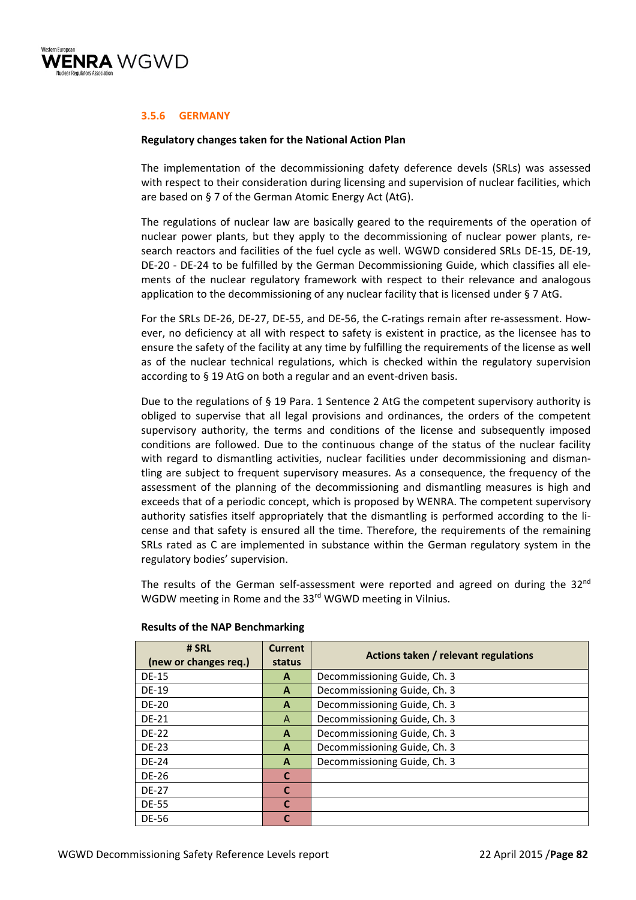### 3.5.6 GERMANY

**Regulatory changes taken for the National Action Plan**

The implementation of the decommissioning dafety deference devels (SRLs) was assessed with respect to their consideration during licensing and supervision of nuclear facilities, which are based on § 7 of the German Atomic Energy Act (AtG).

The regulations of nuclear law are basically geared to the requirements of the operation of nuclear power plants, but they apply to the decommissioning of nuclear power plants, research reactors and facilities of the fuel cycle as well. WGWD considered SRLs DE-15, DE-19, DE-20 - DE-24 to be fulfilled by the German Decommissioning Guide, which classifies all elements of the nuclear regulatory framework with respect to their relevance and analogous application to the decommissioning of any nuclear facility that is licensed under § 7 AtG.

For the SRLs DE-26, DE-27, DE-55, and DE-56, the C-ratings remain after re-assessment. However, no deficiency at all with respect to safety is existent in practice, as the licensee has to ensure the safety of the facility at any time by fulfilling the requirements of the license as well as of the nuclear technical regulations, which is checked within the regulatory supervision according to § 19 AtG on both a regular and an event-driven basis.

Due to the regulations of § 19 Para. 1 Sentence 2 AtG the competent supervisory authority is obliged to supervise that all legal provisions and ordinances, the orders of the competent supervisory authority, the terms and conditions of the license and subsequently imposed conditions are followed. Due to the continuous change of the status of the nuclear facility with regard to dismantling activities, nuclear facilities under decommissioning and dismantling are subject to frequent supervisory measures. As a consequence, the frequency of the assessment of the planning of the decommissioning and dismantling measures is high and exceeds that of a periodic concept, which is proposed by WENRA. The competent supervisory authority satisfies itself appropriately that the dismantling is performed according to the license and that safety is ensured all the time. Therefore, the requirements of the remaining SRLs rated as C are implemented in substance within the German regulatory system in the regulatory bodies' supervision.

The results of the German self-assessment were reported and agreed on during the 32nd WGDW meeting in Rome and the 33rd WGWD meeting in Vilnius.

**Results of the NAP Benchmarking**

| # SRL (new or changes req.) | Current status | Actions taken / relevant regulations |
|---|---|---|
| DE-15 | A | Decommissioning Guide, Ch. 3 |
| DE-19 | A | Decommissioning Guide, Ch. 3 |
| DE-20 | A | Decommissioning Guide, Ch. 3 |
| DE-21 | A | Decommissioning Guide, Ch. 3 |
| DE-22 | A | Decommissioning Guide, Ch. 3 |
| DE-23 | A | Decommissioning Guide, Ch. 3 |
| DE-24 | A | Decommissioning Guide, Ch. 3 |
| DE-26 | C | |
| DE-27 | C | |
| DE-55 | C | |
| DE-56 | C | |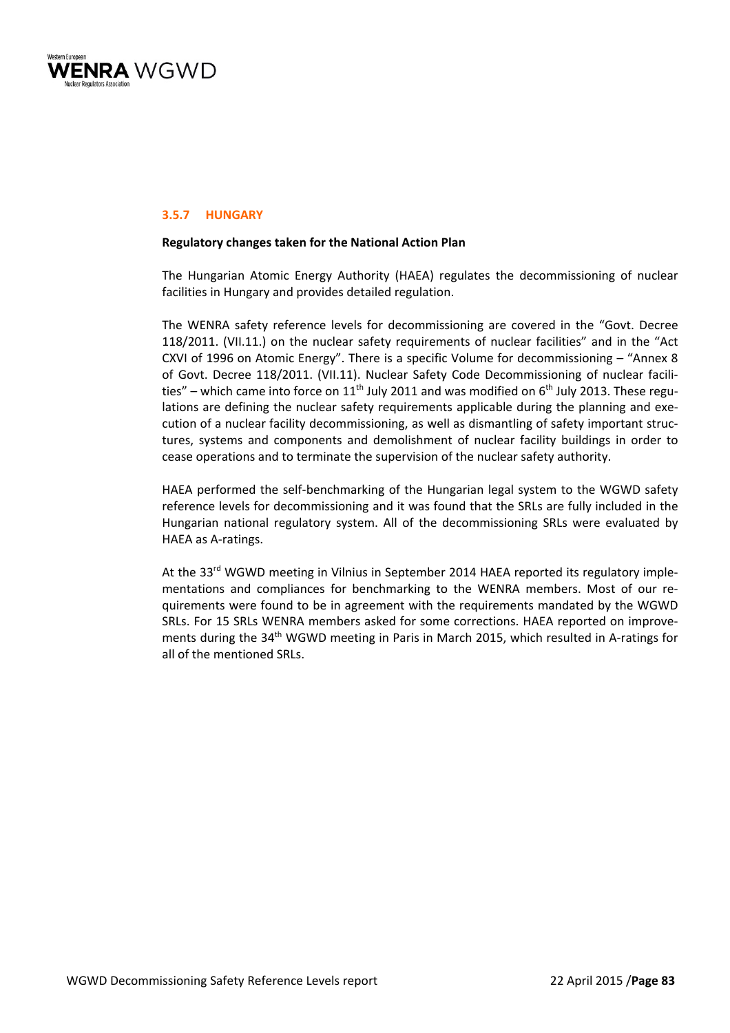### 3.5.7 HUNGARY

**Regulatory changes taken for the National Action Plan**

The Hungarian Atomic Energy Authority (HAEA) regulates the decommissioning of nuclear facilities in Hungary and provides detailed regulation.

The WENRA safety reference levels for decommissioning are covered in the "Govt. Decree 118/2011. (VII.11.) on the nuclear safety requirements of nuclear facilities" and in the "Act CXVI of 1996 on Atomic Energy". There is a specific Volume for decommissioning – "Annex 8 of Govt. Decree 118/2011. (VII.11). Nuclear Safety Code Decommissioning of nuclear facilities" – which came into force on 11th July 2011 and was modified on 6th July 2013. These regulations are defining the nuclear safety requirements applicable during the planning and execution of a nuclear facility decommissioning, as well as dismantling of safety important structures, systems and components and demolishment of nuclear facility buildings in order to cease operations and to terminate the supervision of the nuclear safety authority.

HAEA performed the self-benchmarking of the Hungarian legal system to the WGWD safety reference levels for decommissioning and it was found that the SRLs are fully included in the Hungarian national regulatory system. All of the decommissioning SRLs were evaluated by HAEA as A-ratings.

At the 33rd WGWD meeting in Vilnius in September 2014 HAEA reported its regulatory implementations and compliances for benchmarking to the WENRA members. Most of our requirements were found to be in agreement with the requirements mandated by the WGWD SRLs. For 15 SRLs WENRA members asked for some corrections. HAEA reported on improvements during the 34th WGWD meeting in Paris in March 2015, which resulted in A-ratings for all of the mentioned SRLs.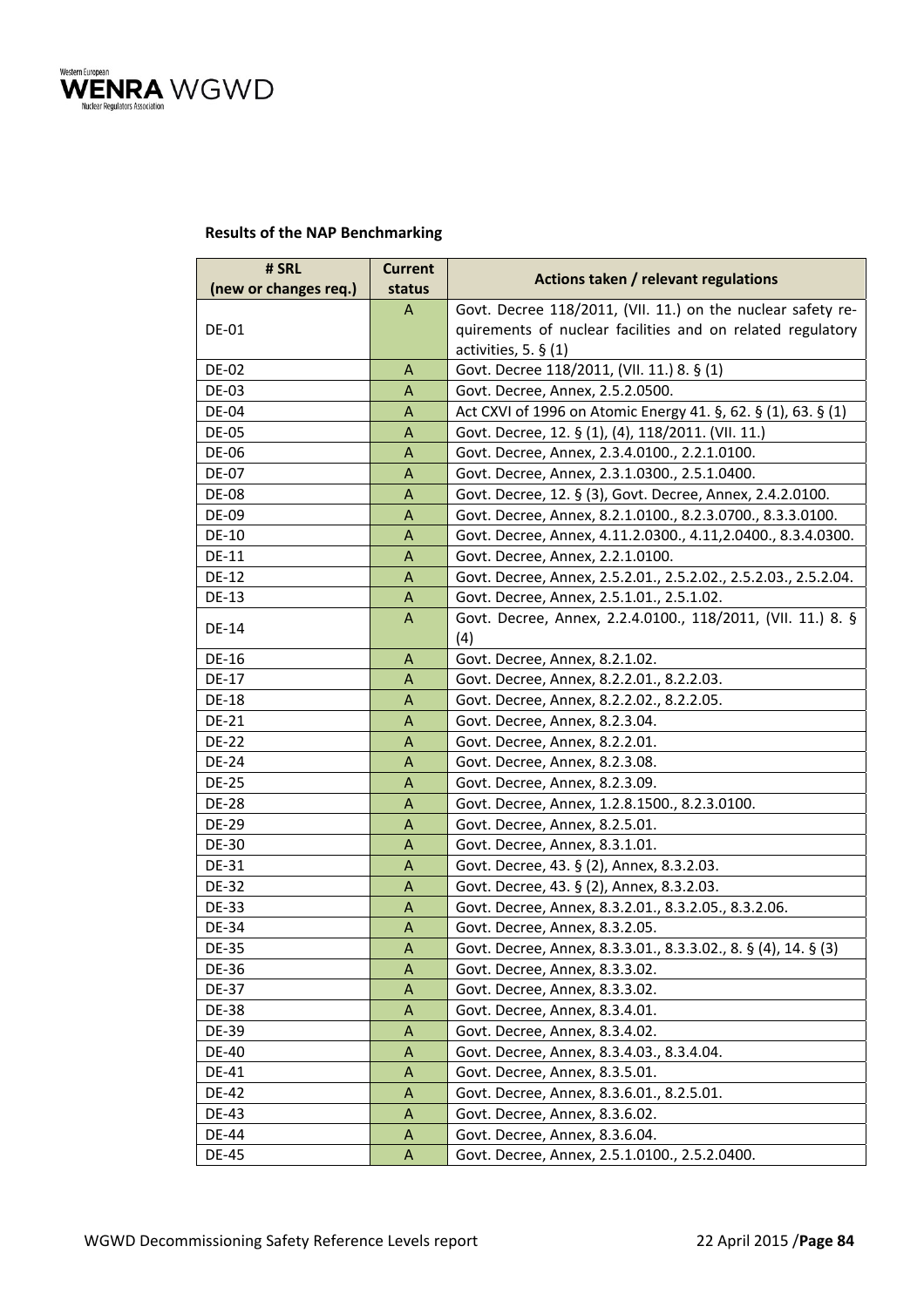**Results of the NAP Benchmarking**

| # SRL (new or changes req.) | Current status | Actions taken / relevant regulations |
|---|---|---|
| DE-01 | A | Govt. Decree 118/2011, (VII. 11.) on the nuclear safety requirements of nuclear facilities and on related regulatory activities, 5. § (1) |
| DE-02 | A | Govt. Decree 118/2011, (VII. 11.) 8. § (1) |
| DE-03 | A | Govt. Decree, Annex, 2.5.2.0500. |
| DE-04 | A | Act CXVI of 1996 on Atomic Energy 41. §, 62. § (1), 63. § (1) |
| DE-05 | A | Govt. Decree, 12. § (1), (4), 118/2011. (VII. 11.) |
| DE-06 | A | Govt. Decree, Annex, 2.3.4.0100., 2.2.1.0100. |
| DE-07 | A | Govt. Decree, Annex, 2.3.1.0300., 2.5.1.0400. |
| DE-08 | A | Govt. Decree, 12. § (3), Govt. Decree, Annex, 2.4.2.0100. |
| DE-09 | A | Govt. Decree, Annex, 8.2.1.0100., 8.2.3.0700., 8.3.3.0100. |
| DE-10 | A | Govt. Decree, Annex, 4.11.2.0300., 4.11,2.0400., 8.3.4.0300. |
| DE-11 | A | Govt. Decree, Annex, 2.2.1.0100. |
| DE-12 | A | Govt. Decree, Annex, 2.5.2.01., 2.5.2.02., 2.5.2.03., 2.5.2.04. |
| DE-13 | A | Govt. Decree, Annex, 2.5.1.01., 2.5.1.02. |
| DE-14 | A | Govt. Decree, Annex, 2.2.4.0100., 118/2011, (VII. 11.) 8. § (4) |
| DE-16 | A | Govt. Decree, Annex, 8.2.1.02. |
| DE-17 | A | Govt. Decree, Annex, 8.2.2.01., 8.2.2.03. |
| DE-18 | A | Govt. Decree, Annex, 8.2.2.02., 8.2.2.05. |
| DE-21 | A | Govt. Decree, Annex, 8.2.3.04. |
| DE-22 | A | Govt. Decree, Annex, 8.2.2.01. |
| DE-24 | A | Govt. Decree, Annex, 8.2.3.08. |
| DE-25 | A | Govt. Decree, Annex, 8.2.3.09. |
| DE-28 | A | Govt. Decree, Annex, 1.2.8.1500., 8.2.3.0100. |
| DE-29 | A | Govt. Decree, Annex, 8.2.5.01. |
| DE-30 | A | Govt. Decree, Annex, 8.3.1.01. |
| DE-31 | A | Govt. Decree, 43. § (2), Annex, 8.3.2.03. |
| DE-32 | A | Govt. Decree, 43. § (2), Annex, 8.3.2.03. |
| DE-33 | A | Govt. Decree, Annex, 8.3.2.01., 8.3.2.05., 8.3.2.06. |
| DE-34 | A | Govt. Decree, Annex, 8.3.2.05. |
| DE-35 | A | Govt. Decree, Annex, 8.3.3.01., 8.3.3.02., 8. § (4), 14. § (3) |
| DE-36 | A | Govt. Decree, Annex, 8.3.3.02. |
| DE-37 | A | Govt. Decree, Annex, 8.3.3.02. |
| DE-38 | A | Govt. Decree, Annex, 8.3.4.01. |
| DE-39 | A | Govt. Decree, Annex, 8.3.4.02. |
| DE-40 | A | Govt. Decree, Annex, 8.3.4.03., 8.3.4.04. |
| DE-41 | A | Govt. Decree, Annex, 8.3.5.01. |
| DE-42 | A | Govt. Decree, Annex, 8.3.6.01., 8.2.5.01. |
| DE-43 | A | Govt. Decree, Annex, 8.3.6.02. |
| DE-44 | A | Govt. Decree, Annex, 8.3.6.04. |
| DE-45 | A | Govt. Decree, Annex, 2.5.1.0100., 2.5.2.0400. |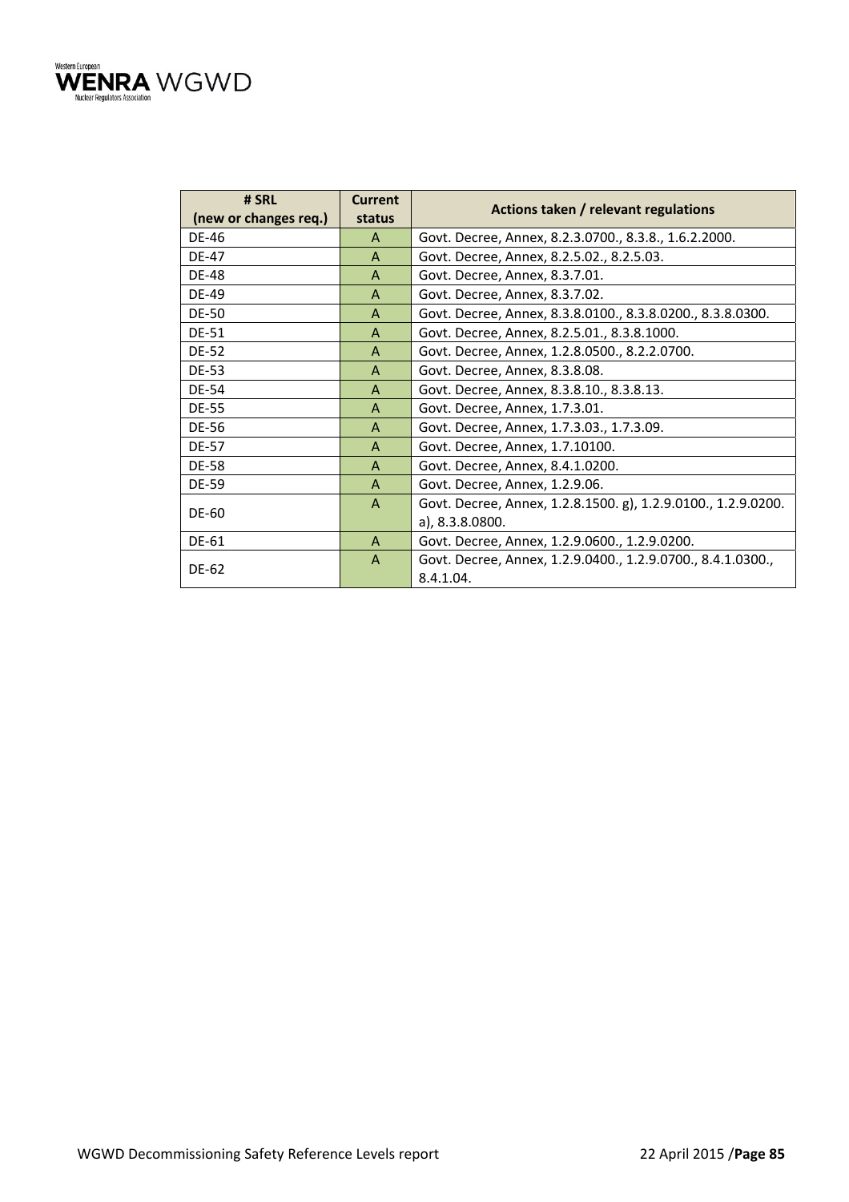| # SRL (new or changes req.) | Current status | Actions taken / relevant regulations |
|---|---|---|
| DE-46 | A | Govt. Decree, Annex, 8.2.3.0700., 8.3.8., 1.6.2.2000. |
| DE-47 | A | Govt. Decree, Annex, 8.2.5.02., 8.2.5.03. |
| DE-48 | A | Govt. Decree, Annex, 8.3.7.01. |
| DE-49 | A | Govt. Decree, Annex, 8.3.7.02. |
| DE-50 | A | Govt. Decree, Annex, 8.3.8.0100., 8.3.8.0200., 8.3.8.0300. |
| DE-51 | A | Govt. Decree, Annex, 8.2.5.01., 8.3.8.1000. |
| DE-52 | A | Govt. Decree, Annex, 1.2.8.0500., 8.2.2.0700. |
| DE-53 | A | Govt. Decree, Annex, 8.3.8.08. |
| DE-54 | A | Govt. Decree, Annex, 8.3.8.10., 8.3.8.13. |
| DE-55 | A | Govt. Decree, Annex, 1.7.3.01. |
| DE-56 | A | Govt. Decree, Annex, 1.7.3.03., 1.7.3.09. |
| DE-57 | A | Govt. Decree, Annex, 1.7.10100. |
| DE-58 | A | Govt. Decree, Annex, 8.4.1.0200. |
| DE-59 | A | Govt. Decree, Annex, 1.2.9.06. |
| DE-60 | A | Govt. Decree, Annex, 1.2.8.1500. g), 1.2.9.0100., 1.2.9.0200. a), 8.3.8.0800. |
| DE-61 | A | Govt. Decree, Annex, 1.2.9.0600., 1.2.9.0200. |
| DE-62 | A | Govt. Decree, Annex, 1.2.9.0400., 1.2.9.0700., 8.4.1.0300., 8.4.1.04. |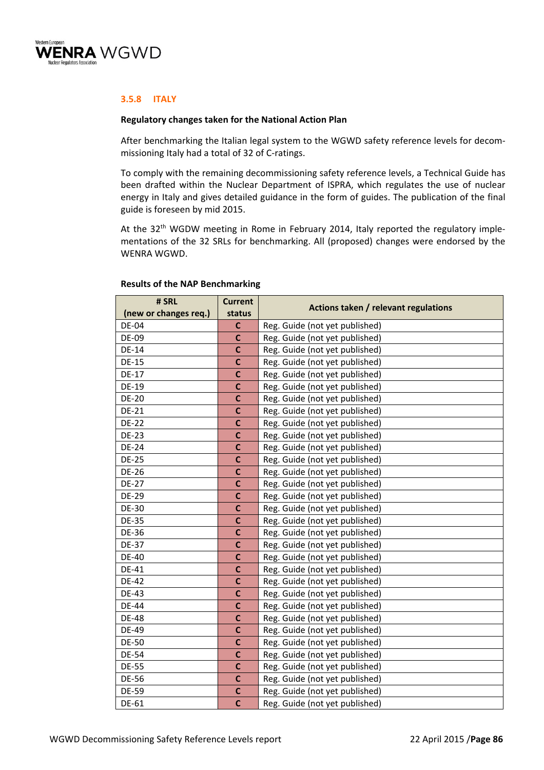### 3.5.8 ITALY

**Regulatory changes taken for the National Action Plan**

After benchmarking the Italian legal system to the WGWD safety reference levels for decommissioning Italy had a total of 32 of C-ratings.

To comply with the remaining decommissioning safety reference levels, a Technical Guide has been drafted within the Nuclear Department of ISPRA, which regulates the use of nuclear energy in Italy and gives detailed guidance in the form of guides. The publication of the final guide is foreseen by mid 2015.

At the 32th WGDW meeting in Rome in February 2014, Italy reported the regulatory implementations of the 32 SRLs for benchmarking. All (proposed) changes were endorsed by the WENRA WGWD.

**Results of the NAP Benchmarking**

| # SRL (new or changes req.) | Current status | Actions taken / relevant regulations |
|---|---|---|
| DE-04 | C | Reg. Guide (not yet published) |
| DE-09 | C | Reg. Guide (not yet published) |
| DE-14 | C | Reg. Guide (not yet published) |
| DE-15 | C | Reg. Guide (not yet published) |
| DE-17 | C | Reg. Guide (not yet published) |
| DE-19 | C | Reg. Guide (not yet published) |
| DE-20 | C | Reg. Guide (not yet published) |
| DE-21 | C | Reg. Guide (not yet published) |
| DE-22 | C | Reg. Guide (not yet published) |
| DE-23 | C | Reg. Guide (not yet published) |
| DE-24 | C | Reg. Guide (not yet published) |
| DE-25 | C | Reg. Guide (not yet published) |
| DE-26 | C | Reg. Guide (not yet published) |
| DE-27 | C | Reg. Guide (not yet published) |
| DE-29 | C | Reg. Guide (not yet published) |
| DE-30 | C | Reg. Guide (not yet published) |
| DE-35 | C | Reg. Guide (not yet published) |
| DE-36 | C | Reg. Guide (not yet published) |
| DE-37 | C | Reg. Guide (not yet published) |
| DE-40 | C | Reg. Guide (not yet published) |
| DE-41 | C | Reg. Guide (not yet published) |
| DE-42 | C | Reg. Guide (not yet published) |
| DE-43 | C | Reg. Guide (not yet published) |
| DE-44 | C | Reg. Guide (not yet published) |
| DE-48 | C | Reg. Guide (not yet published) |
| DE-49 | C | Reg. Guide (not yet published) |
| DE-50 | C | Reg. Guide (not yet published) |
| DE-54 | C | Reg. Guide (not yet published) |
| DE-55 | C | Reg. Guide (not yet published) |
| DE-56 | C | Reg. Guide (not yet published) |
| DE-59 | C | Reg. Guide (not yet published) |
| DE-61 | C | Reg. Guide (not yet published) |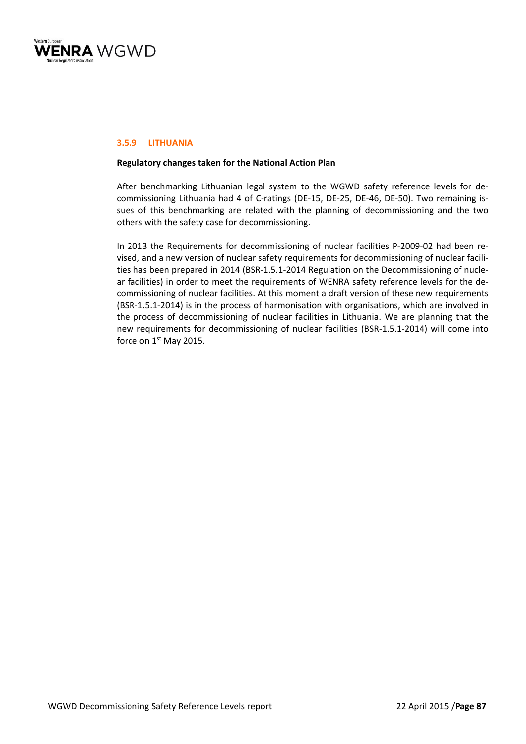### 3.5.9 LITHUANIA

**Regulatory changes taken for the National Action Plan**

After benchmarking Lithuanian legal system to the WGWD safety reference levels for decommissioning Lithuania had 4 of C-ratings (DE-15, DE-25, DE-46, DE-50). Two remaining issues of this benchmarking are related with the planning of decommissioning and the two others with the safety case for decommissioning.

In 2013 the Requirements for decommissioning of nuclear facilities P-2009-02 had been revised, and a new version of nuclear safety requirements for decommissioning of nuclear facilities has been prepared in 2014 (BSR-1.5.1-2014 Regulation on the Decommissioning of nuclear facilities) in order to meet the requirements of WENRA safety reference levels for the decommissioning of nuclear facilities. At this moment a draft version of these new requirements (BSR-1.5.1-2014) is in the process of harmonisation with organisations, which are involved in the process of decommissioning of nuclear facilities in Lithuania. We are planning that the new requirements for decommissioning of nuclear facilities (BSR-1.5.1-2014) will come into force on 1st May 2015.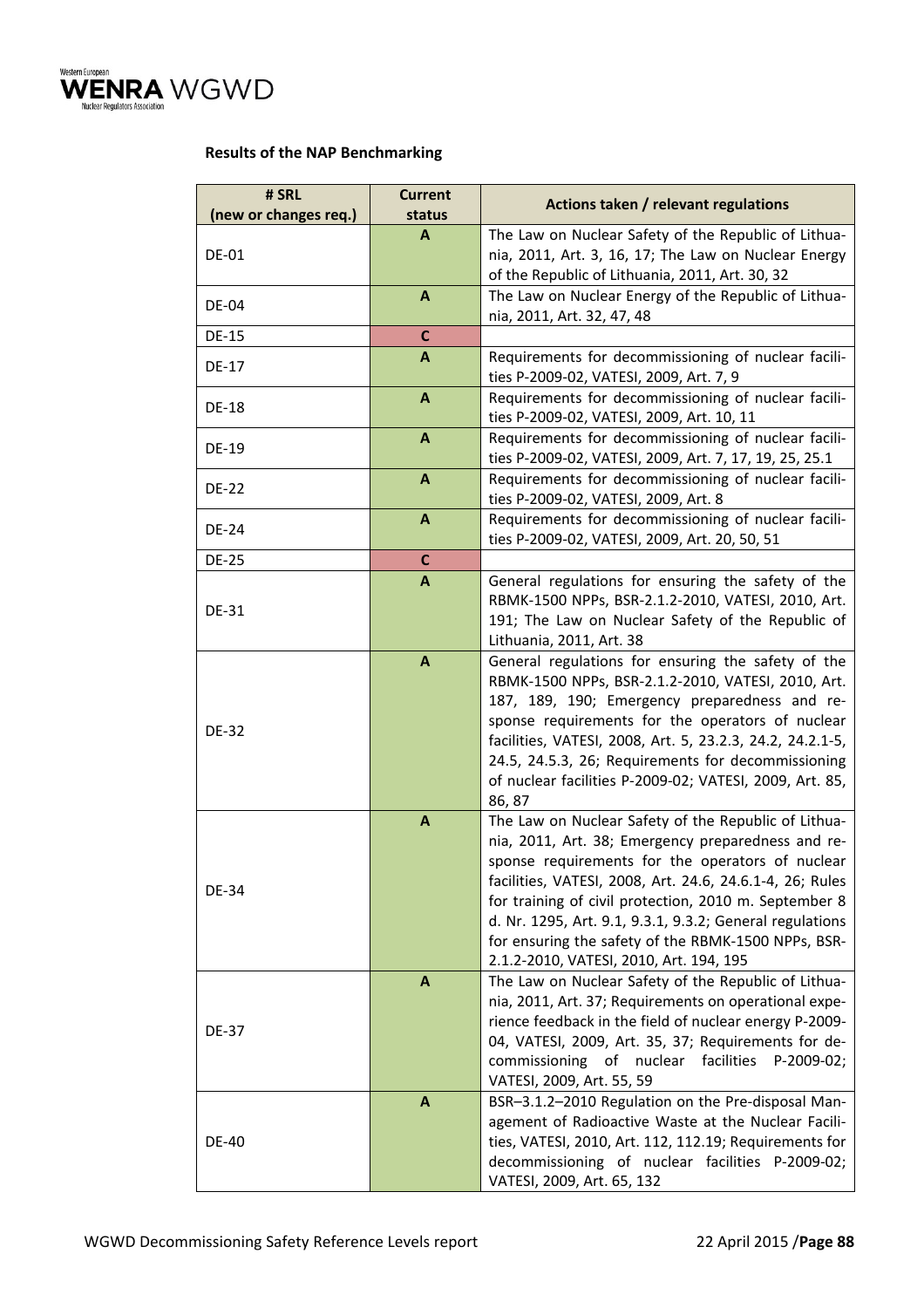**Results of the NAP Benchmarking**

| # SRL (new or changes req.) | Current status | Actions taken / relevant regulations |
|---|---|---|
| DE-01 | A | The Law on Nuclear Safety of the Republic of Lithuania, 2011, Art. 3, 16, 17; The Law on Nuclear Energy of the Republic of Lithuania, 2011, Art. 30, 32 |
| DE-04 | A | The Law on Nuclear Energy of the Republic of Lithuania, 2011, Art. 32, 47, 48 |
| DE-15 | C | |
| DE-17 | A | Requirements for decommissioning of nuclear facilities P-2009-02, VATESI, 2009, Art. 7, 9 |
| DE-18 | A | Requirements for decommissioning of nuclear facilities P-2009-02, VATESI, 2009, Art. 10, 11 |
| DE-19 | A | Requirements for decommissioning of nuclear facilities P-2009-02, VATESI, 2009, Art. 7, 17, 19, 25, 25.1 |
| DE-22 | A | Requirements for decommissioning of nuclear facilities P-2009-02, VATESI, 2009, Art. 8 |
| DE-24 | A | Requirements for decommissioning of nuclear facilities P-2009-02, VATESI, 2009, Art. 20, 50, 51 |
| DE-25 | C | |
| DE-31 | A | General regulations for ensuring the safety of the RBMK-1500 NPPs, BSR-2.1.2-2010, VATESI, 2010, Art. 191; The Law on Nuclear Safety of the Republic of Lithuania, 2011, Art. 38 |
| DE-32 | A | General regulations for ensuring the safety of the RBMK-1500 NPPs, BSR-2.1.2-2010, VATESI, 2010, Art. 187, 189, 190; Emergency preparedness and response requirements for the operators of nuclear facilities, VATESI, 2008, Art. 5, 23.2.3, 24.2, 24.2.1-5, 24.5, 24.5.3, 26; Requirements for decommissioning of nuclear facilities P-2009-02; VATESI, 2009, Art. 85, 86, 87 |
| DE-34 | A | The Law on Nuclear Safety of the Republic of Lithuania, 2011, Art. 38; Emergency preparedness and response requirements for the operators of nuclear facilities, VATESI, 2008, Art. 24.6, 24.6.1-4, 26; Rules for training of civil protection, 2010 m. September 8 d. Nr. 1295, Art. 9.1, 9.3.1, 9.3.2; General regulations for ensuring the safety of the RBMK-1500 NPPs, BSR-2.1.2-2010, VATESI, 2010, Art. 194, 195 |
| DE-37 | A | The Law on Nuclear Safety of the Republic of Lithuania, 2011, Art. 37; Requirements on operational experience feedback in the field of nuclear energy P-2009-04, VATESI, 2009, Art. 35, 37; Requirements for decommissioning of nuclear facilities P-2009-02; VATESI, 2009, Art. 55, 59 |
| DE-40 | A | BSR–3.1.2–2010 Regulation on the Pre-disposal Management of Radioactive Waste at the Nuclear Facilities, VATESI, 2010, Art. 112, 112.19; Requirements for decommissioning of nuclear facilities P-2009-02; VATESI, 2009, Art. 65, 132 |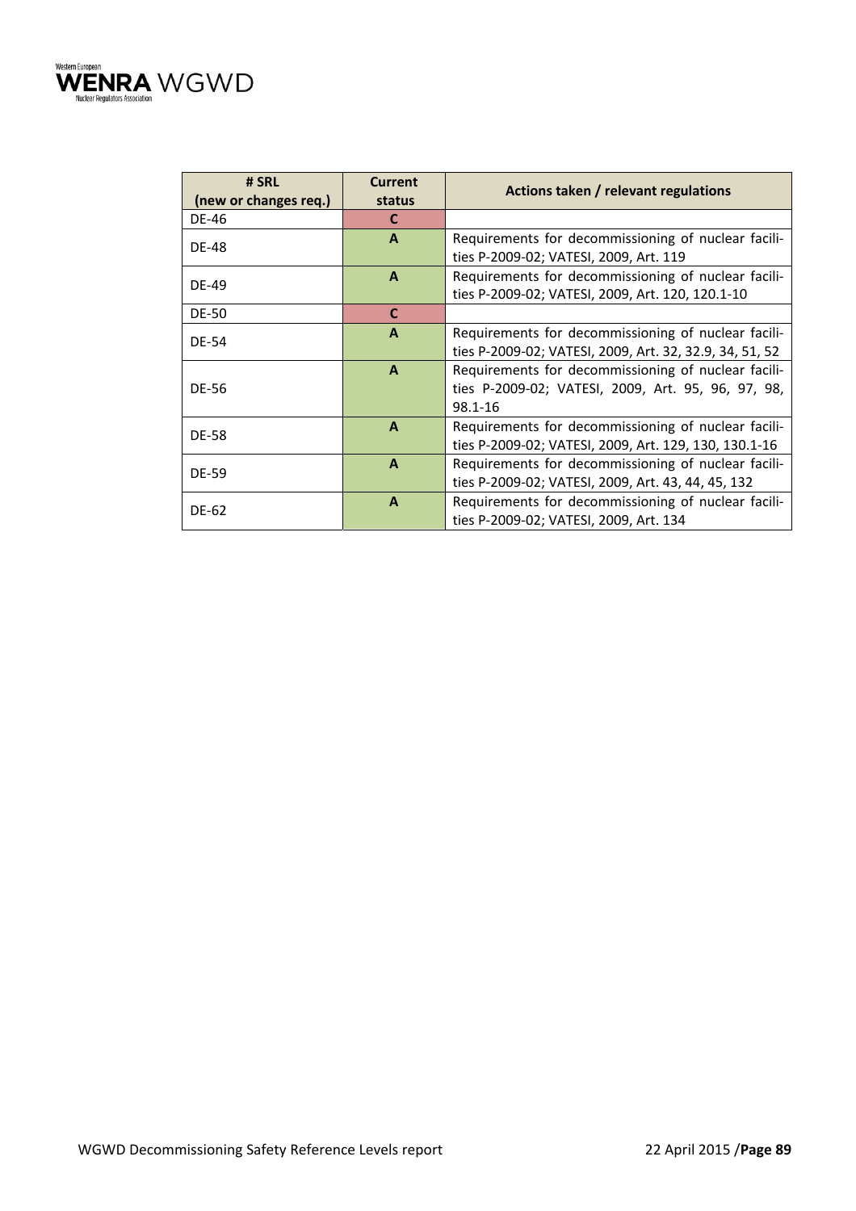| # SRL (new or changes req.) | Current status | Actions taken / relevant regulations |
|---|---|---|
| DE-46 | C | |
| DE-48 | A | Requirements for decommissioning of nuclear facilities P-2009-02; VATESI, 2009, Art. 119 |
| DE-49 | A | Requirements for decommissioning of nuclear facilities P-2009-02; VATESI, 2009, Art. 120, 120.1-10 |
| DE-50 | C | |
| DE-54 | A | Requirements for decommissioning of nuclear facilities P-2009-02; VATESI, 2009, Art. 32, 32.9, 34, 51, 52 |
| DE-56 | A | Requirements for decommissioning of nuclear facilities P-2009-02; VATESI, 2009, Art. 95, 96, 97, 98, 98.1-16 |
| DE-58 | A | Requirements for decommissioning of nuclear facilities P-2009-02; VATESI, 2009, Art. 129, 130, 130.1-16 |
| DE-59 | A | Requirements for decommissioning of nuclear facilities P-2009-02; VATESI, 2009, Art. 43, 44, 45, 132 |
| DE-62 | A | Requirements for decommissioning of nuclear facilities P-2009-02; VATESI, 2009, Art. 134 |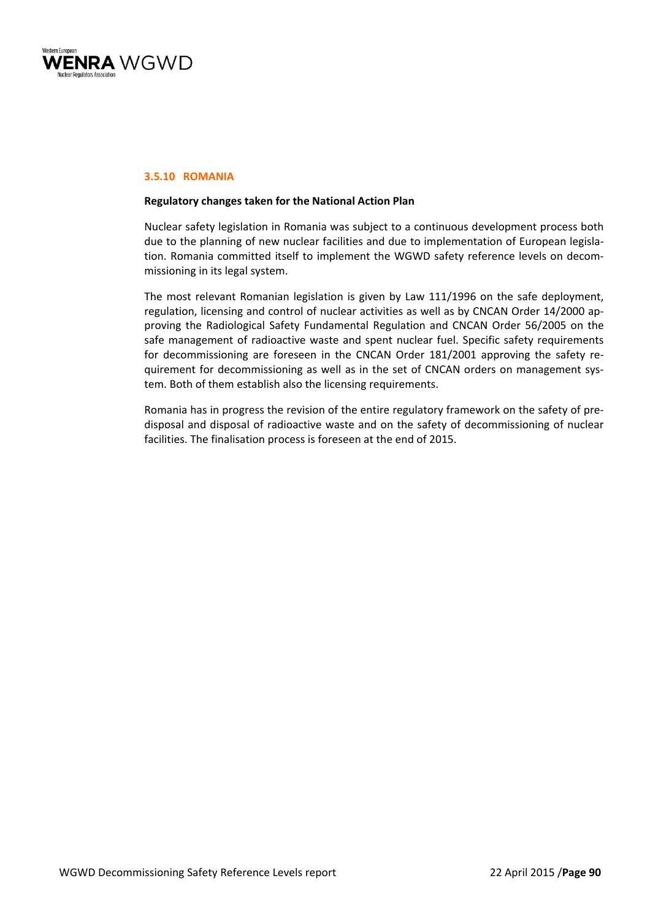### 3.5.10 ROMANIA

**Regulatory changes taken for the National Action Plan**

Nuclear safety legislation in Romania was subject to a continuous development process both due to the planning of new nuclear facilities and due to implementation of European legislation. Romania committed itself to implement the WGWD safety reference levels on decommissioning in its legal system.

The most relevant Romanian legislation is given by Law 111/1996 on the safe deployment, regulation, licensing and control of nuclear activities as well as by CNCAN Order 14/2000 approving the Radiological Safety Fundamental Regulation and CNCAN Order 56/2005 on the safe management of radioactive waste and spent nuclear fuel. Specific safety requirements for decommissioning are foreseen in the CNCAN Order 181/2001 approving the safety requirement for decommissioning as well as in the set of CNCAN orders on management system. Both of them establish also the licensing requirements.

Romania has in progress the revision of the entire regulatory framework on the safety of predisposal and disposal of radioactive waste and on the safety of decommissioning of nuclear facilities. The finalisation process is foreseen at the end of 2015.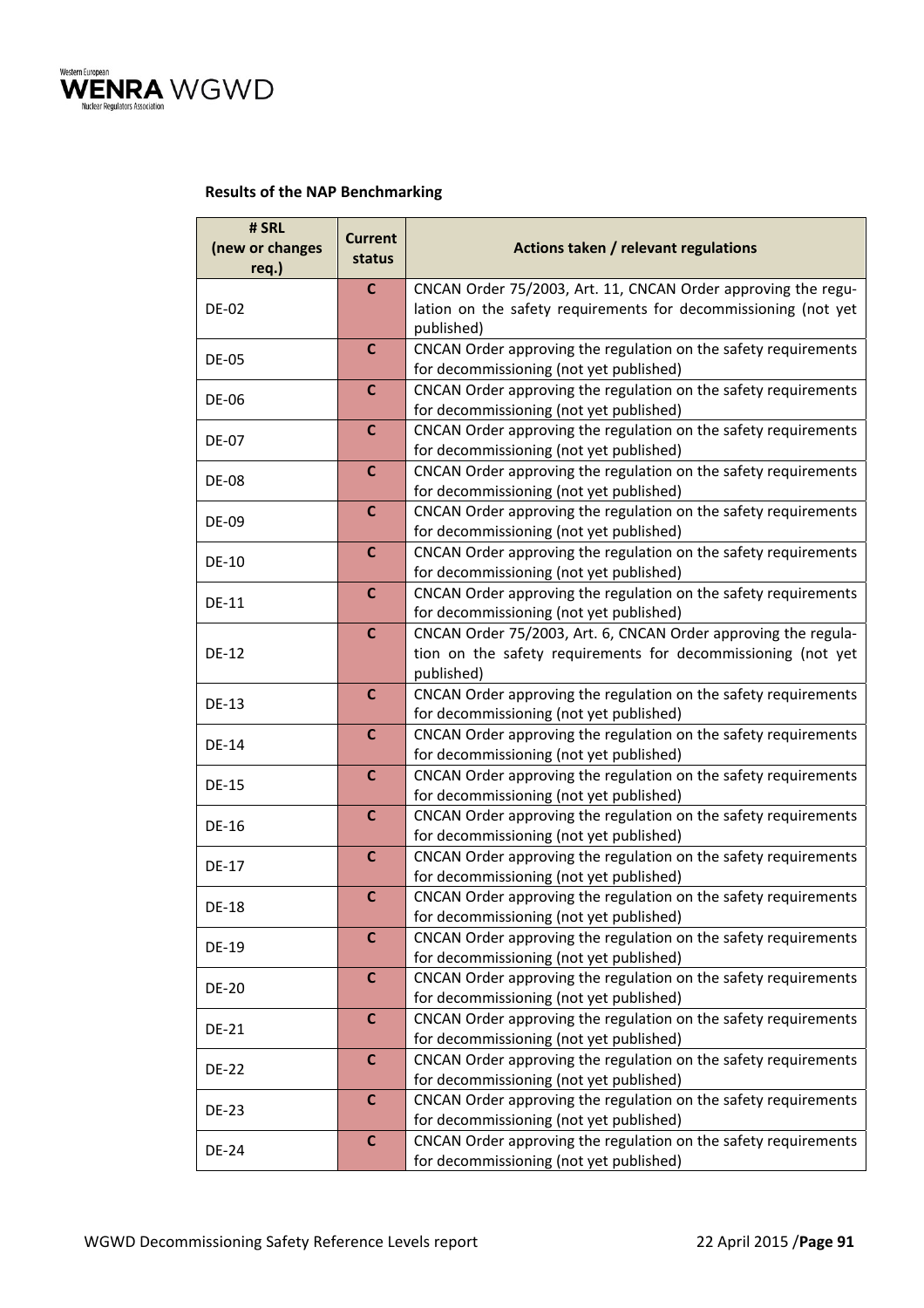**Results of the NAP Benchmarking**

| # SRL (new or changes req.) | Current status | Actions taken / relevant regulations |
|---|---|---|
| DE-02 | C | CNCAN Order 75/2003, Art. 11, CNCAN Order approving the regulation on the safety requirements for decommissioning (not yet published) |
| DE-05 | C | CNCAN Order approving the regulation on the safety requirements for decommissioning (not yet published) |
| DE-06 | C | CNCAN Order approving the regulation on the safety requirements for decommissioning (not yet published) |
| DE-07 | C | CNCAN Order approving the regulation on the safety requirements for decommissioning (not yet published) |
| DE-08 | C | CNCAN Order approving the regulation on the safety requirements for decommissioning (not yet published) |
| DE-09 | C | CNCAN Order approving the regulation on the safety requirements for decommissioning (not yet published) |
| DE-10 | C | CNCAN Order approving the regulation on the safety requirements for decommissioning (not yet published) |
| DE-11 | C | CNCAN Order approving the regulation on the safety requirements for decommissioning (not yet published) |
| DE-12 | C | CNCAN Order 75/2003, Art. 6, CNCAN Order approving the regulation on the safety requirements for decommissioning (not yet published) |
| DE-13 | C | CNCAN Order approving the regulation on the safety requirements for decommissioning (not yet published) |
| DE-14 | C | CNCAN Order approving the regulation on the safety requirements for decommissioning (not yet published) |
| DE-15 | C | CNCAN Order approving the regulation on the safety requirements for decommissioning (not yet published) |
| DE-16 | C | CNCAN Order approving the regulation on the safety requirements for decommissioning (not yet published) |
| DE-17 | C | CNCAN Order approving the regulation on the safety requirements for decommissioning (not yet published) |
| DE-18 | C | CNCAN Order approving the regulation on the safety requirements for decommissioning (not yet published) |
| DE-19 | C | CNCAN Order approving the regulation on the safety requirements for decommissioning (not yet published) |
| DE-20 | C | CNCAN Order approving the regulation on the safety requirements for decommissioning (not yet published) |
| DE-21 | C | CNCAN Order approving the regulation on the safety requirements for decommissioning (not yet published) |
| DE-22 | C | CNCAN Order approving the regulation on the safety requirements for decommissioning (not yet published) |
| DE-23 | C | CNCAN Order approving the regulation on the safety requirements for decommissioning (not yet published) |
| DE-24 | C | CNCAN Order approving the regulation on the safety requirements for decommissioning (not yet published) |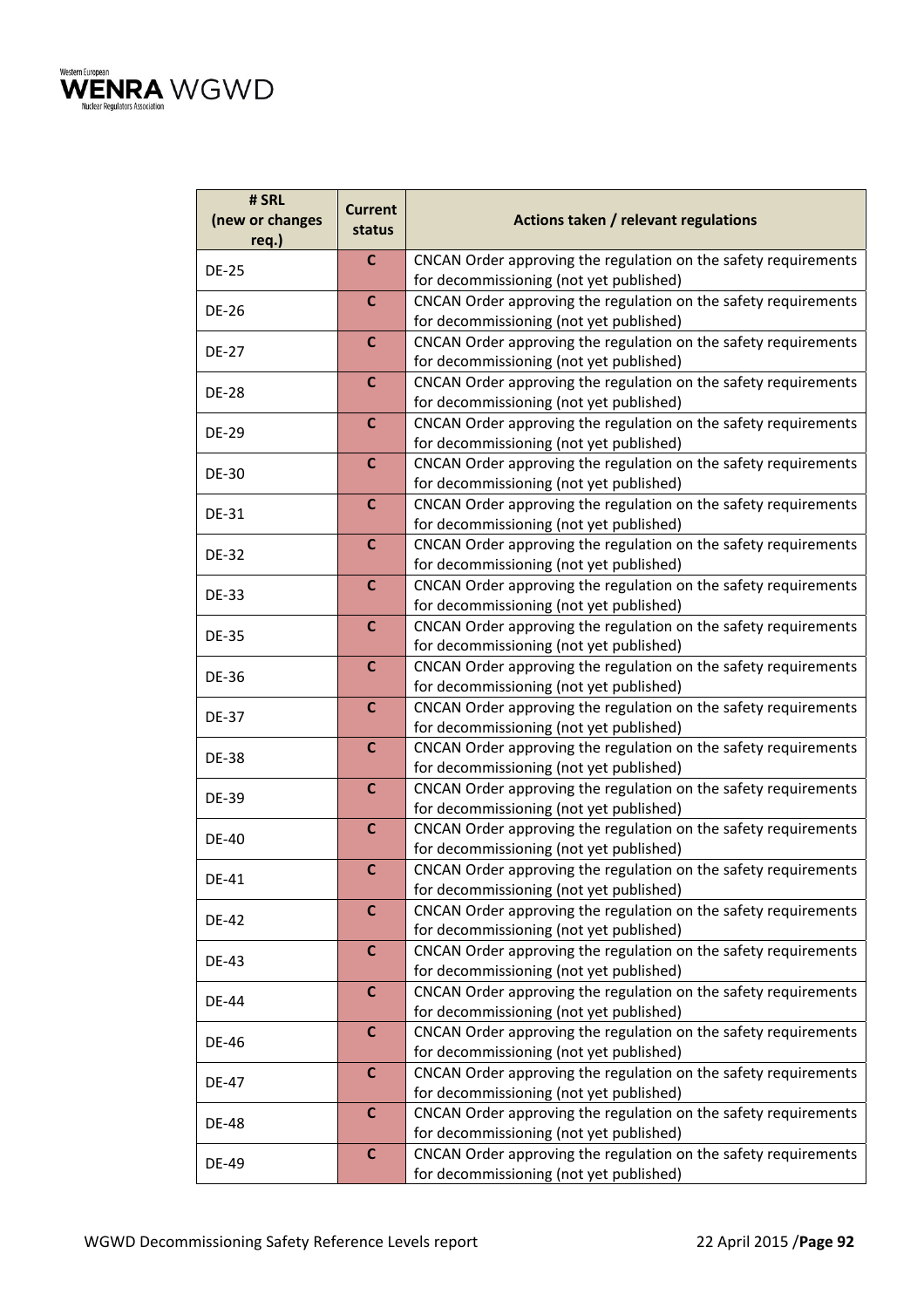| # SRL (new or changes req.) | Current status | Actions taken / relevant regulations |
|---|---|---|
| DE-25 | C | CNCAN Order approving the regulation on the safety requirements for decommissioning (not yet published) |
| DE-26 | C | CNCAN Order approving the regulation on the safety requirements for decommissioning (not yet published) |
| DE-27 | C | CNCAN Order approving the regulation on the safety requirements for decommissioning (not yet published) |
| DE-28 | C | CNCAN Order approving the regulation on the safety requirements for decommissioning (not yet published) |
| DE-29 | C | CNCAN Order approving the regulation on the safety requirements for decommissioning (not yet published) |
| DE-30 | C | CNCAN Order approving the regulation on the safety requirements for decommissioning (not yet published) |
| DE-31 | C | CNCAN Order approving the regulation on the safety requirements for decommissioning (not yet published) |
| DE-32 | C | CNCAN Order approving the regulation on the safety requirements for decommissioning (not yet published) |
| DE-33 | C | CNCAN Order approving the regulation on the safety requirements for decommissioning (not yet published) |
| DE-35 | C | CNCAN Order approving the regulation on the safety requirements for decommissioning (not yet published) |
| DE-36 | C | CNCAN Order approving the regulation on the safety requirements for decommissioning (not yet published) |
| DE-37 | C | CNCAN Order approving the regulation on the safety requirements for decommissioning (not yet published) |
| DE-38 | C | CNCAN Order approving the regulation on the safety requirements for decommissioning (not yet published) |
| DE-39 | C | CNCAN Order approving the regulation on the safety requirements for decommissioning (not yet published) |
| DE-40 | C | CNCAN Order approving the regulation on the safety requirements for decommissioning (not yet published) |
| DE-41 | C | CNCAN Order approving the regulation on the safety requirements for decommissioning (not yet published) |
| DE-42 | C | CNCAN Order approving the regulation on the safety requirements for decommissioning (not yet published) |
| DE-43 | C | CNCAN Order approving the regulation on the safety requirements for decommissioning (not yet published) |
| DE-44 | C | CNCAN Order approving the regulation on the safety requirements for decommissioning (not yet published) |
| DE-46 | C | CNCAN Order approving the regulation on the safety requirements for decommissioning (not yet published) |
| DE-47 | C | CNCAN Order approving the regulation on the safety requirements for decommissioning (not yet published) |
| DE-48 | C | CNCAN Order approving the regulation on the safety requirements for decommissioning (not yet published) |
| DE-49 | C | CNCAN Order approving the regulation on the safety requirements for decommissioning (not yet published) |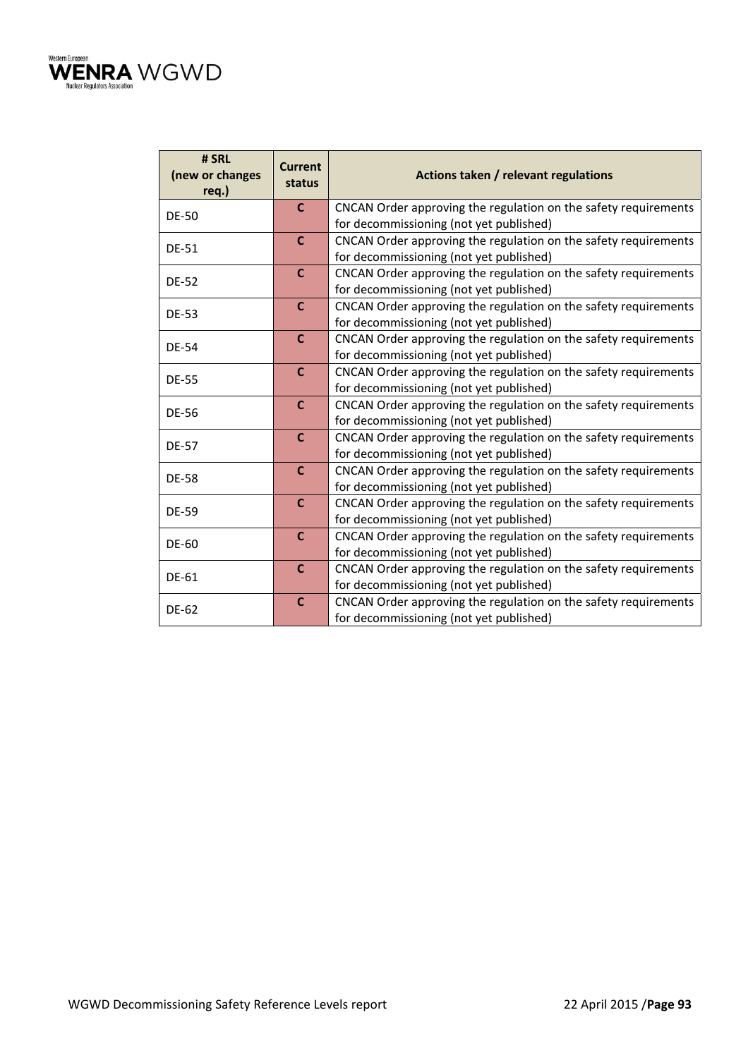| # SRL (new or changes req.) | Current status | Actions taken / relevant regulations |
|---|---|---|
| DE-50 | C | CNCAN Order approving the regulation on the safety requirements for decommissioning (not yet published) |
| DE-51 | C | CNCAN Order approving the regulation on the safety requirements for decommissioning (not yet published) |
| DE-52 | C | CNCAN Order approving the regulation on the safety requirements for decommissioning (not yet published) |
| DE-53 | C | CNCAN Order approving the regulation on the safety requirements for decommissioning (not yet published) |
| DE-54 | C | CNCAN Order approving the regulation on the safety requirements for decommissioning (not yet published) |
| DE-55 | C | CNCAN Order approving the regulation on the safety requirements for decommissioning (not yet published) |
| DE-56 | C | CNCAN Order approving the regulation on the safety requirements for decommissioning (not yet published) |
| DE-57 | C | CNCAN Order approving the regulation on the safety requirements for decommissioning (not yet published) |
| DE-58 | C | CNCAN Order approving the regulation on the safety requirements for decommissioning (not yet published) |
| DE-59 | C | CNCAN Order approving the regulation on the safety requirements for decommissioning (not yet published) |
| DE-60 | C | CNCAN Order approving the regulation on the safety requirements for decommissioning (not yet published) |
| DE-61 | C | CNCAN Order approving the regulation on the safety requirements for decommissioning (not yet published) |
| DE-62 | C | CNCAN Order approving the regulation on the safety requirements for decommissioning (not yet published) |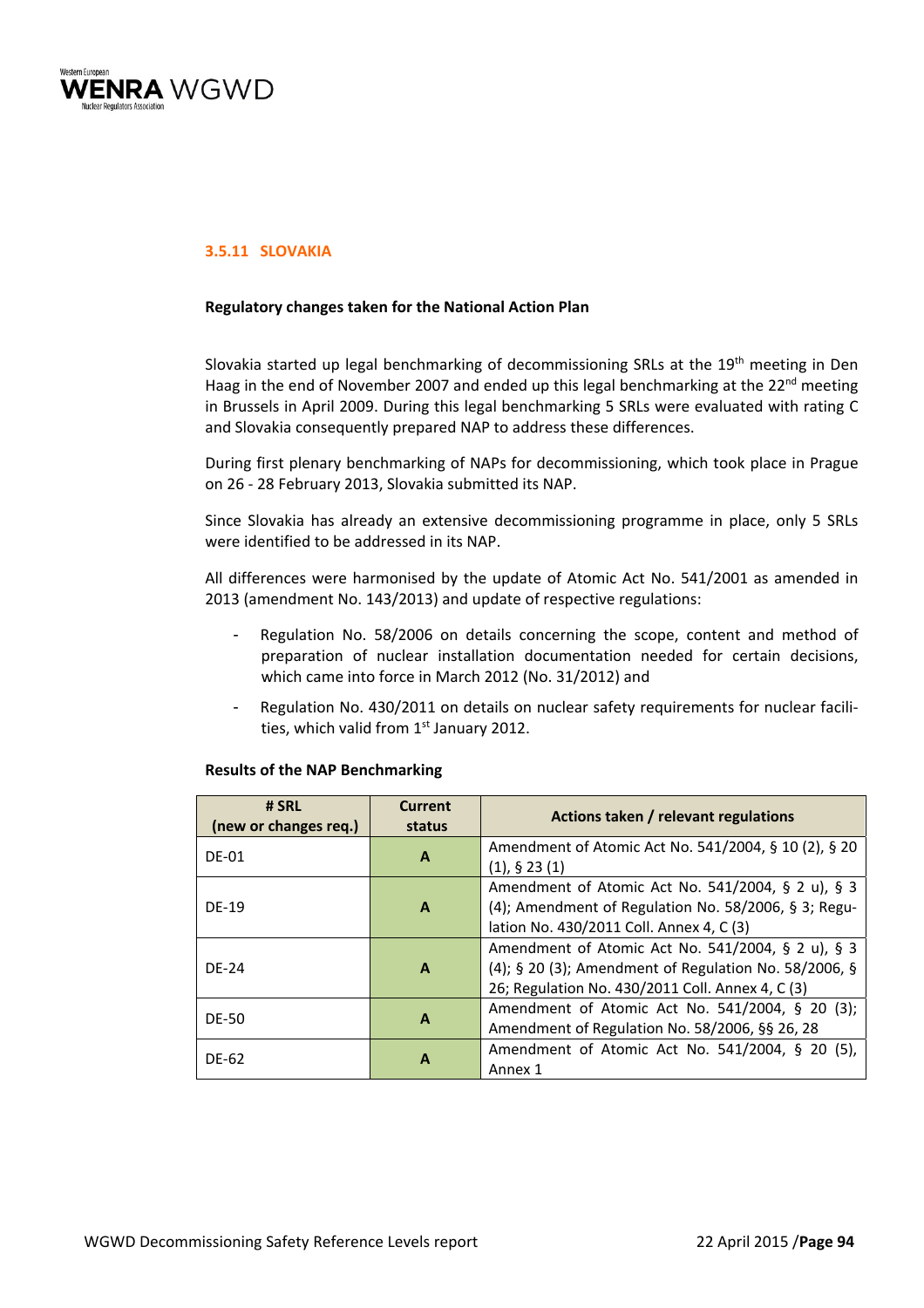### 3.5.11 SLOVAKIA

**Regulatory changes taken for the National Action Plan**

Slovakia started up legal benchmarking of decommissioning SRLs at the 19th meeting in Den Haag in the end of November 2007 and ended up this legal benchmarking at the 22nd meeting in Brussels in April 2009. During this legal benchmarking 5 SRLs were evaluated with rating C and Slovakia consequently prepared NAP to address these differences.

During first plenary benchmarking of NAPs for decommissioning, which took place in Prague on 26 - 28 February 2013, Slovakia submitted its NAP.

Since Slovakia has already an extensive decommissioning programme in place, only 5 SRLs were identified to be addressed in its NAP.

All differences were harmonised by the update of Atomic Act No. 541/2001 as amended in 2013 (amendment No. 143/2013) and update of respective regulations:

- Regulation No. 58/2006 on details concerning the scope, content and method of preparation of nuclear installation documentation needed for certain decisions, which came into force in March 2012 (No. 31/2012) and
- Regulation No. 430/2011 on details on nuclear safety requirements for nuclear facilities, which valid from 1st January 2012.

**Results of the NAP Benchmarking**

| # SRL (new or changes req.) | Current status | Actions taken / relevant regulations |
|---|---|---|
| DE-01 | A | Amendment of Atomic Act No. 541/2004, § 10 (2), § 20 (1), § 23 (1) |
| DE-19 | A | Amendment of Atomic Act No. 541/2004, § 2 u), § 3 (4); Amendment of Regulation No. 58/2006, § 3; Regulation No. 430/2011 Coll. Annex 4, C (3) |
| DE-24 | A | Amendment of Atomic Act No. 541/2004, § 2 u), § 3 (4); § 20 (3); Amendment of Regulation No. 58/2006, § 26; Regulation No. 430/2011 Coll. Annex 4, C (3) |
| DE-50 | A | Amendment of Atomic Act No. 541/2004, § 20 (3); Amendment of Regulation No. 58/2006, §§ 26, 28 |
| DE-62 | A | Amendment of Atomic Act No. 541/2004, § 20 (5), Annex 1 |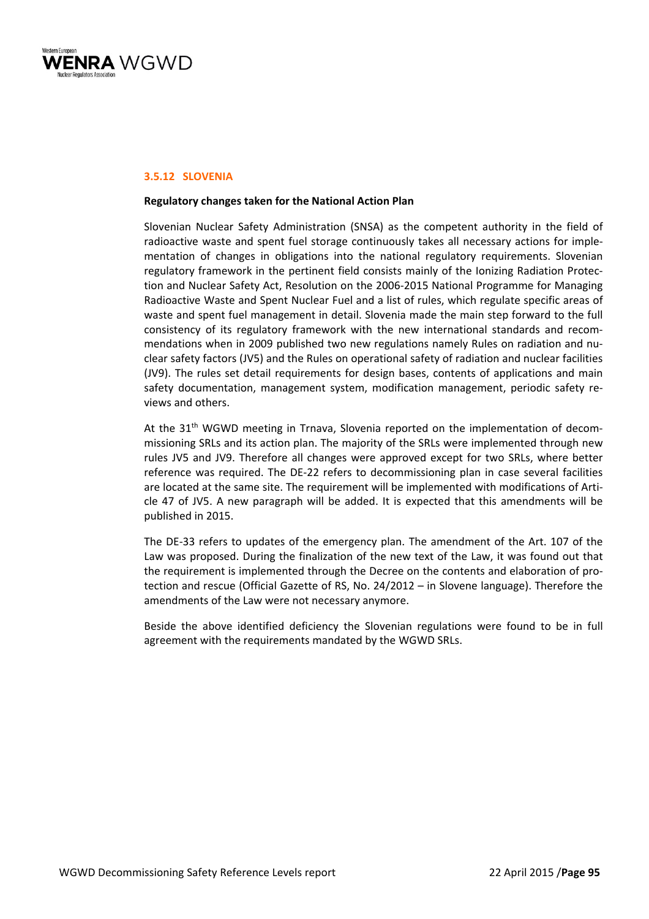### 3.5.12 SLOVENIA

**Regulatory changes taken for the National Action Plan**

Slovenian Nuclear Safety Administration (SNSA) as the competent authority in the field of radioactive waste and spent fuel storage continuously takes all necessary actions for implementation of changes in obligations into the national regulatory requirements. Slovenian regulatory framework in the pertinent field consists mainly of the Ionizing Radiation Protection and Nuclear Safety Act, Resolution on the 2006-2015 National Programme for Managing Radioactive Waste and Spent Nuclear Fuel and a list of rules, which regulate specific areas of waste and spent fuel management in detail. Slovenia made the main step forward to the full consistency of its regulatory framework with the new international standards and recommendations when in 2009 published two new regulations namely Rules on radiation and nuclear safety factors (JV5) and the Rules on operational safety of radiation and nuclear facilities (JV9). The rules set detail requirements for design bases, contents of applications and main safety documentation, management system, modification management, periodic safety reviews and others.

At the 31[th] WGWD meeting in Trnava, Slovenia reported on the implementation of decommissioning SRLs and its action plan. The majority of the SRLs were implemented through new rules JV5 and JV9. Therefore all changes were approved except for two SRLs, where better reference was required. The DE-22 refers to decommissioning plan in case several facilities are located at the same site. The requirement will be implemented with modifications of Article 47 of JV5. A new paragraph will be added. It is expected that this amendments will be published in 2015.

The DE-33 refers to updates of the emergency plan. The amendment of the Art. 107 of the Law was proposed. During the finalization of the new text of the Law, it was found out that the requirement is implemented through the Decree on the contents and elaboration of protection and rescue (Official Gazette of RS, No. 24/2012 – in Slovene language). Therefore the amendments of the Law were not necessary anymore.

Beside the above identified deficiency the Slovenian regulations were found to be in full agreement with the requirements mandated by the WGWD SRLs.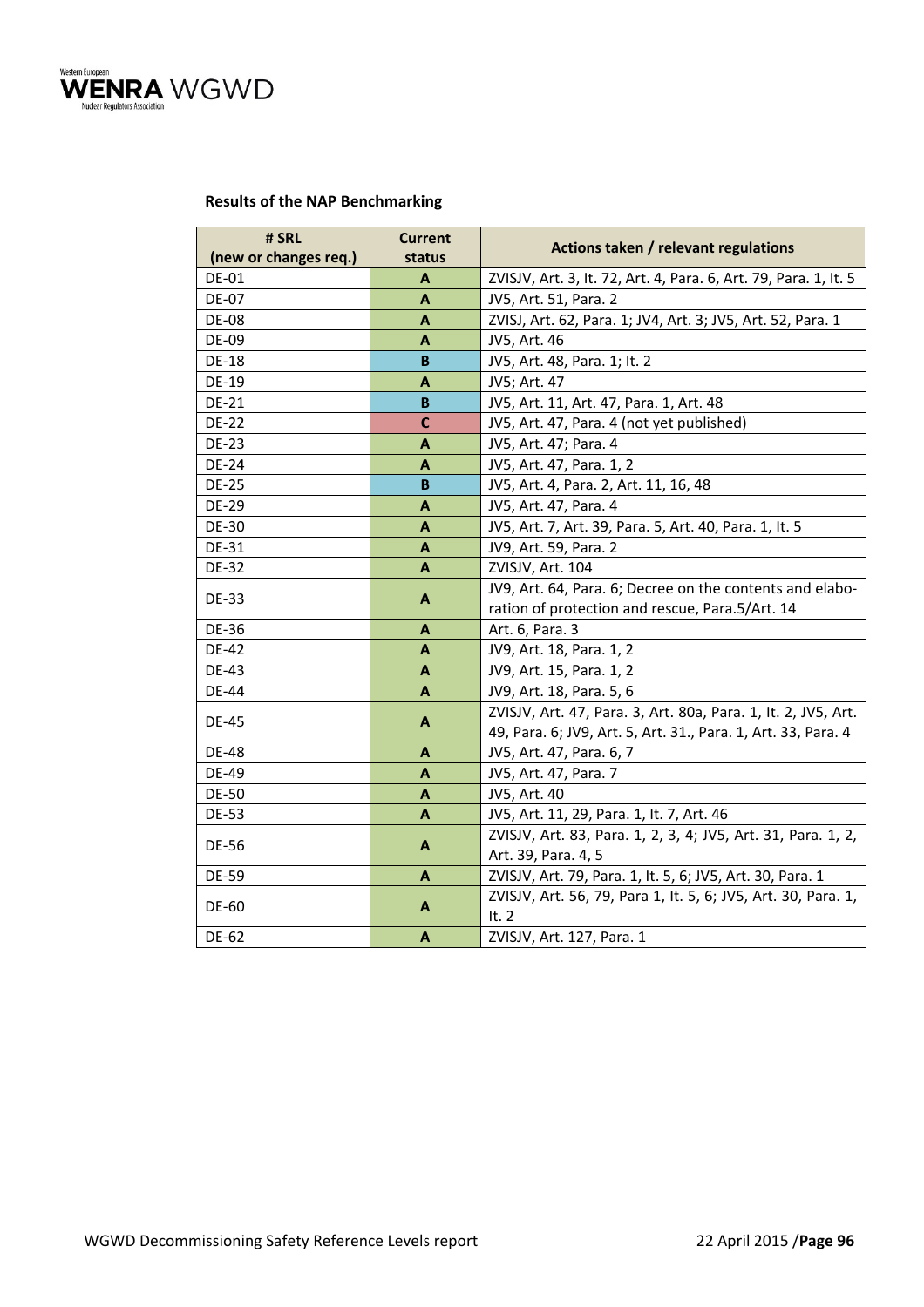**Results of the NAP Benchmarking**

| # SRL (new or changes req.) | Current status | Actions taken / relevant regulations |
|---|---|---|
| DE-01 | A | ZVISJV, Art. 3, It. 72, Art. 4, Para. 6, Art. 79, Para. 1, It. 5 |
| DE-07 | A | JV5, Art. 51, Para. 2 |
| DE-08 | A | ZVISJ, Art. 62, Para. 1; JV4, Art. 3; JV5, Art. 52, Para. 1 |
| DE-09 | A | JV5, Art. 46 |
| DE-18 | B | JV5, Art. 48, Para. 1; It. 2 |
| DE-19 | A | JV5; Art. 47 |
| DE-21 | B | JV5, Art. 11, Art. 47, Para. 1, Art. 48 |
| DE-22 | C | JV5, Art. 47, Para. 4 (not yet published) |
| DE-23 | A | JV5, Art. 47; Para. 4 |
| DE-24 | A | JV5, Art. 47, Para. 1, 2 |
| DE-25 | B | JV5, Art. 4, Para. 2, Art. 11, 16, 48 |
| DE-29 | A | JV5, Art. 47, Para. 4 |
| DE-30 | A | JV5, Art. 7, Art. 39, Para. 5, Art. 40, Para. 1, It. 5 |
| DE-31 | A | JV9, Art. 59, Para. 2 |
| DE-32 | A | ZVISJV, Art. 104 |
| DE-33 | A | JV9, Art. 64, Para. 6; Decree on the contents and elaboration of protection and rescue, Para.5/Art. 14 |
| DE-36 | A | Art. 6, Para. 3 |
| DE-42 | A | JV9, Art. 18, Para. 1, 2 |
| DE-43 | A | JV9, Art. 15, Para. 1, 2 |
| DE-44 | A | JV9, Art. 18, Para. 5, 6 |
| DE-45 | A | ZVISJV, Art. 47, Para. 3, Art. 80a, Para. 1, It. 2, JV5, Art. 49, Para. 6; JV9, Art. 5, Art. 31., Para. 1, Art. 33, Para. 4 |
| DE-48 | A | JV5, Art. 47, Para. 6, 7 |
| DE-49 | A | JV5, Art. 47, Para. 7 |
| DE-50 | A | JV5, Art. 40 |
| DE-53 | A | JV5, Art. 11, 29, Para. 1, It. 7, Art. 46 |
| DE-56 | A | ZVISJV, Art. 83, Para. 1, 2, 3, 4; JV5, Art. 31, Para. 1, 2, Art. 39, Para. 4, 5 |
| DE-59 | A | ZVISJV, Art. 79, Para. 1, It. 5, 6; JV5, Art. 30, Para. 1 |
| DE-60 | A | ZVISJV, Art. 56, 79, Para 1, It. 5, 6; JV5, Art. 30, Para. 1, It. 2 |
| DE-62 | A | ZVISJV, Art. 127, Para. 1 |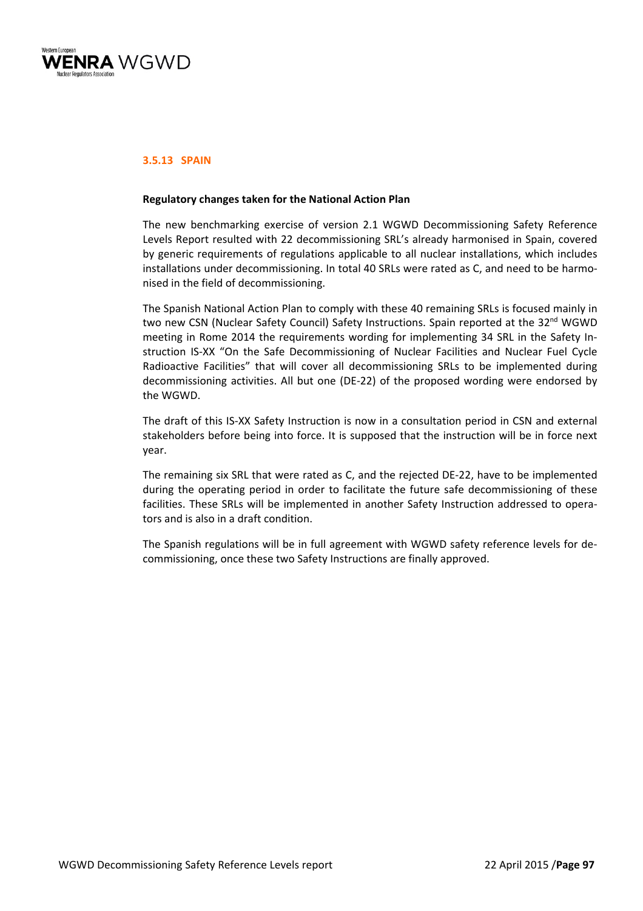### 3.5.13 SPAIN

**Regulatory changes taken for the National Action Plan**

The new benchmarking exercise of version 2.1 WGWD Decommissioning Safety Reference Levels Report resulted with 22 decommissioning SRL's already harmonised in Spain, covered by generic requirements of regulations applicable to all nuclear installations, which includes installations under decommissioning. In total 40 SRLs were rated as C, and need to be harmonised in the field of decommissioning.

The Spanish National Action Plan to comply with these 40 remaining SRLs is focused mainly in two new CSN (Nuclear Safety Council) Safety Instructions. Spain reported at the 32nd WGWD meeting in Rome 2014 the requirements wording for implementing 34 SRL in the Safety Instruction IS-XX "On the Safe Decommissioning of Nuclear Facilities and Nuclear Fuel Cycle Radioactive Facilities" that will cover all decommissioning SRLs to be implemented during decommissioning activities. All but one (DE-22) of the proposed wording were endorsed by the WGWD.

The draft of this IS-XX Safety Instruction is now in a consultation period in CSN and external stakeholders before being into force. It is supposed that the instruction will be in force next year.

The remaining six SRL that were rated as C, and the rejected DE-22, have to be implemented during the operating period in order to facilitate the future safe decommissioning of these facilities. These SRLs will be implemented in another Safety Instruction addressed to operators and is also in a draft condition.

The Spanish regulations will be in full agreement with WGWD safety reference levels for decommissioning, once these two Safety Instructions are finally approved.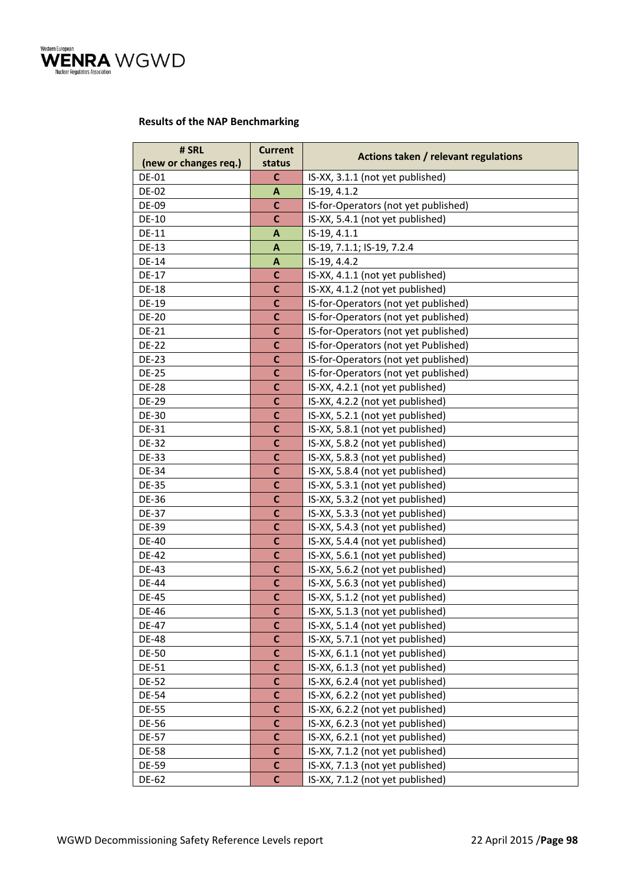**Results of the NAP Benchmarking**

| # SRL (new or changes req.) | Current status | Actions taken / relevant regulations |
|---|---|---|
| DE-01 | C | IS-XX, 3.1.1 (not yet published) |
| DE-02 | A | IS-19, 4.1.2 |
| DE-09 | C | IS-for-Operators (not yet published) |
| DE-10 | C | IS-XX, 5.4.1 (not yet published) |
| DE-11 | A | IS-19, 4.1.1 |
| DE-13 | A | IS-19, 7.1.1; IS-19, 7.2.4 |
| DE-14 | A | IS-19, 4.4.2 |
| DE-17 | C | IS-XX, 4.1.1 (not yet published) |
| DE-18 | C | IS-XX, 4.1.2 (not yet published) |
| DE-19 | C | IS-for-Operators (not yet published) |
| DE-20 | C | IS-for-Operators (not yet published) |
| DE-21 | C | IS-for-Operators (not yet published) |
| DE-22 | C | IS-for-Operators (not yet Published) |
| DE-23 | C | IS-for-Operators (not yet published) |
| DE-25 | C | IS-for-Operators (not yet published) |
| DE-28 | C | IS-XX, 4.2.1 (not yet published) |
| DE-29 | C | IS-XX, 4.2.2 (not yet published) |
| DE-30 | C | IS-XX, 5.2.1 (not yet published) |
| DE-31 | C | IS-XX, 5.8.1 (not yet published) |
| DE-32 | C | IS-XX, 5.8.2 (not yet published) |
| DE-33 | C | IS-XX, 5.8.3 (not yet published) |
| DE-34 | C | IS-XX, 5.8.4 (not yet published) |
| DE-35 | C | IS-XX, 5.3.1 (not yet published) |
| DE-36 | C | IS-XX, 5.3.2 (not yet published) |
| DE-37 | C | IS-XX, 5.3.3 (not yet published) |
| DE-39 | C | IS-XX, 5.4.3 (not yet published) |
| DE-40 | C | IS-XX, 5.4.4 (not yet published) |
| DE-42 | C | IS-XX, 5.6.1 (not yet published) |
| DE-43 | C | IS-XX, 5.6.2 (not yet published) |
| DE-44 | C | IS-XX, 5.6.3 (not yet published) |
| DE-45 | C | IS-XX, 5.1.2 (not yet published) |
| DE-46 | C | IS-XX, 5.1.3 (not yet published) |
| DE-47 | C | IS-XX, 5.1.4 (not yet published) |
| DE-48 | C | IS-XX, 5.7.1 (not yet published) |
| DE-50 | C | IS-XX, 6.1.1 (not yet published) |
| DE-51 | C | IS-XX, 6.1.3 (not yet published) |
| DE-52 | C | IS-XX, 6.2.4 (not yet published) |
| DE-54 | C | IS-XX, 6.2.2 (not yet published) |
| DE-55 | C | IS-XX, 6.2.2 (not yet published) |
| DE-56 | C | IS-XX, 6.2.3 (not yet published) |
| DE-57 | C | IS-XX, 6.2.1 (not yet published) |
| DE-58 | C | IS-XX, 7.1.2 (not yet published) |
| DE-59 | C | IS-XX, 7.1.3 (not yet published) |
| DE-62 | C | IS-XX, 7.1.2 (not yet published) |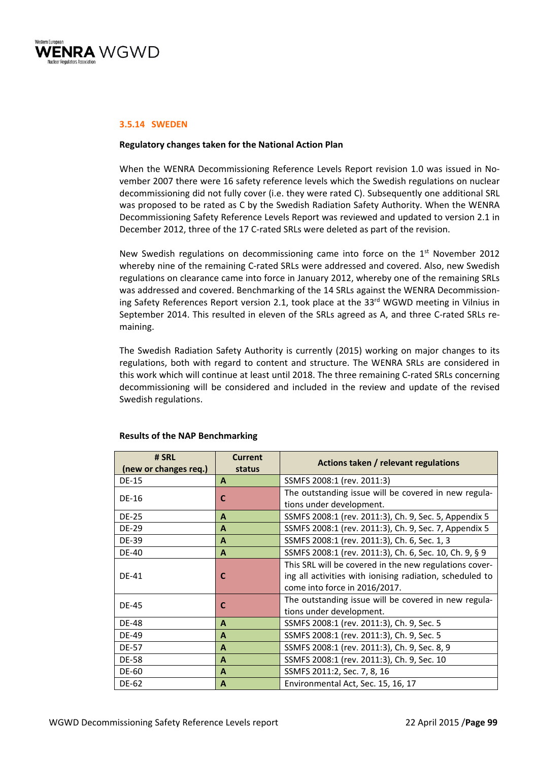### 3.5.14 SWEDEN

**Regulatory changes taken for the National Action Plan**

When the WENRA Decommissioning Reference Levels Report revision 1.0 was issued in November 2007 there were 16 safety reference levels which the Swedish regulations on nuclear decommissioning did not fully cover (i.e. they were rated C). Subsequently one additional SRL was proposed to be rated as C by the Swedish Radiation Safety Authority. When the WENRA Decommissioning Safety Reference Levels Report was reviewed and updated to version 2.1 in December 2012, three of the 17 C-rated SRLs were deleted as part of the revision.

New Swedish regulations on decommissioning came into force on the 1st November 2012 whereby nine of the remaining C-rated SRLs were addressed and covered. Also, new Swedish regulations on clearance came into force in January 2012, whereby one of the remaining SRLs was addressed and covered. Benchmarking of the 14 SRLs against the WENRA Decommissioning Safety References Report version 2.1, took place at the 33rd WGWD meeting in Vilnius in September 2014. This resulted in eleven of the SRLs agreed as A, and three C-rated SRLs remaining.

The Swedish Radiation Safety Authority is currently (2015) working on major changes to its regulations, both with regard to content and structure. The WENRA SRLs are considered in this work which will continue at least until 2018. The three remaining C-rated SRLs concerning decommissioning will be considered and included in the review and update of the revised Swedish regulations.

**Results of the NAP Benchmarking**

| # SRL (new or changes req.) | Current status | Actions taken / relevant regulations |
|---|---|---|
| DE-15 | **A** | SSMFS 2008:1 (rev. 2011:3) |
| DE-16 | **C** | The outstanding issue will be covered in new regulations under development. |
| DE-25 | **A** | SSMFS 2008:1 (rev. 2011:3), Ch. 9, Sec. 5, Appendix 5 |
| DE-29 | **A** | SSMFS 2008:1 (rev. 2011:3), Ch. 9, Sec. 7, Appendix 5 |
| DE-39 | **A** | SSMFS 2008:1 (rev. 2011:3), Ch. 6, Sec. 1, 3 |
| DE-40 | **A** | SSMFS 2008:1 (rev. 2011:3), Ch. 6, Sec. 10, Ch. 9, § 9 |
| DE-41 | **C** | This SRL will be covered in the new regulations covering all activities with ionising radiation, scheduled to come into force in 2016/2017. |
| DE-45 | **C** | The outstanding issue will be covered in new regulations under development. |
| DE-48 | **A** | SSMFS 2008:1 (rev. 2011:3), Ch. 9, Sec. 5 |
| DE-49 | **A** | SSMFS 2008:1 (rev. 2011:3), Ch. 9, Sec. 5 |
| DE-57 | **A** | SSMFS 2008:1 (rev. 2011:3), Ch. 9, Sec. 8, 9 |
| DE-58 | **A** | SSMFS 2008:1 (rev. 2011:3), Ch. 9, Sec. 10 |
| DE-60 | **A** | SSMFS 2011:2, Sec. 7, 8, 16 |
| DE-62 | **A** | Environmental Act, Sec. 15, 16, 17 |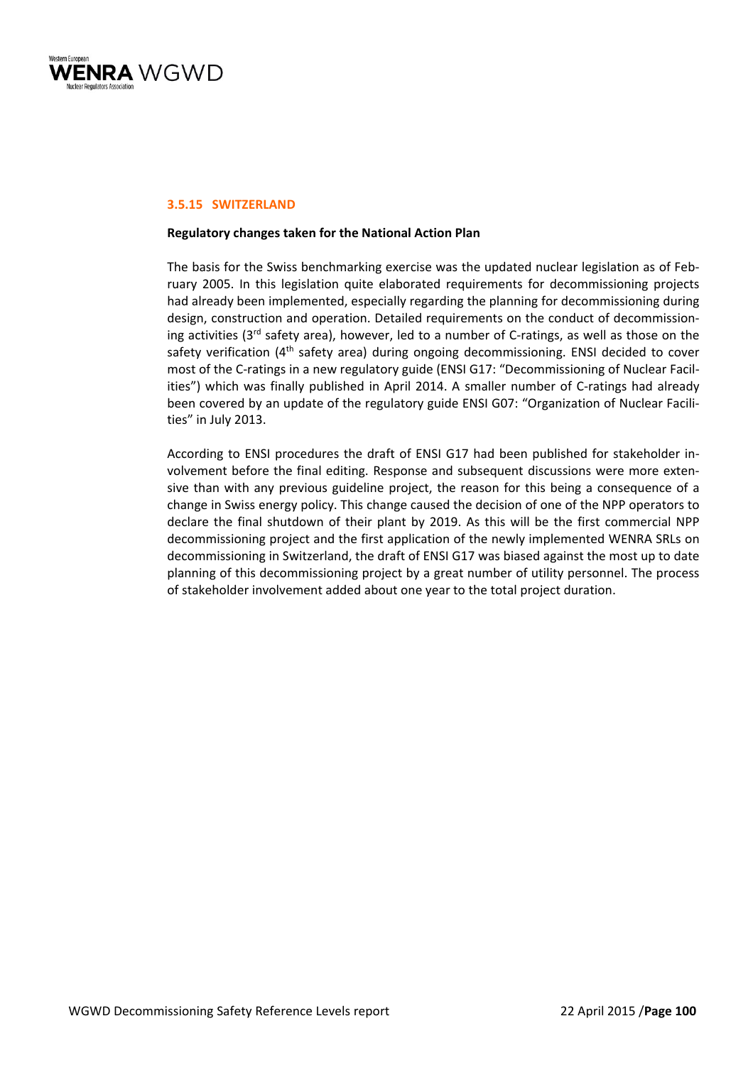### 3.5.15 SWITZERLAND

**Regulatory changes taken for the National Action Plan**

The basis for the Swiss benchmarking exercise was the updated nuclear legislation as of February 2005. In this legislation quite elaborated requirements for decommissioning projects had already been implemented, especially regarding the planning for decommissioning during design, construction and operation. Detailed requirements on the conduct of decommissioning activities (3rd safety area), however, led to a number of C-ratings, as well as those on the safety verification (4th safety area) during ongoing decommissioning. ENSI decided to cover most of the C-ratings in a new regulatory guide (ENSI G17: "Decommissioning of Nuclear Facilities") which was finally published in April 2014. A smaller number of C-ratings had already been covered by an update of the regulatory guide ENSI G07: "Organization of Nuclear Facilities" in July 2013.

According to ENSI procedures the draft of ENSI G17 had been published for stakeholder involvement before the final editing. Response and subsequent discussions were more extensive than with any previous guideline project, the reason for this being a consequence of a change in Swiss energy policy. This change caused the decision of one of the NPP operators to declare the final shutdown of their plant by 2019. As this will be the first commercial NPP decommissioning project and the first application of the newly implemented WENRA SRLs on decommissioning in Switzerland, the draft of ENSI G17 was biased against the most up to date planning of this decommissioning project by a great number of utility personnel. The process of stakeholder involvement added about one year to the total project duration.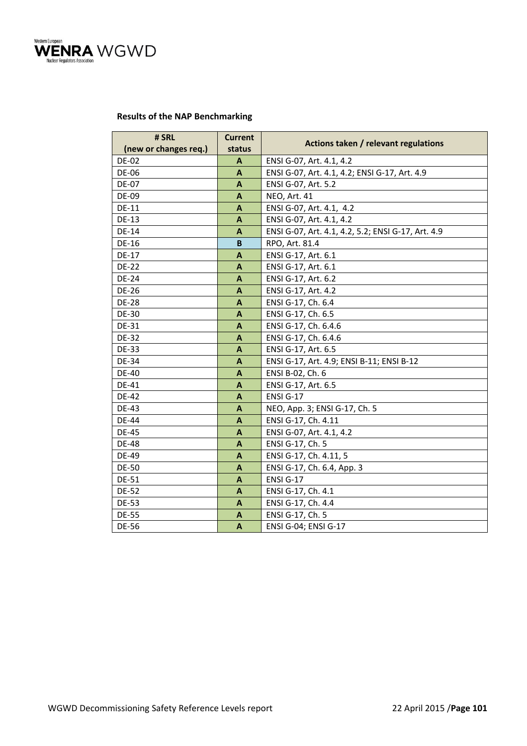**Results of the NAP Benchmarking**

| # SRL (new or changes req.) | Current status | Actions taken / relevant regulations |
|---|---|---|
| DE-02 | A | ENSI G-07, Art. 4.1, 4.2 |
| DE-06 | A | ENSI G-07, Art. 4.1, 4.2; ENSI G-17, Art. 4.9 |
| DE-07 | A | ENSI G-07, Art. 5.2 |
| DE-09 | A | NEO, Art. 41 |
| DE-11 | A | ENSI G-07, Art. 4.1, 4.2 |
| DE-13 | A | ENSI G-07, Art. 4.1, 4.2 |
| DE-14 | A | ENSI G-07, Art. 4.1, 4.2, 5.2; ENSI G-17, Art. 4.9 |
| DE-16 | B | RPO, Art. 81.4 |
| DE-17 | A | ENSI G-17, Art. 6.1 |
| DE-22 | A | ENSI G-17, Art. 6.1 |
| DE-24 | A | ENSI G-17, Art. 6.2 |
| DE-26 | A | ENSI G-17, Art. 4.2 |
| DE-28 | A | ENSI G-17, Ch. 6.4 |
| DE-30 | A | ENSI G-17, Ch. 6.5 |
| DE-31 | A | ENSI G-17, Ch. 6.4.6 |
| DE-32 | A | ENSI G-17, Ch. 6.4.6 |
| DE-33 | A | ENSI G-17, Art. 6.5 |
| DE-34 | A | ENSI G-17, Art. 4.9; ENSI B-11; ENSI B-12 |
| DE-40 | A | ENSI B-02, Ch. 6 |
| DE-41 | A | ENSI G-17, Art. 6.5 |
| DE-42 | A | ENSI G-17 |
| DE-43 | A | NEO, App. 3; ENSI G-17, Ch. 5 |
| DE-44 | A | ENSI G-17, Ch. 4.11 |
| DE-45 | A | ENSI G-07, Art. 4.1, 4.2 |
| DE-48 | A | ENSI G-17, Ch. 5 |
| DE-49 | A | ENSI G-17, Ch. 4.11, 5 |
| DE-50 | A | ENSI G-17, Ch. 6.4, App. 3 |
| DE-51 | A | ENSI G-17 |
| DE-52 | A | ENSI G-17, Ch. 4.1 |
| DE-53 | A | ENSI G-17, Ch. 4.4 |
| DE-55 | A | ENSI G-17, Ch. 5 |
| DE-56 | A | ENSI G-04; ENSI G-17 |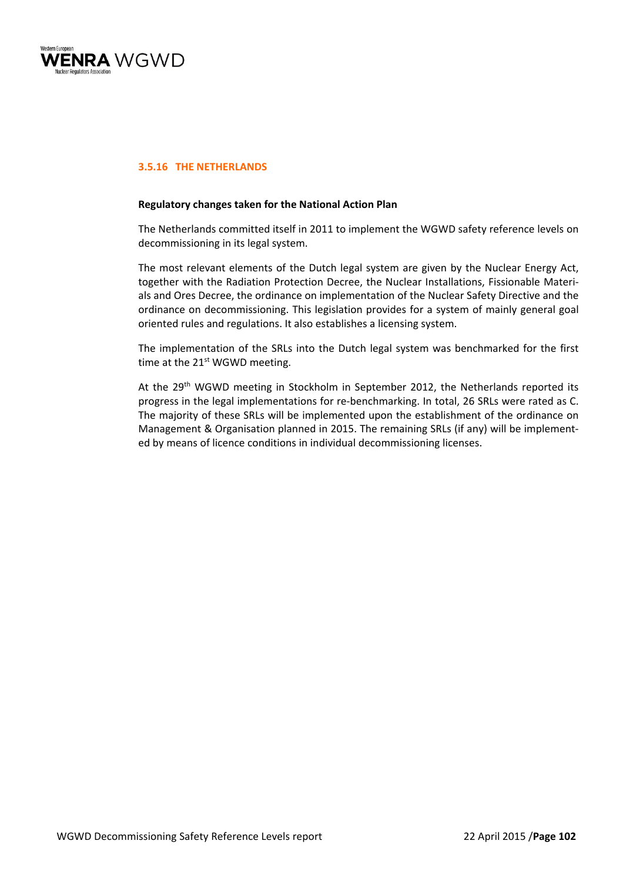### 3.5.16 THE NETHERLANDS

**Regulatory changes taken for the National Action Plan**

The Netherlands committed itself in 2011 to implement the WGWD safety reference levels on decommissioning in its legal system.

The most relevant elements of the Dutch legal system are given by the Nuclear Energy Act, together with the Radiation Protection Decree, the Nuclear Installations, Fissionable Materials and Ores Decree, the ordinance on implementation of the Nuclear Safety Directive and the ordinance on decommissioning. This legislation provides for a system of mainly general goal oriented rules and regulations. It also establishes a licensing system.

The implementation of the SRLs into the Dutch legal system was benchmarked for the first time at the 21st WGWD meeting.

At the 29th WGWD meeting in Stockholm in September 2012, the Netherlands reported its progress in the legal implementations for re-benchmarking. In total, 26 SRLs were rated as C. The majority of these SRLs will be implemented upon the establishment of the ordinance on Management & Organisation planned in 2015. The remaining SRLs (if any) will be implemented by means of licence conditions in individual decommissioning licenses.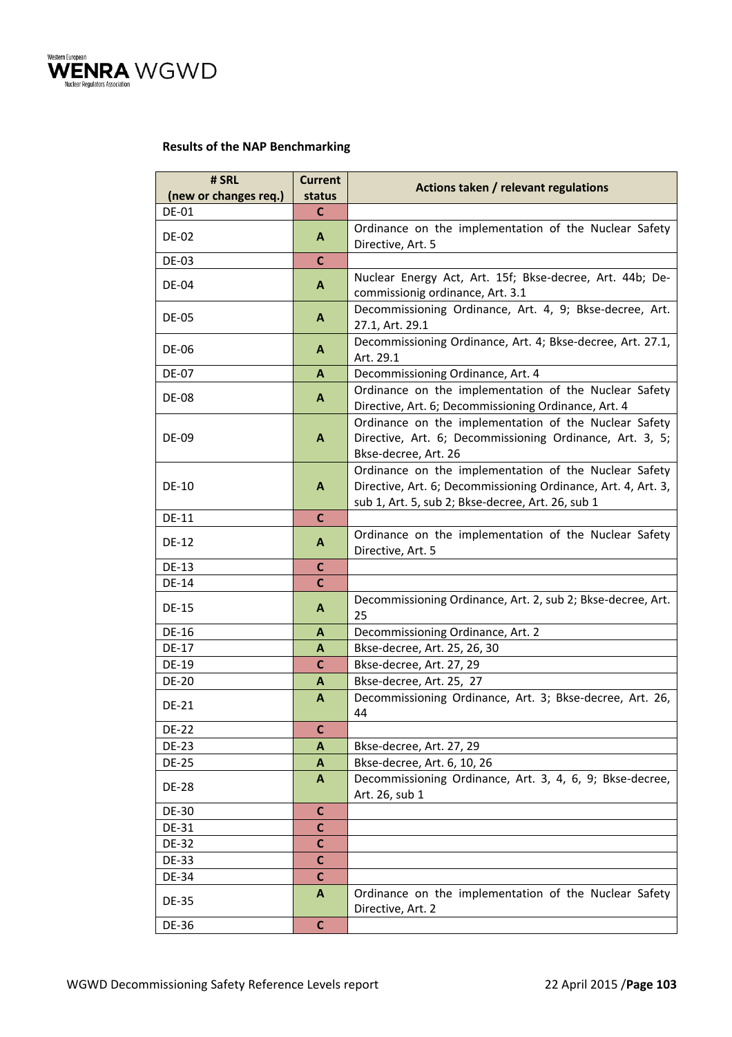**Results of the NAP Benchmarking**

| # SRL (new or changes req.) | Current status | Actions taken / relevant regulations |
|---|---|---|
| DE-01 | C | |
| DE-02 | A | Ordinance on the implementation of the Nuclear Safety Directive, Art. 5 |
| DE-03 | C | |
| DE-04 | A | Nuclear Energy Act, Art. 15f; Bkse-decree, Art. 44b; De-commissionig ordinance, Art. 3.1 |
| DE-05 | A | Decommissioning Ordinance, Art. 4, 9; Bkse-decree, Art. 27.1, Art. 29.1 |
| DE-06 | A | Decommissioning Ordinance, Art. 4; Bkse-decree, Art. 27.1, Art. 29.1 |
| DE-07 | A | Decommissioning Ordinance, Art. 4 |
| DE-08 | A | Ordinance on the implementation of the Nuclear Safety Directive, Art. 6; Decommissioning Ordinance, Art. 4 |
| DE-09 | A | Ordinance on the implementation of the Nuclear Safety Directive, Art. 6; Decommissioning Ordinance, Art. 3, 5; Bkse-decree, Art. 26 |
| DE-10 | A | Ordinance on the implementation of the Nuclear Safety Directive, Art. 6; Decommissioning Ordinance, Art. 4, Art. 3, sub 1, Art. 5, sub 2; Bkse-decree, Art. 26, sub 1 |
| DE-11 | C | |
| DE-12 | A | Ordinance on the implementation of the Nuclear Safety Directive, Art. 5 |
| DE-13 | C | |
| DE-14 | C | |
| DE-15 | A | Decommissioning Ordinance, Art. 2, sub 2; Bkse-decree, Art. 25 |
| DE-16 | A | Decommissioning Ordinance, Art. 2 |
| DE-17 | A | Bkse-decree, Art. 25, 26, 30 |
| DE-19 | C | Bkse-decree, Art. 27, 29 |
| DE-20 | A | Bkse-decree, Art. 25, 27 |
| DE-21 | A | Decommissioning Ordinance, Art. 3; Bkse-decree, Art. 26, 44 |
| DE-22 | C | |
| DE-23 | A | Bkse-decree, Art. 27, 29 |
| DE-25 | A | Bkse-decree, Art. 6, 10, 26 |
| DE-28 | A | Decommissioning Ordinance, Art. 3, 4, 6, 9; Bkse-decree, Art. 26, sub 1 |
| DE-30 | C | |
| DE-31 | C | |
| DE-32 | C | |
| DE-33 | C | |
| DE-34 | C | |
| DE-35 | A | Ordinance on the implementation of the Nuclear Safety Directive, Art. 2 |
| DE-36 | C | |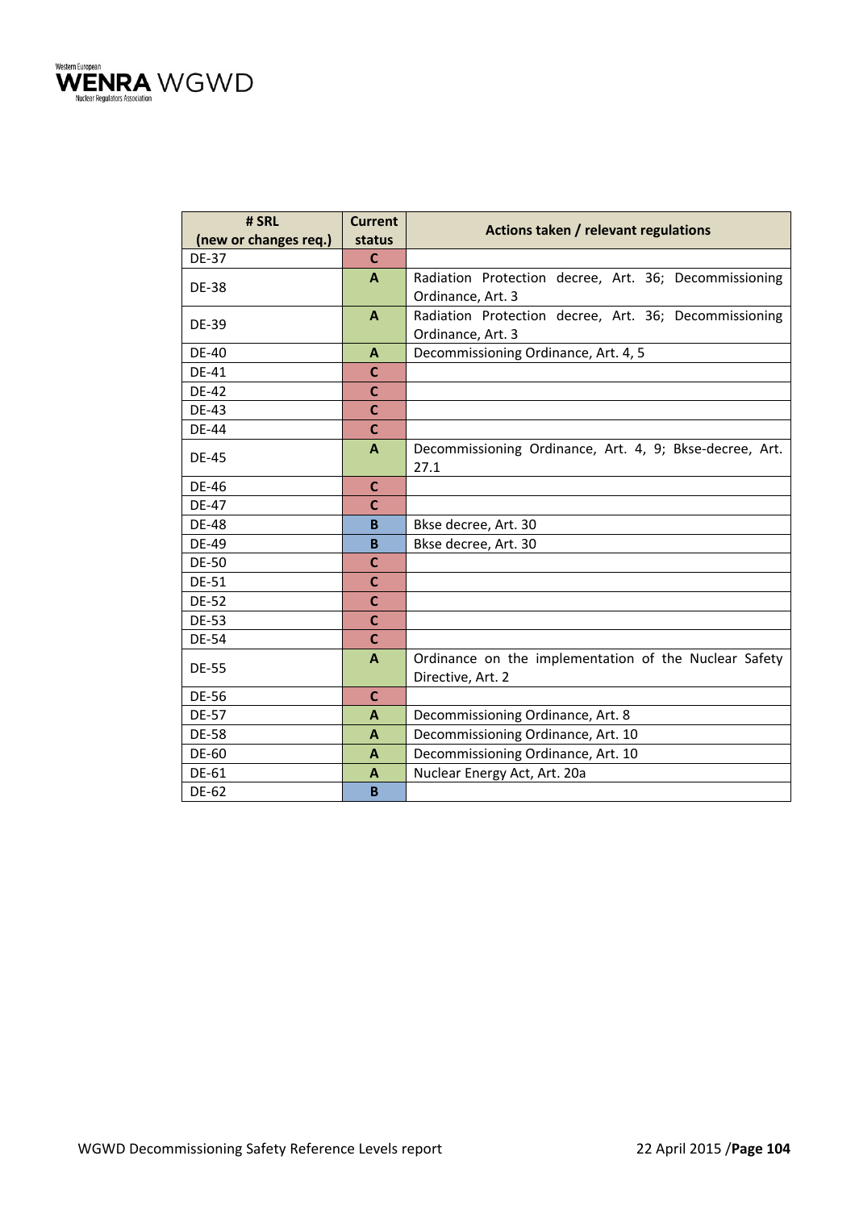| # SRL (new or changes req.) | Current status | Actions taken / relevant regulations |
|---|---|---|
| DE-37 | C | |
| DE-38 | A | Radiation Protection decree, Art. 36; Decommissioning Ordinance, Art. 3 |
| DE-39 | A | Radiation Protection decree, Art. 36; Decommissioning Ordinance, Art. 3 |
| DE-40 | A | Decommissioning Ordinance, Art. 4, 5 |
| DE-41 | C | |
| DE-42 | C | |
| DE-43 | C | |
| DE-44 | C | |
| DE-45 | A | Decommissioning Ordinance, Art. 4, 9; Bkse-decree, Art. 27.1 |
| DE-46 | C | |
| DE-47 | C | |
| DE-48 | B | Bkse decree, Art. 30 |
| DE-49 | B | Bkse decree, Art. 30 |
| DE-50 | C | |
| DE-51 | C | |
| DE-52 | C | |
| DE-53 | C | |
| DE-54 | C | |
| DE-55 | A | Ordinance on the implementation of the Nuclear Safety Directive, Art. 2 |
| DE-56 | C | |
| DE-57 | A | Decommissioning Ordinance, Art. 8 |
| DE-58 | A | Decommissioning Ordinance, Art. 10 |
| DE-60 | A | Decommissioning Ordinance, Art. 10 |
| DE-61 | A | Nuclear Energy Act, Art. 20a |
| DE-62 | B | |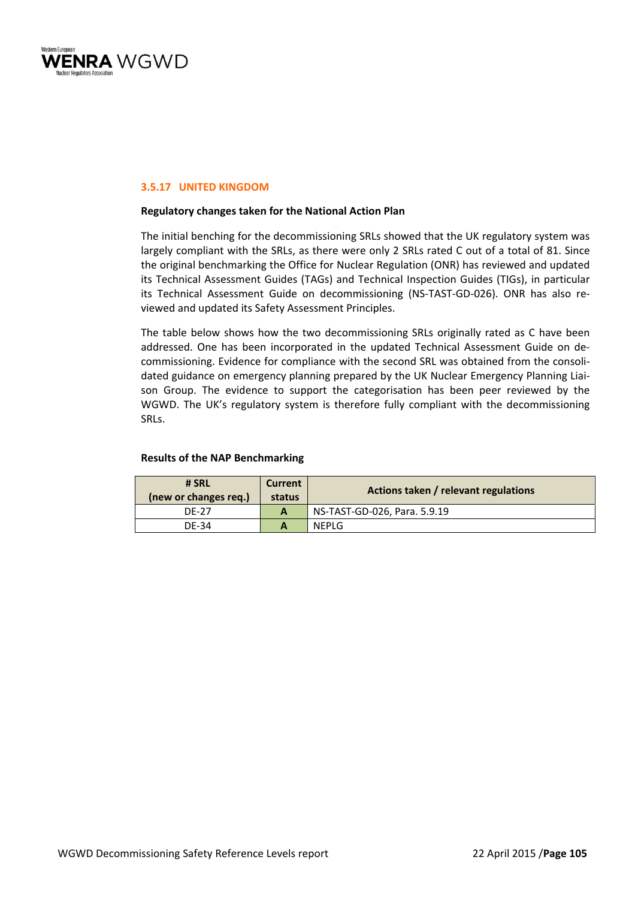### 3.5.17 UNITED KINGDOM

**Regulatory changes taken for the National Action Plan**

The initial benching for the decommissioning SRLs showed that the UK regulatory system was largely compliant with the SRLs, as there were only 2 SRLs rated C out of a total of 81. Since the original benchmarking the Office for Nuclear Regulation (ONR) has reviewed and updated its Technical Assessment Guides (TAGs) and Technical Inspection Guides (TIGs), in particular its Technical Assessment Guide on decommissioning (NS-TAST-GD-026). ONR has also reviewed and updated its Safety Assessment Principles.

The table below shows how the two decommissioning SRLs originally rated as C have been addressed. One has been incorporated in the updated Technical Assessment Guide on decommissioning. Evidence for compliance with the second SRL was obtained from the consolidated guidance on emergency planning prepared by the UK Nuclear Emergency Planning Liaison Group. The evidence to support the categorisation has been peer reviewed by the WGWD. The UK's regulatory system is therefore fully compliant with the decommissioning SRLs.

**Results of the NAP Benchmarking**

| # SRL (new or changes req.) | Current status | Actions taken / relevant regulations |
|---|---|---|
| DE-27 | A | NS-TAST-GD-026, Para. 5.9.19 |
| DE-34 | A | NEPLG |